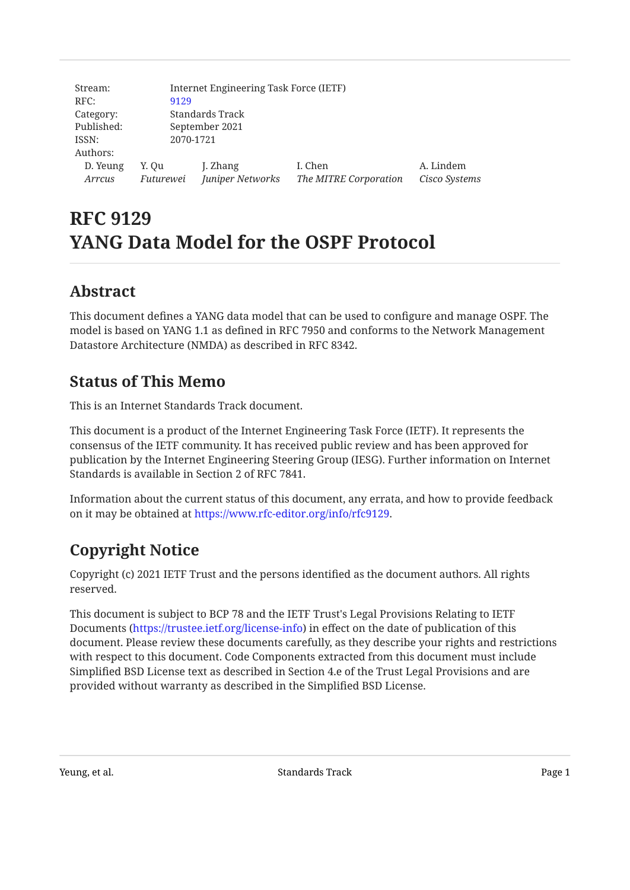Stream: Internet Engineering Task Force (IETF)
RFC: 9129
Category: Standards Track
Published: September 2021
ISSN: 2070-1721
Authors:

| D. Yeung | Y. Qu | J. Zhang | I. Chen | A. Lindem |
|---|---|---|---|---|
| *Arrcus* | *Futurewei* | *Juniper Networks* | *The MITRE Corporation* | *Cisco Systems* |

# RFC 9129
# YANG Data Model for the OSPF Protocol

## Abstract

This document defines a YANG data model that can be used to configure and manage OSPF. The model is based on YANG 1.1 as defined in RFC 7950 and conforms to the Network Management Datastore Architecture (NMDA) as described in RFC 8342.

## Status of This Memo

This is an Internet Standards Track document.

This document is a product of the Internet Engineering Task Force (IETF). It represents the consensus of the IETF community. It has received public review and has been approved for publication by the Internet Engineering Steering Group (IESG). Further information on Internet Standards is available in Section 2 of RFC 7841.

Information about the current status of this document, any errata, and how to provide feedback on it may be obtained at https://www.rfc-editor.org/info/rfc9129.

## Copyright Notice

Copyright (c) 2021 IETF Trust and the persons identified as the document authors. All rights reserved.

This document is subject to BCP 78 and the IETF Trust's Legal Provisions Relating to IETF Documents (https://trustee.ietf.org/license-info) in effect on the date of publication of this document. Please review these documents carefully, as they describe your rights and restrictions with respect to this document. Code Components extracted from this document must include Simplified BSD License text as described in Section 4.e of the Trust Legal Provisions and are provided without warranty as described in the Simplified BSD License.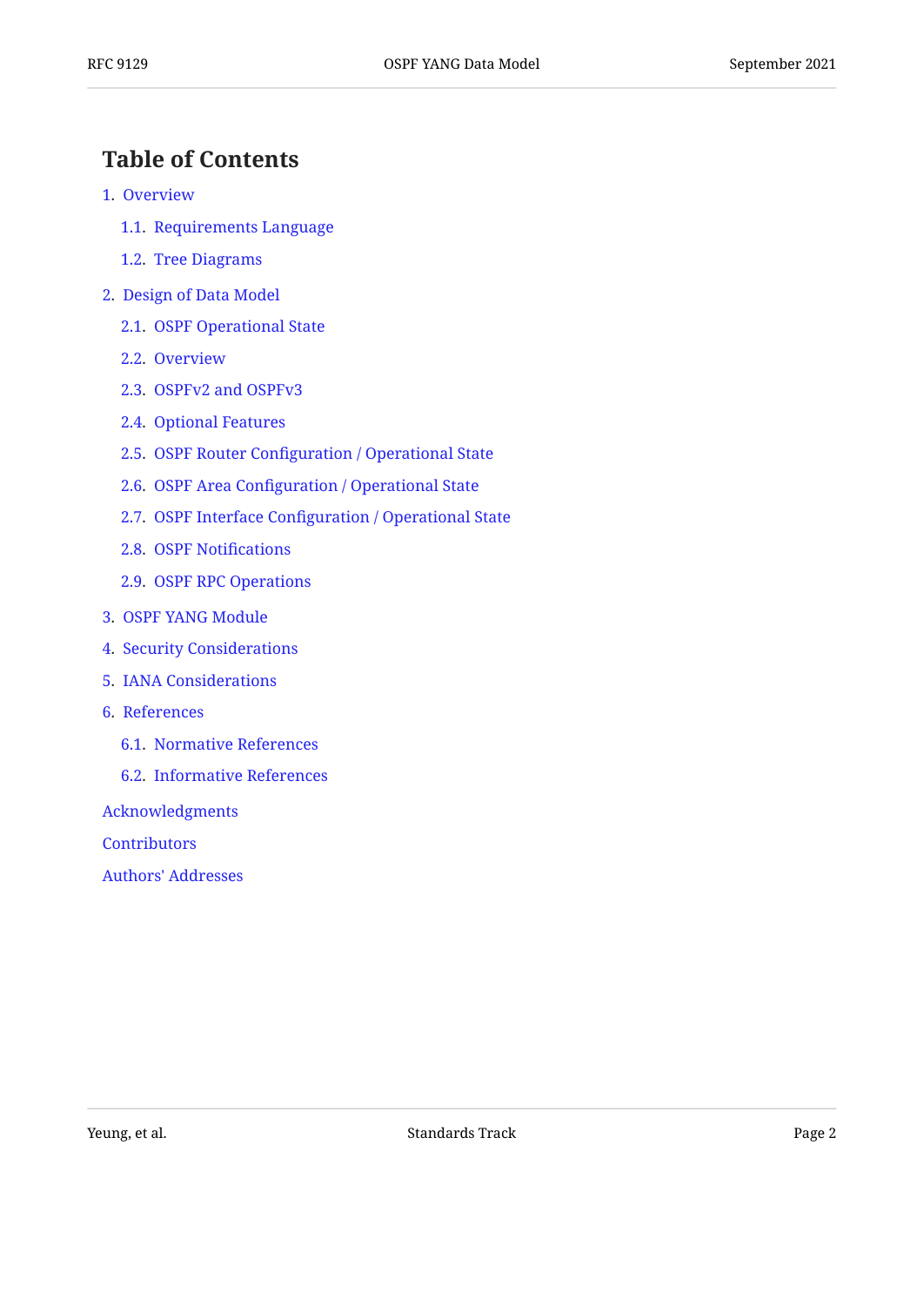## Table of Contents

1. Overview
   - 1.1. Requirements Language
   - 1.2. Tree Diagrams
2. Design of Data Model
   - 2.1. OSPF Operational State
   - 2.2. Overview
   - 2.3. OSPFv2 and OSPFv3
   - 2.4. Optional Features
   - 2.5. OSPF Router Configuration / Operational State
   - 2.6. OSPF Area Configuration / Operational State
   - 2.7. OSPF Interface Configuration / Operational State
   - 2.8. OSPF Notifications
   - 2.9. OSPF RPC Operations
3. OSPF YANG Module
4. Security Considerations
5. IANA Considerations
6. References
   - 6.1. Normative References
   - 6.2. Informative References

Acknowledgments

Contributors

Authors' Addresses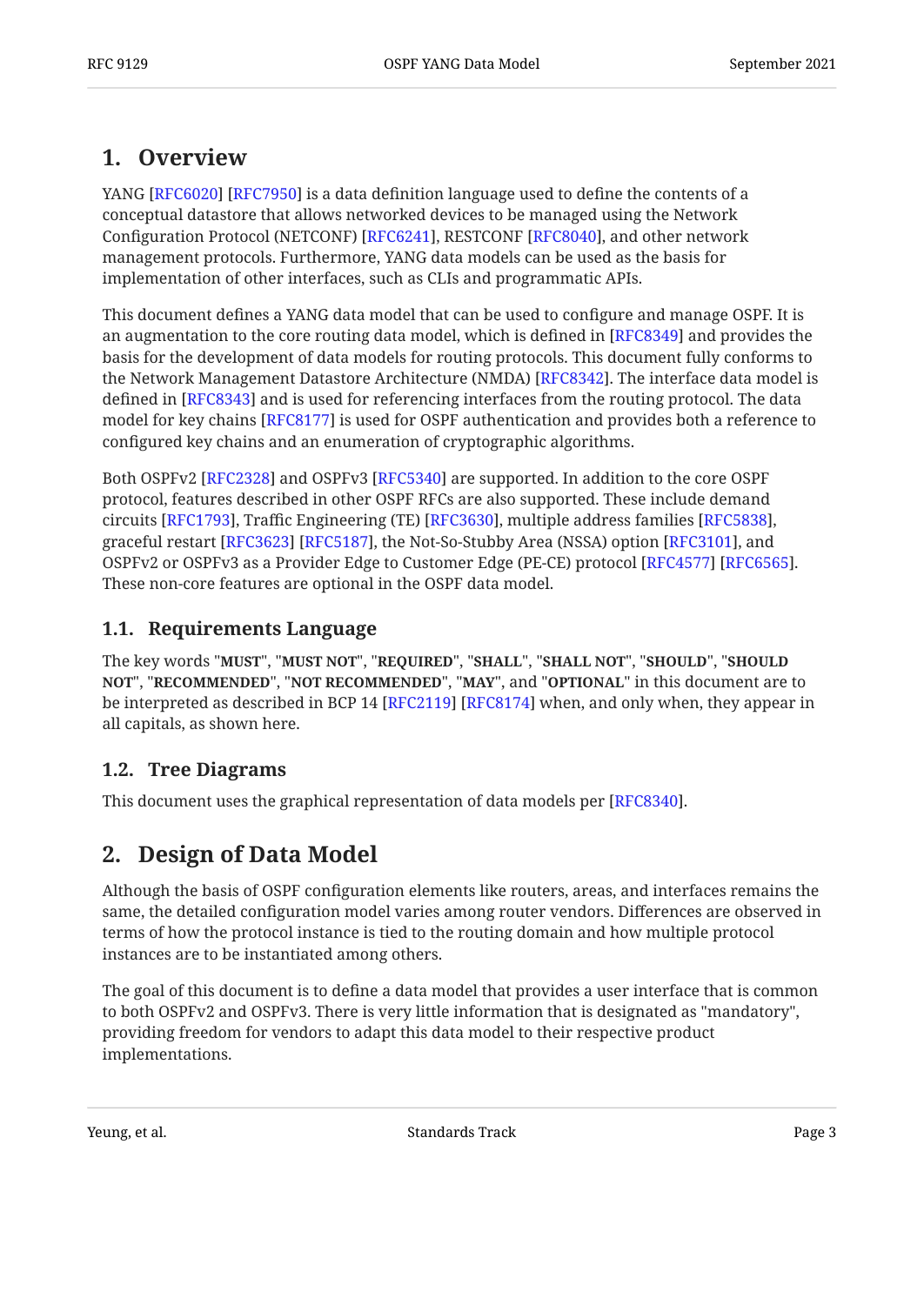# 1. Overview

YANG [RFC6020] [RFC7950] is a data definition language used to define the contents of a conceptual datastore that allows networked devices to be managed using the Network Configuration Protocol (NETCONF) [RFC6241], RESTCONF [RFC8040], and other network management protocols. Furthermore, YANG data models can be used as the basis for implementation of other interfaces, such as CLIs and programmatic APIs.

This document defines a YANG data model that can be used to configure and manage OSPF. It is an augmentation to the core routing data model, which is defined in [RFC8349] and provides the basis for the development of data models for routing protocols. This document fully conforms to the Network Management Datastore Architecture (NMDA) [RFC8342]. The interface data model is defined in [RFC8343] and is used for referencing interfaces from the routing protocol. The data model for key chains [RFC8177] is used for OSPF authentication and provides both a reference to configured key chains and an enumeration of cryptographic algorithms.

Both OSPFv2 [RFC2328] and OSPFv3 [RFC5340] are supported. In addition to the core OSPF protocol, features described in other OSPF RFCs are also supported. These include demand circuits [RFC1793], Traffic Engineering (TE) [RFC3630], multiple address families [RFC5838], graceful restart [RFC3623] [RFC5187], the Not-So-Stubby Area (NSSA) option [RFC3101], and OSPFv2 or OSPFv3 as a Provider Edge to Customer Edge (PE-CE) protocol [RFC4577] [RFC6565]. These non-core features are optional in the OSPF data model.

## 1.1. Requirements Language

The key words "**MUST**", "**MUST NOT**", "**REQUIRED**", "**SHALL**", "**SHALL NOT**", "**SHOULD**", "**SHOULD NOT**", "**RECOMMENDED**", "**NOT RECOMMENDED**", "**MAY**", and "**OPTIONAL**" in this document are to be interpreted as described in BCP 14 [RFC2119] [RFC8174] when, and only when, they appear in all capitals, as shown here.

## 1.2. Tree Diagrams

This document uses the graphical representation of data models per [RFC8340].

# 2. Design of Data Model

Although the basis of OSPF configuration elements like routers, areas, and interfaces remains the same, the detailed configuration model varies among router vendors. Differences are observed in terms of how the protocol instance is tied to the routing domain and how multiple protocol instances are to be instantiated among others.

The goal of this document is to define a data model that provides a user interface that is common to both OSPFv2 and OSPFv3. There is very little information that is designated as "mandatory", providing freedom for vendors to adapt this data model to their respective product implementations.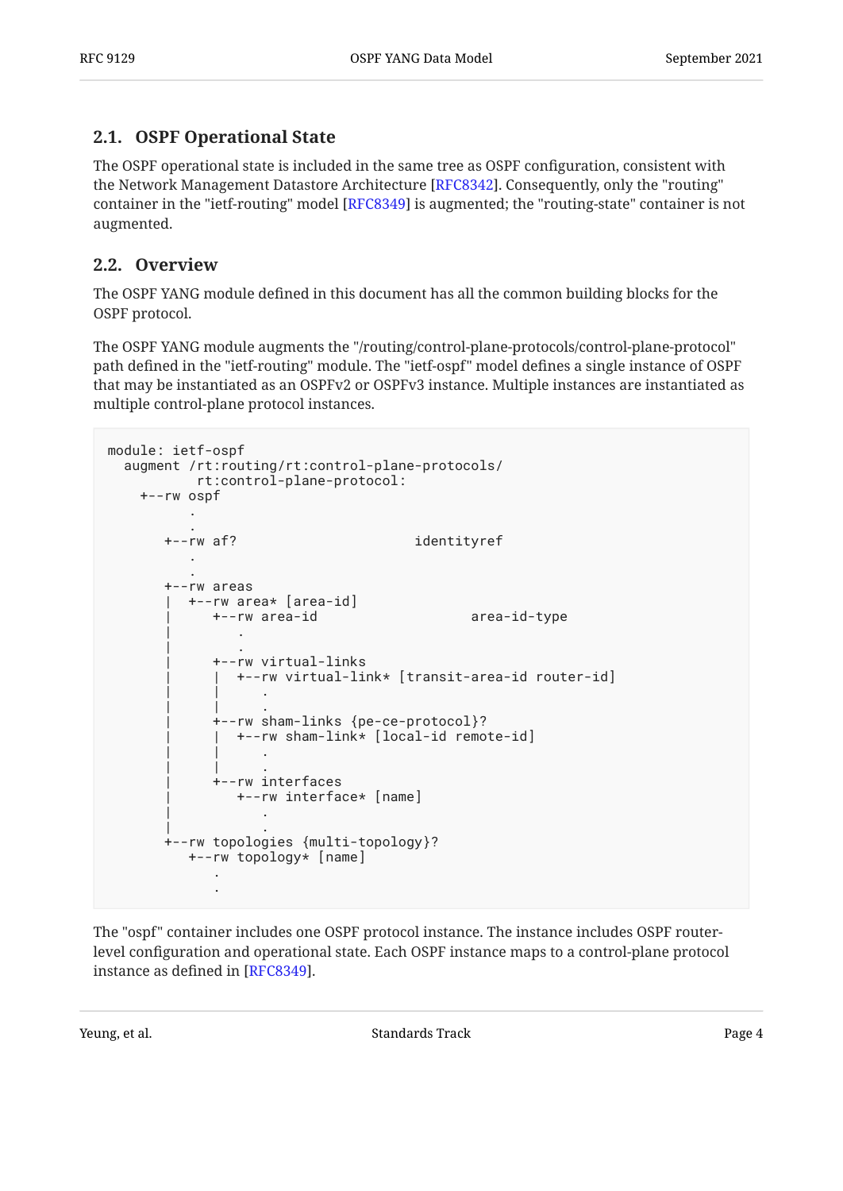### 2.1. OSPF Operational State

The OSPF operational state is included in the same tree as OSPF configuration, consistent with the Network Management Datastore Architecture [RFC8342]. Consequently, only the "routing" container in the "ietf-routing" model [RFC8349] is augmented; the "routing-state" container is not augmented.

### 2.2. Overview

The OSPF YANG module defined in this document has all the common building blocks for the OSPF protocol.

The OSPF YANG module augments the "/routing/control-plane-protocols/control-plane-protocol" path defined in the "ietf-routing" module. The "ietf-ospf" model defines a single instance of OSPF that may be instantiated as an OSPFv2 or OSPFv3 instance. Multiple instances are instantiated as multiple control-plane protocol instances.

```
module: ietf-ospf
  augment /rt:routing/rt:control-plane-protocols/
          rt:control-plane-protocol:
    +--rw ospf
          .
          .
       +--rw af?                      identityref
          .
          .
       +--rw areas
       |  +--rw area* [area-id]
       |     +--rw area-id                   area-id-type
       |        .
       |        .
       |     +--rw virtual-links
       |     |  +--rw virtual-link* [transit-area-id router-id]
       |     |     .
       |     |     .
       |     +--rw sham-links {pe-ce-protocol}?
       |     |  +--rw sham-link* [local-id remote-id]
       |     |     .
       |     |     .
       |     +--rw interfaces
       |        +--rw interface* [name]
       |           .
       |           .
       +--rw topologies {multi-topology}?
          +--rw topology* [name]
             .
             .
```

The "ospf" container includes one OSPF protocol instance. The instance includes OSPF router-level configuration and operational state. Each OSPF instance maps to a control-plane protocol instance as defined in [RFC8349].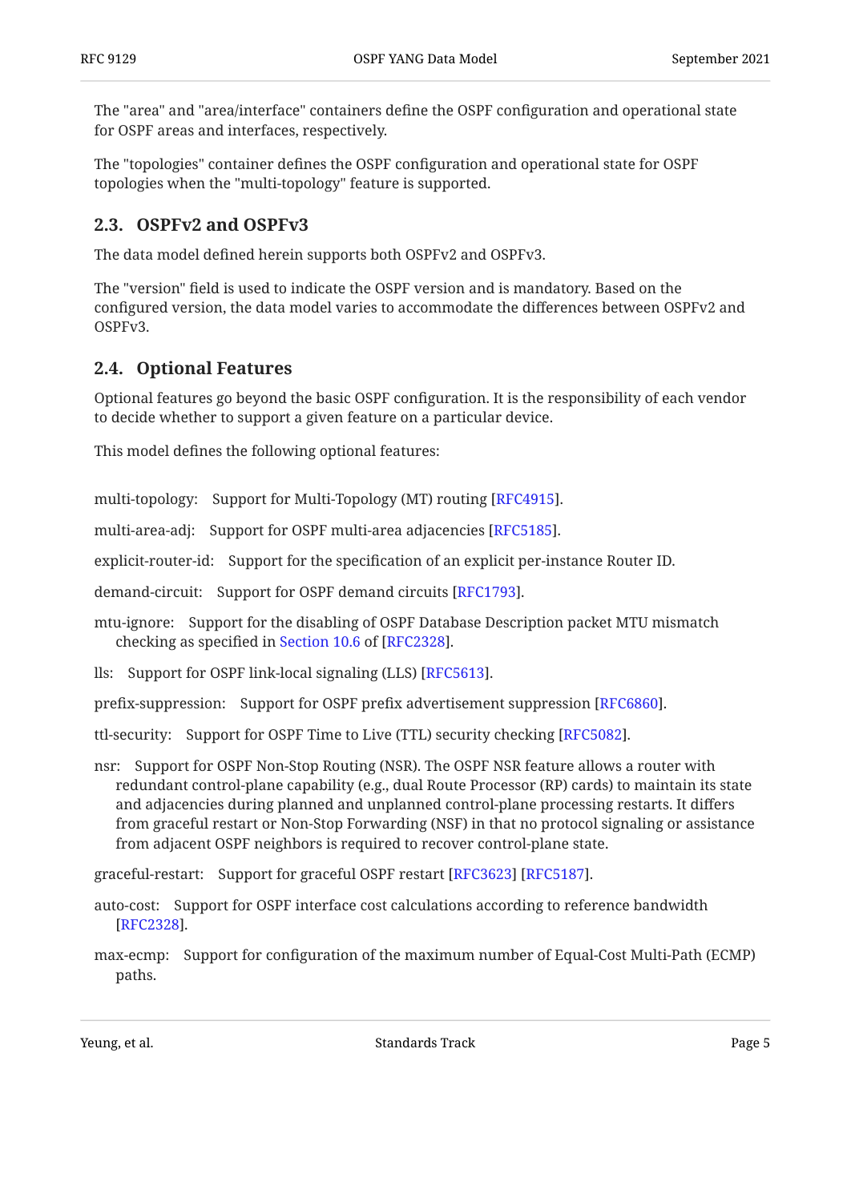The "area" and "area/interface" containers define the OSPF configuration and operational state for OSPF areas and interfaces, respectively.

The "topologies" container defines the OSPF configuration and operational state for OSPF topologies when the "multi-topology" feature is supported.

## 2.3. OSPFv2 and OSPFv3

The data model defined herein supports both OSPFv2 and OSPFv3.

The "version" field is used to indicate the OSPF version and is mandatory. Based on the configured version, the data model varies to accommodate the differences between OSPFv2 and OSPFv3.

## 2.4. Optional Features

Optional features go beyond the basic OSPF configuration. It is the responsibility of each vendor to decide whether to support a given feature on a particular device.

This model defines the following optional features:

multi-topology: Support for Multi-Topology (MT) routing [RFC4915].

multi-area-adj: Support for OSPF multi-area adjacencies [RFC5185].

explicit-router-id: Support for the specification of an explicit per-instance Router ID.

demand-circuit: Support for OSPF demand circuits [RFC1793].

mtu-ignore: Support for the disabling of OSPF Database Description packet MTU mismatch checking as specified in Section 10.6 of [RFC2328].

lls: Support for OSPF link-local signaling (LLS) [RFC5613].

prefix-suppression: Support for OSPF prefix advertisement suppression [RFC6860].

ttl-security: Support for OSPF Time to Live (TTL) security checking [RFC5082].

nsr: Support for OSPF Non-Stop Routing (NSR). The OSPF NSR feature allows a router with redundant control-plane capability (e.g., dual Route Processor (RP) cards) to maintain its state and adjacencies during planned and unplanned control-plane processing restarts. It differs from graceful restart or Non-Stop Forwarding (NSF) in that no protocol signaling or assistance from adjacent OSPF neighbors is required to recover control-plane state.

graceful-restart: Support for graceful OSPF restart [RFC3623] [RFC5187].

auto-cost: Support for OSPF interface cost calculations according to reference bandwidth [RFC2328].

max-ecmp: Support for configuration of the maximum number of Equal-Cost Multi-Path (ECMP) paths.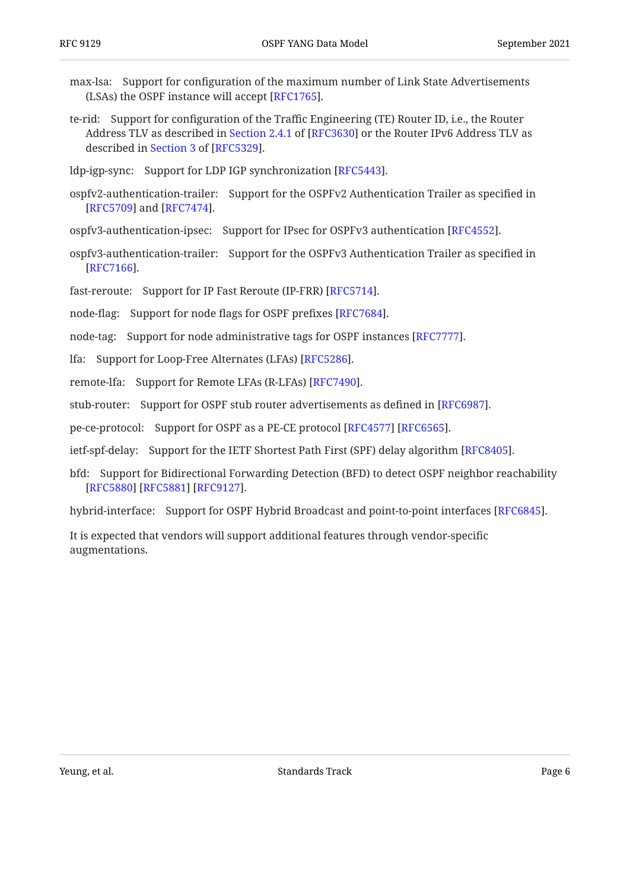max-lsa: Support for configuration of the maximum number of Link State Advertisements (LSAs) the OSPF instance will accept [RFC1765].

te-rid: Support for configuration of the Traffic Engineering (TE) Router ID, i.e., the Router Address TLV as described in Section 2.4.1 of [RFC3630] or the Router IPv6 Address TLV as described in Section 3 of [RFC5329].

ldp-igp-sync: Support for LDP IGP synchronization [RFC5443].

ospfv2-authentication-trailer: Support for the OSPFv2 Authentication Trailer as specified in [RFC5709] and [RFC7474].

ospfv3-authentication-ipsec: Support for IPsec for OSPFv3 authentication [RFC4552].

ospfv3-authentication-trailer: Support for the OSPFv3 Authentication Trailer as specified in [RFC7166].

fast-reroute: Support for IP Fast Reroute (IP-FRR) [RFC5714].

node-flag: Support for node flags for OSPF prefixes [RFC7684].

node-tag: Support for node administrative tags for OSPF instances [RFC7777].

lfa: Support for Loop-Free Alternates (LFAs) [RFC5286].

remote-lfa: Support for Remote LFAs (R-LFAs) [RFC7490].

stub-router: Support for OSPF stub router advertisements as defined in [RFC6987].

pe-ce-protocol: Support for OSPF as a PE-CE protocol [RFC4577] [RFC6565].

ietf-spf-delay: Support for the IETF Shortest Path First (SPF) delay algorithm [RFC8405].

bfd: Support for Bidirectional Forwarding Detection (BFD) to detect OSPF neighbor reachability [RFC5880] [RFC5881] [RFC9127].

hybrid-interface: Support for OSPF Hybrid Broadcast and point-to-point interfaces [RFC6845].

It is expected that vendors will support additional features through vendor-specific augmentations.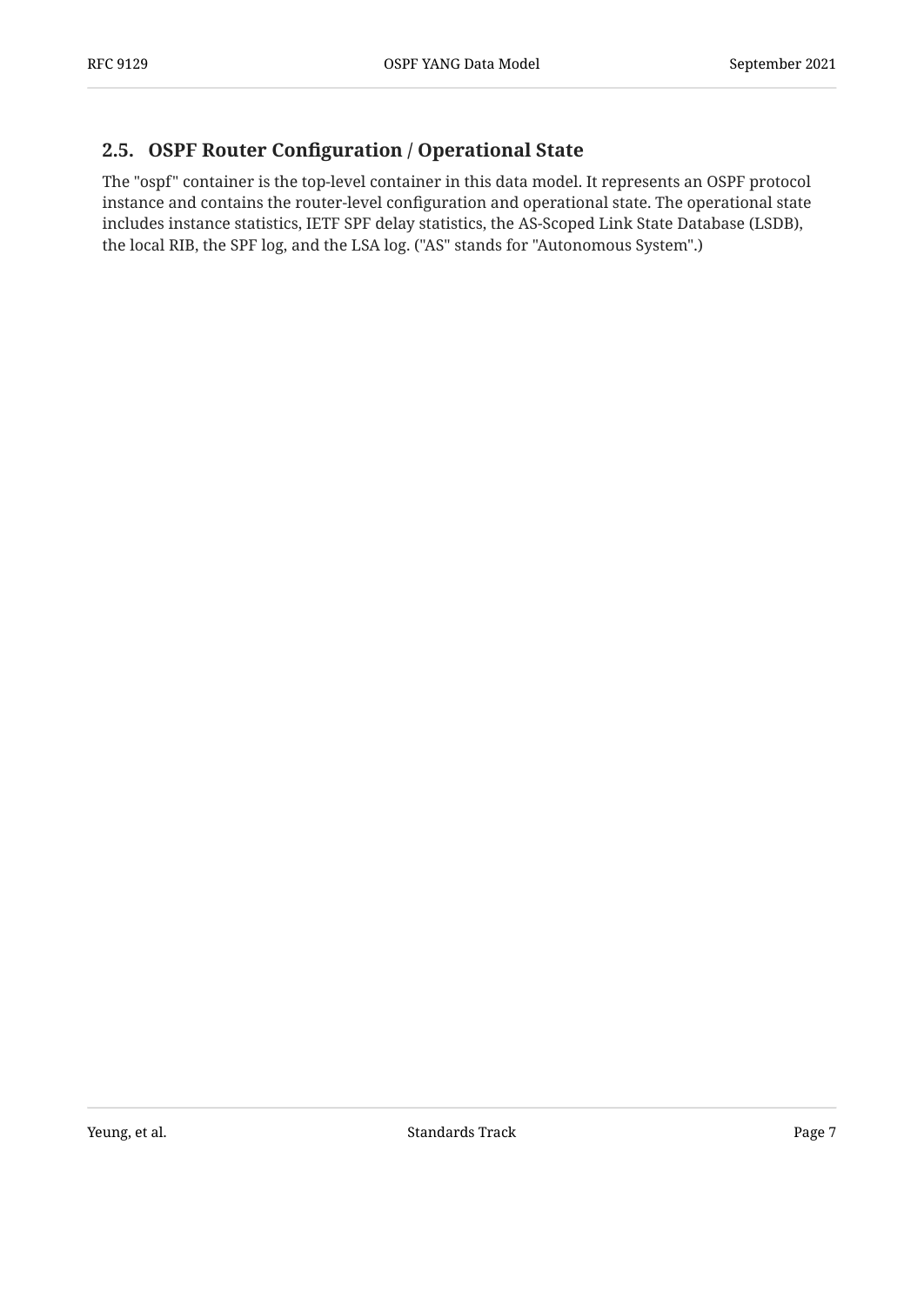## 2.5. OSPF Router Configuration / Operational State

The "ospf" container is the top-level container in this data model. It represents an OSPF protocol instance and contains the router-level configuration and operational state. The operational state includes instance statistics, IETF SPF delay statistics, the AS-Scoped Link State Database (LSDB), the local RIB, the SPF log, and the LSA log. ("AS" stands for "Autonomous System".)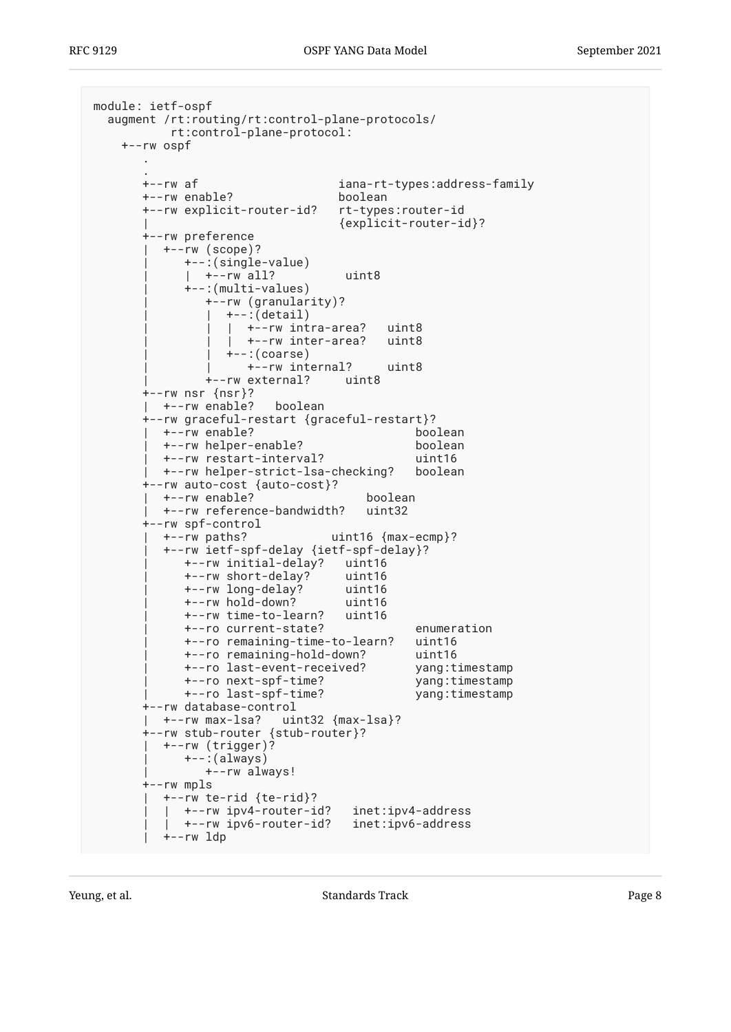```
module: ietf-ospf
  augment /rt:routing/rt:control-plane-protocols/
          rt:control-plane-protocol:
    +--rw ospf
       .
       .
       +--rw af                    iana-rt-types:address-family
       +--rw enable?               boolean
       +--rw explicit-router-id?   rt-types:router-id
       |                           {explicit-router-id}?
       +--rw preference
       |  +--rw (scope)?
       |     +--:(single-value)
       |     |  +--rw all?          uint8
       |     +--:(multi-values)
       |        +--rw (granularity)?
       |        |  +--:(detail)
       |        |  |  +--rw intra-area?   uint8
       |        |  |  +--rw inter-area?   uint8
       |        |  +--:(coarse)
       |        |     +--rw internal?     uint8
       |        +--rw external?     uint8
       +--rw nsr {nsr}?
       |  +--rw enable?   boolean
       +--rw graceful-restart {graceful-restart}?
       |  +--rw enable?                       boolean
       |  +--rw helper-enable?                boolean
       |  +--rw restart-interval?             uint16
       |  +--rw helper-strict-lsa-checking?   boolean
       +--rw auto-cost {auto-cost}?
       |  +--rw enable?                boolean
       |  +--rw reference-bandwidth?   uint32
       +--rw spf-control
       |  +--rw paths?            uint16 {max-ecmp}?
       |  +--rw ietf-spf-delay {ietf-spf-delay}?
       |     +--rw initial-delay?   uint16
       |     +--rw short-delay?     uint16
       |     +--rw long-delay?      uint16
       |     +--rw hold-down?       uint16
       |     +--rw time-to-learn?   uint16
       |     +--ro current-state?              enumeration
       |     +--ro remaining-time-to-learn?   uint16
       |     +--ro remaining-hold-down?       uint16
       |     +--ro last-event-received?       yang:timestamp
       |     +--ro next-spf-time?             yang:timestamp
       |     +--ro last-spf-time?             yang:timestamp
       +--rw database-control
       |  +--rw max-lsa?   uint32 {max-lsa}?
       +--rw stub-router {stub-router}?
       |  +--rw (trigger)?
       |     +--:(always)
       |        +--rw always!
       +--rw mpls
       |  +--rw te-rid {te-rid}?
       |  |  +--rw ipv4-router-id?   inet:ipv4-address
       |  |  +--rw ipv6-router-id?   inet:ipv6-address
       |  +--rw ldp
```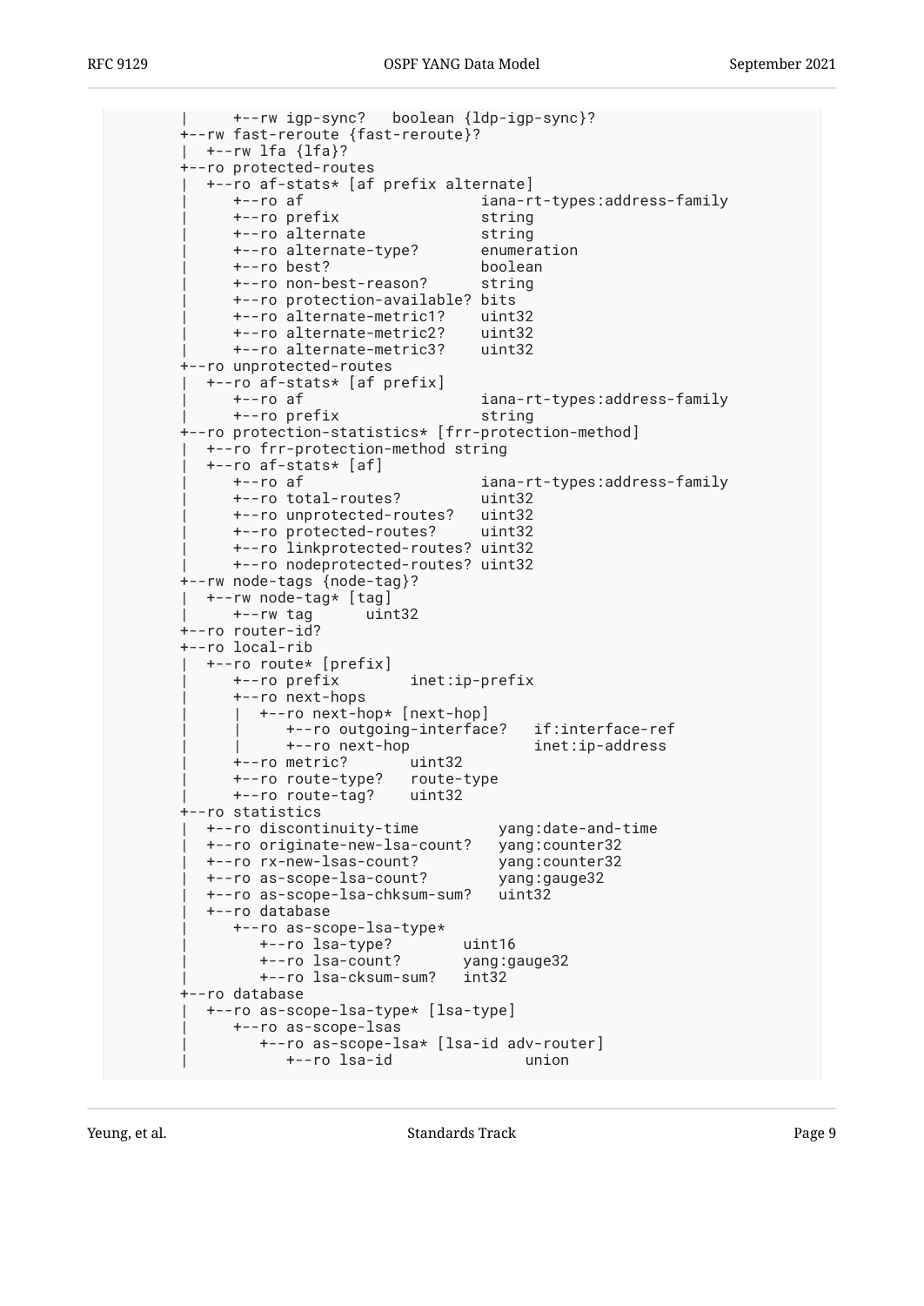```
       |     +--rw igp-sync?   boolean {ldp-igp-sync}?
       +--rw fast-reroute {fast-reroute}?
       |  +--rw lfa {lfa}?
       +--ro protected-routes
       |  +--ro af-stats* [af prefix alternate]
       |     +--ro af                    iana-rt-types:address-family
       |     +--ro prefix                string
       |     +--ro alternate             string
       |     +--ro alternate-type?       enumeration
       |     +--ro best?                 boolean
       |     +--ro non-best-reason?      string
       |     +--ro protection-available? bits
       |     +--ro alternate-metric1?    uint32
       |     +--ro alternate-metric2?    uint32
       |     +--ro alternate-metric3?    uint32
       +--ro unprotected-routes
       |  +--ro af-stats* [af prefix]
       |     +--ro af                    iana-rt-types:address-family
       |     +--ro prefix                string
       +--ro protection-statistics* [frr-protection-method]
       |  +--ro frr-protection-method string
       |  +--ro af-stats* [af]
       |     +--ro af                    iana-rt-types:address-family
       |     +--ro total-routes?         uint32
       |     +--ro unprotected-routes?   uint32
       |     +--ro protected-routes?     uint32
       |     +--ro linkprotected-routes? uint32
       |     +--ro nodeprotected-routes? uint32
       +--rw node-tags {node-tag}?
       |  +--rw node-tag* [tag]
       |     +--rw tag      uint32
       +--ro router-id?
       +--ro local-rib
       |  +--ro route* [prefix]
       |     +--ro prefix        inet:ip-prefix
       |     +--ro next-hops
       |     |  +--ro next-hop* [next-hop]
       |     |     +--ro outgoing-interface?   if:interface-ref
       |     |     +--ro next-hop              inet:ip-address
       |     +--ro metric?       uint32
       |     +--ro route-type?   route-type
       |     +--ro route-tag?    uint32
       +--ro statistics
       |  +--ro discontinuity-time         yang:date-and-time
       |  +--ro originate-new-lsa-count?   yang:counter32
       |  +--ro rx-new-lsas-count?         yang:counter32
       |  +--ro as-scope-lsa-count?        yang:gauge32
       |  +--ro as-scope-lsa-chksum-sum?   uint32
       |  +--ro database
       |     +--ro as-scope-lsa-type*
       |        +--ro lsa-type?        uint16
       |        +--ro lsa-count?       yang:gauge32
       |        +--ro lsa-cksum-sum?   int32
       +--ro database
       |  +--ro as-scope-lsa-type* [lsa-type]
       |     +--ro as-scope-lsas
       |        +--ro as-scope-lsa* [lsa-id adv-router]
       |           +--ro lsa-id               union
```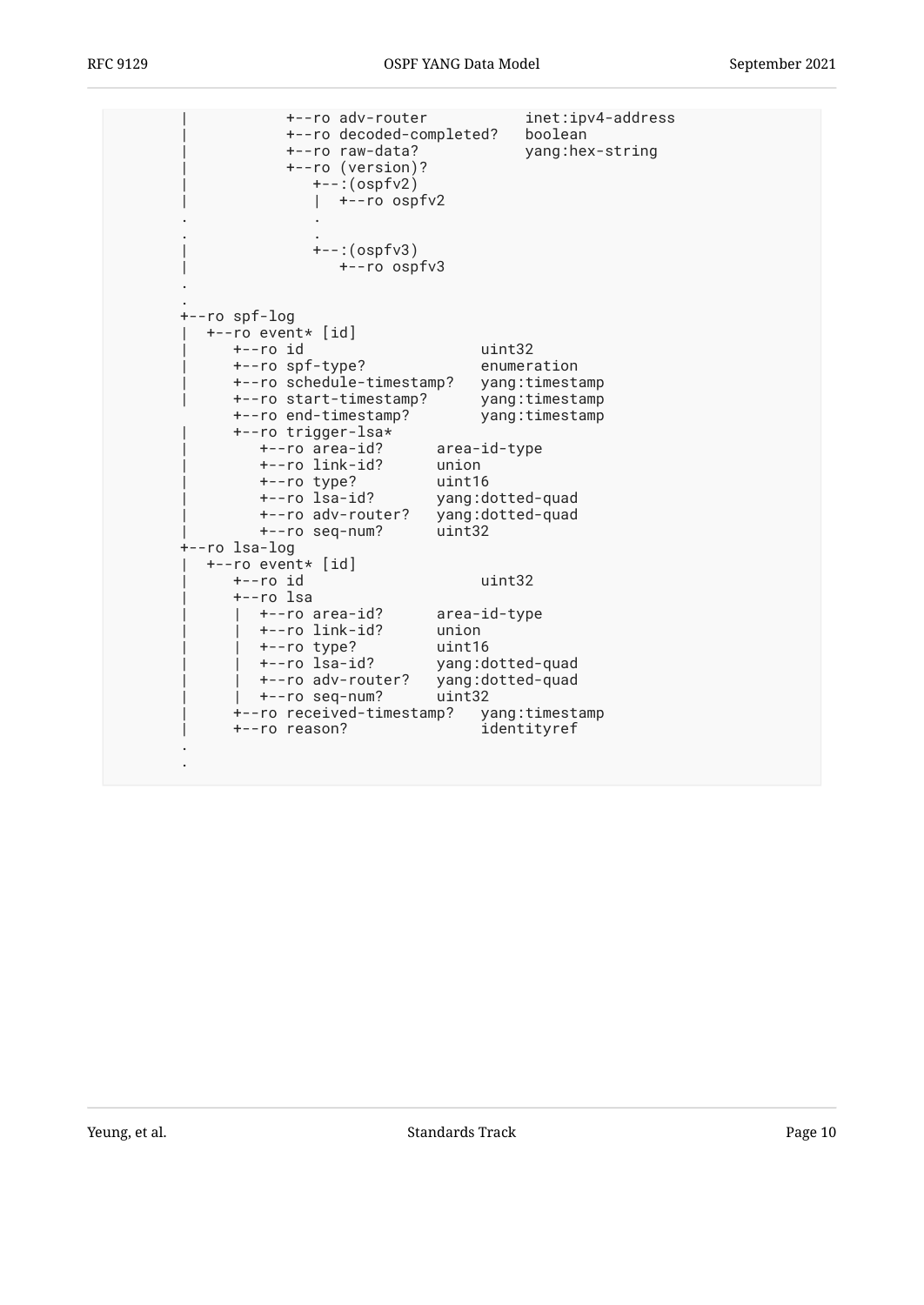```
       |           +--ro adv-router           inet:ipv4-address
       |           +--ro decoded-completed?   boolean
       |           +--ro raw-data?            yang:hex-string
       |           +--ro (version)?
       |              +--:(ospfv2)
       |              |  +--ro ospfv2
       .              .
       .              .
       |              +--:(ospfv3)
       |                 +--ro ospfv3
       .
       .
       +--ro spf-log
       |  +--ro event* [id]
       |     +--ro id                    uint32
       |     +--ro spf-type?             enumeration
       |     +--ro schedule-timestamp?   yang:timestamp
       |     +--ro start-timestamp?      yang:timestamp
             +--ro end-timestamp?        yang:timestamp
       |     +--ro trigger-lsa*
       |        +--ro area-id?      area-id-type
       |        +--ro link-id?      union
       |        +--ro type?         uint16
       |        +--ro lsa-id?       yang:dotted-quad
       |        +--ro adv-router?   yang:dotted-quad
       |        +--ro seq-num?      uint32
       +--ro lsa-log
       |  +--ro event* [id]
       |     +--ro id                    uint32
       |     +--ro lsa
       |     |  +--ro area-id?      area-id-type
       |     |  +--ro link-id?      union
       |     |  +--ro type?         uint16
       |     |  +--ro lsa-id?       yang:dotted-quad
       |     |  +--ro adv-router?   yang:dotted-quad
       |     |  +--ro seq-num?      uint32
       |     +--ro received-timestamp?   yang:timestamp
       |     +--ro reason?               identityref
       .
       .
```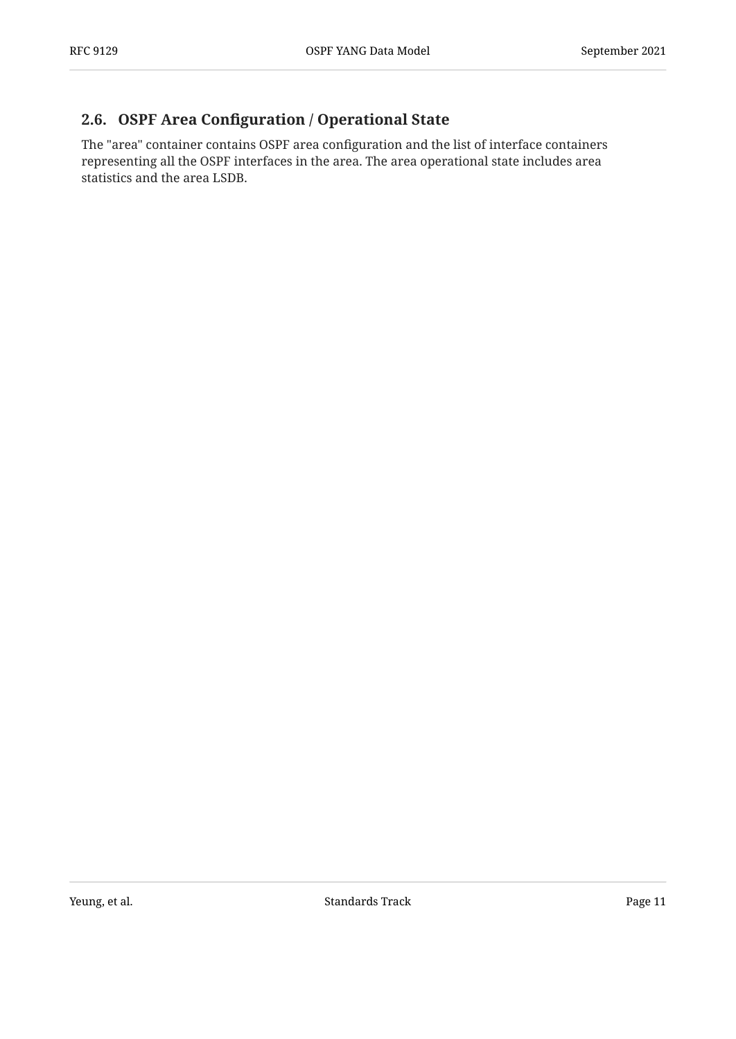## 2.6. OSPF Area Configuration / Operational State

The "area" container contains OSPF area configuration and the list of interface containers representing all the OSPF interfaces in the area. The area operational state includes area statistics and the area LSDB.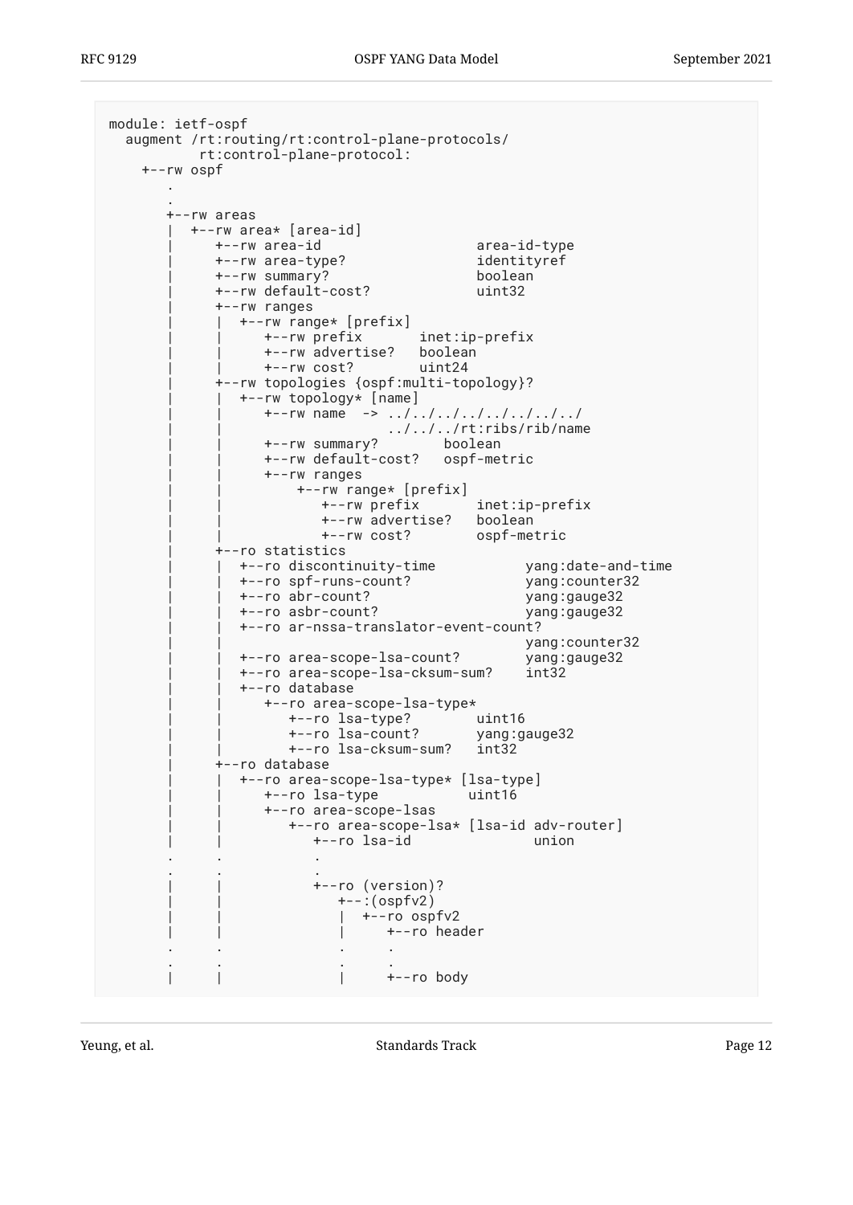```
module: ietf-ospf
  augment /rt:routing/rt:control-plane-protocols/
          rt:control-plane-protocol:
    +--rw ospf
       .
       .
       +--rw areas
       |  +--rw area* [area-id]
       |     +--rw area-id                   area-id-type
       |     +--rw area-type?                identityref
       |     +--rw summary?                  boolean
       |     +--rw default-cost?             uint32
       |     +--rw ranges
       |     |  +--rw range* [prefix]
       |     |     +--rw prefix       inet:ip-prefix
       |     |     +--rw advertise?   boolean
       |     |     +--rw cost?        uint24
       |     +--rw topologies {ospf:multi-topology}?
       |     |  +--rw topology* [name]
       |     |     +--rw name  -> ../../../../../../../../
       |     |                    ../../../rt:ribs/rib/name
       |     |     +--rw summary?        boolean
       |     |     +--rw default-cost?   ospf-metric
       |     |     +--rw ranges
       |     |         +--rw range* [prefix]
       |     |            +--rw prefix       inet:ip-prefix
       |     |            +--rw advertise?   boolean
       |     |            +--rw cost?        ospf-metric
       |     +--ro statistics
       |     |  +--ro discontinuity-time           yang:date-and-time
       |     |  +--ro spf-runs-count?              yang:counter32
       |     |  +--ro abr-count?                   yang:gauge32
       |     |  +--ro asbr-count?                  yang:gauge32
       |     |  +--ro ar-nssa-translator-event-count?
       |     |                                     yang:counter32
       |     |  +--ro area-scope-lsa-count?        yang:gauge32
       |     |  +--ro area-scope-lsa-cksum-sum?    int32
       |     |  +--ro database
       |     |     +--ro area-scope-lsa-type*
       |     |        +--ro lsa-type?        uint16
       |     |        +--ro lsa-count?       yang:gauge32
       |     |        +--ro lsa-cksum-sum?   int32
       |     +--ro database
       |     |  +--ro area-scope-lsa-type* [lsa-type]
       |     |     +--ro lsa-type           uint16
       |     |     +--ro area-scope-lsas
       |     |        +--ro area-scope-lsa* [lsa-id adv-router]
       |     |           +--ro lsa-id               union
       .     .           .
       .     .           .
       |     |           +--ro (version)?
       |     |              +--:(ospfv2)
       |     |              |  +--ro ospfv2
       |     |              |     +--ro header
       .     .              .     .
       .     .              .     .
       |     |              |     +--ro body
```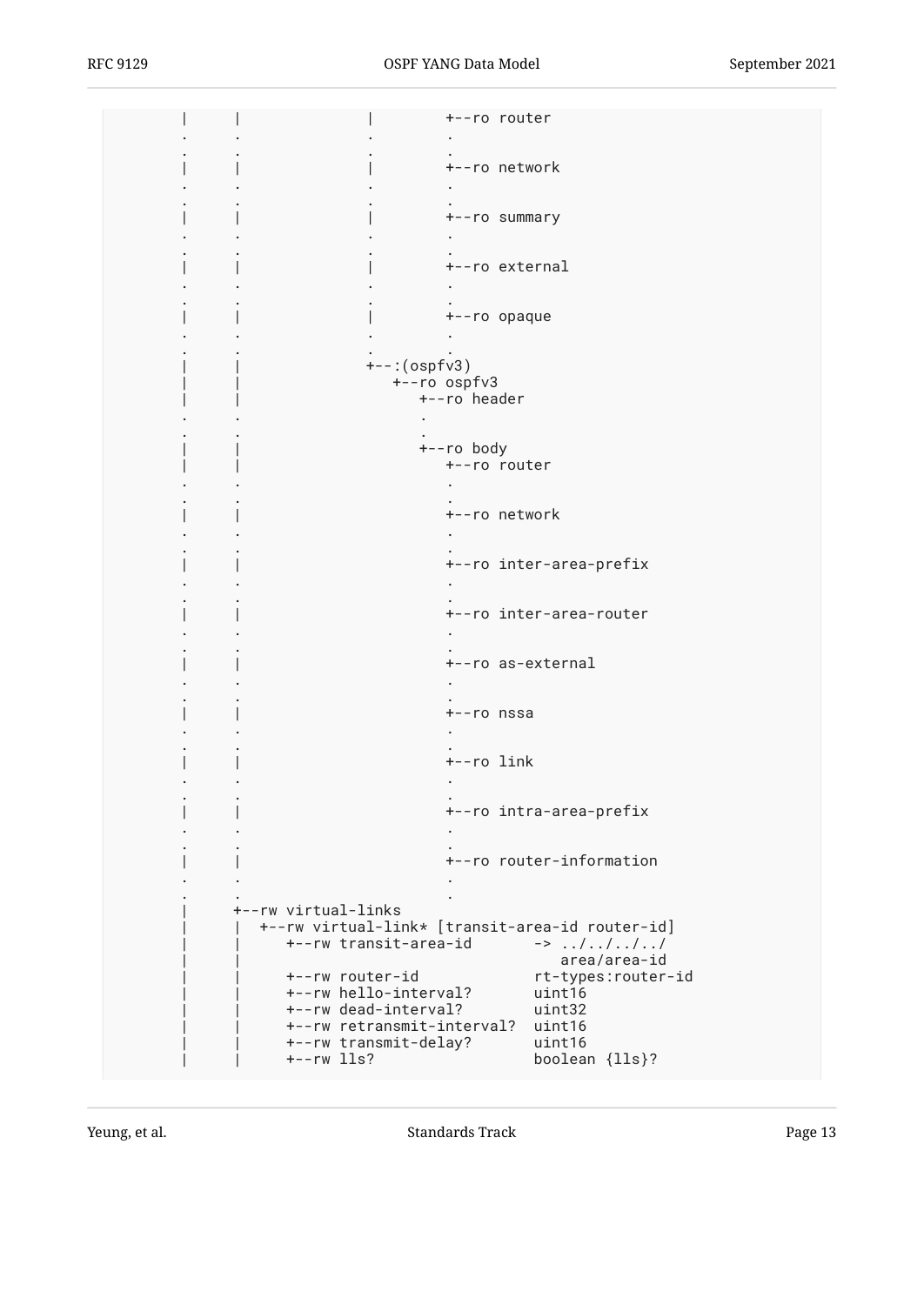```
         |      |              |        +--ro router
         .      .              .        .
         .      .              .        .
         |      |              |        +--ro network
         .      .              .        .
         .      .              .        .
         |      |              |        +--ro summary
         .      .              .        .
         .      .              .        .
         |      |              |        +--ro external
         .      .              .        .
         .      .              .        .
         |      |              |        +--ro opaque
         .      .              .        .
         .      .              .        .
         |      |              +--:(ospfv3)
         |      |                 +--ro ospfv3
         |      |                    +--ro header
         .      .                    .
         .      .                    .
         |      |                    +--ro body
         |      |                       +--ro router
         .      .                       .
         .      .                       .
         |      |                       +--ro network
         .      .                       .
         .      .                       .
         |      |                       +--ro inter-area-prefix
         .      .                       .
         .      .                       .
         |      |                       +--ro inter-area-router
         .      .                       .
         .      .                       .
         |      |                       +--ro as-external
         .      .                       .
         .      .                       .
         |      |                       +--ro nssa
         .      .                       .
         .      .                       .
         |      |                       +--ro link
         .      .                       .
         .      .                       .
         |      |                       +--ro intra-area-prefix
         .      .                       .
         .      .                       .
         |      |                       +--ro router-information
         .      .                       .
         .      .                       .
         |      +--rw virtual-links
         |      |  +--rw virtual-link* [transit-area-id router-id]
         |      |     +--rw transit-area-id       -> ../../../../
         |      |                                    area/area-id
         |      |     +--rw router-id             rt-types:router-id
         |      |     +--rw hello-interval?       uint16
         |      |     +--rw dead-interval?        uint32
         |      |     +--rw retransmit-interval?  uint16
         |      |     +--rw transmit-delay?       uint16
         |      |     +--rw lls?                  boolean {lls}?
```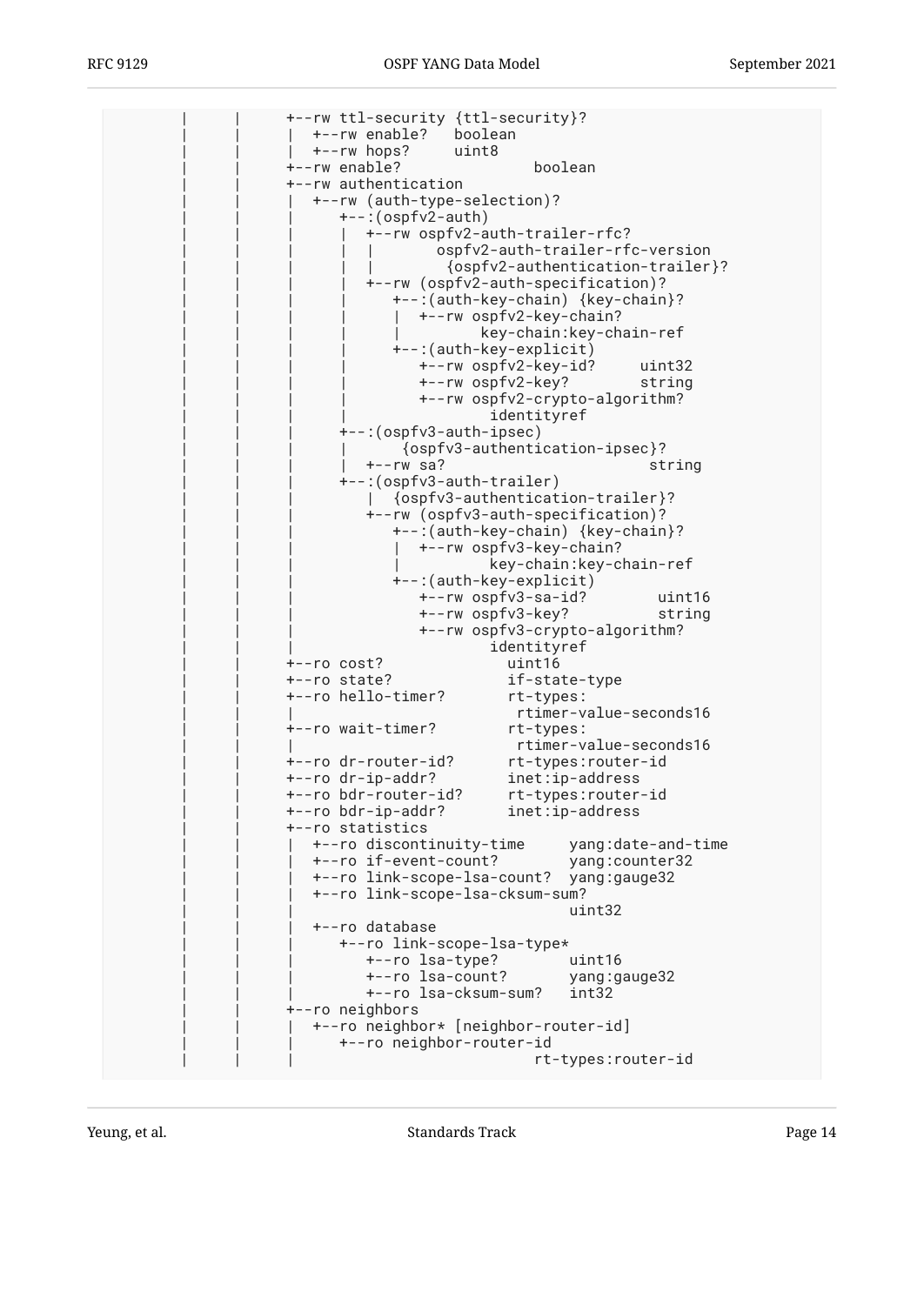```
        |     |     +--rw ttl-security {ttl-security}?
        |     |     |  +--rw enable?   boolean
        |     |     |  +--rw hops?     uint8
        |     |     +--rw enable?              boolean
        |     |     +--rw authentication
        |     |     |  +--rw (auth-type-selection)?
        |     |     |     +--:(ospfv2-auth)
        |     |     |     |  +--rw ospfv2-auth-trailer-rfc?
        |     |     |     |  |       ospfv2-auth-trailer-rfc-version
        |     |     |     |  |        {ospfv2-authentication-trailer}?
        |     |     |     |  +--rw (ospfv2-auth-specification)?
        |     |     |     |     +--:(auth-key-chain) {key-chain}?
        |     |     |     |     |  +--rw ospfv2-key-chain?
        |     |     |     |     |          key-chain:key-chain-ref
        |     |     |     |     +--:(auth-key-explicit)
        |     |     |     |        +--rw ospfv2-key-id?     uint32
        |     |     |     |        +--rw ospfv2-key?        string
        |     |     |     |        +--rw ospfv2-crypto-algorithm?
        |     |     |     |                identityref
        |     |     |     +--:(ospfv3-auth-ipsec)
        |     |     |     |        {ospfv3-authentication-ipsec}?
        |     |     |     |  +--rw sa?                        string
        |     |     |     +--:(ospfv3-auth-trailer)
        |     |     |        |  {ospfv3-authentication-trailer}?
        |     |     |        +--rw (ospfv3-auth-specification)?
        |     |     |           +--:(auth-key-chain) {key-chain}?
        |     |     |           |  +--rw ospfv3-key-chain?
        |     |     |           |          key-chain:key-chain-ref
        |     |     |           +--:(auth-key-explicit)
        |     |     |              +--rw ospfv3-sa-id?        uint16
        |     |     |              +--rw ospfv3-key?          string
        |     |     |              +--rw ospfv3-crypto-algorithm?
        |     |     |                      identityref
        |     |     +--ro cost?               uint16
        |     |     +--ro state?              if-state-type
        |     |     +--ro hello-timer?        rt-types:
        |     |     |                          rtimer-value-seconds16
        |     |     +--ro wait-timer?         rt-types:
        |     |     |                          rtimer-value-seconds16
        |     |     +--ro dr-router-id?       rt-types:router-id
        |     |     +--ro dr-ip-addr?         inet:ip-address
        |     |     +--ro bdr-router-id?      rt-types:router-id
        |     |     +--ro bdr-ip-addr?        inet:ip-address
        |     |     +--ro statistics
        |     |     |  +--ro discontinuity-time     yang:date-and-time
        |     |     |  +--ro if-event-count?        yang:counter32
        |     |     |  +--ro link-scope-lsa-count?  yang:gauge32
        |     |     |  +--ro link-scope-lsa-cksum-sum?
        |     |     |                               uint32
        |     |     |  +--ro database
        |     |     |     +--ro link-scope-lsa-type*
        |     |     |        +--ro lsa-type?        uint16
        |     |     |        +--ro lsa-count?       yang:gauge32
        |     |     |        +--ro lsa-cksum-sum?   int32
        |     |     +--ro neighbors
        |     |     |  +--ro neighbor* [neighbor-router-id]
        |     |     |     +--ro neighbor-router-id
        |     |     |                          rt-types:router-id
```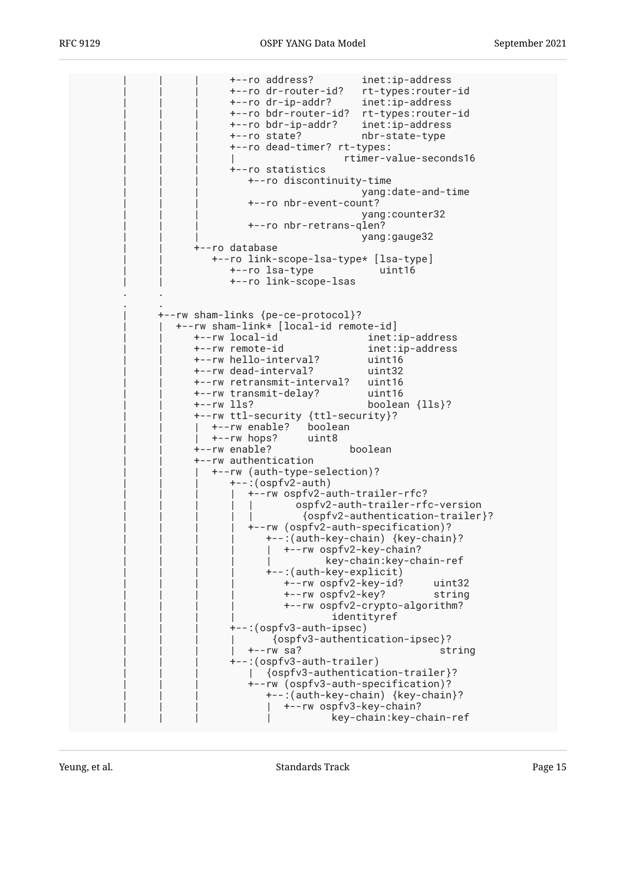```
   |     |     |     +--ro address?        inet:ip-address
   |     |     |     +--ro dr-router-id?   rt-types:router-id
   |     |     |     +--ro dr-ip-addr?     inet:ip-address
   |     |     |     +--ro bdr-router-id?  rt-types:router-id
   |     |     |     +--ro bdr-ip-addr?    inet:ip-address
   |     |     |     +--ro state?          nbr-state-type
   |     |     |     +--ro dead-timer? rt-types:
   |     |     |     |                  rtimer-value-seconds16
   |     |     |     +--ro statistics
   |     |     |        +--ro discontinuity-time
   |     |     |                          yang:date-and-time
   |     |     |        +--ro nbr-event-count?
   |     |     |                          yang:counter32
   |     |     |        +--ro nbr-retrans-qlen?
   |     |     |                          yang:gauge32
   |     |     +--ro database
   |     |        +--ro link-scope-lsa-type* [lsa-type]
   |     |           +--ro lsa-type           uint16
   |     |           +--ro link-scope-lsas
   .     .
   .     .
   |     +--rw sham-links {pe-ce-protocol}?
   |     |  +--rw sham-link* [local-id remote-id]
   |     |     +--rw local-id               inet:ip-address
   |     |     +--rw remote-id              inet:ip-address
   |     |     +--rw hello-interval?        uint16
   |     |     +--rw dead-interval?         uint32
   |     |     +--rw retransmit-interval?   uint16
   |     |     +--rw transmit-delay?        uint16
   |     |     +--rw lls?                   boolean {lls}?
   |     |     +--rw ttl-security {ttl-security}?
   |     |     |  +--rw enable?   boolean
   |     |     |  +--rw hops?     uint8
   |     |     +--rw enable?             boolean
   |     |     +--rw authentication
   |     |     |  +--rw (auth-type-selection)?
   |     |     |     +--:(ospfv2-auth)
   |     |     |     |  +--rw ospfv2-auth-trailer-rfc?
   |     |     |     |  |       ospfv2-auth-trailer-rfc-version
   |     |     |     |  |        {ospfv2-authentication-trailer}?
   |     |     |     |  +--rw (ospfv2-auth-specification)?
   |     |     |     |     +--:(auth-key-chain) {key-chain}?
   |     |     |     |     |  +--rw ospfv2-key-chain?
   |     |     |     |     |          key-chain:key-chain-ref
   |     |     |     |     +--:(auth-key-explicit)
   |     |     |     |        +--rw ospfv2-key-id?     uint32
   |     |     |     |        +--rw ospfv2-key?        string
   |     |     |     |        +--rw ospfv2-crypto-algorithm?
   |     |     |     |                identityref
   |     |     |     +--:(ospfv3-auth-ipsec)
   |     |     |     |      {ospfv3-authentication-ipsec}?
   |     |     |     |  +--rw sa?                      string
   |     |     |     +--:(ospfv3-auth-trailer)
   |     |     |        |  {ospfv3-authentication-trailer}?
   |     |     |        +--rw (ospfv3-auth-specification)?
   |     |     |           +--:(auth-key-chain) {key-chain}?
   |     |     |           |  +--rw ospfv3-key-chain?
   |     |     |           |          key-chain:key-chain-ref
```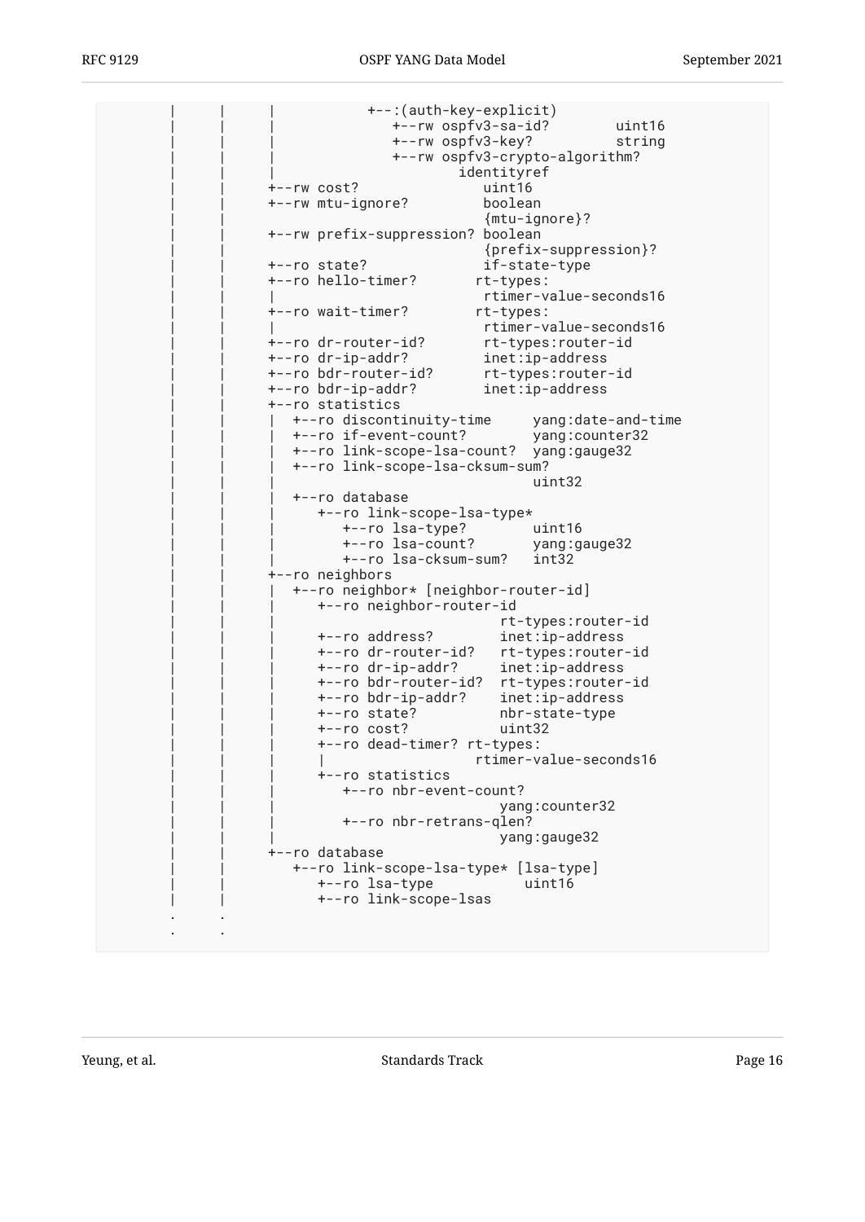```
         |     |     |          +--:(auth-key-explicit)
         |     |     |             +--rw ospfv3-sa-id?        uint16
         |     |     |             +--rw ospfv3-key?          string
         |     |     |             +--rw ospfv3-crypto-algorithm?
         |     |     |                     identityref
         |     |     +--rw cost?               uint16
         |     |     +--rw mtu-ignore?         boolean
         |     |     |                         {mtu-ignore}?
         |     |     +--rw prefix-suppression? boolean
         |     |     |                         {prefix-suppression}?
         |     |     +--ro state?              if-state-type
         |     |     +--ro hello-timer?       rt-types:
         |     |     |                         rtimer-value-seconds16
         |     |     +--ro wait-timer?        rt-types:
         |     |     |                         rtimer-value-seconds16
         |     |     +--ro dr-router-id?       rt-types:router-id
         |     |     +--ro dr-ip-addr?         inet:ip-address
         |     |     +--ro bdr-router-id?      rt-types:router-id
         |     |     +--ro bdr-ip-addr?        inet:ip-address
         |     |     +--ro statistics
         |     |     |  +--ro discontinuity-time     yang:date-and-time
         |     |     |  +--ro if-event-count?        yang:counter32
         |     |     |  +--ro link-scope-lsa-count?  yang:gauge32
         |     |     |  +--ro link-scope-lsa-cksum-sum?
         |     |     |  |                            uint32
         |     |     |  +--ro database
         |     |     |     +--ro link-scope-lsa-type*
         |     |     |        +--ro lsa-type?        uint16
         |     |     |        +--ro lsa-count?       yang:gauge32
         |     |     |        +--ro lsa-cksum-sum?   int32
         |     |     +--ro neighbors
         |     |     |  +--ro neighbor* [neighbor-router-id]
         |     |     |     +--ro neighbor-router-id
         |     |     |     |                   rt-types:router-id
         |     |     |     +--ro address?        inet:ip-address
         |     |     |     +--ro dr-router-id?   rt-types:router-id
         |     |     |     +--ro dr-ip-addr?     inet:ip-address
         |     |     |     +--ro bdr-router-id?  rt-types:router-id
         |     |     |     +--ro bdr-ip-addr?    inet:ip-address
         |     |     |     +--ro state?          nbr-state-type
         |     |     |     +--ro cost?           uint32
         |     |     |     +--ro dead-timer? rt-types:
         |     |     |     |                 rtimer-value-seconds16
         |     |     |     +--ro statistics
         |     |     |        +--ro nbr-event-count?
         |     |     |        |                  yang:counter32
         |     |     |        +--ro nbr-retrans-qlen?
         |     |     |                           yang:gauge32
         |     |     +--ro database
         |     |        +--ro link-scope-lsa-type* [lsa-type]
         |     |           +--ro lsa-type           uint16
         |     |           +--ro link-scope-lsas
         .     .
         .     .
```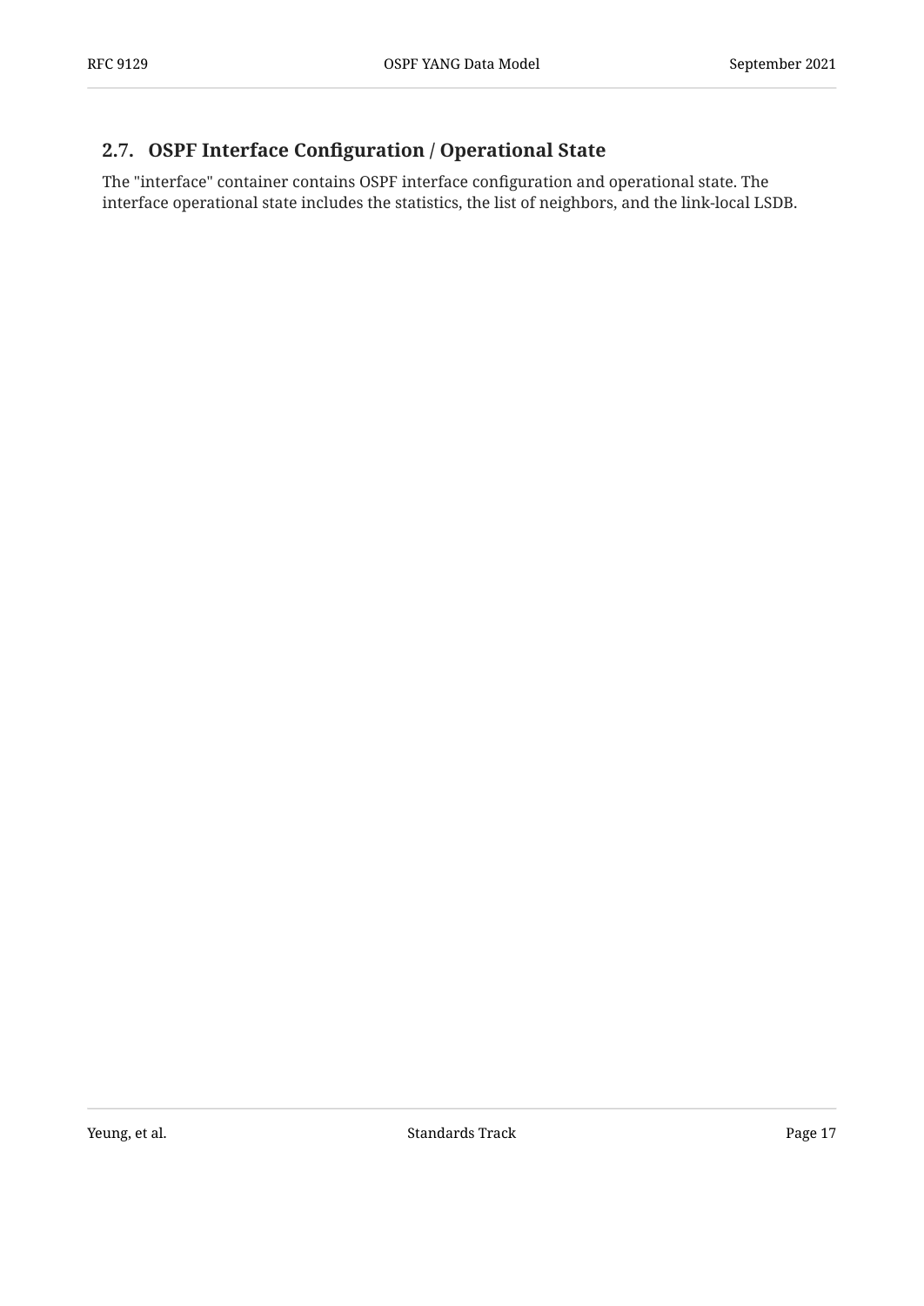## 2.7. OSPF Interface Configuration / Operational State

The "interface" container contains OSPF interface configuration and operational state. The interface operational state includes the statistics, the list of neighbors, and the link-local LSDB.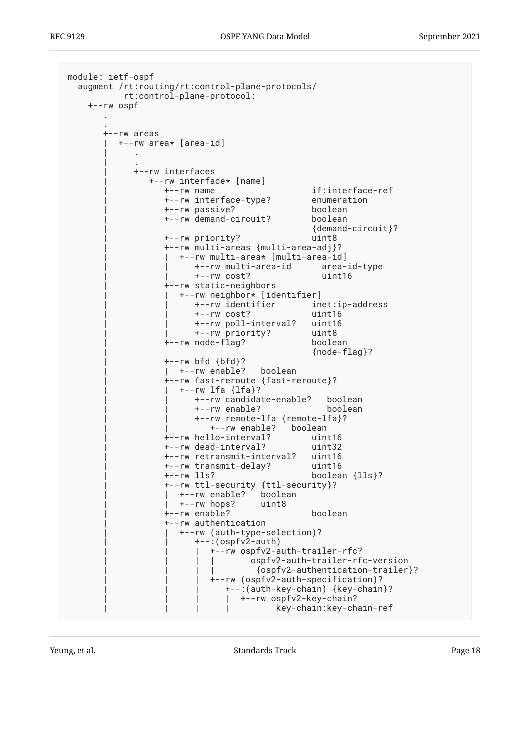```
module: ietf-ospf
  augment /rt:routing/rt:control-plane-protocols/
          rt:control-plane-protocol:
    +--rw ospf
       .
       .
       +--rw areas
       |  +--rw area* [area-id]
       |     .
       |     .
       |     +--rw interfaces
       |        +--rw interface* [name]
       |           +--rw name                    if:interface-ref
       |           +--rw interface-type?        enumeration
       |           +--rw passive?               boolean
       |           +--rw demand-circuit?        boolean
       |                                        {demand-circuit}?
       |           +--rw priority?              uint8
       |           +--rw multi-areas {multi-area-adj}?
       |           |  +--rw multi-area* [multi-area-id]
       |           |     +--rw multi-area-id      area-id-type
       |           |     +--rw cost?              uint16
       |           +--rw static-neighbors
       |           |  +--rw neighbor* [identifier]
       |           |     +--rw identifier       inet:ip-address
       |           |     +--rw cost?            uint16
       |           |     +--rw poll-interval?   uint16
       |           |     +--rw priority?        uint8
       |           +--rw node-flag?             boolean
       |                                        {node-flag}?
       |           +--rw bfd {bfd}?
       |           |  +--rw enable?   boolean
       |           +--rw fast-reroute {fast-reroute}?
       |           |  +--rw lfa {lfa}?
       |           |     +--rw candidate-enable?   boolean
       |           |     +--rw enable?             boolean
       |           |     +--rw remote-lfa {remote-lfa}?
       |           |        +--rw enable?   boolean
       |           +--rw hello-interval?        uint16
       |           +--rw dead-interval?         uint32
       |           +--rw retransmit-interval?   uint16
       |           +--rw transmit-delay?        uint16
       |           +--rw lls?                   boolean {lls}?
       |           +--rw ttl-security {ttl-security}?
       |           |  +--rw enable?   boolean
       |           |  +--rw hops?     uint8
       |           +--rw enable?                boolean
       |           +--rw authentication
       |           |  +--rw (auth-type-selection)?
       |           |     +--:(ospfv2-auth)
       |           |     |  +--rw ospfv2-auth-trailer-rfc?
       |           |     |  |       ospfv2-auth-trailer-rfc-version
       |           |     |  |        {ospfv2-authentication-trailer}?
       |           |     |  +--rw (ospfv2-auth-specification)?
       |           |     |     +--:(auth-key-chain) {key-chain}?
       |           |     |     |  +--rw ospfv2-key-chain?
       |           |     |     |          key-chain:key-chain-ref
```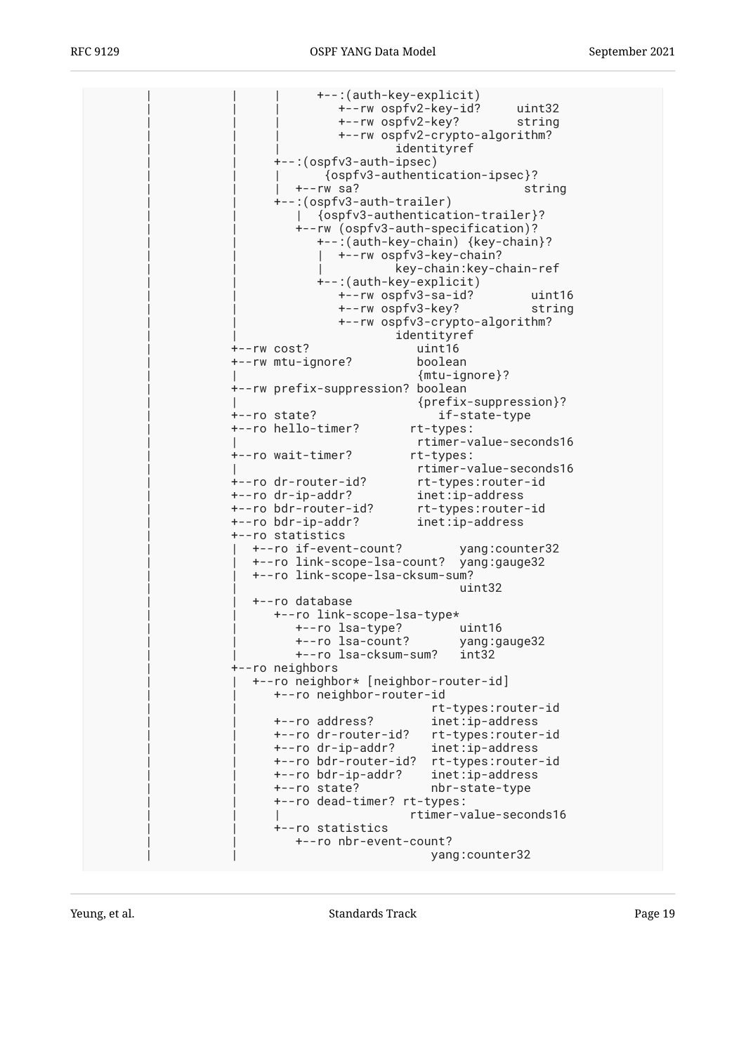```
     |           |     |     +--:(auth-key-explicit)
     |           |     |        +--rw ospfv2-key-id?     uint32
     |           |     |        +--rw ospfv2-key?        string
     |           |     |        +--rw ospfv2-crypto-algorithm?
     |           |     |                identityref
     |           |     +--:(ospfv3-auth-ipsec)
     |           |     |      {ospfv3-authentication-ipsec}?
     |           |     |  +--rw sa?                       string
     |           |     +--:(ospfv3-auth-trailer)
     |           |        |  {ospfv3-authentication-trailer}?
     |           |        +--rw (ospfv3-auth-specification)?
     |           |           +--:(auth-key-chain) {key-chain}?
     |           |           |  +--rw ospfv3-key-chain?
     |           |           |          key-chain:key-chain-ref
     |           |           +--:(auth-key-explicit)
     |           |              +--rw ospfv3-sa-id?        uint16
     |           |              +--rw ospfv3-key?          string
     |           |              +--rw ospfv3-crypto-algorithm?
     |           |                      identityref
     |           +--rw cost?               uint16
     |           +--rw mtu-ignore?         boolean
     |           |                         {mtu-ignore}?
     |           +--rw prefix-suppression? boolean
     |           |                         {prefix-suppression}?
     |           +--ro state?                 if-state-type
     |           +--ro hello-timer?       rt-types:
     |           |                         rtimer-value-seconds16
     |           +--ro wait-timer?        rt-types:
     |           |                         rtimer-value-seconds16
     |           +--ro dr-router-id?       rt-types:router-id
     |           +--ro dr-ip-addr?         inet:ip-address
     |           +--ro bdr-router-id?      rt-types:router-id
     |           +--ro bdr-ip-addr?        inet:ip-address
     |           +--ro statistics
     |           |  +--ro if-event-count?        yang:counter32
     |           |  +--ro link-scope-lsa-count?  yang:gauge32
     |           |  +--ro link-scope-lsa-cksum-sum?
     |           |                               uint32
     |           |  +--ro database
     |           |     +--ro link-scope-lsa-type*
     |           |        +--ro lsa-type?        uint16
     |           |        +--ro lsa-count?       yang:gauge32
     |           |        +--ro lsa-cksum-sum?   int32
     |           +--ro neighbors
     |           |  +--ro neighbor* [neighbor-router-id]
     |           |     +--ro neighbor-router-id
     |           |     |                     rt-types:router-id
     |           |     +--ro address?        inet:ip-address
     |           |     +--ro dr-router-id?   rt-types:router-id
     |           |     +--ro dr-ip-addr?     inet:ip-address
     |           |     +--ro bdr-router-id?  rt-types:router-id
     |           |     +--ro bdr-ip-addr?    inet:ip-address
     |           |     +--ro state?          nbr-state-type
     |           |     +--ro dead-timer? rt-types:
     |           |     |                   rtimer-value-seconds16
     |           |     +--ro statistics
     |           |        +--ro nbr-event-count?
     |           |                             yang:counter32
```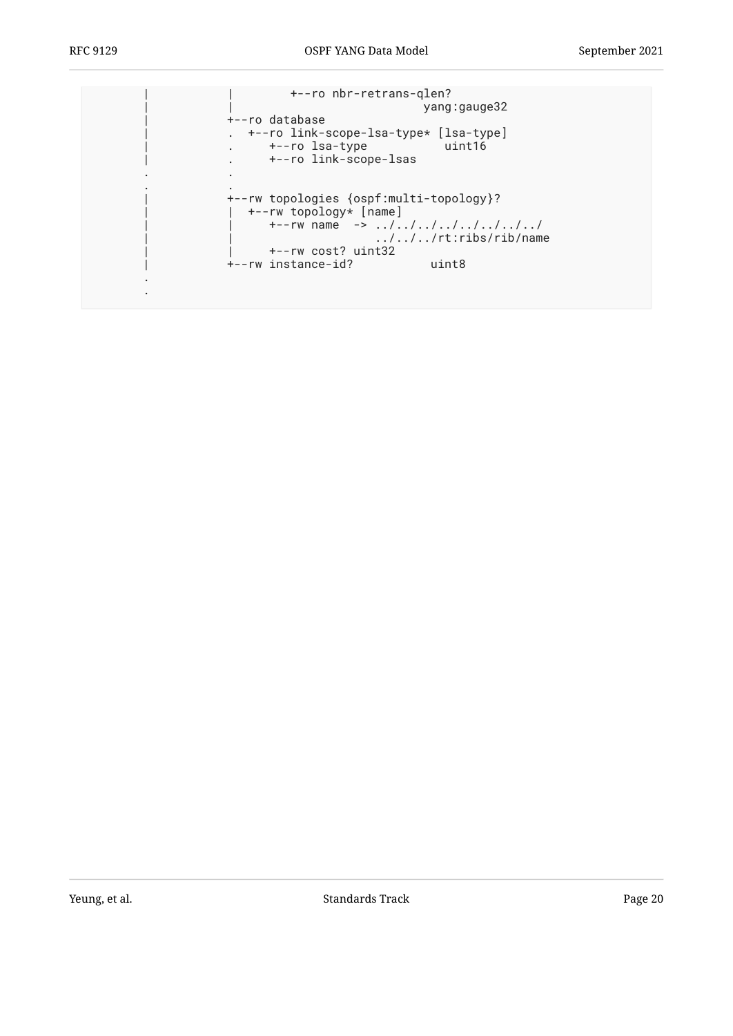```
       |           |        +--ro nbr-retrans-qlen?
       |           |                             yang:gauge32
       |           +--ro database
       |           .  +--ro link-scope-lsa-type* [lsa-type]
       |           .     +--ro lsa-type           uint16
       |           .     +--ro link-scope-lsas
       .           .
       .           .
       |           +--rw topologies {ospf:multi-topology}?
       |           |  +--rw topology* [name]
       |           |     +--rw name  -> ../../../../../../../../
       |           |                    ../../../rt:ribs/rib/name
       |           |     +--rw cost? uint32
       |           +--rw instance-id?           uint8
       .
       .
```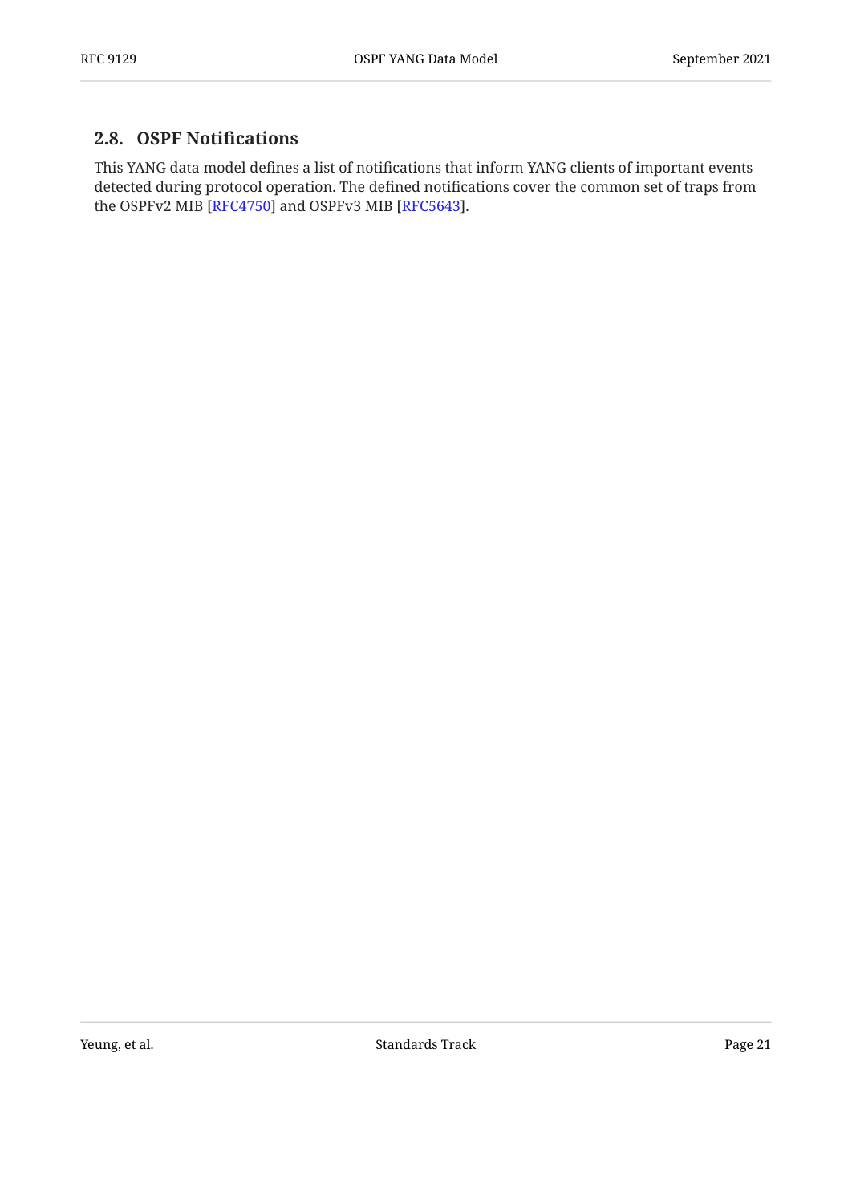## 2.8. OSPF Notifications

This YANG data model defines a list of notifications that inform YANG clients of important events detected during protocol operation. The defined notifications cover the common set of traps from the OSPFv2 MIB [RFC4750] and OSPFv3 MIB [RFC5643].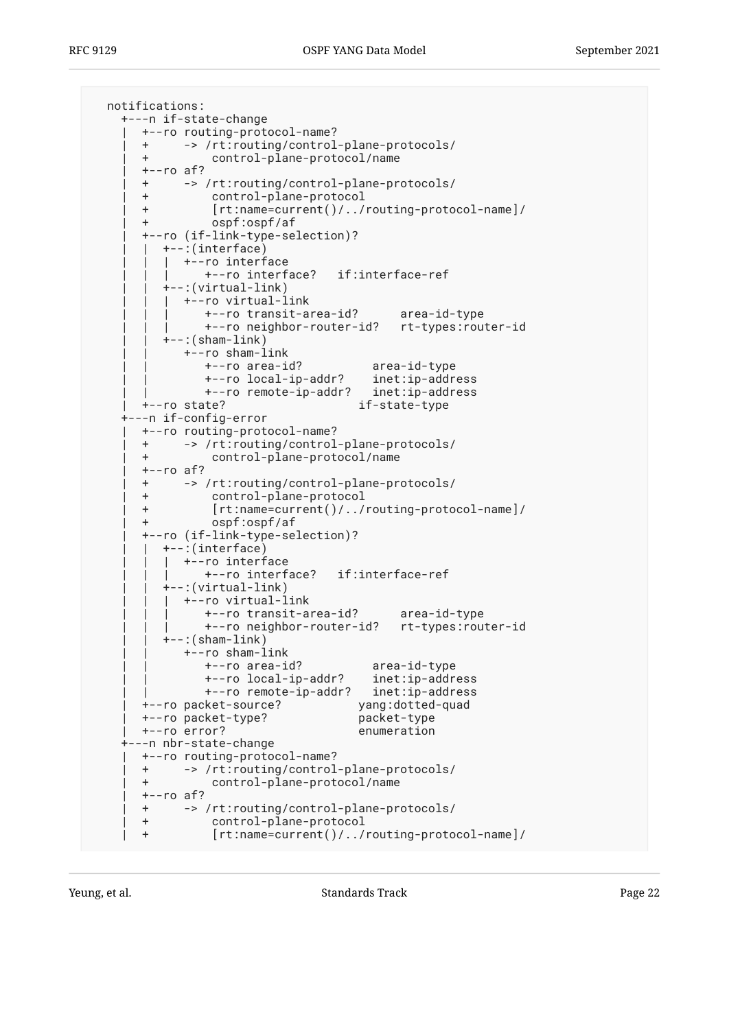```
   notifications:
     +---n if-state-change
     |  +--ro routing-protocol-name?
     |  +     -> /rt:routing/control-plane-protocols/
     |  +         control-plane-protocol/name
     |  +--ro af?
     |  +     -> /rt:routing/control-plane-protocols/
     |  +         control-plane-protocol
     |  +         [rt:name=current()/../routing-protocol-name]/
     |  +         ospf:ospf/af
     |  +--ro (if-link-type-selection)?
     |  |  +--:(interface)
     |  |  |  +--ro interface
     |  |  |     +--ro interface?   if:interface-ref
     |  |  +--:(virtual-link)
     |  |  |  +--ro virtual-link
     |  |  |     +--ro transit-area-id?      area-id-type
     |  |  |     +--ro neighbor-router-id?   rt-types:router-id
     |  |  +--:(sham-link)
     |  |     +--ro sham-link
     |  |        +--ro area-id?          area-id-type
     |  |        +--ro local-ip-addr?    inet:ip-address
     |  |        +--ro remote-ip-addr?   inet:ip-address
     |  +--ro state?                  if-state-type
     +---n if-config-error
     |  +--ro routing-protocol-name?
     |  +     -> /rt:routing/control-plane-protocols/
     |  +         control-plane-protocol/name
     |  +--ro af?
     |  +     -> /rt:routing/control-plane-protocols/
     |  +         control-plane-protocol
     |  +         [rt:name=current()/../routing-protocol-name]/
     |  +         ospf:ospf/af
     |  +--ro (if-link-type-selection)?
     |  |  +--:(interface)
     |  |  |  +--ro interface
     |  |  |     +--ro interface?   if:interface-ref
     |  |  +--:(virtual-link)
     |  |  |  +--ro virtual-link
     |  |  |     +--ro transit-area-id?      area-id-type
     |  |  |     +--ro neighbor-router-id?   rt-types:router-id
     |  |  +--:(sham-link)
     |  |     +--ro sham-link
     |  |        +--ro area-id?          area-id-type
     |  |        +--ro local-ip-addr?    inet:ip-address
     |  |        +--ro remote-ip-addr?   inet:ip-address
     |  +--ro packet-source?          yang:dotted-quad
     |  +--ro packet-type?            packet-type
     |  +--ro error?                  enumeration
     +---n nbr-state-change
     |  +--ro routing-protocol-name?
     |  +     -> /rt:routing/control-plane-protocols/
     |  +         control-plane-protocol/name
     |  +--ro af?
     |  +     -> /rt:routing/control-plane-protocols/
     |  +         control-plane-protocol
     |  +         [rt:name=current()/../routing-protocol-name]/
```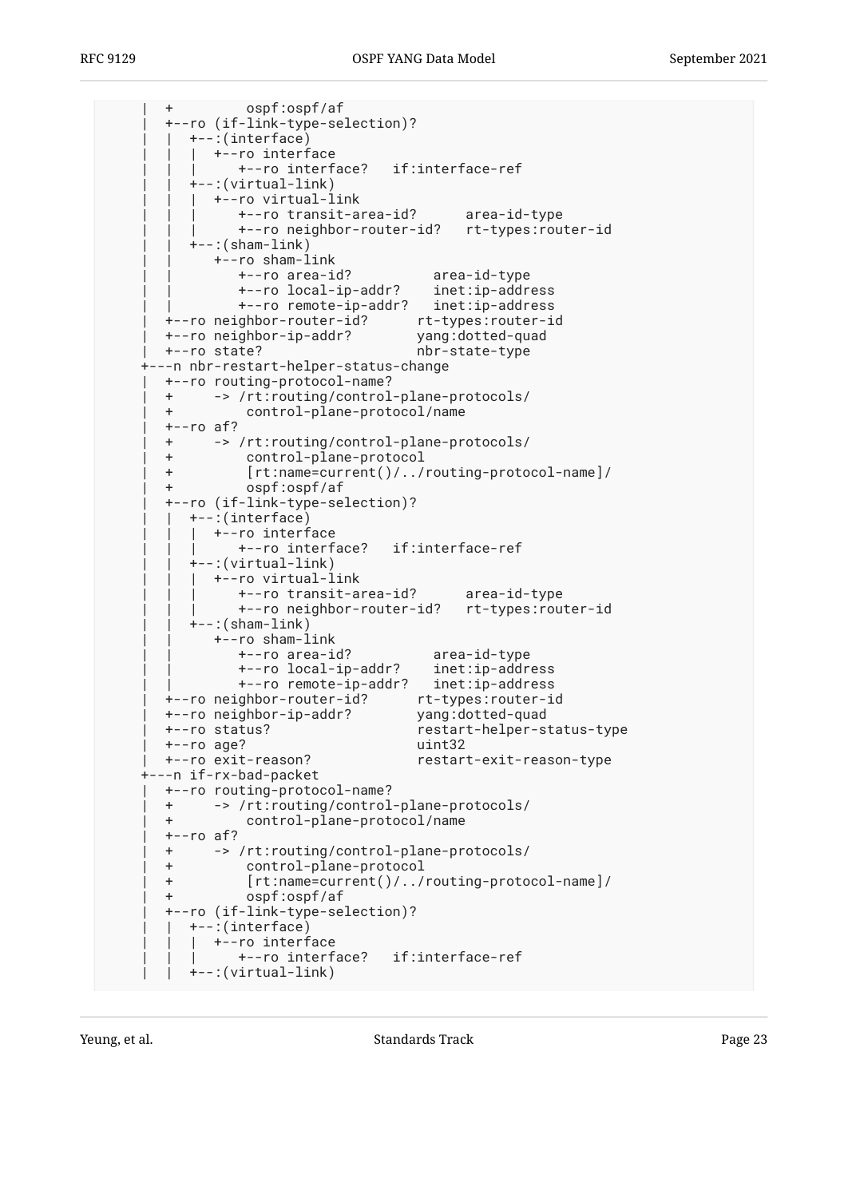```
     |  +         ospf:ospf/af
     |  +--ro (if-link-type-selection)?
     |  |  +--:(interface)
     |  |  |  +--ro interface
     |  |  |     +--ro interface?   if:interface-ref
     |  |  +--:(virtual-link)
     |  |  |  +--ro virtual-link
     |  |  |     +--ro transit-area-id?      area-id-type
     |  |  |     +--ro neighbor-router-id?   rt-types:router-id
     |  |  +--:(sham-link)
     |  |     +--ro sham-link
     |  |        +--ro area-id?          area-id-type
     |  |        +--ro local-ip-addr?    inet:ip-address
     |  |        +--ro remote-ip-addr?   inet:ip-address
     |  +--ro neighbor-router-id?      rt-types:router-id
     |  +--ro neighbor-ip-addr?        yang:dotted-quad
     |  +--ro state?                   nbr-state-type
     +---n nbr-restart-helper-status-change
     |  +--ro routing-protocol-name?
     |  +     -> /rt:routing/control-plane-protocols/
     |  +         control-plane-protocol/name
     |  +--ro af?
     |  +     -> /rt:routing/control-plane-protocols/
     |  +         control-plane-protocol
     |  +         [rt:name=current()/../routing-protocol-name]/
     |  +         ospf:ospf/af
     |  +--ro (if-link-type-selection)?
     |  |  +--:(interface)
     |  |  |  +--ro interface
     |  |  |     +--ro interface?   if:interface-ref
     |  |  +--:(virtual-link)
     |  |  |  +--ro virtual-link
     |  |  |     +--ro transit-area-id?      area-id-type
     |  |  |     +--ro neighbor-router-id?   rt-types:router-id
     |  |  +--:(sham-link)
     |  |     +--ro sham-link
     |  |        +--ro area-id?          area-id-type
     |  |        +--ro local-ip-addr?    inet:ip-address
     |  |        +--ro remote-ip-addr?   inet:ip-address
     |  +--ro neighbor-router-id?      rt-types:router-id
     |  +--ro neighbor-ip-addr?        yang:dotted-quad
     |  +--ro status?                  restart-helper-status-type
     |  +--ro age?                     uint32
     |  +--ro exit-reason?             restart-exit-reason-type
     +---n if-rx-bad-packet
     |  +--ro routing-protocol-name?
     |  +     -> /rt:routing/control-plane-protocols/
     |  +         control-plane-protocol/name
     |  +--ro af?
     |  +     -> /rt:routing/control-plane-protocols/
     |  +         control-plane-protocol
     |  +         [rt:name=current()/../routing-protocol-name]/
     |  +         ospf:ospf/af
     |  +--ro (if-link-type-selection)?
     |  |  +--:(interface)
     |  |  |  +--ro interface
     |  |  |     +--ro interface?   if:interface-ref
     |  |  +--:(virtual-link)
```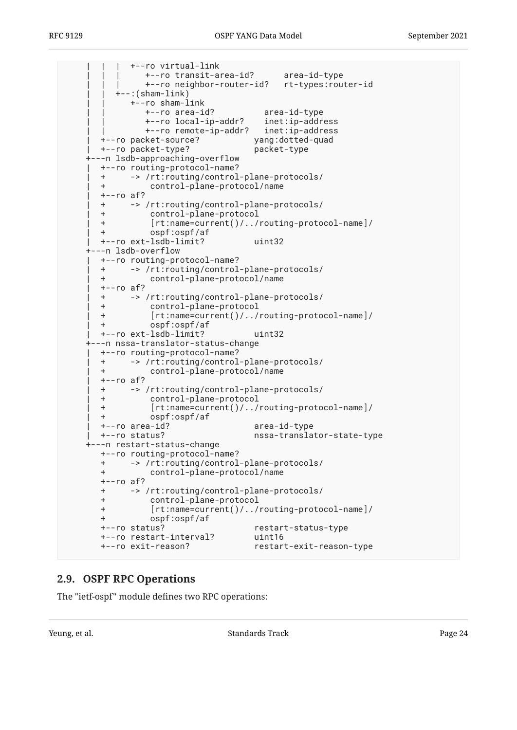```
     |  |  |  +--ro virtual-link
     |  |  |     +--ro transit-area-id?      area-id-type
     |  |  |     +--ro neighbor-router-id?   rt-types:router-id
     |  |  +--:(sham-link)
     |  |     +--ro sham-link
     |  |        +--ro area-id?          area-id-type
     |  |        +--ro local-ip-addr?    inet:ip-address
     |  |        +--ro remote-ip-addr?   inet:ip-address
     |  +--ro packet-source?           yang:dotted-quad
     |  +--ro packet-type?             packet-type
     +---n lsdb-approaching-overflow
     |  +--ro routing-protocol-name?
     |  +     -> /rt:routing/control-plane-protocols/
     |  +         control-plane-protocol/name
     |  +--ro af?
     |  +     -> /rt:routing/control-plane-protocols/
     |  +         control-plane-protocol
     |  +         [rt:name=current()/../routing-protocol-name]/
     |  +         ospf:ospf/af
     |  +--ro ext-lsdb-limit?          uint32
     +---n lsdb-overflow
     |  +--ro routing-protocol-name?
     |  +     -> /rt:routing/control-plane-protocols/
     |  +         control-plane-protocol/name
     |  +--ro af?
     |  +     -> /rt:routing/control-plane-protocols/
     |  +         control-plane-protocol
     |  +         [rt:name=current()/../routing-protocol-name]/
     |  +         ospf:ospf/af
     |  +--ro ext-lsdb-limit?          uint32
     +---n nssa-translator-status-change
     |  +--ro routing-protocol-name?
     |  +     -> /rt:routing/control-plane-protocols/
     |  +         control-plane-protocol/name
     |  +--ro af?
     |  +     -> /rt:routing/control-plane-protocols/
     |  +         control-plane-protocol
     |  +         [rt:name=current()/../routing-protocol-name]/
     |  +         ospf:ospf/af
     |  +--ro area-id?                 area-id-type
     |  +--ro status?                  nssa-translator-state-type
     +---n restart-status-change
        +--ro routing-protocol-name?
        +     -> /rt:routing/control-plane-protocols/
        +         control-plane-protocol/name
        +--ro af?
        +     -> /rt:routing/control-plane-protocols/
        +         control-plane-protocol
        +         [rt:name=current()/../routing-protocol-name]/
        +         ospf:ospf/af
        +--ro status?                  restart-status-type
        +--ro restart-interval?        uint16
        +--ro exit-reason?             restart-exit-reason-type
```

## 2.9. OSPF RPC Operations

The "ietf-ospf" module defines two RPC operations: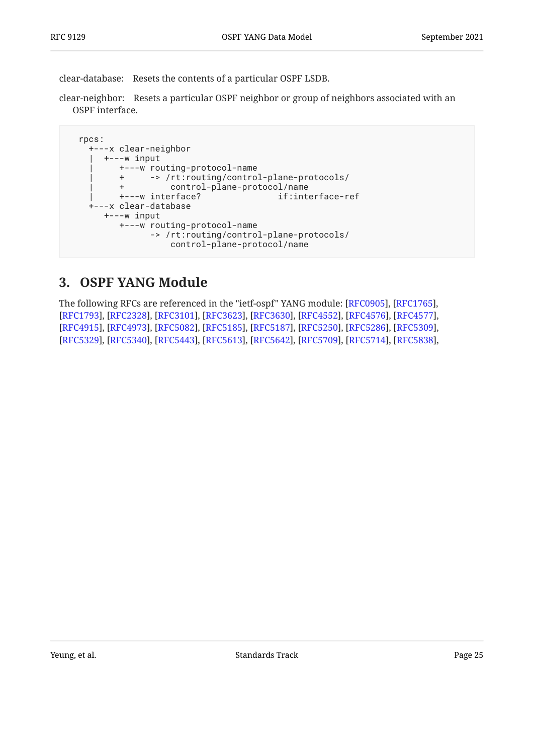clear-database: Resets the contents of a particular OSPF LSDB.

clear-neighbor: Resets a particular OSPF neighbor or group of neighbors associated with an OSPF interface.

```
rpcs:
  +---x clear-neighbor
  |  +---w input
  |     +---w routing-protocol-name
  |     +     -> /rt:routing/control-plane-protocols/
  |     +         control-plane-protocol/name
  |     +---w interface?               if:interface-ref
  +---x clear-database
     +---w input
        +---w routing-protocol-name
              -> /rt:routing/control-plane-protocols/
                  control-plane-protocol/name
```

## 3. OSPF YANG Module

The following RFCs are referenced in the "ietf-ospf" YANG module: [RFC0905], [RFC1765], [RFC1793], [RFC2328], [RFC3101], [RFC3623], [RFC3630], [RFC4552], [RFC4576], [RFC4577], [RFC4915], [RFC4973], [RFC5082], [RFC5185], [RFC5187], [RFC5250], [RFC5286], [RFC5309], [RFC5329], [RFC5340], [RFC5443], [RFC5613], [RFC5642], [RFC5709], [RFC5714], [RFC5838],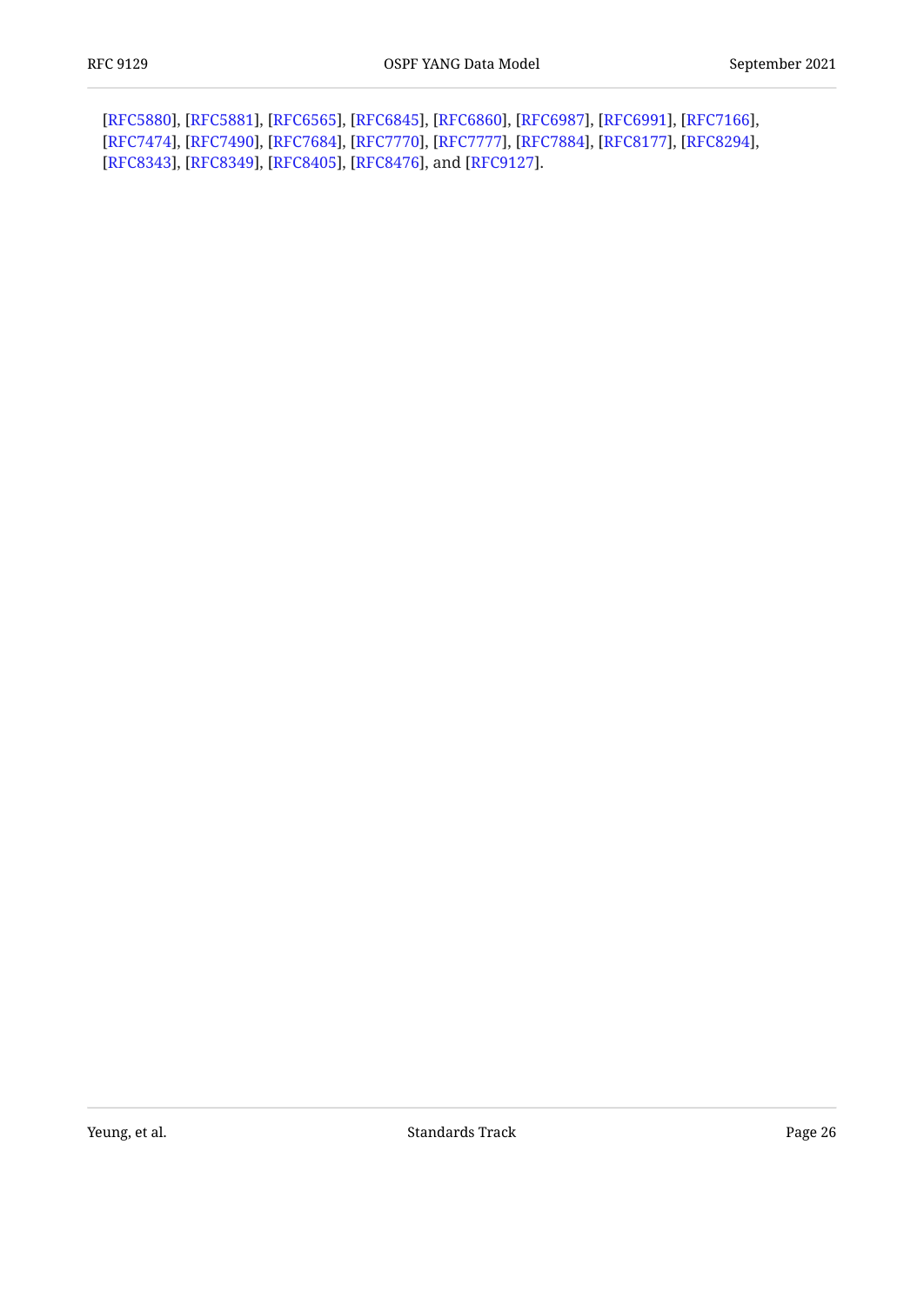[RFC5880], [RFC5881], [RFC6565], [RFC6845], [RFC6860], [RFC6987], [RFC6991], [RFC7166], [RFC7474], [RFC7490], [RFC7684], [RFC7770], [RFC7777], [RFC7884], [RFC8177], [RFC8294], [RFC8343], [RFC8349], [RFC8405], [RFC8476], and [RFC9127].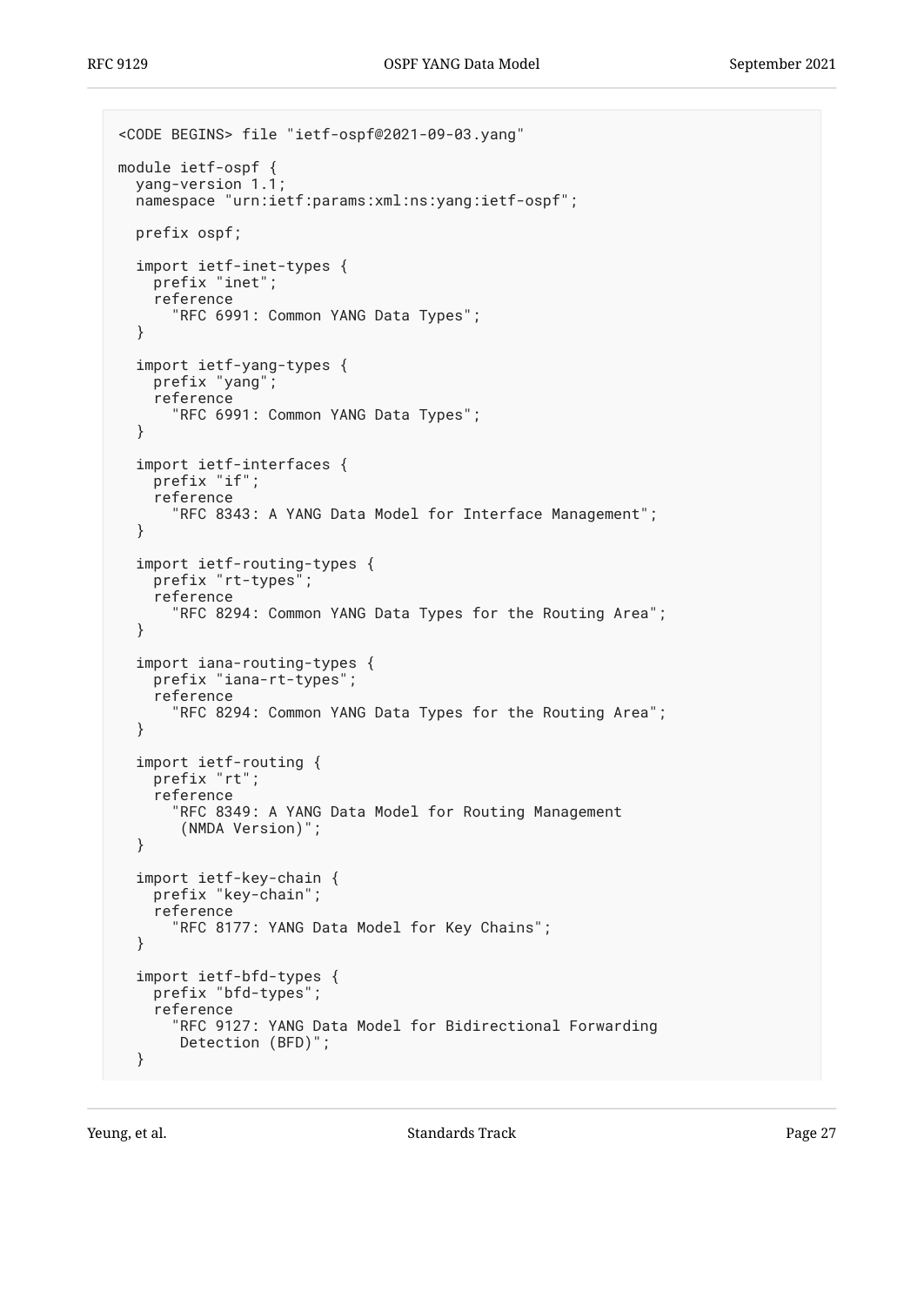```
<CODE BEGINS> file "ietf-ospf@2021-09-03.yang"

module ietf-ospf {
  yang-version 1.1;
  namespace "urn:ietf:params:xml:ns:yang:ietf-ospf";

  prefix ospf;

  import ietf-inet-types {
    prefix "inet";
    reference
      "RFC 6991: Common YANG Data Types";
  }

  import ietf-yang-types {
    prefix "yang";
    reference
      "RFC 6991: Common YANG Data Types";
  }

  import ietf-interfaces {
    prefix "if";
    reference
      "RFC 8343: A YANG Data Model for Interface Management";
  }

  import ietf-routing-types {
    prefix "rt-types";
    reference
      "RFC 8294: Common YANG Data Types for the Routing Area";
  }

  import iana-routing-types {
    prefix "iana-rt-types";
    reference
      "RFC 8294: Common YANG Data Types for the Routing Area";
  }

  import ietf-routing {
    prefix "rt";
    reference
      "RFC 8349: A YANG Data Model for Routing Management
       (NMDA Version)";
  }

  import ietf-key-chain {
    prefix "key-chain";
    reference
      "RFC 8177: YANG Data Model for Key Chains";
  }

  import ietf-bfd-types {
    prefix "bfd-types";
    reference
      "RFC 9127: YANG Data Model for Bidirectional Forwarding
       Detection (BFD)";
  }
```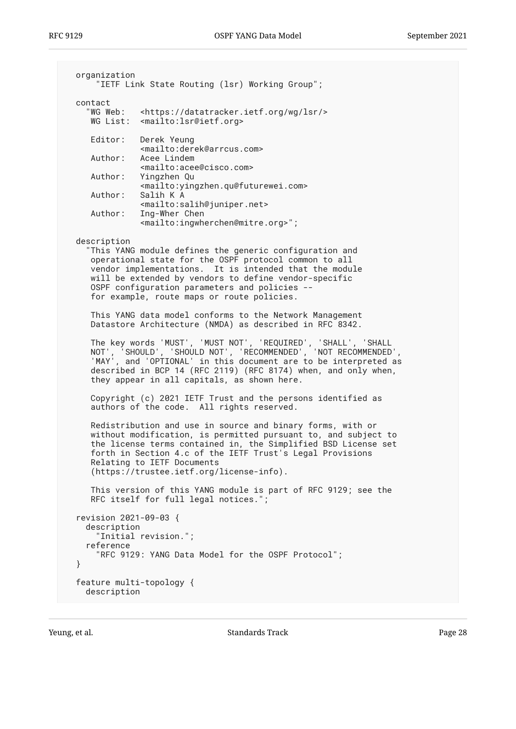```
  organization
      "IETF Link State Routing (lsr) Working Group";

  contact
    "WG Web:   <https://datatracker.ietf.org/wg/lsr/>
     WG List:  <mailto:lsr@ietf.org>

     Editor:   Derek Yeung
               <mailto:derek@arrcus.com>
     Author:   Acee Lindem
               <mailto:acee@cisco.com>
     Author:   Yingzhen Qu
               <mailto:yingzhen.qu@futurewei.com>
     Author:   Salih K A
               <mailto:salih@juniper.net>
     Author:   Ing-Wher Chen
               <mailto:ingwherchen@mitre.org>";

  description
    "This YANG module defines the generic configuration and
     operational state for the OSPF protocol common to all
     vendor implementations.  It is intended that the module
     will be extended by vendors to define vendor-specific
     OSPF configuration parameters and policies --
     for example, route maps or route policies.

     This YANG data model conforms to the Network Management
     Datastore Architecture (NMDA) as described in RFC 8342.

     The key words 'MUST', 'MUST NOT', 'REQUIRED', 'SHALL', 'SHALL
     NOT', 'SHOULD', 'SHOULD NOT', 'RECOMMENDED', 'NOT RECOMMENDED',
     'MAY', and 'OPTIONAL' in this document are to be interpreted as
     described in BCP 14 (RFC 2119) (RFC 8174) when, and only when,
     they appear in all capitals, as shown here.

     Copyright (c) 2021 IETF Trust and the persons identified as
     authors of the code.  All rights reserved.

     Redistribution and use in source and binary forms, with or
     without modification, is permitted pursuant to, and subject to
     the license terms contained in, the Simplified BSD License set
     forth in Section 4.c of the IETF Trust's Legal Provisions
     Relating to IETF Documents
     (https://trustee.ietf.org/license-info).

     This version of this YANG module is part of RFC 9129; see the
     RFC itself for full legal notices.";

  revision 2021-09-03 {
    description
      "Initial revision.";
    reference
      "RFC 9129: YANG Data Model for the OSPF Protocol";
  }

  feature multi-topology {
    description
```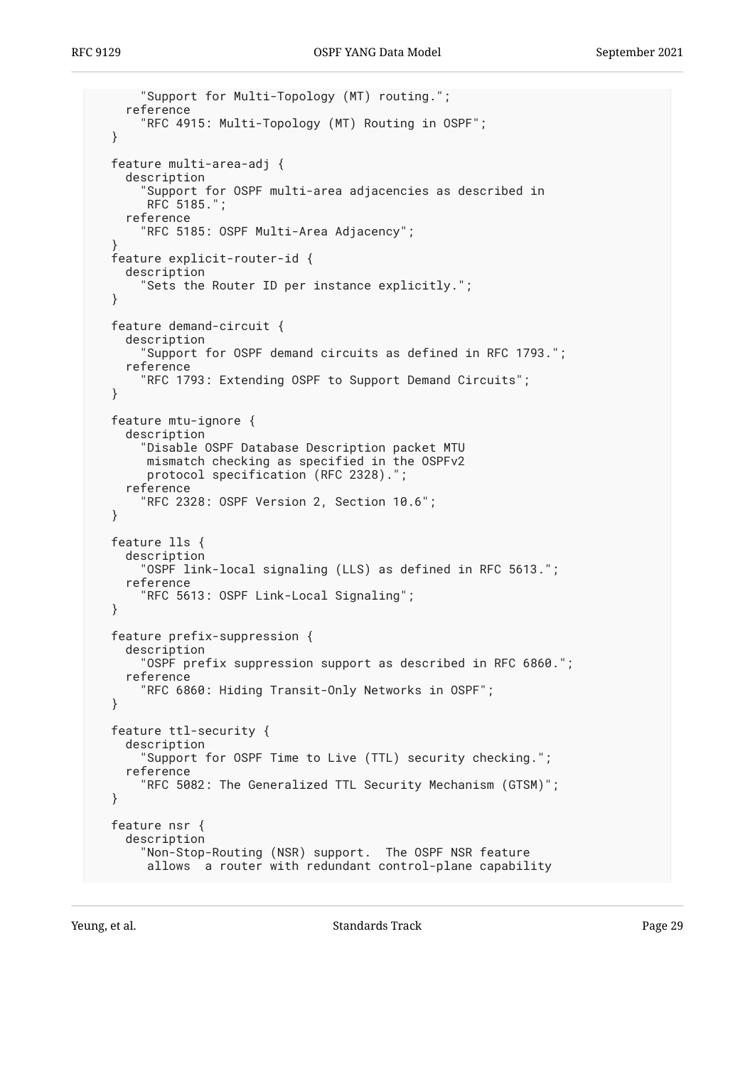```
      "Support for Multi-Topology (MT) routing.";
    reference
      "RFC 4915: Multi-Topology (MT) Routing in OSPF";
  }

  feature multi-area-adj {
    description
      "Support for OSPF multi-area adjacencies as described in
       RFC 5185.";
    reference
      "RFC 5185: OSPF Multi-Area Adjacency";
  }
  feature explicit-router-id {
    description
      "Sets the Router ID per instance explicitly.";
  }

  feature demand-circuit {
    description
      "Support for OSPF demand circuits as defined in RFC 1793.";
    reference
      "RFC 1793: Extending OSPF to Support Demand Circuits";
  }

  feature mtu-ignore {
    description
      "Disable OSPF Database Description packet MTU
       mismatch checking as specified in the OSPFv2
       protocol specification (RFC 2328).";
    reference
      "RFC 2328: OSPF Version 2, Section 10.6";
  }

  feature lls {
    description
      "OSPF link-local signaling (LLS) as defined in RFC 5613.";
    reference
      "RFC 5613: OSPF Link-Local Signaling";
  }

  feature prefix-suppression {
    description
      "OSPF prefix suppression support as described in RFC 6860.";
    reference
      "RFC 6860: Hiding Transit-Only Networks in OSPF";
  }

  feature ttl-security {
    description
      "Support for OSPF Time to Live (TTL) security checking.";
    reference
      "RFC 5082: The Generalized TTL Security Mechanism (GTSM)";
  }

  feature nsr {
    description
      "Non-Stop-Routing (NSR) support.  The OSPF NSR feature
       allows  a router with redundant control-plane capability
```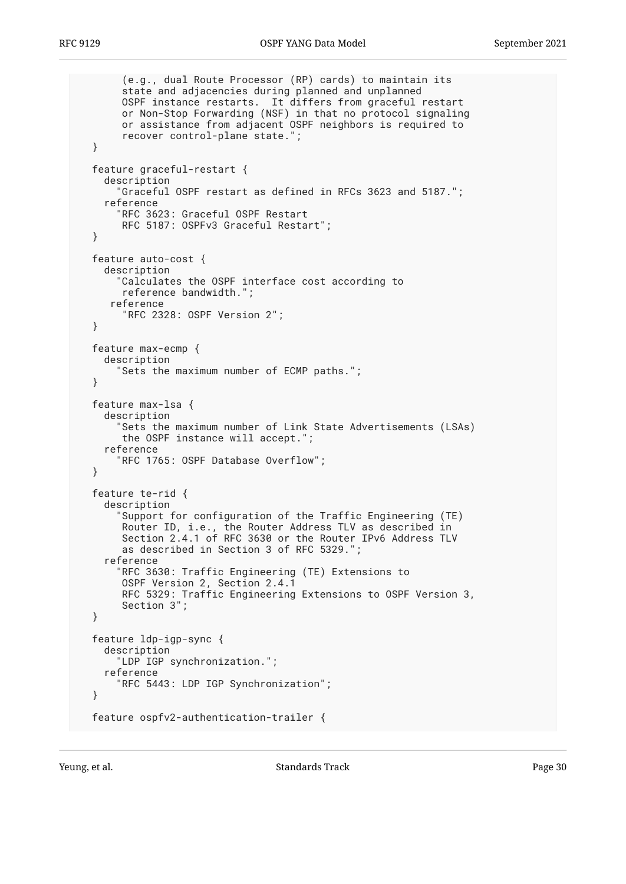```
       (e.g., dual Route Processor (RP) cards) to maintain its
       state and adjacencies during planned and unplanned
       OSPF instance restarts.  It differs from graceful restart
       or Non-Stop Forwarding (NSF) in that no protocol signaling
       or assistance from adjacent OSPF neighbors is required to
       recover control-plane state.";
  }

  feature graceful-restart {
    description
      "Graceful OSPF restart as defined in RFCs 3623 and 5187.";
    reference
      "RFC 3623: Graceful OSPF Restart
       RFC 5187: OSPFv3 Graceful Restart";
  }

  feature auto-cost {
    description
      "Calculates the OSPF interface cost according to
       reference bandwidth.";
     reference
       "RFC 2328: OSPF Version 2";
  }

  feature max-ecmp {
    description
      "Sets the maximum number of ECMP paths.";
  }

  feature max-lsa {
    description
      "Sets the maximum number of Link State Advertisements (LSAs)
       the OSPF instance will accept.";
    reference
      "RFC 1765: OSPF Database Overflow";
  }

  feature te-rid {
    description
      "Support for configuration of the Traffic Engineering (TE)
       Router ID, i.e., the Router Address TLV as described in
       Section 2.4.1 of RFC 3630 or the Router IPv6 Address TLV
       as described in Section 3 of RFC 5329.";
    reference
      "RFC 3630: Traffic Engineering (TE) Extensions to
       OSPF Version 2, Section 2.4.1
       RFC 5329: Traffic Engineering Extensions to OSPF Version 3,
       Section 3";
  }

  feature ldp-igp-sync {
    description
      "LDP IGP synchronization.";
    reference
      "RFC 5443: LDP IGP Synchronization";
  }

  feature ospfv2-authentication-trailer {
```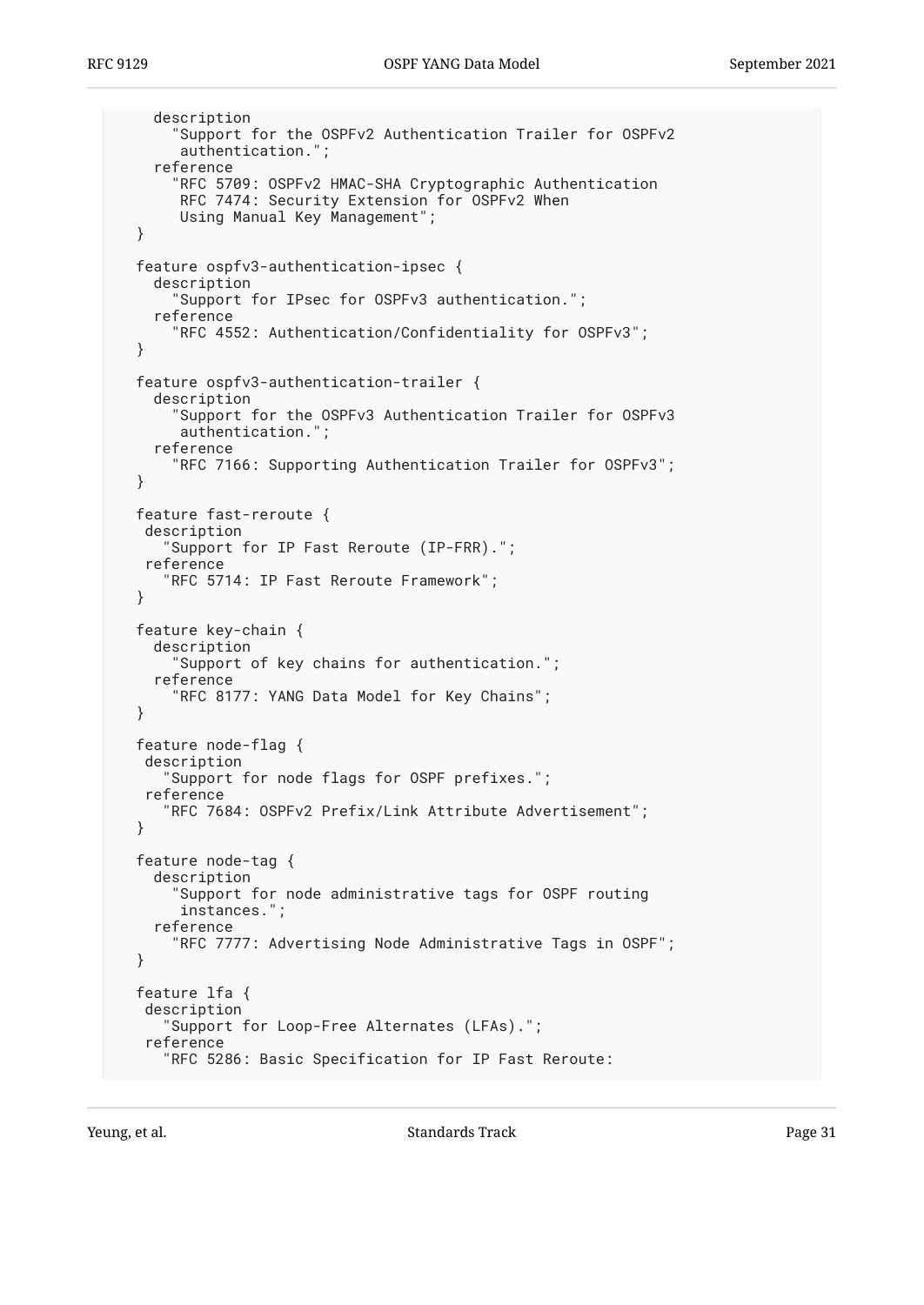```
      description
        "Support for the OSPFv2 Authentication Trailer for OSPFv2
         authentication.";
      reference
        "RFC 5709: OSPFv2 HMAC-SHA Cryptographic Authentication
         RFC 7474: Security Extension for OSPFv2 When
         Using Manual Key Management";
    }

    feature ospfv3-authentication-ipsec {
      description
        "Support for IPsec for OSPFv3 authentication.";
      reference
        "RFC 4552: Authentication/Confidentiality for OSPFv3";
    }

    feature ospfv3-authentication-trailer {
      description
        "Support for the OSPFv3 Authentication Trailer for OSPFv3
         authentication.";
      reference
        "RFC 7166: Supporting Authentication Trailer for OSPFv3";
    }

    feature fast-reroute {
     description
       "Support for IP Fast Reroute (IP-FRR).";
     reference
       "RFC 5714: IP Fast Reroute Framework";
    }

    feature key-chain {
      description
        "Support of key chains for authentication.";
      reference
        "RFC 8177: YANG Data Model for Key Chains";
    }

    feature node-flag {
     description
       "Support for node flags for OSPF prefixes.";
     reference
       "RFC 7684: OSPFv2 Prefix/Link Attribute Advertisement";
    }

    feature node-tag {
      description
        "Support for node administrative tags for OSPF routing
         instances.";
      reference
        "RFC 7777: Advertising Node Administrative Tags in OSPF";
    }

    feature lfa {
     description
       "Support for Loop-Free Alternates (LFAs).";
     reference
       "RFC 5286: Basic Specification for IP Fast Reroute:
```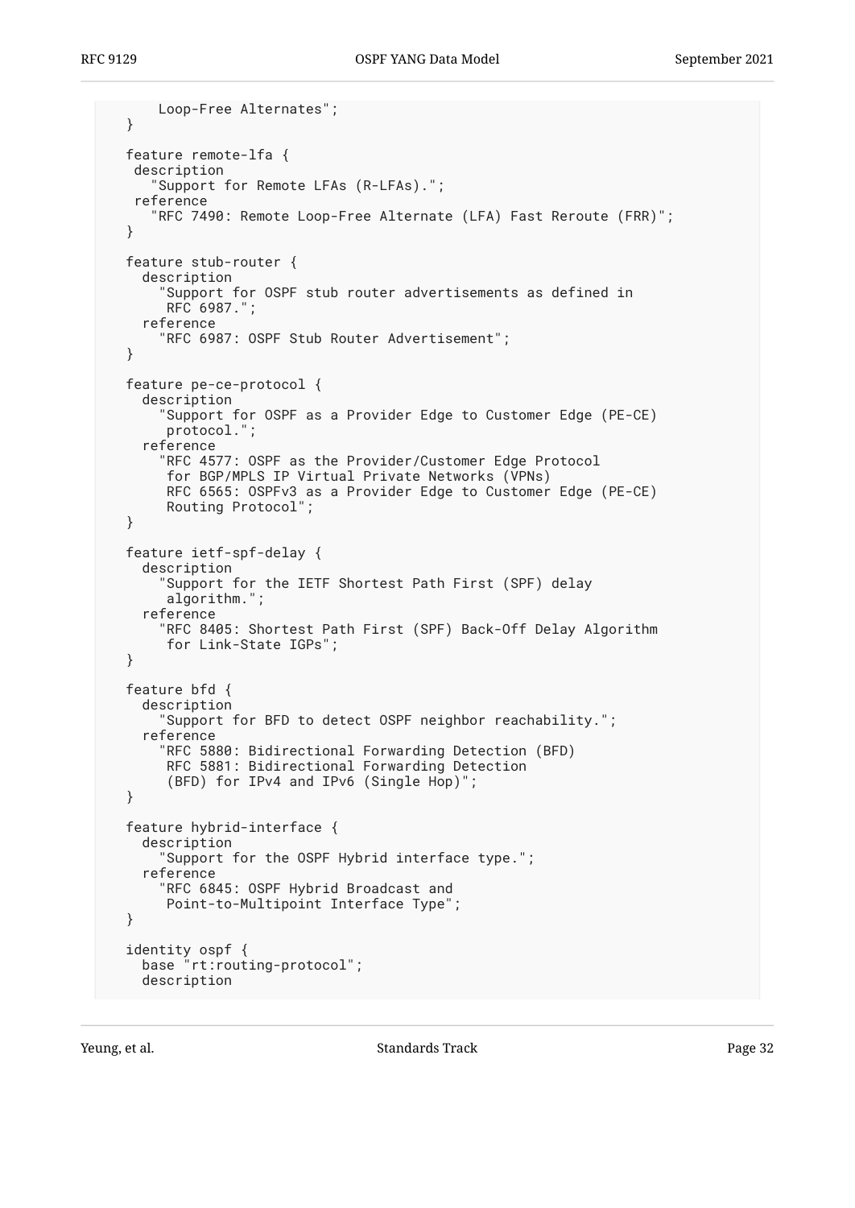```
      Loop-Free Alternates";
  }

  feature remote-lfa {
   description
     "Support for Remote LFAs (R-LFAs).";
   reference
     "RFC 7490: Remote Loop-Free Alternate (LFA) Fast Reroute (FRR)";
  }

  feature stub-router {
    description
      "Support for OSPF stub router advertisements as defined in
       RFC 6987.";
    reference
      "RFC 6987: OSPF Stub Router Advertisement";
  }

  feature pe-ce-protocol {
    description
      "Support for OSPF as a Provider Edge to Customer Edge (PE-CE)
       protocol.";
    reference
      "RFC 4577: OSPF as the Provider/Customer Edge Protocol
       for BGP/MPLS IP Virtual Private Networks (VPNs)
       RFC 6565: OSPFv3 as a Provider Edge to Customer Edge (PE-CE)
       Routing Protocol";
  }

  feature ietf-spf-delay {
    description
      "Support for the IETF Shortest Path First (SPF) delay
       algorithm.";
    reference
      "RFC 8405: Shortest Path First (SPF) Back-Off Delay Algorithm
       for Link-State IGPs";
  }

  feature bfd {
    description
      "Support for BFD to detect OSPF neighbor reachability.";
    reference
      "RFC 5880: Bidirectional Forwarding Detection (BFD)
       RFC 5881: Bidirectional Forwarding Detection
       (BFD) for IPv4 and IPv6 (Single Hop)";
  }

  feature hybrid-interface {
    description
      "Support for the OSPF Hybrid interface type.";
    reference
      "RFC 6845: OSPF Hybrid Broadcast and
       Point-to-Multipoint Interface Type";
  }

  identity ospf {
    base "rt:routing-protocol";
    description
```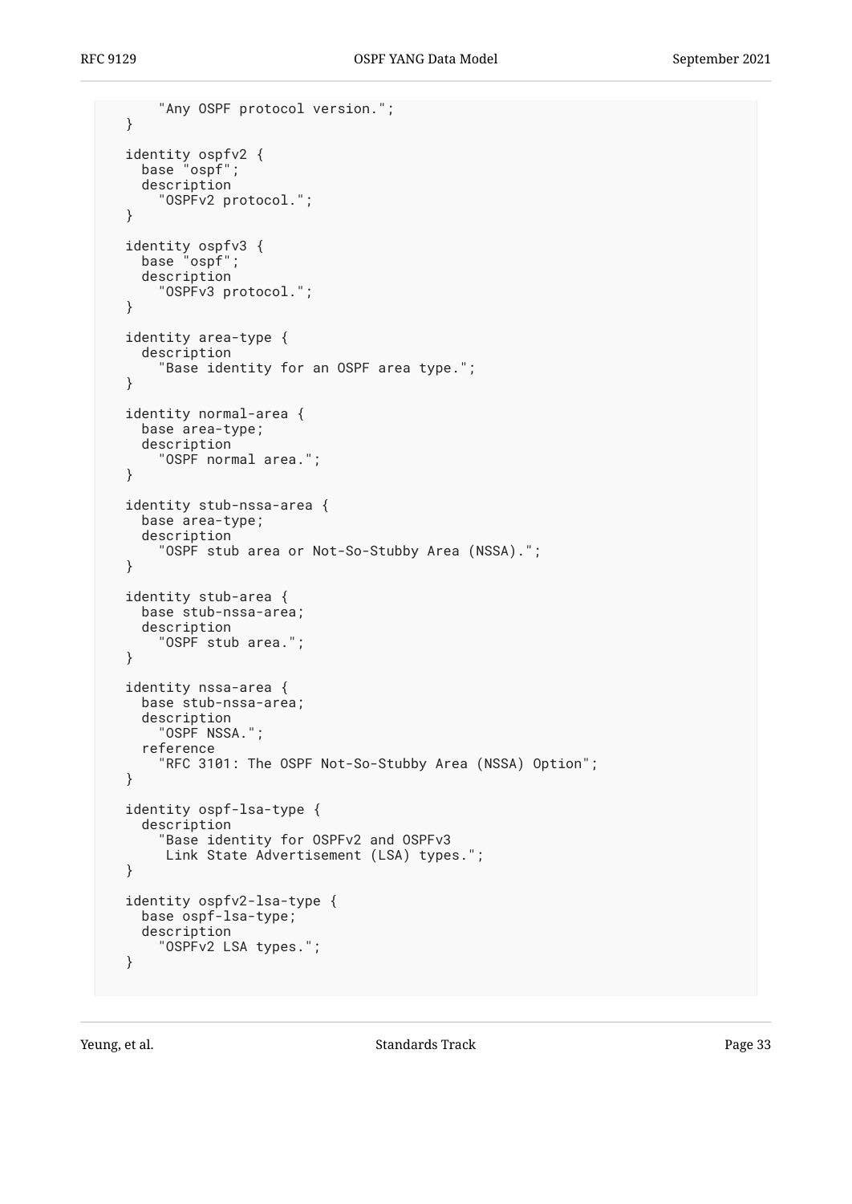```
       "Any OSPF protocol version.";
  }

  identity ospfv2 {
    base "ospf";
    description
      "OSPFv2 protocol.";
  }

  identity ospfv3 {
    base "ospf";
    description
      "OSPFv3 protocol.";
  }

  identity area-type {
    description
      "Base identity for an OSPF area type.";
  }

  identity normal-area {
    base area-type;
    description
      "OSPF normal area.";
  }

  identity stub-nssa-area {
    base area-type;
    description
      "OSPF stub area or Not-So-Stubby Area (NSSA).";
  }

  identity stub-area {
    base stub-nssa-area;
    description
      "OSPF stub area.";
  }

  identity nssa-area {
    base stub-nssa-area;
    description
      "OSPF NSSA.";
    reference
      "RFC 3101: The OSPF Not-So-Stubby Area (NSSA) Option";
  }

  identity ospf-lsa-type {
    description
      "Base identity for OSPFv2 and OSPFv3
       Link State Advertisement (LSA) types.";
  }

  identity ospfv2-lsa-type {
    base ospf-lsa-type;
    description
      "OSPFv2 LSA types.";
  }
```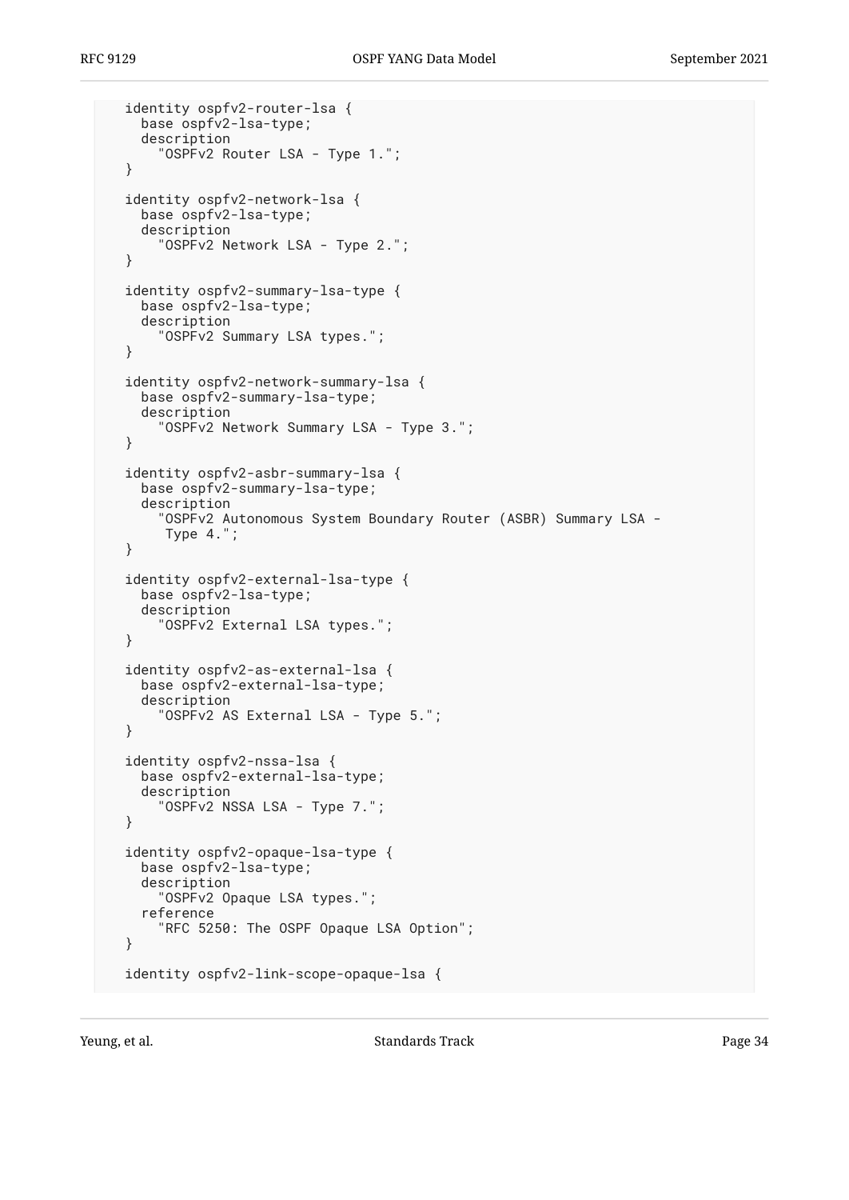```
     identity ospfv2-router-lsa {
       base ospfv2-lsa-type;
       description
         "OSPFv2 Router LSA - Type 1.";
     }

     identity ospfv2-network-lsa {
       base ospfv2-lsa-type;
       description
         "OSPFv2 Network LSA - Type 2.";
     }

     identity ospfv2-summary-lsa-type {
       base ospfv2-lsa-type;
       description
         "OSPFv2 Summary LSA types.";
     }

     identity ospfv2-network-summary-lsa {
       base ospfv2-summary-lsa-type;
       description
         "OSPFv2 Network Summary LSA - Type 3.";
     }

     identity ospfv2-asbr-summary-lsa {
       base ospfv2-summary-lsa-type;
       description
         "OSPFv2 Autonomous System Boundary Router (ASBR) Summary LSA -
          Type 4.";
     }

     identity ospfv2-external-lsa-type {
       base ospfv2-lsa-type;
       description
         "OSPFv2 External LSA types.";
     }

     identity ospfv2-as-external-lsa {
       base ospfv2-external-lsa-type;
       description
         "OSPFv2 AS External LSA - Type 5.";
     }

     identity ospfv2-nssa-lsa {
       base ospfv2-external-lsa-type;
       description
         "OSPFv2 NSSA LSA - Type 7.";
     }

     identity ospfv2-opaque-lsa-type {
       base ospfv2-lsa-type;
       description
         "OSPFv2 Opaque LSA types.";
       reference
         "RFC 5250: The OSPF Opaque LSA Option";
     }

     identity ospfv2-link-scope-opaque-lsa {
```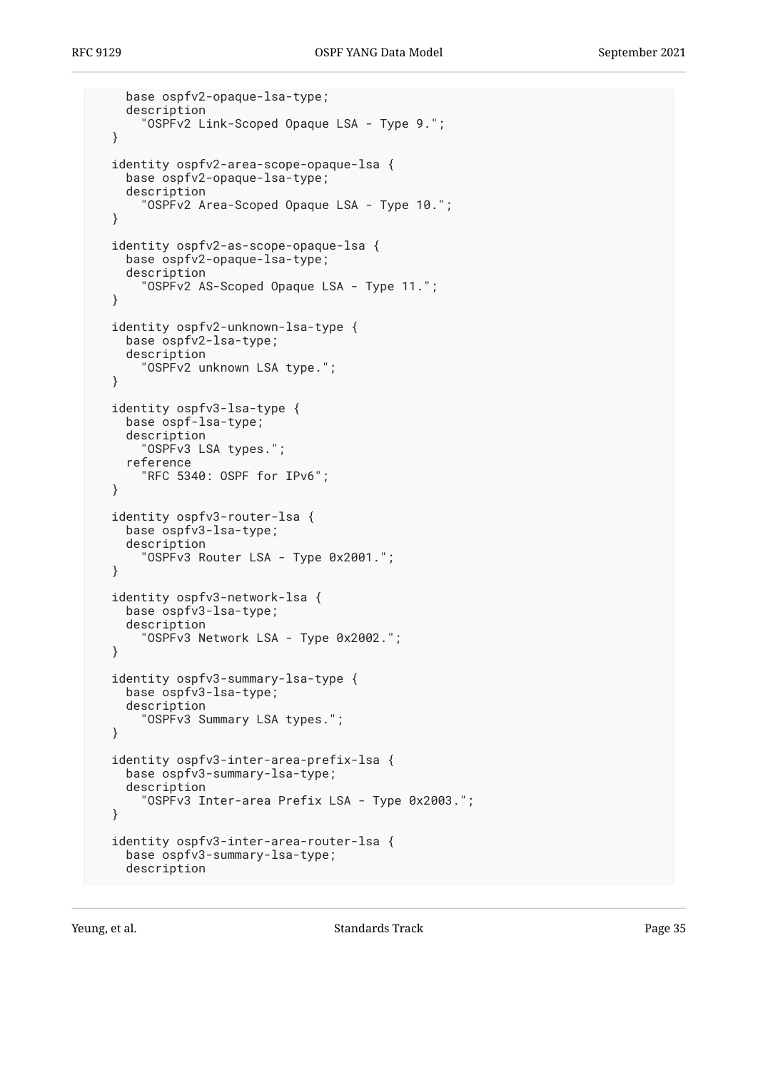```
     base ospfv2-opaque-lsa-type;
     description
       "OSPFv2 Link-Scoped Opaque LSA - Type 9.";
   }

   identity ospfv2-area-scope-opaque-lsa {
     base ospfv2-opaque-lsa-type;
     description
       "OSPFv2 Area-Scoped Opaque LSA - Type 10.";
   }

   identity ospfv2-as-scope-opaque-lsa {
     base ospfv2-opaque-lsa-type;
     description
       "OSPFv2 AS-Scoped Opaque LSA - Type 11.";
   }

   identity ospfv2-unknown-lsa-type {
     base ospfv2-lsa-type;
     description
       "OSPFv2 unknown LSA type.";
   }

   identity ospfv3-lsa-type {
     base ospf-lsa-type;
     description
       "OSPFv3 LSA types.";
     reference
       "RFC 5340: OSPF for IPv6";
   }

   identity ospfv3-router-lsa {
     base ospfv3-lsa-type;
     description
       "OSPFv3 Router LSA - Type 0x2001.";
   }

   identity ospfv3-network-lsa {
     base ospfv3-lsa-type;
     description
       "OSPFv3 Network LSA - Type 0x2002.";
   }

   identity ospfv3-summary-lsa-type {
     base ospfv3-lsa-type;
     description
       "OSPFv3 Summary LSA types.";
   }

   identity ospfv3-inter-area-prefix-lsa {
     base ospfv3-summary-lsa-type;
     description
       "OSPFv3 Inter-area Prefix LSA - Type 0x2003.";
   }

   identity ospfv3-inter-area-router-lsa {
     base ospfv3-summary-lsa-type;
     description
```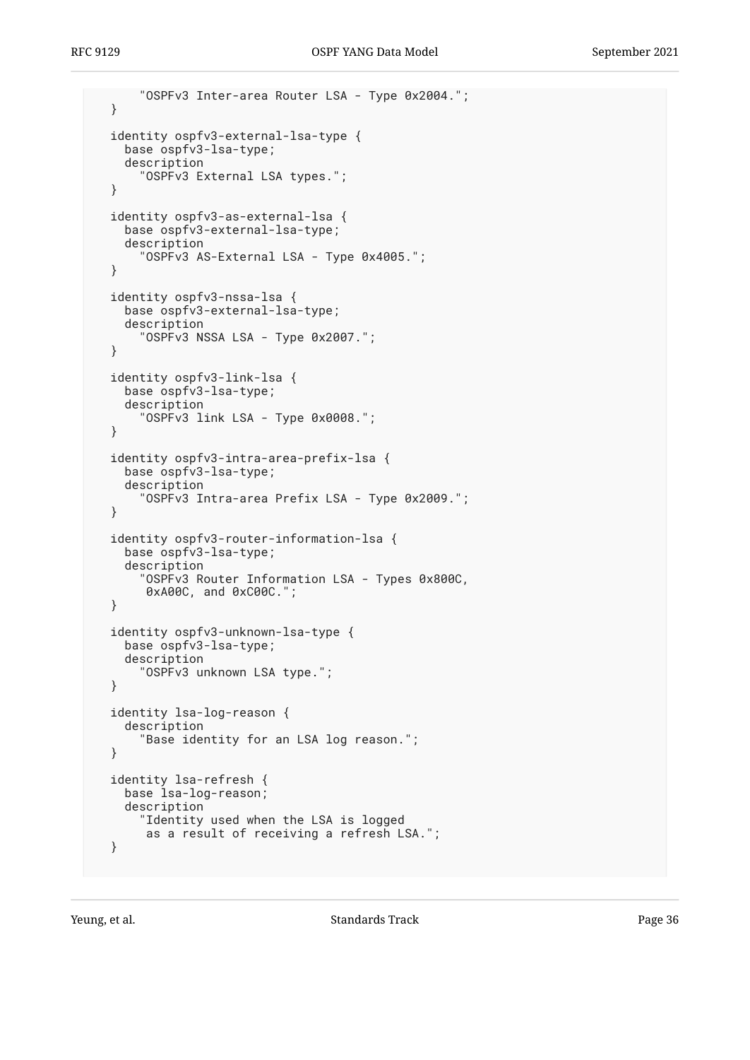```
       "OSPFv3 Inter-area Router LSA - Type 0x2004.";
  }

  identity ospfv3-external-lsa-type {
    base ospfv3-lsa-type;
    description
      "OSPFv3 External LSA types.";
  }

  identity ospfv3-as-external-lsa {
    base ospfv3-external-lsa-type;
    description
      "OSPFv3 AS-External LSA - Type 0x4005.";
  }

  identity ospfv3-nssa-lsa {
    base ospfv3-external-lsa-type;
    description
      "OSPFv3 NSSA LSA - Type 0x2007.";
  }

  identity ospfv3-link-lsa {
    base ospfv3-lsa-type;
    description
      "OSPFv3 link LSA - Type 0x0008.";
  }

  identity ospfv3-intra-area-prefix-lsa {
    base ospfv3-lsa-type;
    description
      "OSPFv3 Intra-area Prefix LSA - Type 0x2009.";
  }

  identity ospfv3-router-information-lsa {
    base ospfv3-lsa-type;
    description
      "OSPFv3 Router Information LSA - Types 0x800C,
       0xA00C, and 0xC00C.";
  }

  identity ospfv3-unknown-lsa-type {
    base ospfv3-lsa-type;
    description
      "OSPFv3 unknown LSA type.";
  }

  identity lsa-log-reason {
    description
      "Base identity for an LSA log reason.";
  }

  identity lsa-refresh {
    base lsa-log-reason;
    description
      "Identity used when the LSA is logged
       as a result of receiving a refresh LSA.";
  }
```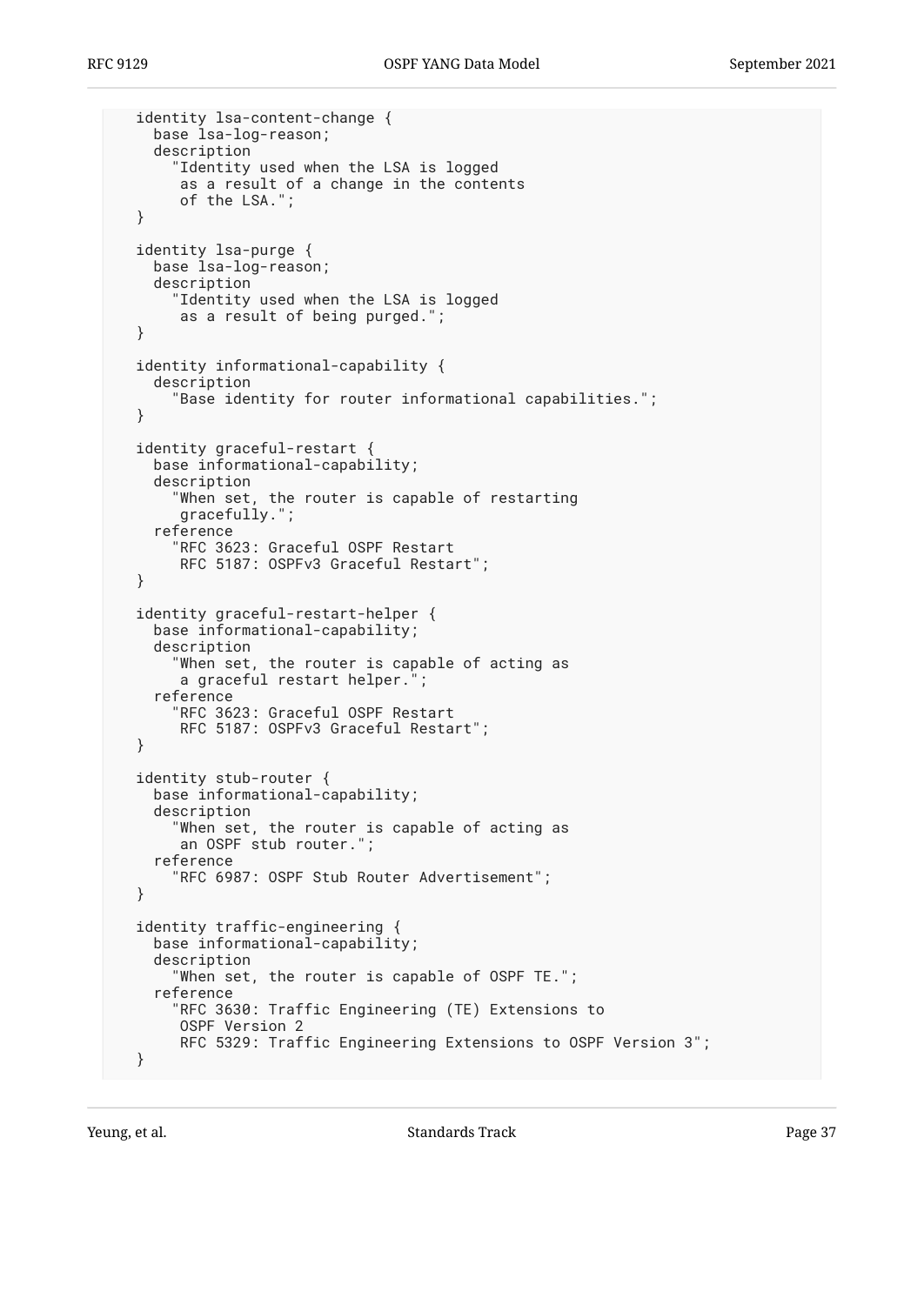```
    identity lsa-content-change {
      base lsa-log-reason;
      description
        "Identity used when the LSA is logged
         as a result of a change in the contents
         of the LSA.";
    }

    identity lsa-purge {
      base lsa-log-reason;
      description
        "Identity used when the LSA is logged
         as a result of being purged.";
    }

    identity informational-capability {
      description
        "Base identity for router informational capabilities.";
    }

    identity graceful-restart {
      base informational-capability;
      description
        "When set, the router is capable of restarting
         gracefully.";
      reference
        "RFC 3623: Graceful OSPF Restart
         RFC 5187: OSPFv3 Graceful Restart";
    }

    identity graceful-restart-helper {
      base informational-capability;
      description
        "When set, the router is capable of acting as
         a graceful restart helper.";
      reference
        "RFC 3623: Graceful OSPF Restart
         RFC 5187: OSPFv3 Graceful Restart";
    }

    identity stub-router {
      base informational-capability;
      description
        "When set, the router is capable of acting as
         an OSPF stub router.";
      reference
        "RFC 6987: OSPF Stub Router Advertisement";
    }

    identity traffic-engineering {
      base informational-capability;
      description
        "When set, the router is capable of OSPF TE.";
      reference
        "RFC 3630: Traffic Engineering (TE) Extensions to
         OSPF Version 2
         RFC 5329: Traffic Engineering Extensions to OSPF Version 3";
    }
```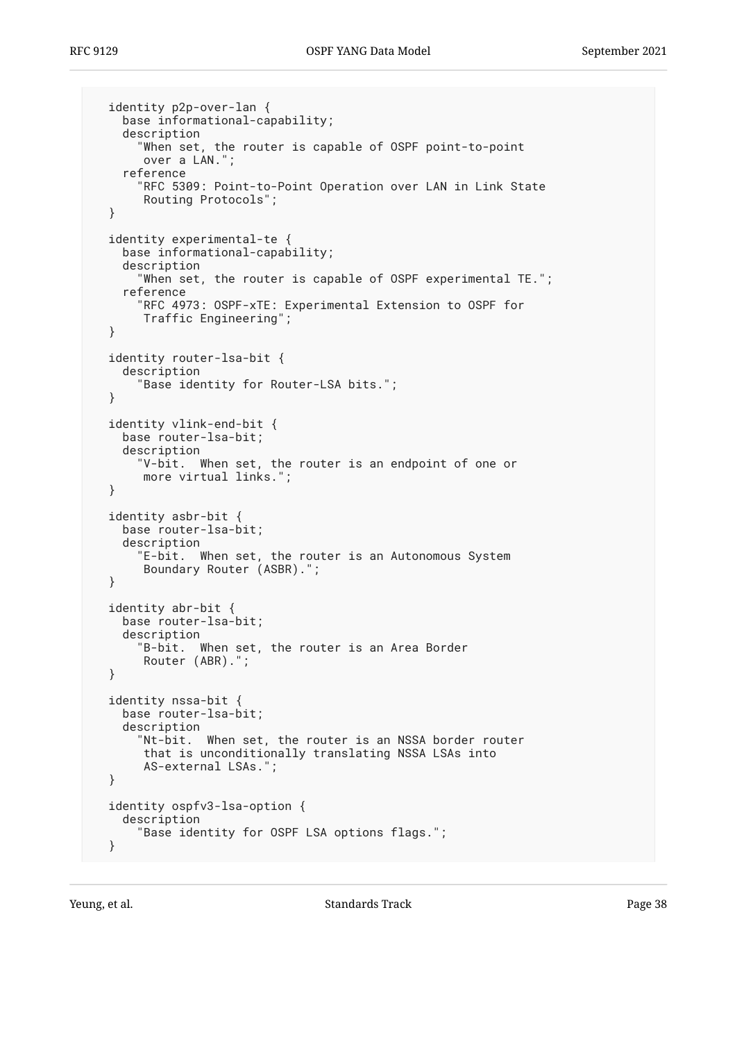```
   identity p2p-over-lan {
     base informational-capability;
     description
       "When set, the router is capable of OSPF point-to-point
        over a LAN.";
     reference
       "RFC 5309: Point-to-Point Operation over LAN in Link State
        Routing Protocols";
   }

   identity experimental-te {
     base informational-capability;
     description
       "When set, the router is capable of OSPF experimental TE.";
     reference
       "RFC 4973: OSPF-xTE: Experimental Extension to OSPF for
        Traffic Engineering";
   }

   identity router-lsa-bit {
     description
       "Base identity for Router-LSA bits.";
   }

   identity vlink-end-bit {
     base router-lsa-bit;
     description
       "V-bit.  When set, the router is an endpoint of one or
        more virtual links.";
   }

   identity asbr-bit {
     base router-lsa-bit;
     description
       "E-bit.  When set, the router is an Autonomous System
        Boundary Router (ASBR).";
   }

   identity abr-bit {
     base router-lsa-bit;
     description
       "B-bit.  When set, the router is an Area Border
        Router (ABR).";
   }

   identity nssa-bit {
     base router-lsa-bit;
     description
       "Nt-bit.  When set, the router is an NSSA border router
        that is unconditionally translating NSSA LSAs into
        AS-external LSAs.";
   }

   identity ospfv3-lsa-option {
     description
       "Base identity for OSPF LSA options flags.";
   }
```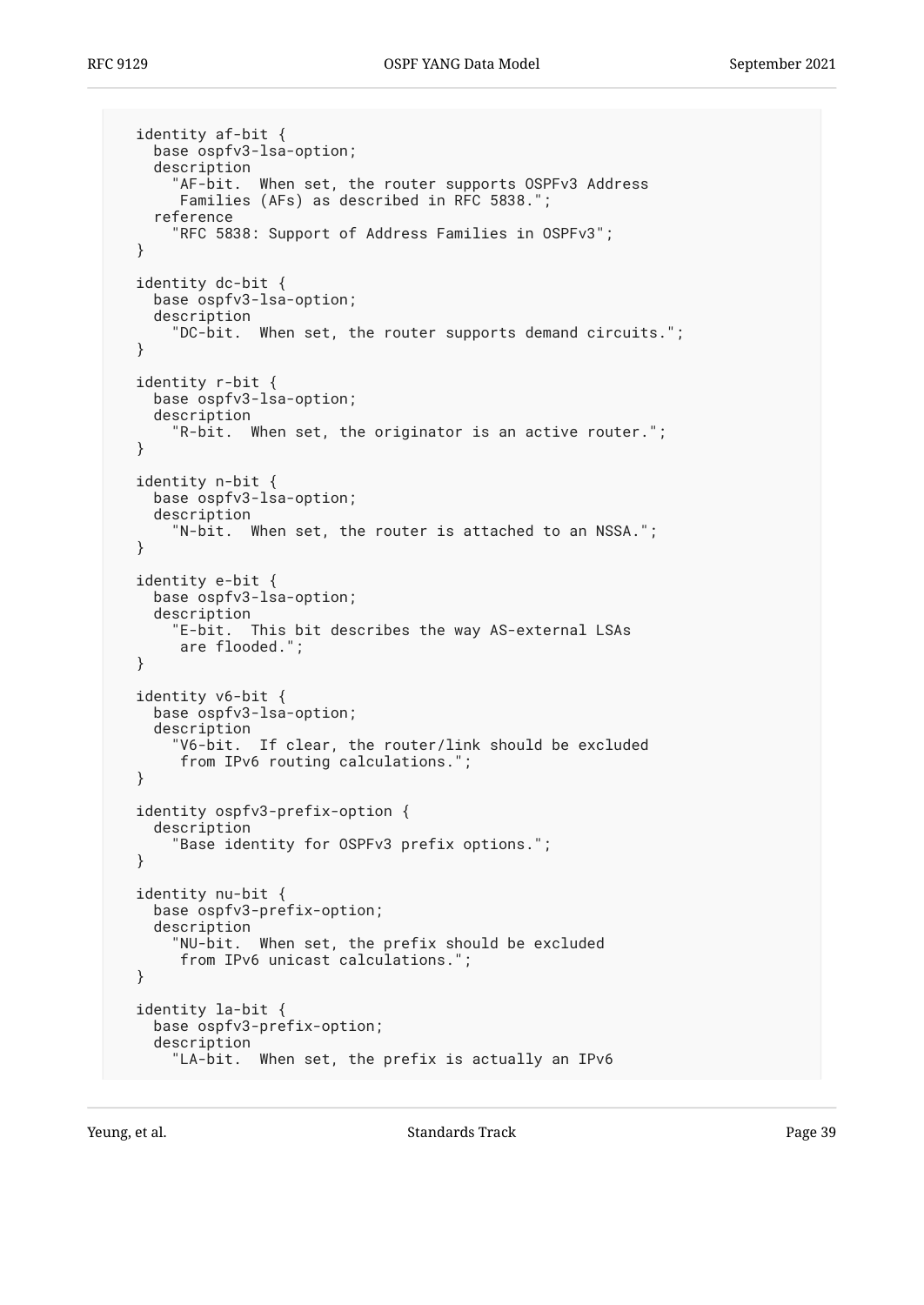```
  identity af-bit {
    base ospfv3-lsa-option;
    description
      "AF-bit.  When set, the router supports OSPFv3 Address
       Families (AFs) as described in RFC 5838.";
    reference
      "RFC 5838: Support of Address Families in OSPFv3";
  }

  identity dc-bit {
    base ospfv3-lsa-option;
    description
      "DC-bit.  When set, the router supports demand circuits.";
  }

  identity r-bit {
    base ospfv3-lsa-option;
    description
      "R-bit.  When set, the originator is an active router.";
  }

  identity n-bit {
    base ospfv3-lsa-option;
    description
      "N-bit.  When set, the router is attached to an NSSA.";
  }

  identity e-bit {
    base ospfv3-lsa-option;
    description
      "E-bit.  This bit describes the way AS-external LSAs
       are flooded.";
  }

  identity v6-bit {
    base ospfv3-lsa-option;
    description
      "V6-bit.  If clear, the router/link should be excluded
       from IPv6 routing calculations.";
  }

  identity ospfv3-prefix-option {
    description
      "Base identity for OSPFv3 prefix options.";
  }

  identity nu-bit {
    base ospfv3-prefix-option;
    description
      "NU-bit.  When set, the prefix should be excluded
       from IPv6 unicast calculations.";
  }

  identity la-bit {
    base ospfv3-prefix-option;
    description
      "LA-bit.  When set, the prefix is actually an IPv6
```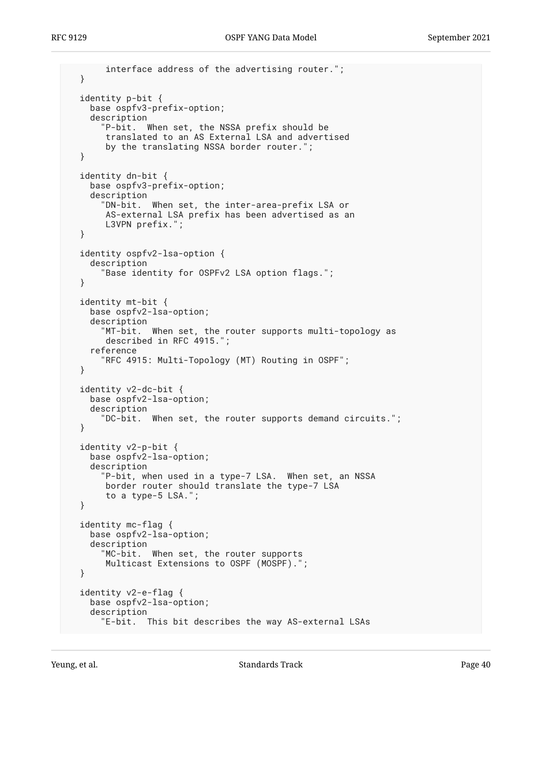```
       interface address of the advertising router.";
  }

  identity p-bit {
    base ospfv3-prefix-option;
    description
      "P-bit.  When set, the NSSA prefix should be
       translated to an AS External LSA and advertised
       by the translating NSSA border router.";
  }

  identity dn-bit {
    base ospfv3-prefix-option;
    description
      "DN-bit.  When set, the inter-area-prefix LSA or
       AS-external LSA prefix has been advertised as an
       L3VPN prefix.";
  }

  identity ospfv2-lsa-option {
    description
      "Base identity for OSPFv2 LSA option flags.";
  }

  identity mt-bit {
    base ospfv2-lsa-option;
    description
      "MT-bit.  When set, the router supports multi-topology as
       described in RFC 4915.";
    reference
      "RFC 4915: Multi-Topology (MT) Routing in OSPF";
  }

  identity v2-dc-bit {
    base ospfv2-lsa-option;
    description
      "DC-bit.  When set, the router supports demand circuits.";
  }

  identity v2-p-bit {
    base ospfv2-lsa-option;
    description
      "P-bit, when used in a type-7 LSA.  When set, an NSSA
       border router should translate the type-7 LSA
       to a type-5 LSA.";
  }

  identity mc-flag {
    base ospfv2-lsa-option;
    description
      "MC-bit.  When set, the router supports
       Multicast Extensions to OSPF (MOSPF).";
  }

  identity v2-e-flag {
    base ospfv2-lsa-option;
    description
      "E-bit.  This bit describes the way AS-external LSAs
```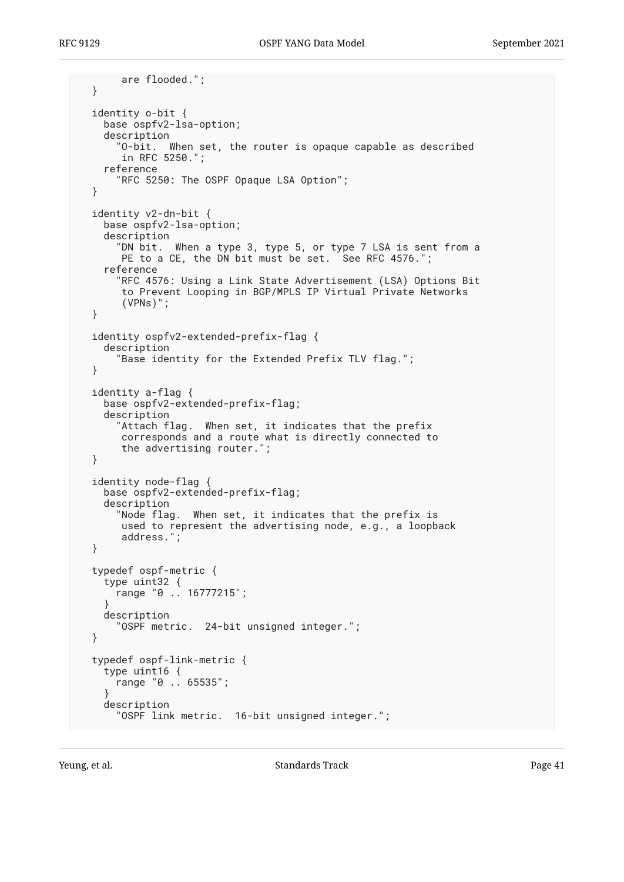```
       are flooded.";
  }

  identity o-bit {
    base ospfv2-lsa-option;
    description
      "O-bit.  When set, the router is opaque capable as described
       in RFC 5250.";
    reference
      "RFC 5250: The OSPF Opaque LSA Option";
  }

  identity v2-dn-bit {
    base ospfv2-lsa-option;
    description
      "DN bit.  When a type 3, type 5, or type 7 LSA is sent from a
       PE to a CE, the DN bit must be set.  See RFC 4576.";
    reference
      "RFC 4576: Using a Link State Advertisement (LSA) Options Bit
       to Prevent Looping in BGP/MPLS IP Virtual Private Networks
       (VPNs)";
  }

  identity ospfv2-extended-prefix-flag {
    description
      "Base identity for the Extended Prefix TLV flag.";
  }

  identity a-flag {
    base ospfv2-extended-prefix-flag;
    description
      "Attach flag.  When set, it indicates that the prefix
       corresponds and a route what is directly connected to
       the advertising router.";
  }

  identity node-flag {
    base ospfv2-extended-prefix-flag;
    description
      "Node flag.  When set, it indicates that the prefix is
       used to represent the advertising node, e.g., a loopback
       address.";
  }

  typedef ospf-metric {
    type uint32 {
      range "0 .. 16777215";
    }
    description
      "OSPF metric.  24-bit unsigned integer.";
  }

  typedef ospf-link-metric {
    type uint16 {
      range "0 .. 65535";
    }
    description
      "OSPF link metric.  16-bit unsigned integer.";
```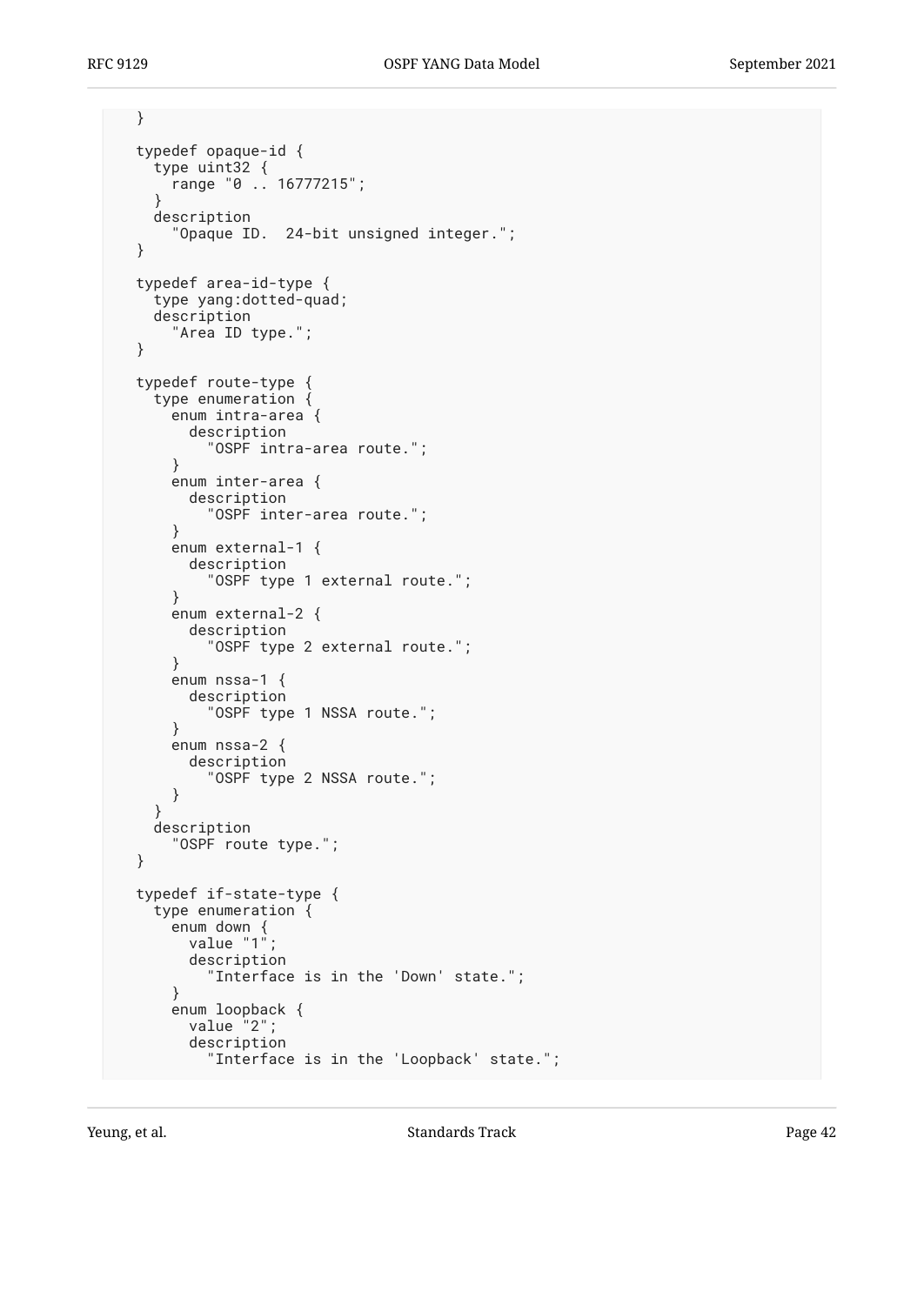```
   }

   typedef opaque-id {
     type uint32 {
       range "0 .. 16777215";
     }
     description
       "Opaque ID.  24-bit unsigned integer.";
   }

   typedef area-id-type {
     type yang:dotted-quad;
     description
       "Area ID type.";
   }

   typedef route-type {
     type enumeration {
       enum intra-area {
         description
           "OSPF intra-area route.";
       }
       enum inter-area {
         description
           "OSPF inter-area route.";
       }
       enum external-1 {
         description
           "OSPF type 1 external route.";
       }
       enum external-2 {
         description
           "OSPF type 2 external route.";
       }
       enum nssa-1 {
         description
           "OSPF type 1 NSSA route.";
       }
       enum nssa-2 {
         description
           "OSPF type 2 NSSA route.";
       }
     }
     description
       "OSPF route type.";
   }

   typedef if-state-type {
     type enumeration {
       enum down {
         value "1";
         description
           "Interface is in the 'Down' state.";
       }
       enum loopback {
         value "2";
         description
           "Interface is in the 'Loopback' state.";
```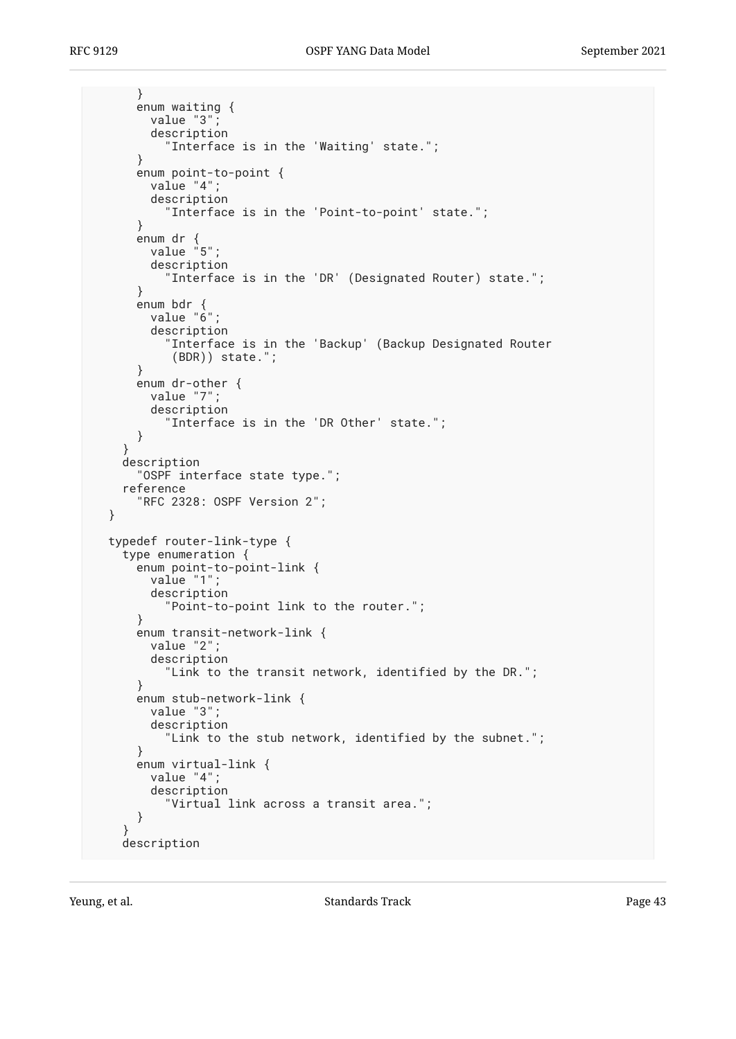```
      }
      enum waiting {
        value "3";
        description
          "Interface is in the 'Waiting' state.";
      }
      enum point-to-point {
        value "4";
        description
          "Interface is in the 'Point-to-point' state.";
      }
      enum dr {
        value "5";
        description
          "Interface is in the 'DR' (Designated Router) state.";
      }
      enum bdr {
        value "6";
        description
          "Interface is in the 'Backup' (Backup Designated Router
           (BDR)) state.";
      }
      enum dr-other {
        value "7";
        description
          "Interface is in the 'DR Other' state.";
      }
    }
    description
      "OSPF interface state type.";
    reference
      "RFC 2328: OSPF Version 2";
  }

  typedef router-link-type {
    type enumeration {
      enum point-to-point-link {
        value "1";
        description
          "Point-to-point link to the router.";
      }
      enum transit-network-link {
        value "2";
        description
          "Link to the transit network, identified by the DR.";
      }
      enum stub-network-link {
        value "3";
        description
          "Link to the stub network, identified by the subnet.";
      }
      enum virtual-link {
        value "4";
        description
          "Virtual link across a transit area.";
      }
    }
    description
```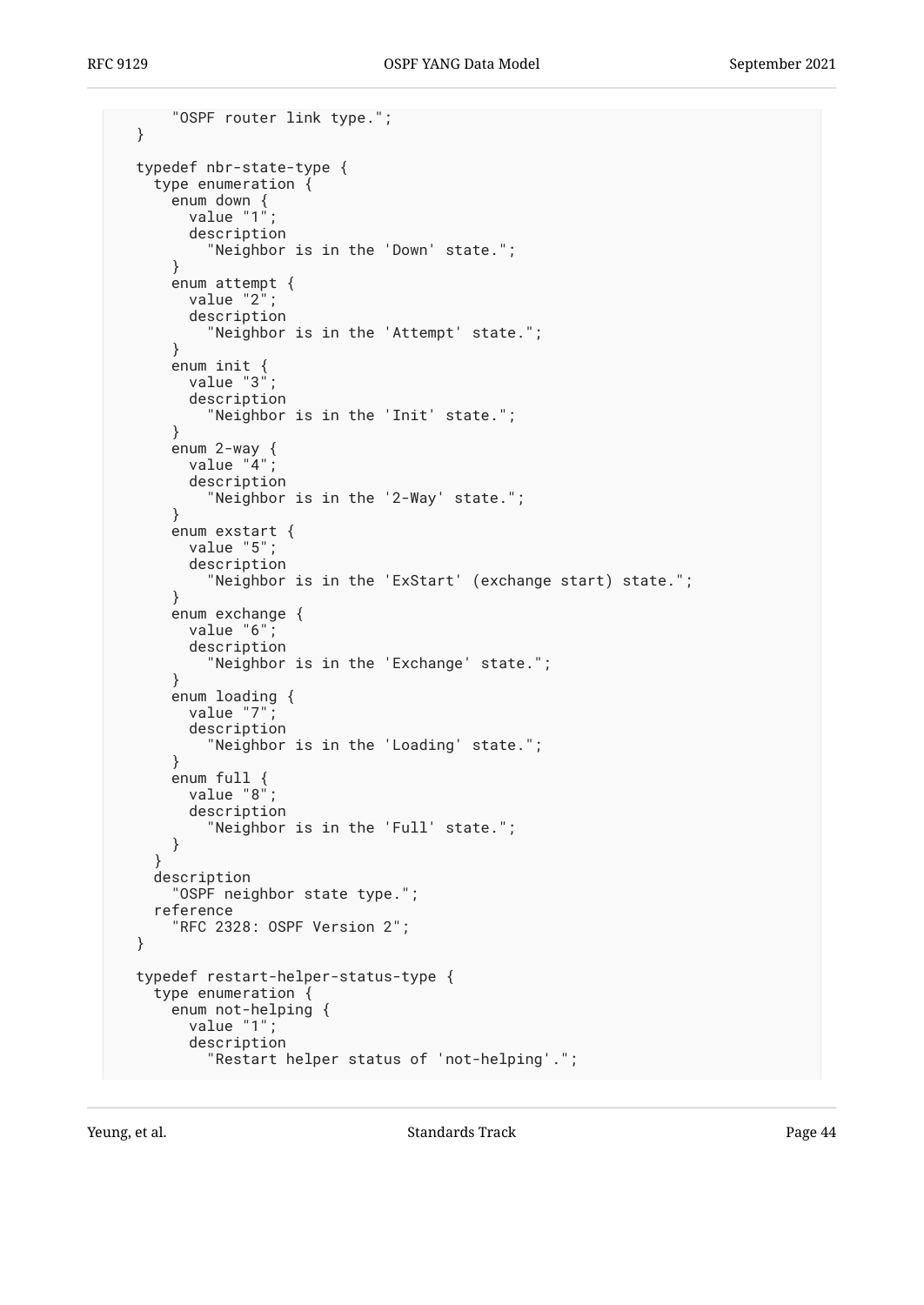```
       "OSPF router link type.";
  }

  typedef nbr-state-type {
    type enumeration {
      enum down {
        value "1";
        description
          "Neighbor is in the 'Down' state.";
      }
      enum attempt {
        value "2";
        description
          "Neighbor is in the 'Attempt' state.";
      }
      enum init {
        value "3";
        description
          "Neighbor is in the 'Init' state.";
      }
      enum 2-way {
        value "4";
        description
          "Neighbor is in the '2-Way' state.";
      }
      enum exstart {
        value "5";
        description
          "Neighbor is in the 'ExStart' (exchange start) state.";
      }
      enum exchange {
        value "6";
        description
          "Neighbor is in the 'Exchange' state.";
      }
      enum loading {
        value "7";
        description
          "Neighbor is in the 'Loading' state.";
      }
      enum full {
        value "8";
        description
          "Neighbor is in the 'Full' state.";
      }
    }
    description
      "OSPF neighbor state type.";
    reference
      "RFC 2328: OSPF Version 2";
  }

  typedef restart-helper-status-type {
    type enumeration {
      enum not-helping {
        value "1";
        description
          "Restart helper status of 'not-helping'.";
```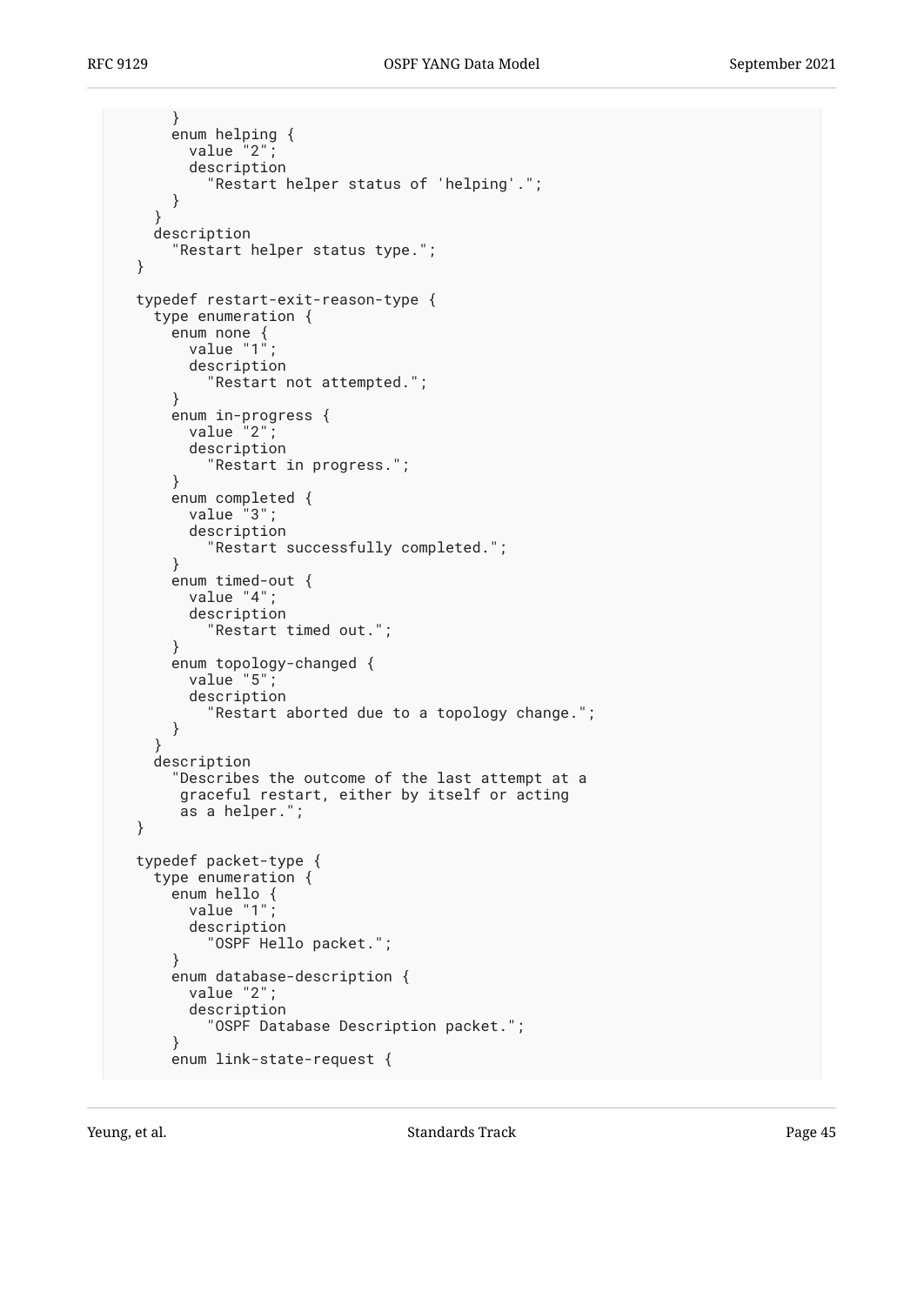```
      }
      enum helping {
        value "2";
        description
          "Restart helper status of 'helping'.";
      }
    }
    description
      "Restart helper status type.";
  }

  typedef restart-exit-reason-type {
    type enumeration {
      enum none {
        value "1";
        description
          "Restart not attempted.";
      }
      enum in-progress {
        value "2";
        description
          "Restart in progress.";
      }
      enum completed {
        value "3";
        description
          "Restart successfully completed.";
      }
      enum timed-out {
        value "4";
        description
          "Restart timed out.";
      }
      enum topology-changed {
        value "5";
        description
          "Restart aborted due to a topology change.";
      }
    }
    description
      "Describes the outcome of the last attempt at a
       graceful restart, either by itself or acting
       as a helper.";
  }

  typedef packet-type {
    type enumeration {
      enum hello {
        value "1";
        description
          "OSPF Hello packet.";
      }
      enum database-description {
        value "2";
        description
          "OSPF Database Description packet.";
      }
      enum link-state-request {
```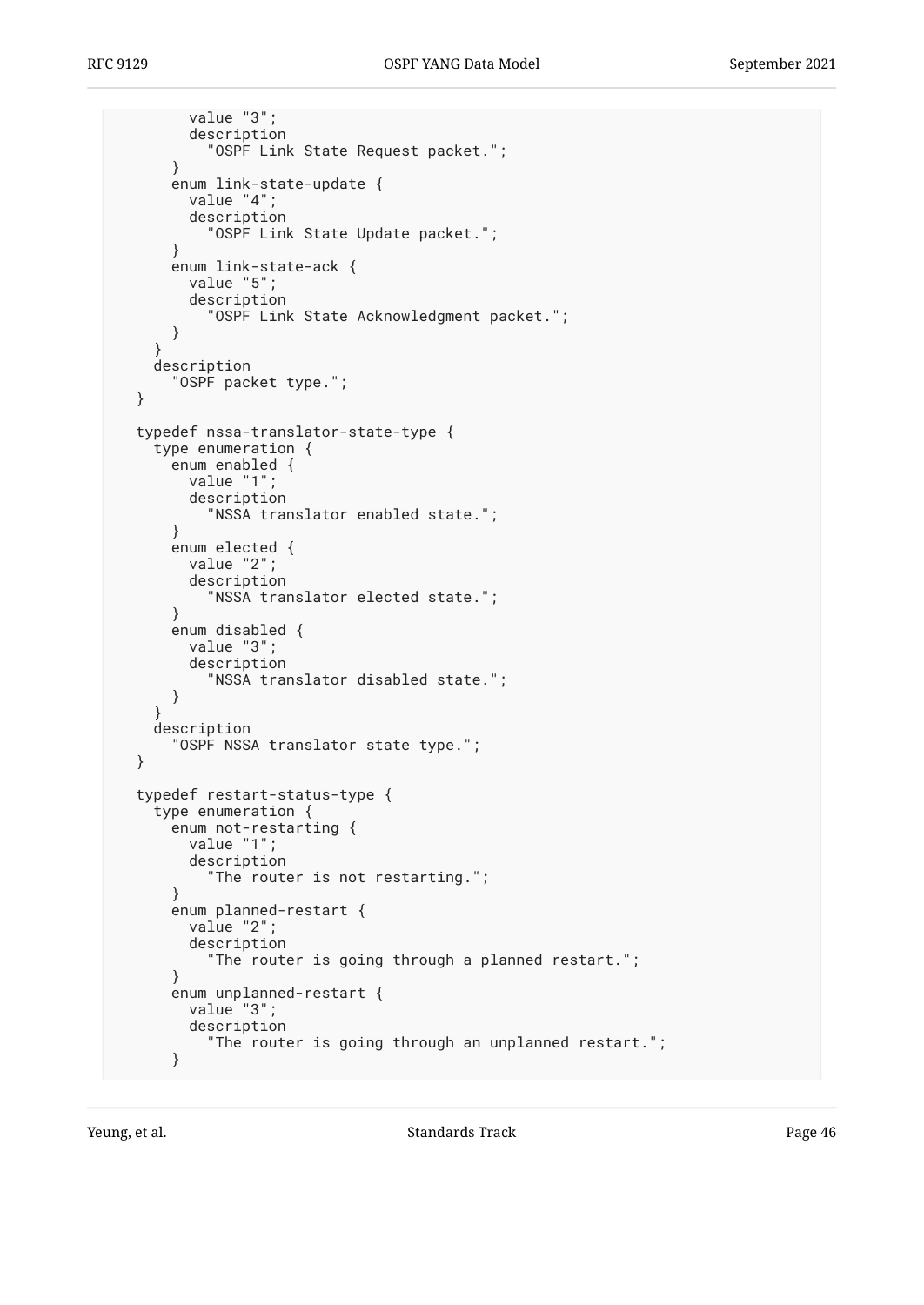```
        value "3";
        description
          "OSPF Link State Request packet.";
      }
      enum link-state-update {
        value "4";
        description
          "OSPF Link State Update packet.";
      }
      enum link-state-ack {
        value "5";
        description
          "OSPF Link State Acknowledgment packet.";
      }
    }
    description
      "OSPF packet type.";
  }

  typedef nssa-translator-state-type {
    type enumeration {
      enum enabled {
        value "1";
        description
          "NSSA translator enabled state.";
      }
      enum elected {
        value "2";
        description
          "NSSA translator elected state.";
      }
      enum disabled {
        value "3";
        description
          "NSSA translator disabled state.";
      }
    }
    description
      "OSPF NSSA translator state type.";
  }

  typedef restart-status-type {
    type enumeration {
      enum not-restarting {
        value "1";
        description
          "The router is not restarting.";
      }
      enum planned-restart {
        value "2";
        description
          "The router is going through a planned restart.";
      }
      enum unplanned-restart {
        value "3";
        description
          "The router is going through an unplanned restart.";
      }
```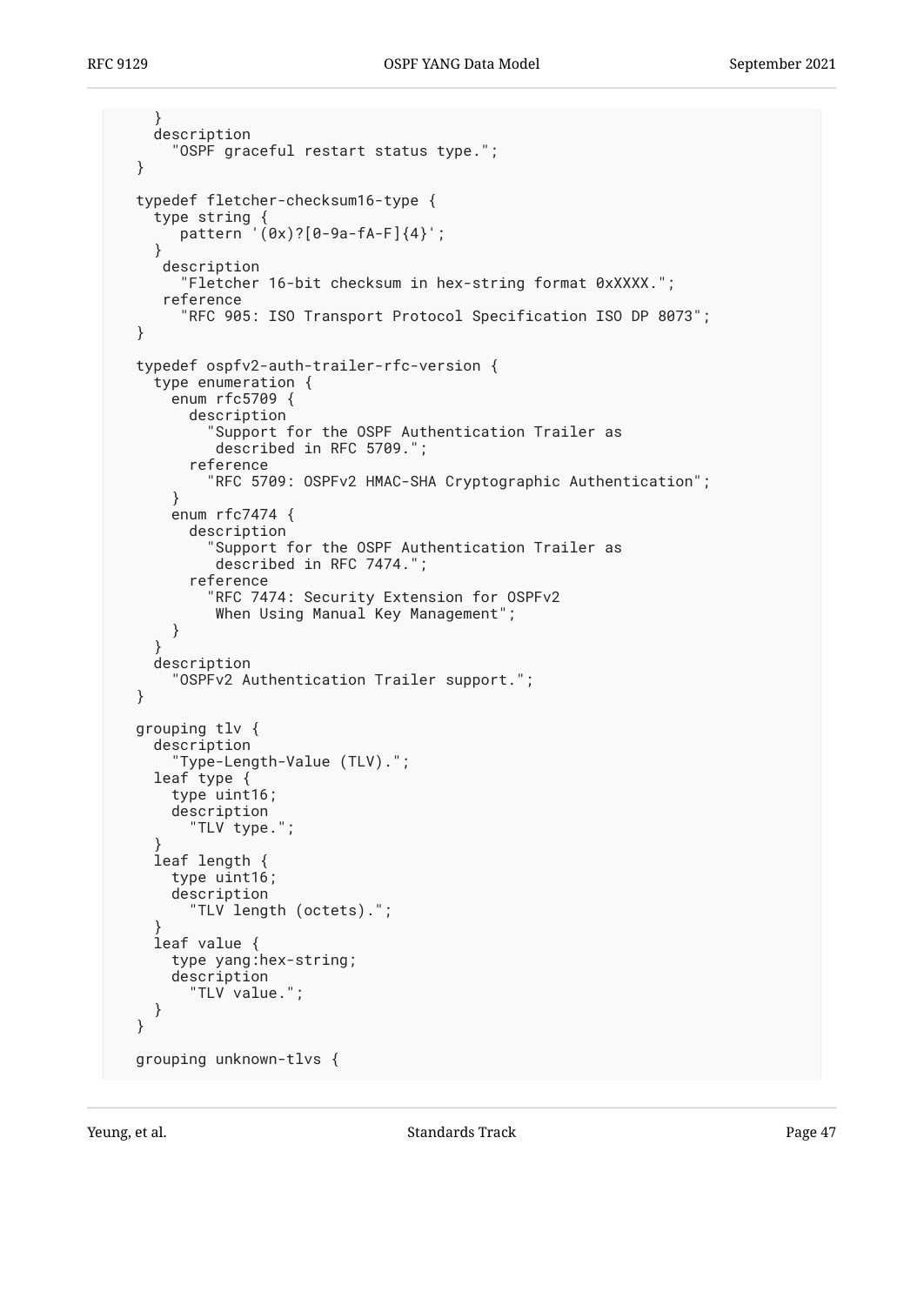```
      }
      description
        "OSPF graceful restart status type.";
    }

    typedef fletcher-checksum16-type {
      type string {
         pattern '(0x)?[0-9a-fA-F]{4}';
      }
       description
         "Fletcher 16-bit checksum in hex-string format 0xXXXX.";
       reference
         "RFC 905: ISO Transport Protocol Specification ISO DP 8073";
    }

    typedef ospfv2-auth-trailer-rfc-version {
      type enumeration {
        enum rfc5709 {
          description
            "Support for the OSPF Authentication Trailer as
             described in RFC 5709.";
          reference
            "RFC 5709: OSPFv2 HMAC-SHA Cryptographic Authentication";
        }
        enum rfc7474 {
          description
            "Support for the OSPF Authentication Trailer as
             described in RFC 7474.";
          reference
            "RFC 7474: Security Extension for OSPFv2
             When Using Manual Key Management";
        }
      }
      description
        "OSPFv2 Authentication Trailer support.";
    }

    grouping tlv {
      description
        "Type-Length-Value (TLV).";
      leaf type {
        type uint16;
        description
          "TLV type.";
      }
      leaf length {
        type uint16;
        description
          "TLV length (octets).";
      }
      leaf value {
        type yang:hex-string;
        description
          "TLV value.";
      }
    }

    grouping unknown-tlvs {
```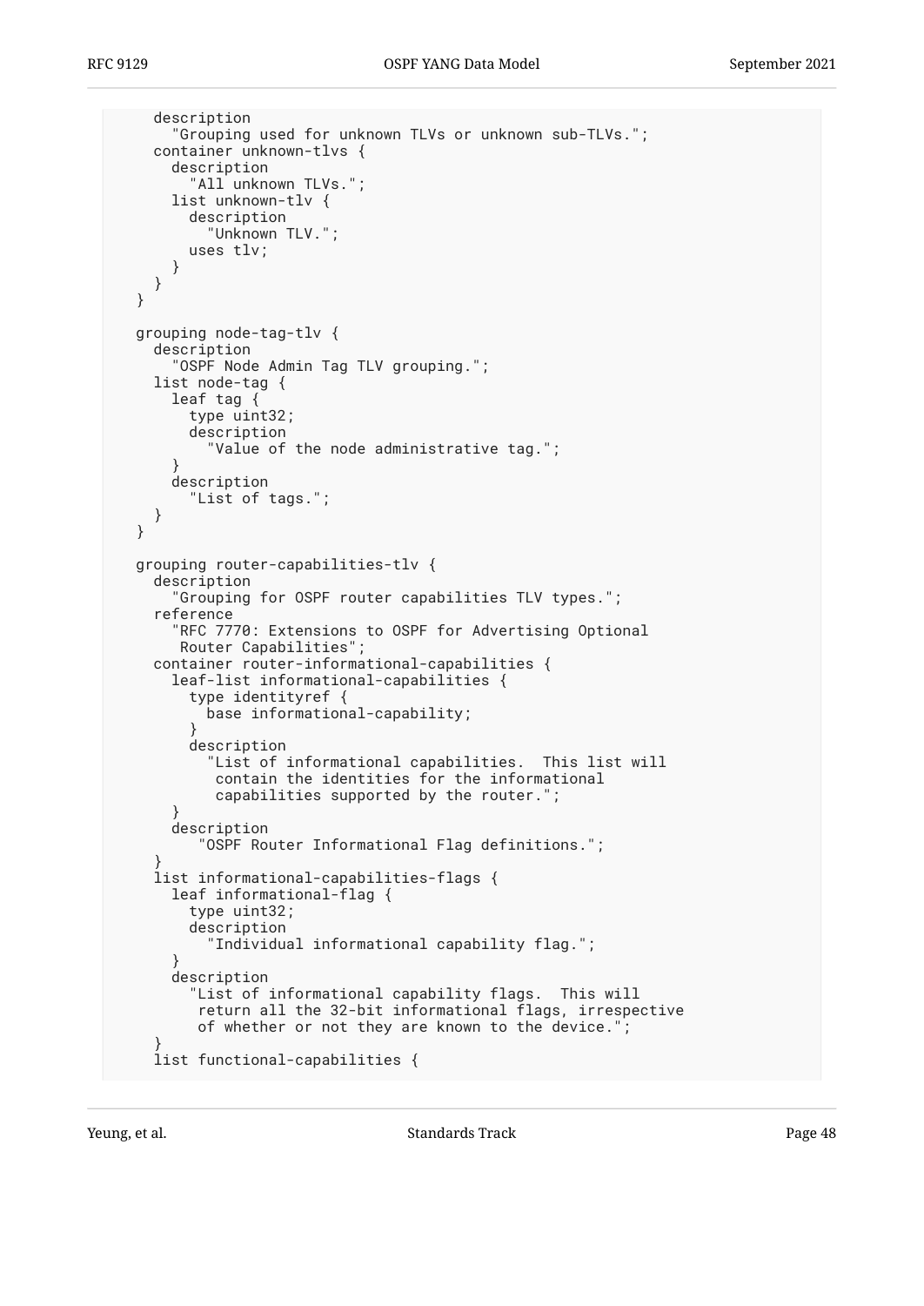```
      description
        "Grouping used for unknown TLVs or unknown sub-TLVs.";
      container unknown-tlvs {
        description
          "All unknown TLVs.";
        list unknown-tlv {
          description
            "Unknown TLV.";
          uses tlv;
        }
      }
    }

    grouping node-tag-tlv {
      description
        "OSPF Node Admin Tag TLV grouping.";
      list node-tag {
        leaf tag {
          type uint32;
          description
            "Value of the node administrative tag.";
        }
        description
          "List of tags.";
      }
    }

    grouping router-capabilities-tlv {
      description
        "Grouping for OSPF router capabilities TLV types.";
      reference
        "RFC 7770: Extensions to OSPF for Advertising Optional
         Router Capabilities";
      container router-informational-capabilities {
        leaf-list informational-capabilities {
          type identityref {
            base informational-capability;
          }
          description
            "List of informational capabilities.  This list will
             contain the identities for the informational
             capabilities supported by the router.";
        }
        description
           "OSPF Router Informational Flag definitions.";
      }
      list informational-capabilities-flags {
        leaf informational-flag {
          type uint32;
          description
            "Individual informational capability flag.";
        }
        description
          "List of informational capability flags.  This will
           return all the 32-bit informational flags, irrespective
           of whether or not they are known to the device.";
      }
      list functional-capabilities {
```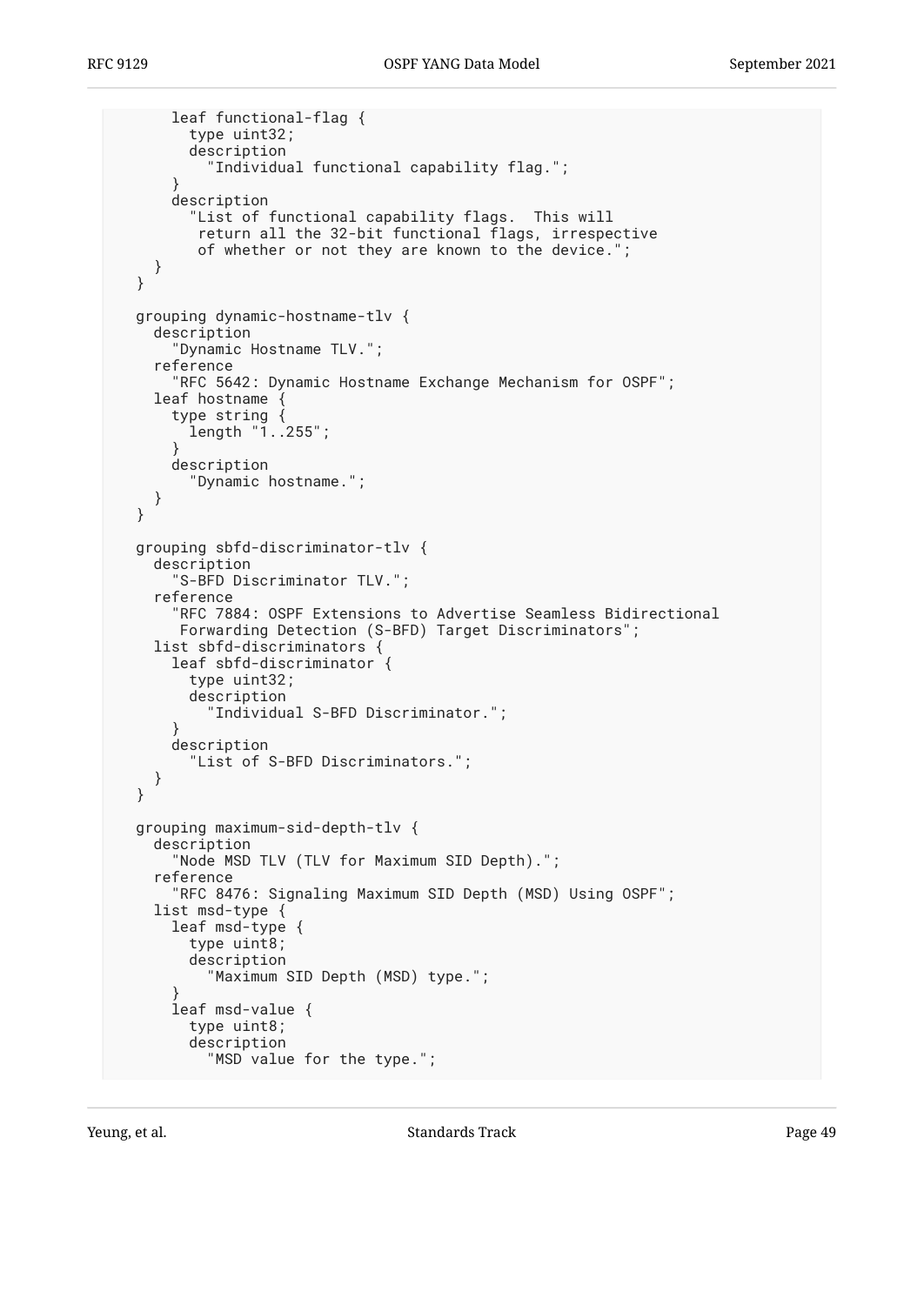```
      leaf functional-flag {
        type uint32;
        description
          "Individual functional capability flag.";
      }
      description
        "List of functional capability flags.  This will
         return all the 32-bit functional flags, irrespective
         of whether or not they are known to the device.";
    }
  }

  grouping dynamic-hostname-tlv {
    description
      "Dynamic Hostname TLV.";
    reference
      "RFC 5642: Dynamic Hostname Exchange Mechanism for OSPF";
    leaf hostname {
      type string {
        length "1..255";
      }
      description
        "Dynamic hostname.";
    }
  }

  grouping sbfd-discriminator-tlv {
    description
      "S-BFD Discriminator TLV.";
    reference
      "RFC 7884: OSPF Extensions to Advertise Seamless Bidirectional
       Forwarding Detection (S-BFD) Target Discriminators";
    list sbfd-discriminators {
      leaf sbfd-discriminator {
        type uint32;
        description
          "Individual S-BFD Discriminator.";
      }
      description
        "List of S-BFD Discriminators.";
    }
  }

  grouping maximum-sid-depth-tlv {
    description
      "Node MSD TLV (TLV for Maximum SID Depth).";
    reference
      "RFC 8476: Signaling Maximum SID Depth (MSD) Using OSPF";
    list msd-type {
      leaf msd-type {
        type uint8;
        description
          "Maximum SID Depth (MSD) type.";
      }
      leaf msd-value {
        type uint8;
        description
          "MSD value for the type.";
```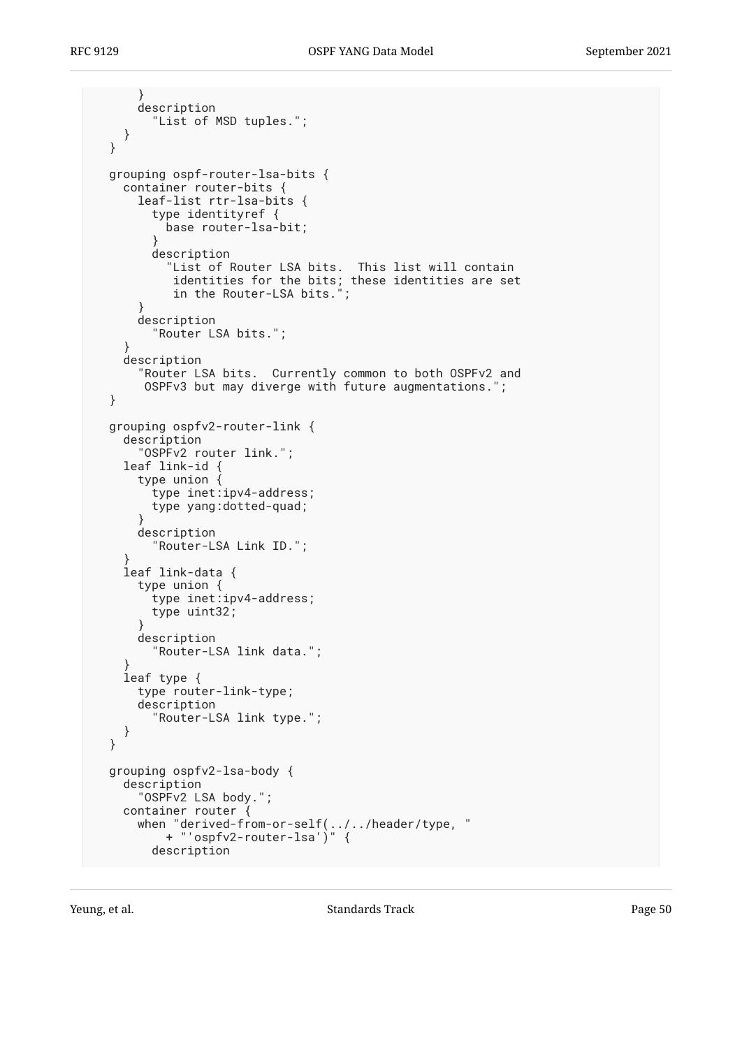```
      }
      description
        "List of MSD tuples.";
    }
  }

  grouping ospf-router-lsa-bits {
    container router-bits {
      leaf-list rtr-lsa-bits {
        type identityref {
          base router-lsa-bit;
        }
        description
          "List of Router LSA bits.  This list will contain
           identities for the bits; these identities are set
           in the Router-LSA bits.";
      }
      description
        "Router LSA bits.";
    }
    description
      "Router LSA bits.  Currently common to both OSPFv2 and
       OSPFv3 but may diverge with future augmentations.";
  }

  grouping ospfv2-router-link {
    description
      "OSPFv2 router link.";
    leaf link-id {
      type union {
        type inet:ipv4-address;
        type yang:dotted-quad;
      }
      description
        "Router-LSA Link ID.";
    }
    leaf link-data {
      type union {
        type inet:ipv4-address;
        type uint32;
      }
      description
        "Router-LSA link data.";
    }
    leaf type {
      type router-link-type;
      description
        "Router-LSA link type.";
    }
  }

  grouping ospfv2-lsa-body {
    description
      "OSPFv2 LSA body.";
    container router {
      when "derived-from-or-self(../../header/type, "
         + "'ospfv2-router-lsa')" {
        description
```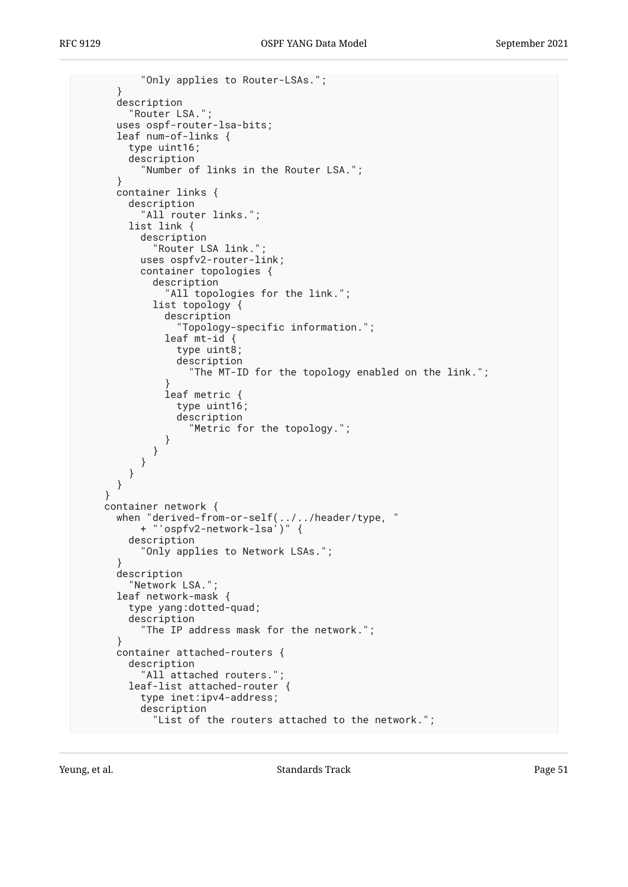```
            "Only applies to Router-LSAs.";
        }
        description
          "Router LSA.";
        uses ospf-router-lsa-bits;
        leaf num-of-links {
          type uint16;
          description
            "Number of links in the Router LSA.";
        }
        container links {
          description
            "All router links.";
          list link {
            description
              "Router LSA link.";
            uses ospfv2-router-link;
            container topologies {
              description
                "All topologies for the link.";
              list topology {
                description
                  "Topology-specific information.";
                leaf mt-id {
                  type uint8;
                  description
                    "The MT-ID for the topology enabled on the link.";
                }
                leaf metric {
                  type uint16;
                  description
                    "Metric for the topology.";
                }
              }
            }
          }
        }
      }
      container network {
        when "derived-from-or-self(../../header/type, "
           + "'ospfv2-network-lsa')" {
          description
            "Only applies to Network LSAs.";
        }
        description
          "Network LSA.";
        leaf network-mask {
          type yang:dotted-quad;
          description
            "The IP address mask for the network.";
        }
        container attached-routers {
          description
            "All attached routers.";
          leaf-list attached-router {
            type inet:ipv4-address;
            description
              "List of the routers attached to the network.";
```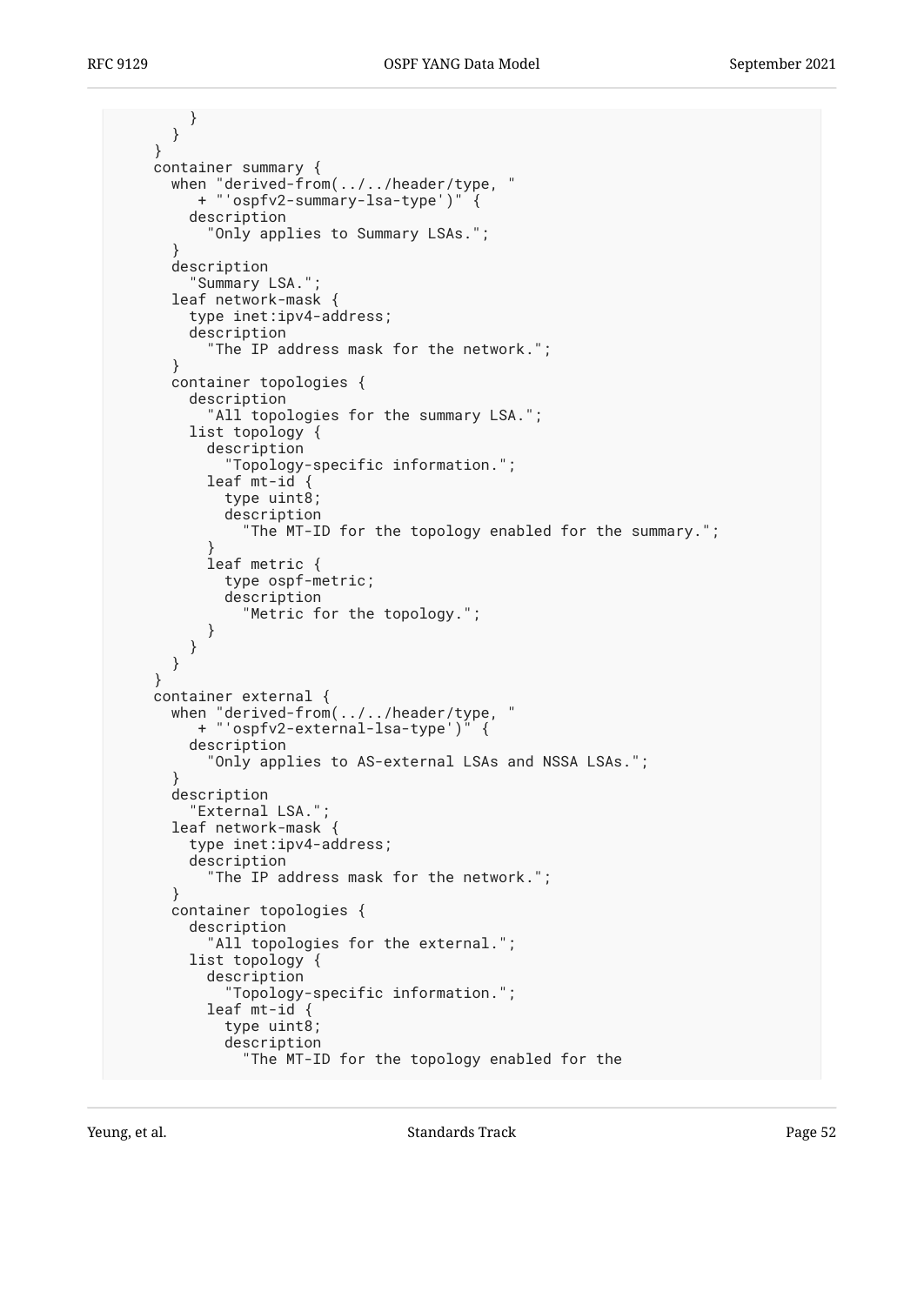```
          }
        }
      }
      container summary {
        when "derived-from(../../header/type, "
           + "'ospfv2-summary-lsa-type')" {
          description
            "Only applies to Summary LSAs.";
        }
        description
          "Summary LSA.";
        leaf network-mask {
          type inet:ipv4-address;
          description
            "The IP address mask for the network.";
        }
        container topologies {
          description
            "All topologies for the summary LSA.";
          list topology {
            description
              "Topology-specific information.";
            leaf mt-id {
              type uint8;
              description
                "The MT-ID for the topology enabled for the summary.";
            }
            leaf metric {
              type ospf-metric;
              description
                "Metric for the topology.";
            }
          }
        }
      }
      container external {
        when "derived-from(../../header/type, "
           + "'ospfv2-external-lsa-type')" {
          description
            "Only applies to AS-external LSAs and NSSA LSAs.";
        }
        description
          "External LSA.";
        leaf network-mask {
          type inet:ipv4-address;
          description
            "The IP address mask for the network.";
        }
        container topologies {
          description
            "All topologies for the external.";
          list topology {
            description
              "Topology-specific information.";
            leaf mt-id {
              type uint8;
              description
                "The MT-ID for the topology enabled for the
```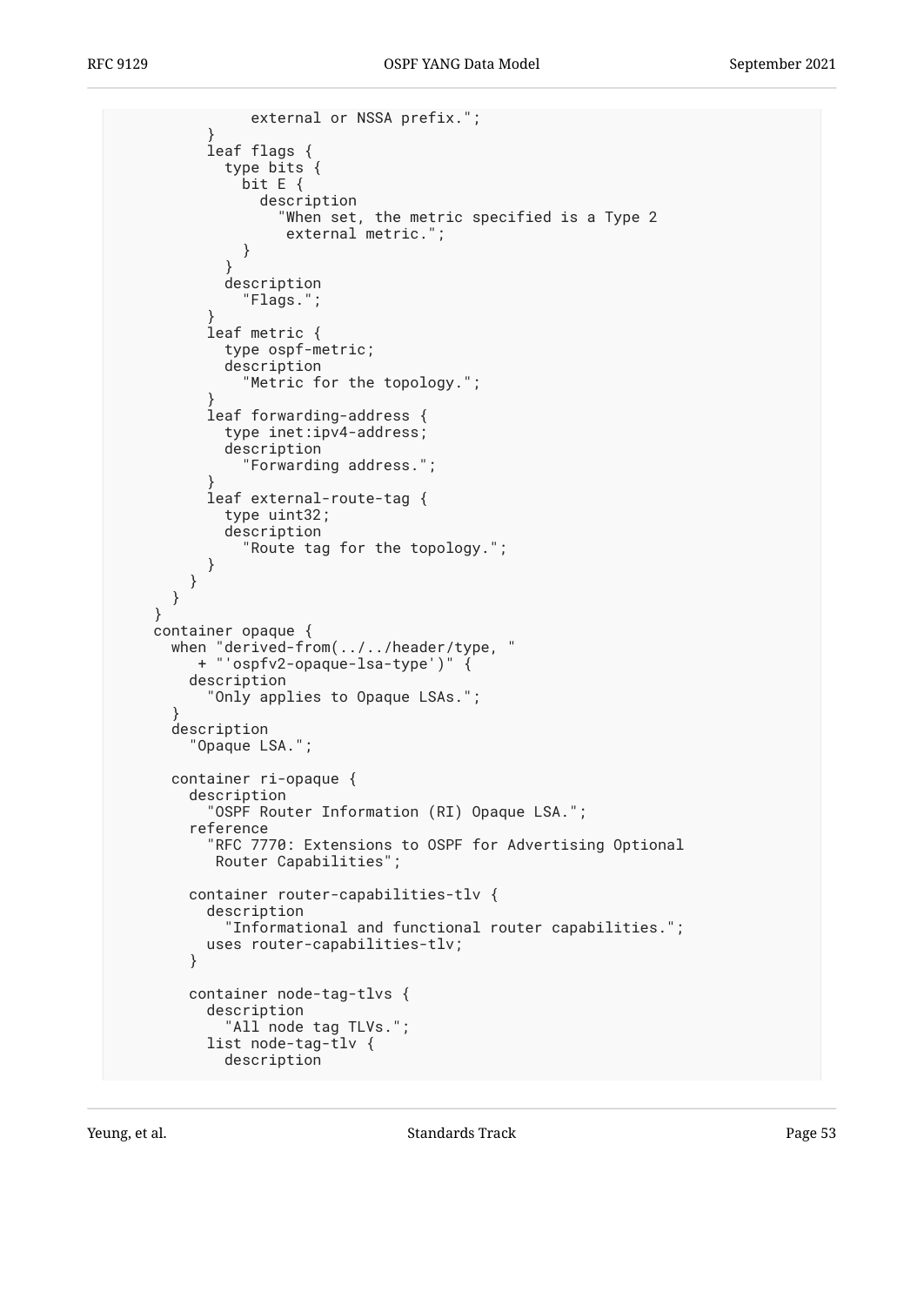```
               external or NSSA prefix.";
          }
          leaf flags {
            type bits {
              bit E {
                description
                  "When set, the metric specified is a Type 2
                   external metric.";
              }
            }
            description
              "Flags.";
          }
          leaf metric {
            type ospf-metric;
            description
              "Metric for the topology.";
          }
          leaf forwarding-address {
            type inet:ipv4-address;
            description
              "Forwarding address.";
          }
          leaf external-route-tag {
            type uint32;
            description
              "Route tag for the topology.";
          }
        }
      }
    }
    container opaque {
      when "derived-from(../../header/type, "
         + "'ospfv2-opaque-lsa-type')" {
        description
          "Only applies to Opaque LSAs.";
      }
      description
        "Opaque LSA.";

      container ri-opaque {
        description
          "OSPF Router Information (RI) Opaque LSA.";
        reference
          "RFC 7770: Extensions to OSPF for Advertising Optional
           Router Capabilities";

        container router-capabilities-tlv {
          description
            "Informational and functional router capabilities.";
          uses router-capabilities-tlv;
        }

        container node-tag-tlvs {
          description
            "All node tag TLVs.";
          list node-tag-tlv {
            description
```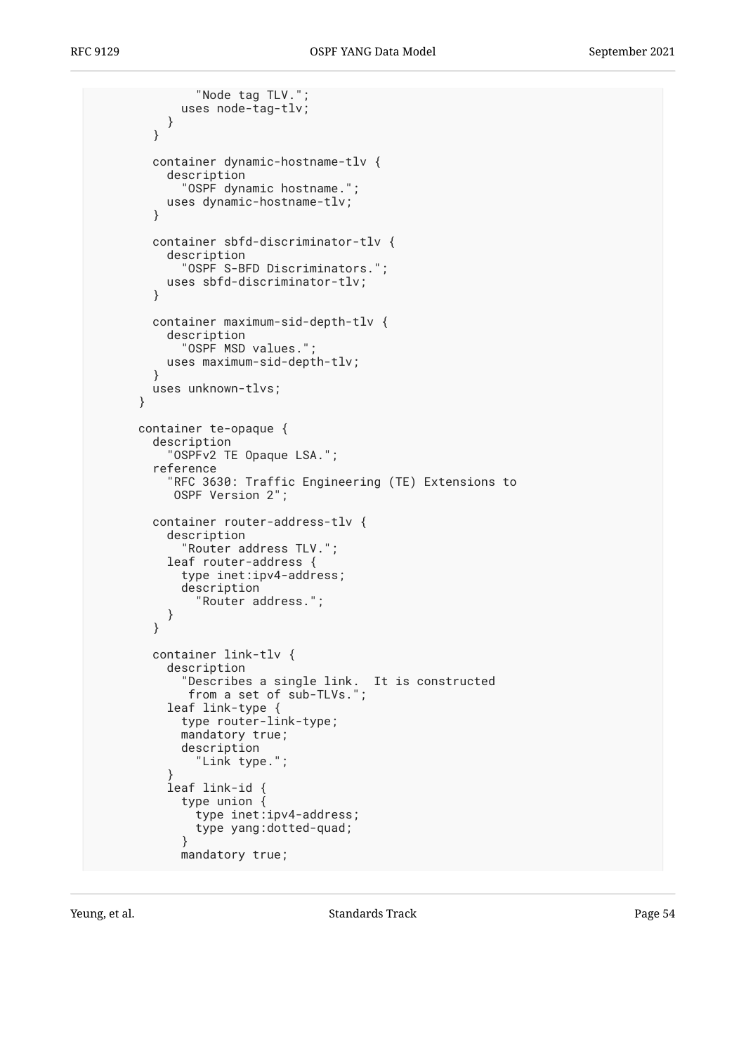```
              "Node tag TLV.";
            uses node-tag-tlv;
          }
        }

        container dynamic-hostname-tlv {
          description
            "OSPF dynamic hostname.";
          uses dynamic-hostname-tlv;
        }

        container sbfd-discriminator-tlv {
          description
            "OSPF S-BFD Discriminators.";
          uses sbfd-discriminator-tlv;
        }

        container maximum-sid-depth-tlv {
          description
            "OSPF MSD values.";
          uses maximum-sid-depth-tlv;
        }
        uses unknown-tlvs;
      }

      container te-opaque {
        description
          "OSPFv2 TE Opaque LSA.";
        reference
          "RFC 3630: Traffic Engineering (TE) Extensions to
           OSPF Version 2";

        container router-address-tlv {
          description
            "Router address TLV.";
          leaf router-address {
            type inet:ipv4-address;
            description
              "Router address.";
          }
        }

        container link-tlv {
          description
            "Describes a single link.  It is constructed
             from a set of sub-TLVs.";
          leaf link-type {
            type router-link-type;
            mandatory true;
            description
              "Link type.";
          }
          leaf link-id {
            type union {
              type inet:ipv4-address;
              type yang:dotted-quad;
            }
            mandatory true;
```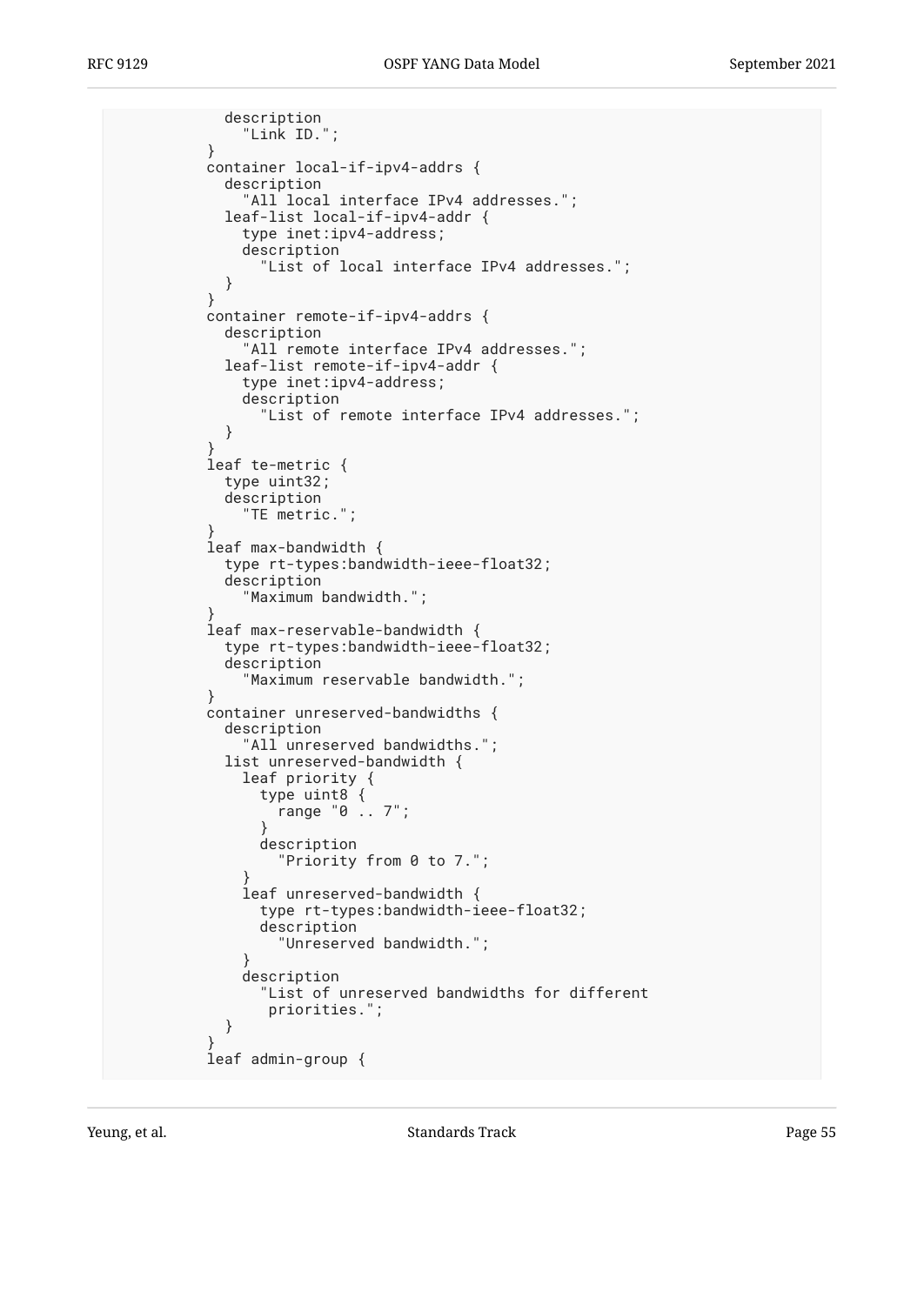```
              description
                "Link ID.";
            }
            container local-if-ipv4-addrs {
              description
                "All local interface IPv4 addresses.";
              leaf-list local-if-ipv4-addr {
                type inet:ipv4-address;
                description
                  "List of local interface IPv4 addresses.";
              }
            }
            container remote-if-ipv4-addrs {
              description
                "All remote interface IPv4 addresses.";
              leaf-list remote-if-ipv4-addr {
                type inet:ipv4-address;
                description
                  "List of remote interface IPv4 addresses.";
              }
            }
            leaf te-metric {
              type uint32;
              description
                "TE metric.";
            }
            leaf max-bandwidth {
              type rt-types:bandwidth-ieee-float32;
              description
                "Maximum bandwidth.";
            }
            leaf max-reservable-bandwidth {
              type rt-types:bandwidth-ieee-float32;
              description
                "Maximum reservable bandwidth.";
            }
            container unreserved-bandwidths {
              description
                "All unreserved bandwidths.";
              list unreserved-bandwidth {
                leaf priority {
                  type uint8 {
                    range "0 .. 7";
                  }
                  description
                    "Priority from 0 to 7.";
                }
                leaf unreserved-bandwidth {
                  type rt-types:bandwidth-ieee-float32;
                  description
                    "Unreserved bandwidth.";
                }
                description
                  "List of unreserved bandwidths for different
                   priorities.";
              }
            }
            leaf admin-group {
```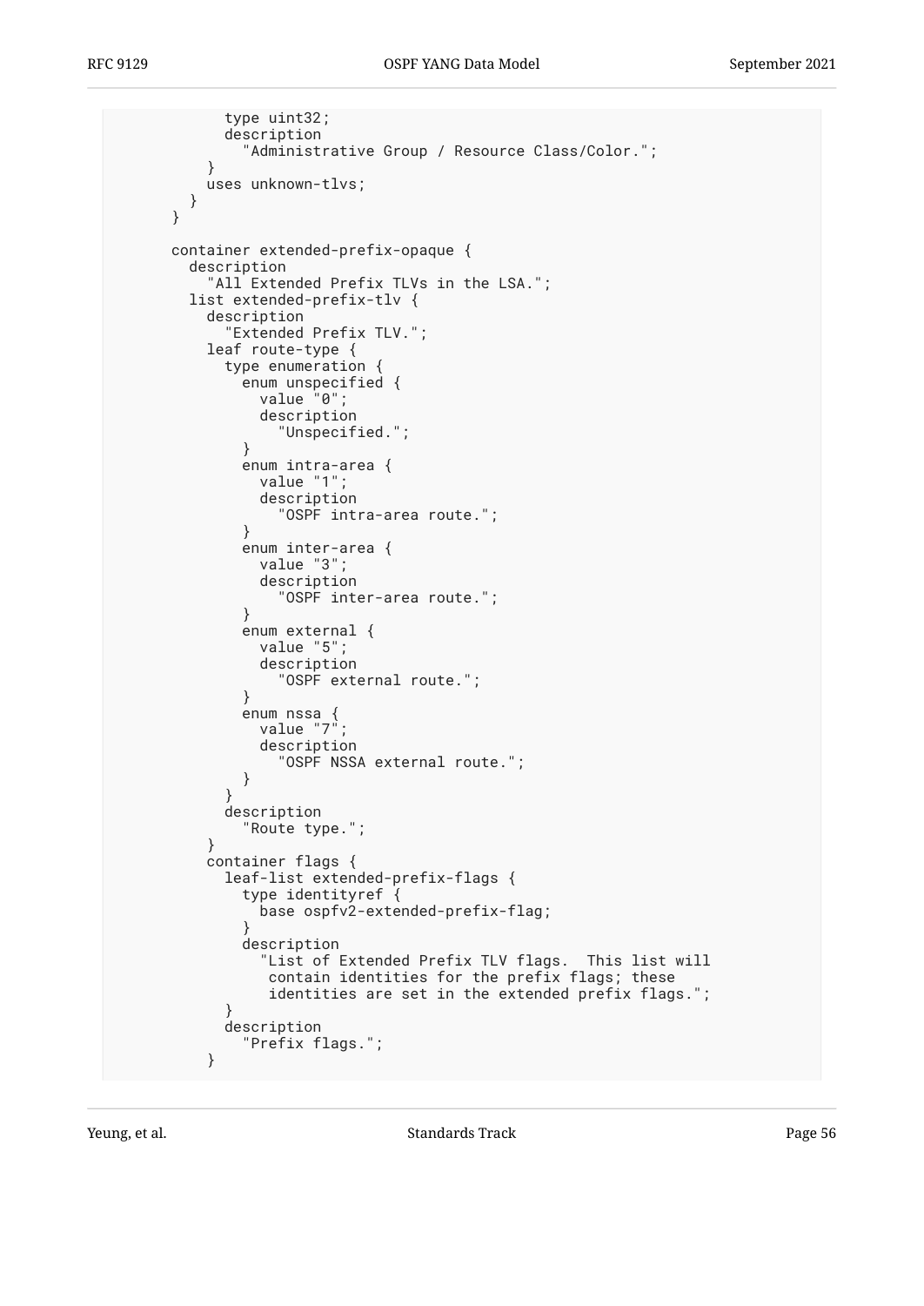```
            type uint32;
            description
              "Administrative Group / Resource Class/Color.";
          }
          uses unknown-tlvs;
        }
      }

      container extended-prefix-opaque {
        description
          "All Extended Prefix TLVs in the LSA.";
        list extended-prefix-tlv {
          description
            "Extended Prefix TLV.";
          leaf route-type {
            type enumeration {
              enum unspecified {
                value "0";
                description
                  "Unspecified.";
              }
              enum intra-area {
                value "1";
                description
                  "OSPF intra-area route.";
              }
              enum inter-area {
                value "3";
                description
                  "OSPF inter-area route.";
              }
              enum external {
                value "5";
                description
                  "OSPF external route.";
              }
              enum nssa {
                value "7";
                description
                  "OSPF NSSA external route.";
              }
            }
            description
              "Route type.";
          }
          container flags {
            leaf-list extended-prefix-flags {
              type identityref {
                base ospfv2-extended-prefix-flag;
              }
              description
                "List of Extended Prefix TLV flags.  This list will
                 contain identities for the prefix flags; these
                 identities are set in the extended prefix flags.";
            }
            description
              "Prefix flags.";
          }
```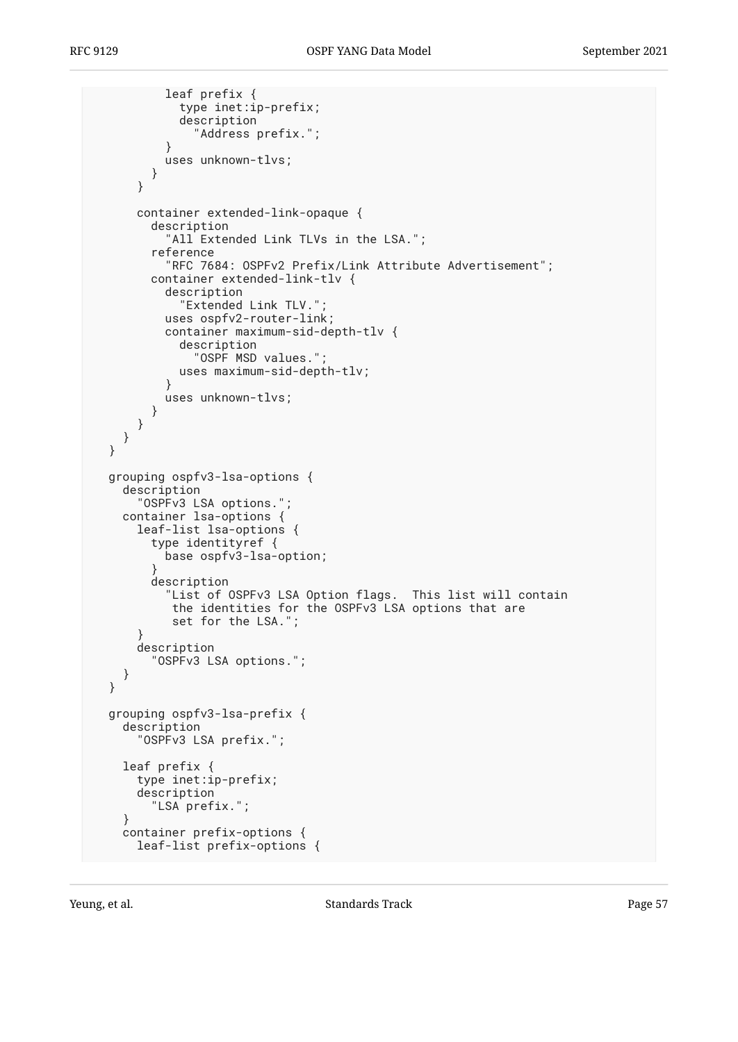```
          leaf prefix {
            type inet:ip-prefix;
            description
              "Address prefix.";
          }
          uses unknown-tlvs;
        }
      }

      container extended-link-opaque {
        description
          "All Extended Link TLVs in the LSA.";
        reference
          "RFC 7684: OSPFv2 Prefix/Link Attribute Advertisement";
        container extended-link-tlv {
          description
            "Extended Link TLV.";
          uses ospfv2-router-link;
          container maximum-sid-depth-tlv {
            description
              "OSPF MSD values.";
            uses maximum-sid-depth-tlv;
          }
          uses unknown-tlvs;
        }
      }
    }
  }

  grouping ospfv3-lsa-options {
    description
      "OSPFv3 LSA options.";
    container lsa-options {
      leaf-list lsa-options {
        type identityref {
          base ospfv3-lsa-option;
        }
        description
          "List of OSPFv3 LSA Option flags.  This list will contain
           the identities for the OSPFv3 LSA options that are
           set for the LSA.";
      }
      description
        "OSPFv3 LSA options.";
    }
  }

  grouping ospfv3-lsa-prefix {
    description
      "OSPFv3 LSA prefix.";

    leaf prefix {
      type inet:ip-prefix;
      description
        "LSA prefix.";
    }
    container prefix-options {
      leaf-list prefix-options {
```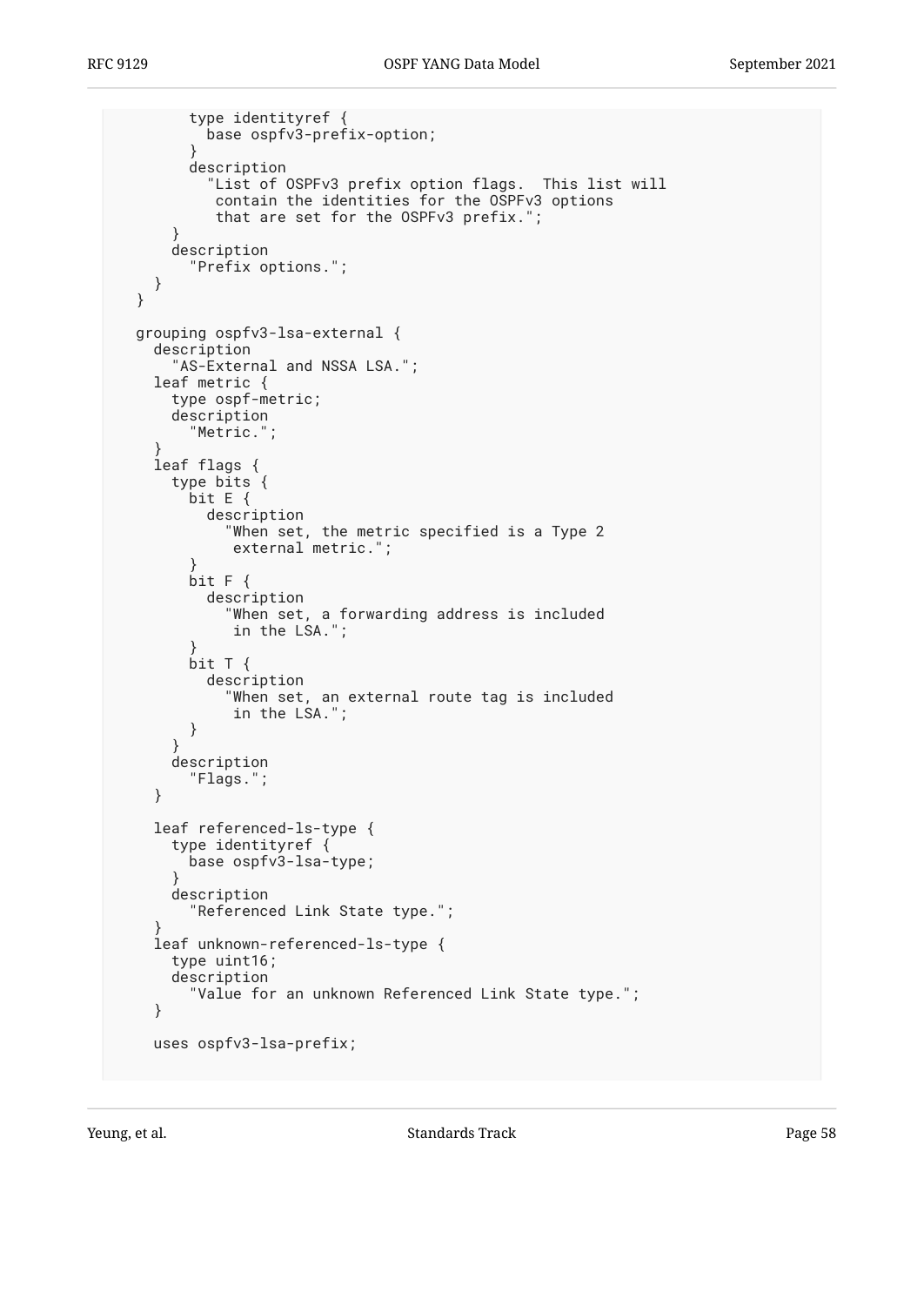```
        type identityref {
          base ospfv3-prefix-option;
        }
        description
          "List of OSPFv3 prefix option flags.  This list will
           contain the identities for the OSPFv3 options
           that are set for the OSPFv3 prefix.";
      }
      description
        "Prefix options.";
    }
  }

  grouping ospfv3-lsa-external {
    description
      "AS-External and NSSA LSA.";
    leaf metric {
      type ospf-metric;
      description
        "Metric.";
    }
    leaf flags {
      type bits {
        bit E {
          description
            "When set, the metric specified is a Type 2
             external metric.";
        }
        bit F {
          description
            "When set, a forwarding address is included
             in the LSA.";
        }
        bit T {
          description
            "When set, an external route tag is included
             in the LSA.";
        }
      }
      description
        "Flags.";
    }

    leaf referenced-ls-type {
      type identityref {
        base ospfv3-lsa-type;
      }
      description
        "Referenced Link State type.";
    }
    leaf unknown-referenced-ls-type {
      type uint16;
      description
        "Value for an unknown Referenced Link State type.";
    }

    uses ospfv3-lsa-prefix;
```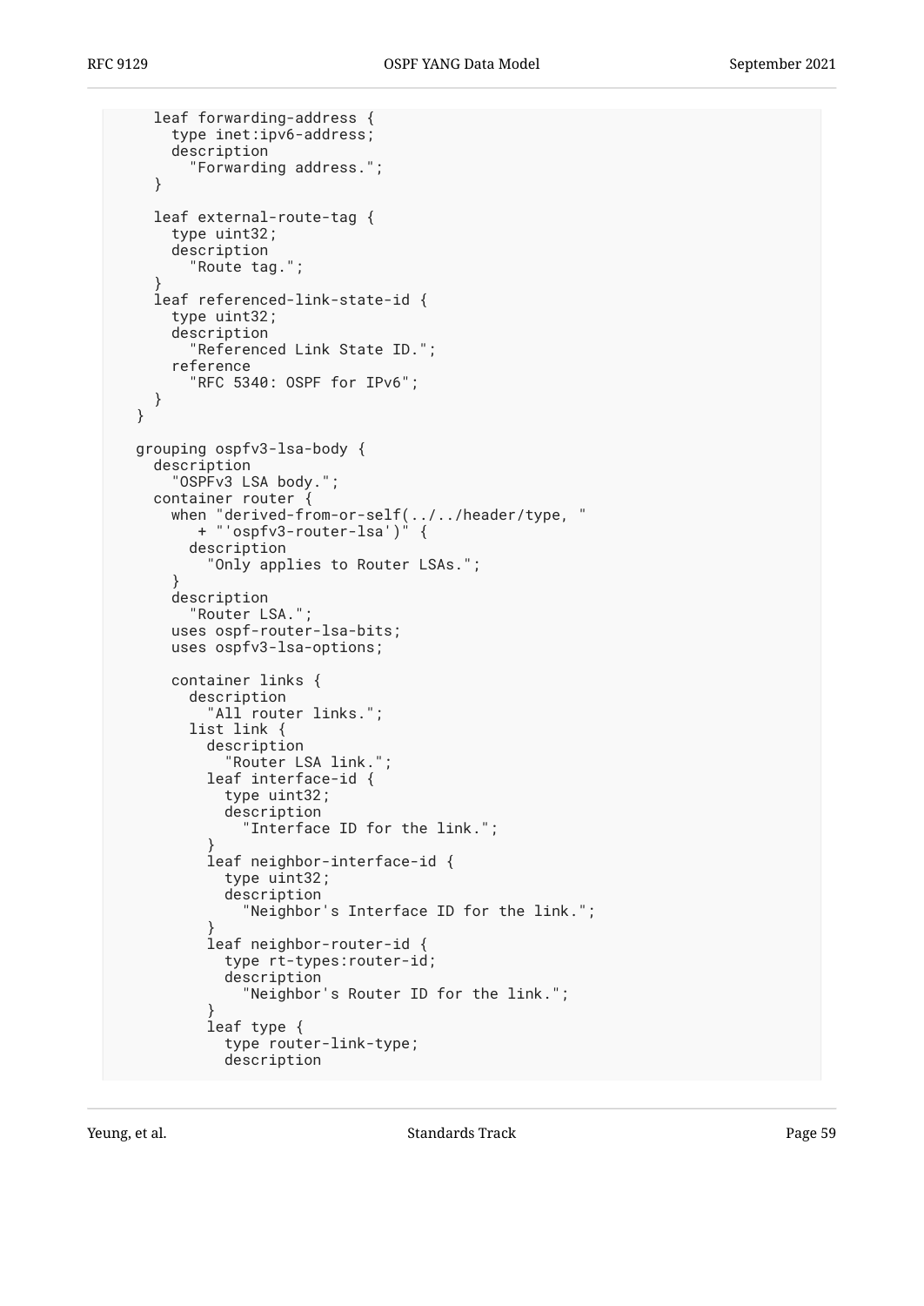```
     leaf forwarding-address {
       type inet:ipv6-address;
       description
         "Forwarding address.";
     }

     leaf external-route-tag {
       type uint32;
       description
         "Route tag.";
     }
     leaf referenced-link-state-id {
       type uint32;
       description
         "Referenced Link State ID.";
       reference
         "RFC 5340: OSPF for IPv6";
     }
   }

   grouping ospfv3-lsa-body {
     description
       "OSPFv3 LSA body.";
     container router {
       when "derived-from-or-self(../../header/type, "
          + "'ospfv3-router-lsa')" {
         description
           "Only applies to Router LSAs.";
       }
       description
         "Router LSA.";
       uses ospf-router-lsa-bits;
       uses ospfv3-lsa-options;

       container links {
         description
           "All router links.";
         list link {
           description
             "Router LSA link.";
           leaf interface-id {
             type uint32;
             description
               "Interface ID for the link.";
           }
           leaf neighbor-interface-id {
             type uint32;
             description
               "Neighbor's Interface ID for the link.";
           }
           leaf neighbor-router-id {
             type rt-types:router-id;
             description
               "Neighbor's Router ID for the link.";
           }
           leaf type {
             type router-link-type;
             description
```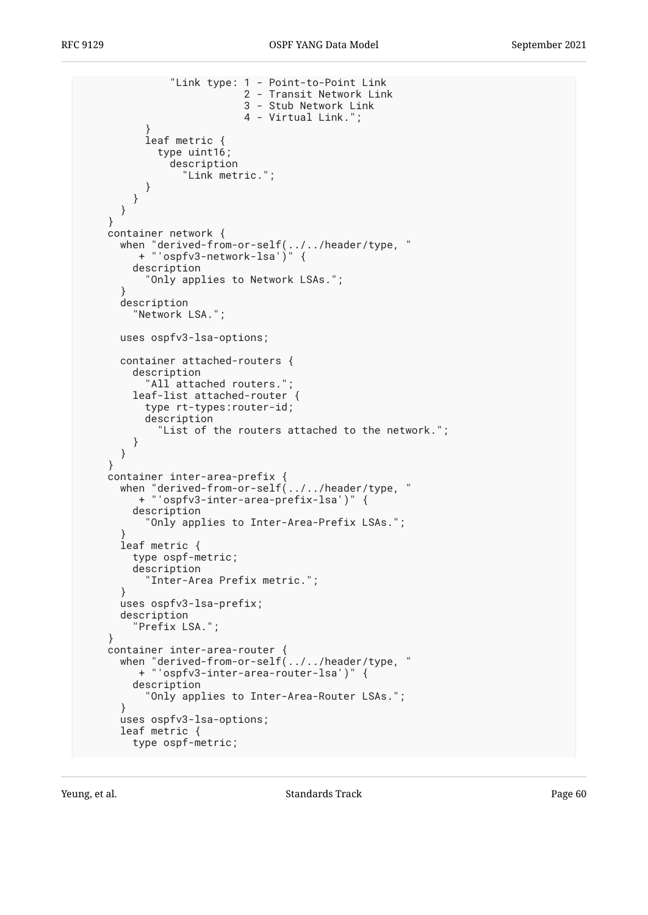```
              "Link type: 1 - Point-to-Point Link
                          2 - Transit Network Link
                          3 - Stub Network Link
                          4 - Virtual Link.";
          }
          leaf metric {
            type uint16;
              description
                "Link metric.";
          }
        }
      }
    }
    container network {
      when "derived-from-or-self(../../header/type, "
         + "'ospfv3-network-lsa')" {
        description
          "Only applies to Network LSAs.";
      }
      description
        "Network LSA.";

      uses ospfv3-lsa-options;

      container attached-routers {
        description
          "All attached routers.";
        leaf-list attached-router {
          type rt-types:router-id;
          description
            "List of the routers attached to the network.";
        }
      }
    }
    container inter-area-prefix {
      when "derived-from-or-self(../../header/type, "
         + "'ospfv3-inter-area-prefix-lsa')" {
        description
          "Only applies to Inter-Area-Prefix LSAs.";
      }
      leaf metric {
        type ospf-metric;
        description
          "Inter-Area Prefix metric.";
      }
      uses ospfv3-lsa-prefix;
      description
        "Prefix LSA.";
    }
    container inter-area-router {
      when "derived-from-or-self(../../header/type, "
         + "'ospfv3-inter-area-router-lsa')" {
        description
          "Only applies to Inter-Area-Router LSAs.";
      }
      uses ospfv3-lsa-options;
      leaf metric {
        type ospf-metric;
```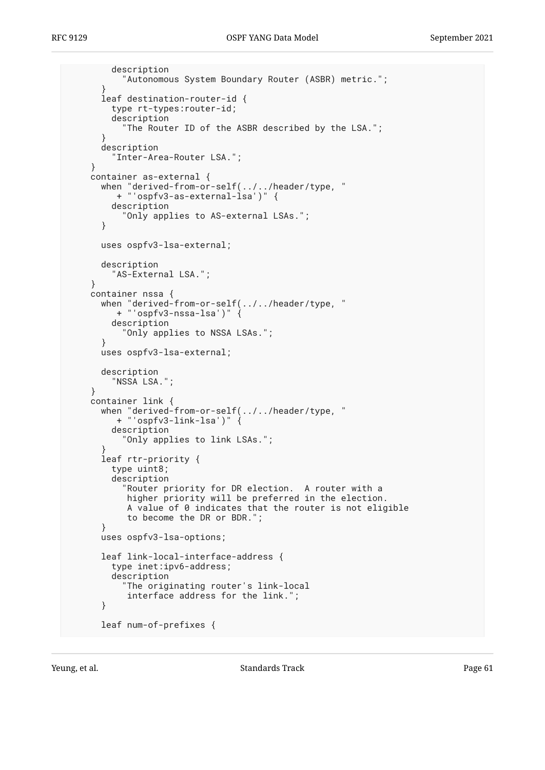```
          description
            "Autonomous System Boundary Router (ASBR) metric.";
        }
        leaf destination-router-id {
          type rt-types:router-id;
          description
            "The Router ID of the ASBR described by the LSA.";
        }
        description
          "Inter-Area-Router LSA.";
      }
      container as-external {
        when "derived-from-or-self(../../header/type, "
           + "'ospfv3-as-external-lsa')" {
          description
            "Only applies to AS-external LSAs.";
        }

        uses ospfv3-lsa-external;

        description
          "AS-External LSA.";
      }
      container nssa {
        when "derived-from-or-self(../../header/type, "
           + "'ospfv3-nssa-lsa')" {
          description
            "Only applies to NSSA LSAs.";
        }
        uses ospfv3-lsa-external;

        description
          "NSSA LSA.";
      }
      container link {
        when "derived-from-or-self(../../header/type, "
           + "'ospfv3-link-lsa')" {
          description
            "Only applies to link LSAs.";
        }
        leaf rtr-priority {
          type uint8;
          description
            "Router priority for DR election.  A router with a
             higher priority will be preferred in the election.
             A value of 0 indicates that the router is not eligible
             to become the DR or BDR.";
        }
        uses ospfv3-lsa-options;

        leaf link-local-interface-address {
          type inet:ipv6-address;
          description
            "The originating router's link-local
             interface address for the link.";
        }

        leaf num-of-prefixes {
```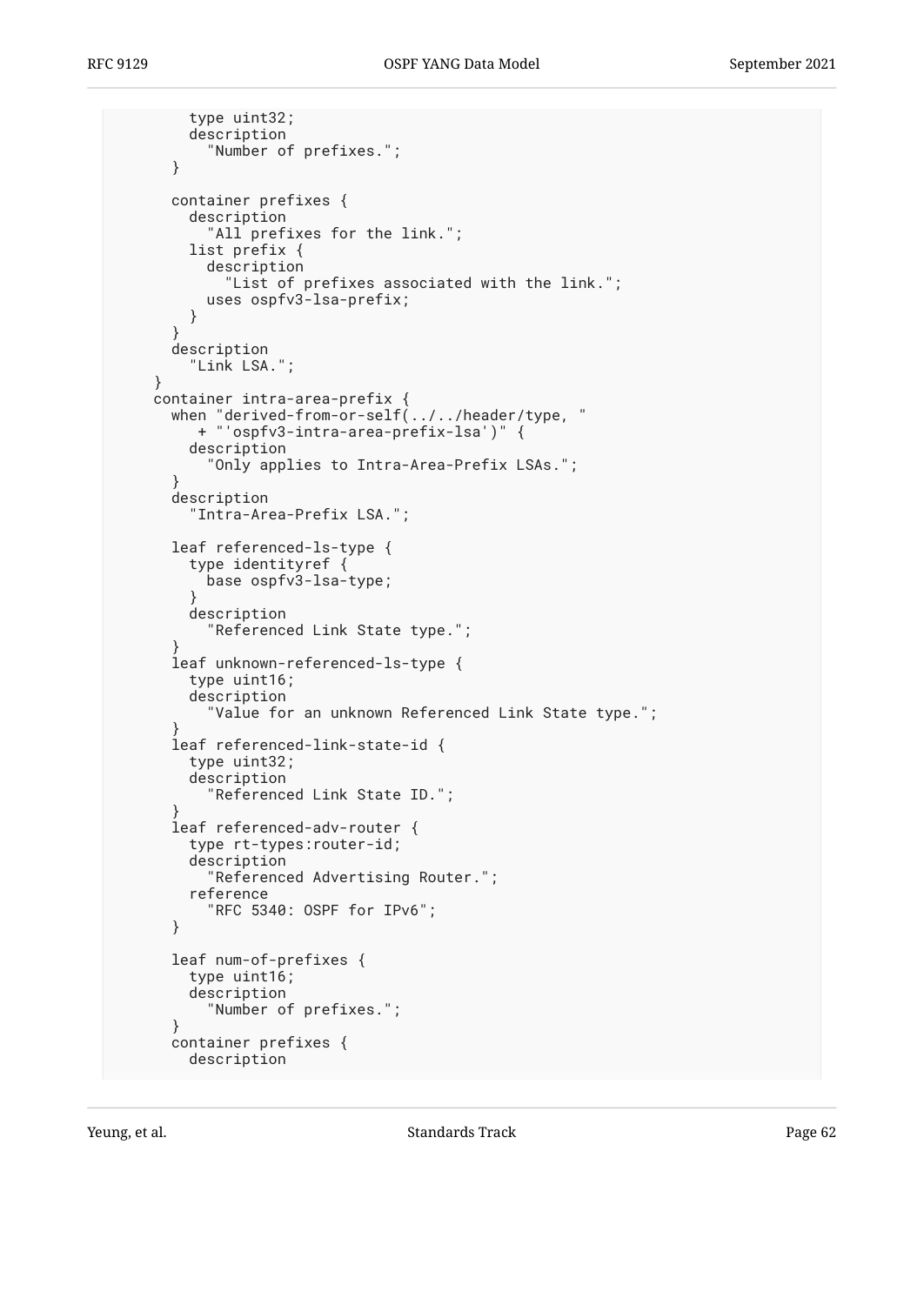```
          type uint32;
          description
            "Number of prefixes.";
        }

        container prefixes {
          description
            "All prefixes for the link.";
          list prefix {
            description
              "List of prefixes associated with the link.";
            uses ospfv3-lsa-prefix;
          }
        }
        description
          "Link LSA.";
      }
      container intra-area-prefix {
        when "derived-from-or-self(../../header/type, "
           + "'ospfv3-intra-area-prefix-lsa')" {
          description
            "Only applies to Intra-Area-Prefix LSAs.";
        }
        description
          "Intra-Area-Prefix LSA.";

        leaf referenced-ls-type {
          type identityref {
            base ospfv3-lsa-type;
          }
          description
            "Referenced Link State type.";
        }
        leaf unknown-referenced-ls-type {
          type uint16;
          description
            "Value for an unknown Referenced Link State type.";
        }
        leaf referenced-link-state-id {
          type uint32;
          description
            "Referenced Link State ID.";
        }
        leaf referenced-adv-router {
          type rt-types:router-id;
          description
            "Referenced Advertising Router.";
          reference
            "RFC 5340: OSPF for IPv6";
        }

        leaf num-of-prefixes {
          type uint16;
          description
            "Number of prefixes.";
        }
        container prefixes {
          description
```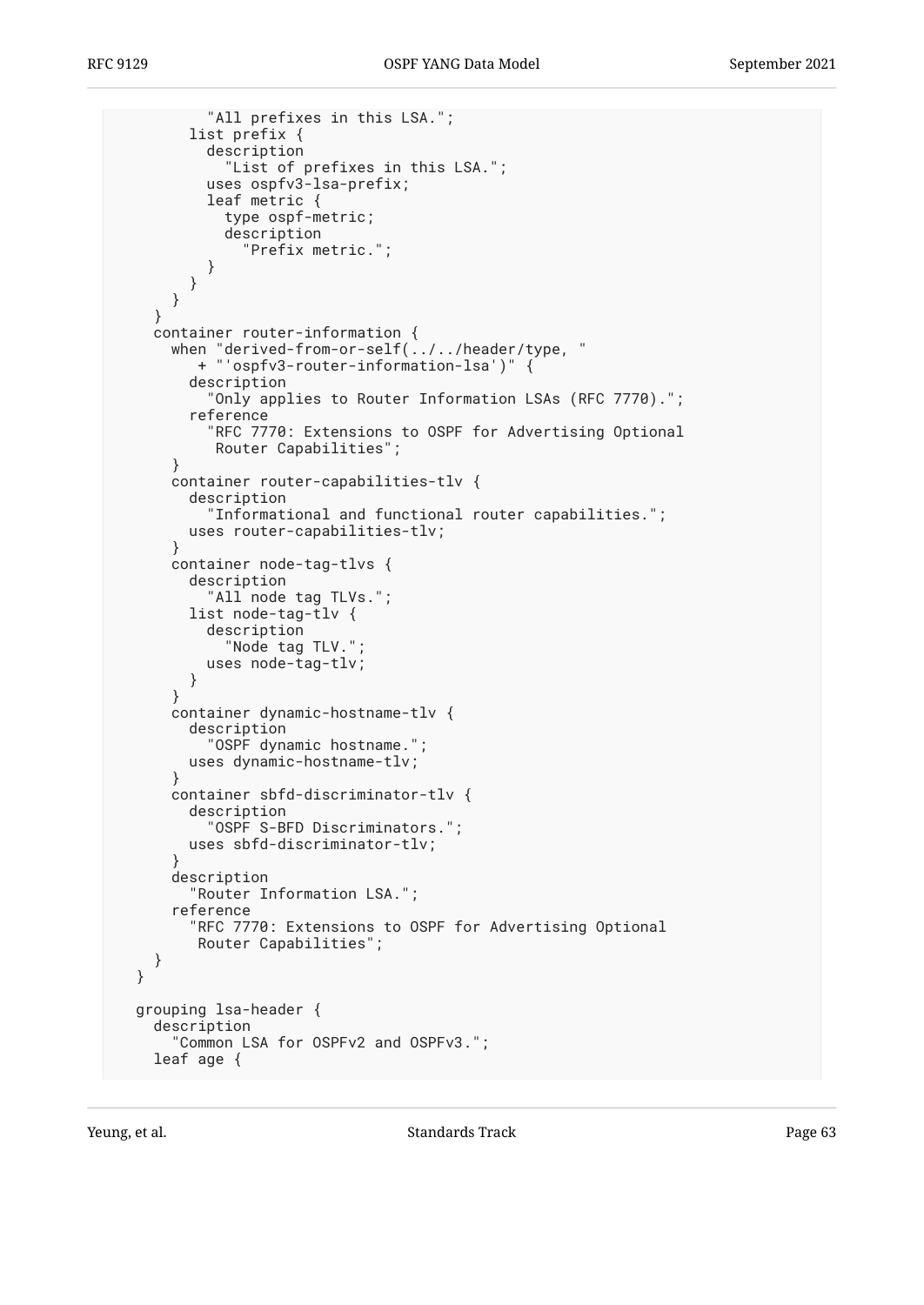```
          "All prefixes in this LSA.";
        list prefix {
          description
            "List of prefixes in this LSA.";
          uses ospfv3-lsa-prefix;
          leaf metric {
            type ospf-metric;
            description
              "Prefix metric.";
          }
        }
      }
    }
    container router-information {
      when "derived-from-or-self(../../header/type, "
         + "'ospfv3-router-information-lsa')" {
        description
          "Only applies to Router Information LSAs (RFC 7770).";
        reference
          "RFC 7770: Extensions to OSPF for Advertising Optional
           Router Capabilities";
      }
      container router-capabilities-tlv {
        description
          "Informational and functional router capabilities.";
        uses router-capabilities-tlv;
      }
      container node-tag-tlvs {
        description
          "All node tag TLVs.";
        list node-tag-tlv {
          description
            "Node tag TLV.";
          uses node-tag-tlv;
        }
      }
      container dynamic-hostname-tlv {
        description
          "OSPF dynamic hostname.";
        uses dynamic-hostname-tlv;
      }
      container sbfd-discriminator-tlv {
        description
          "OSPF S-BFD Discriminators.";
        uses sbfd-discriminator-tlv;
      }
      description
        "Router Information LSA.";
      reference
        "RFC 7770: Extensions to OSPF for Advertising Optional
         Router Capabilities";
    }
  }

  grouping lsa-header {
    description
      "Common LSA for OSPFv2 and OSPFv3.";
    leaf age {
```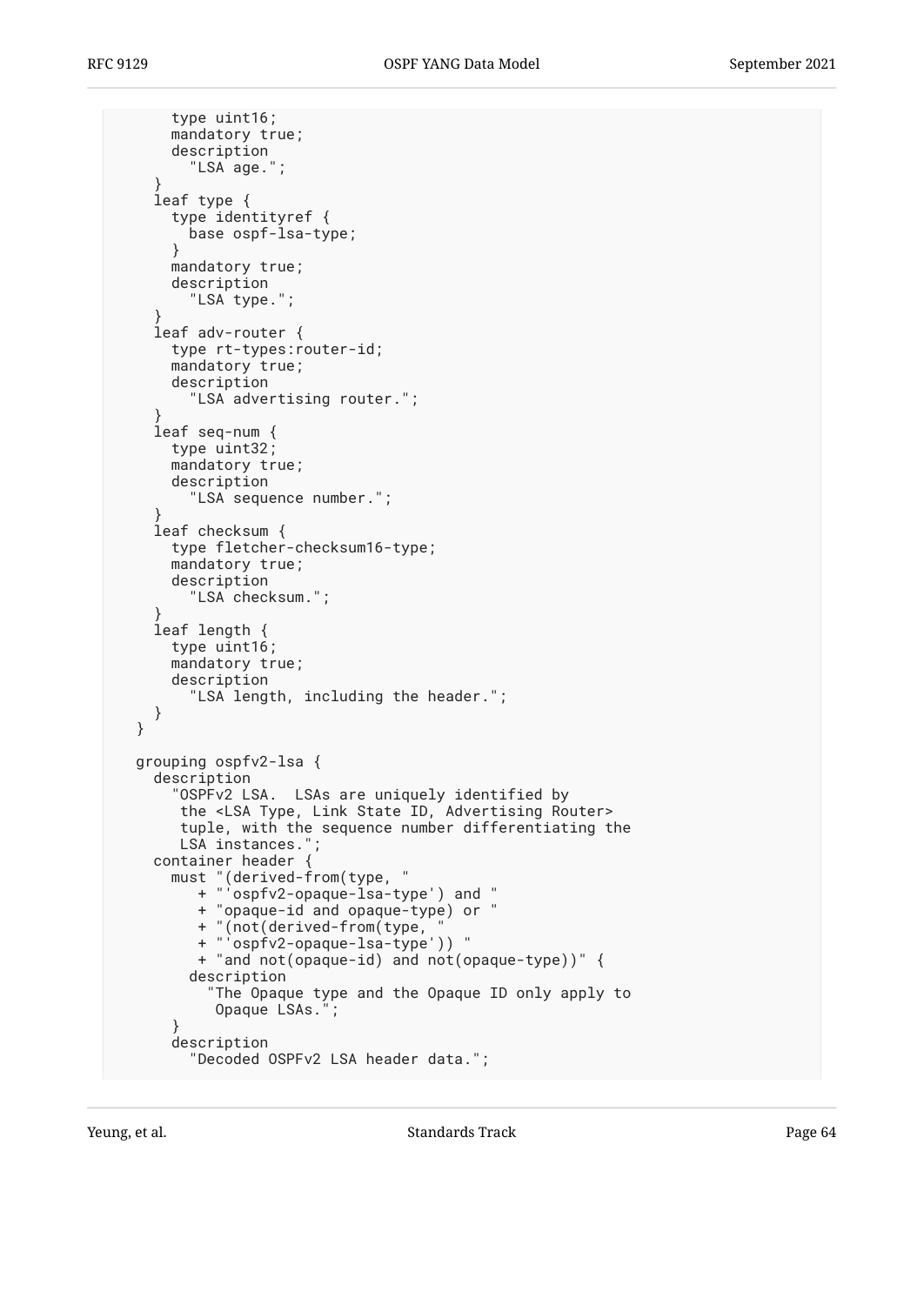```
      type uint16;
      mandatory true;
      description
        "LSA age.";
    }
    leaf type {
      type identityref {
        base ospf-lsa-type;
      }
      mandatory true;
      description
        "LSA type.";
    }
    leaf adv-router {
      type rt-types:router-id;
      mandatory true;
      description
        "LSA advertising router.";
    }
    leaf seq-num {
      type uint32;
      mandatory true;
      description
        "LSA sequence number.";
    }
    leaf checksum {
      type fletcher-checksum16-type;
      mandatory true;
      description
        "LSA checksum.";
    }
    leaf length {
      type uint16;
      mandatory true;
      description
        "LSA length, including the header.";
    }
  }

  grouping ospfv2-lsa {
    description
      "OSPFv2 LSA.  LSAs are uniquely identified by
       the <LSA Type, Link State ID, Advertising Router>
       tuple, with the sequence number differentiating the
       LSA instances.";
    container header {
      must "(derived-from(type, "
         + "'ospfv2-opaque-lsa-type') and "
         + "opaque-id and opaque-type) or "
         + "(not(derived-from(type, "
         + "'ospfv2-opaque-lsa-type')) "
         + "and not(opaque-id) and not(opaque-type))" {
        description
          "The Opaque type and the Opaque ID only apply to
           Opaque LSAs.";
      }
      description
        "Decoded OSPFv2 LSA header data.";
```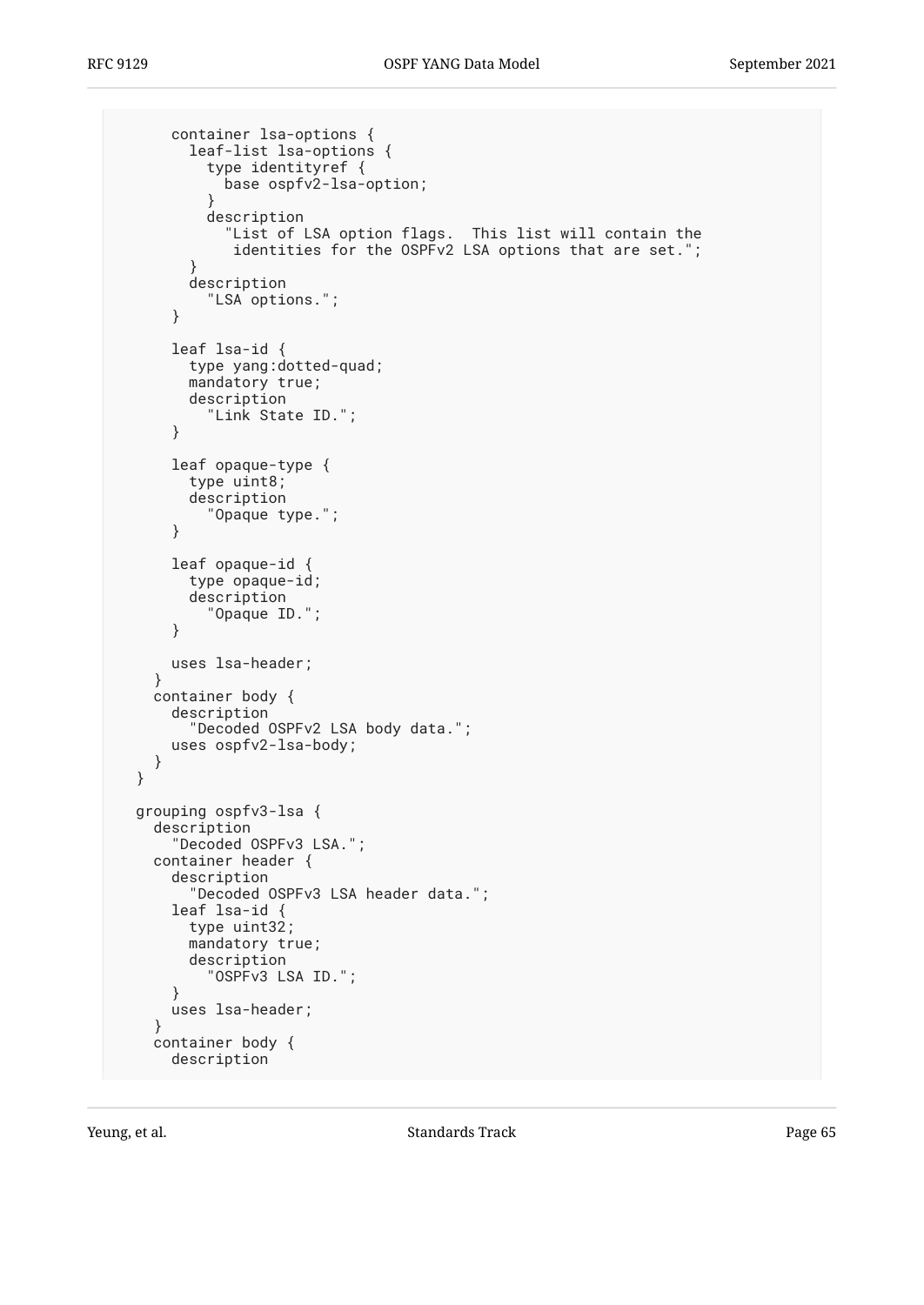```
      container lsa-options {
        leaf-list lsa-options {
          type identityref {
            base ospfv2-lsa-option;
          }
          description
            "List of LSA option flags.  This list will contain the
             identities for the OSPFv2 LSA options that are set.";
        }
        description
          "LSA options.";
      }

      leaf lsa-id {
        type yang:dotted-quad;
        mandatory true;
        description
          "Link State ID.";
      }

      leaf opaque-type {
        type uint8;
        description
          "Opaque type.";
      }

      leaf opaque-id {
        type opaque-id;
        description
          "Opaque ID.";
      }

      uses lsa-header;
    }
    container body {
      description
        "Decoded OSPFv2 LSA body data.";
      uses ospfv2-lsa-body;
    }
  }

  grouping ospfv3-lsa {
    description
      "Decoded OSPFv3 LSA.";
    container header {
      description
        "Decoded OSPFv3 LSA header data.";
      leaf lsa-id {
        type uint32;
        mandatory true;
        description
          "OSPFv3 LSA ID.";
      }
      uses lsa-header;
    }
    container body {
      description
```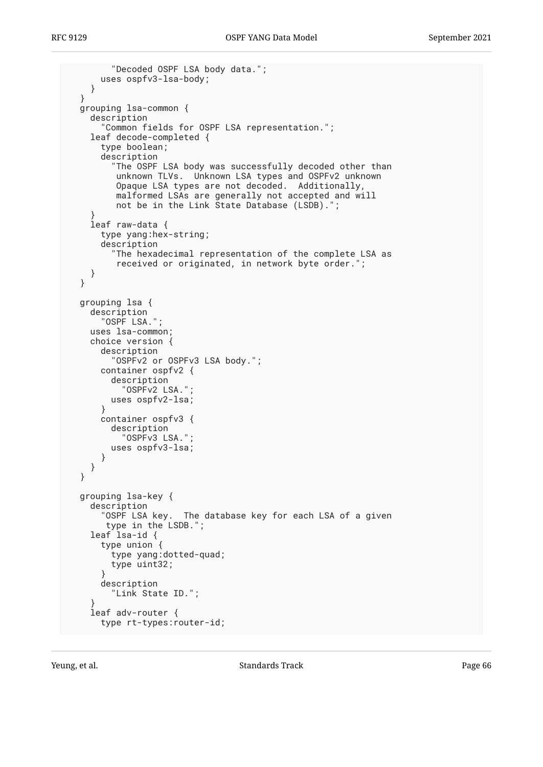```
          "Decoded OSPF LSA body data.";
        uses ospfv3-lsa-body;
      }
    }
    grouping lsa-common {
      description
        "Common fields for OSPF LSA representation.";
      leaf decode-completed {
        type boolean;
        description
          "The OSPF LSA body was successfully decoded other than
           unknown TLVs.  Unknown LSA types and OSPFv2 unknown
           Opaque LSA types are not decoded.  Additionally,
           malformed LSAs are generally not accepted and will
           not be in the Link State Database (LSDB).";
      }
      leaf raw-data {
        type yang:hex-string;
        description
          "The hexadecimal representation of the complete LSA as
           received or originated, in network byte order.";
      }
    }

    grouping lsa {
      description
        "OSPF LSA.";
      uses lsa-common;
      choice version {
        description
          "OSPFv2 or OSPFv3 LSA body.";
        container ospfv2 {
          description
            "OSPFv2 LSA.";
          uses ospfv2-lsa;
        }
        container ospfv3 {
          description
            "OSPFv3 LSA.";
          uses ospfv3-lsa;
        }
      }
    }

    grouping lsa-key {
      description
        "OSPF LSA key.  The database key for each LSA of a given
         type in the LSDB.";
      leaf lsa-id {
        type union {
          type yang:dotted-quad;
          type uint32;
        }
        description
          "Link State ID.";
      }
      leaf adv-router {
        type rt-types:router-id;
```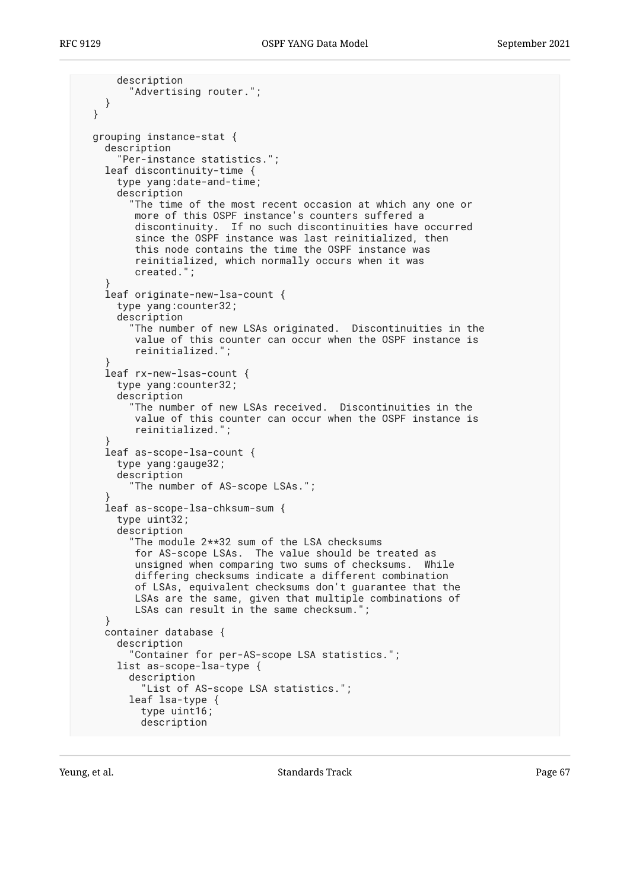```
      description
        "Advertising router.";
    }
  }

  grouping instance-stat {
    description
      "Per-instance statistics.";
    leaf discontinuity-time {
      type yang:date-and-time;
      description
        "The time of the most recent occasion at which any one or
         more of this OSPF instance's counters suffered a
         discontinuity.  If no such discontinuities have occurred
         since the OSPF instance was last reinitialized, then
         this node contains the time the OSPF instance was
         reinitialized, which normally occurs when it was
         created.";
    }
    leaf originate-new-lsa-count {
      type yang:counter32;
      description
        "The number of new LSAs originated.  Discontinuities in the
         value of this counter can occur when the OSPF instance is
         reinitialized.";
    }
    leaf rx-new-lsas-count {
      type yang:counter32;
      description
        "The number of new LSAs received.  Discontinuities in the
         value of this counter can occur when the OSPF instance is
         reinitialized.";
    }
    leaf as-scope-lsa-count {
      type yang:gauge32;
      description
        "The number of AS-scope LSAs.";
    }
    leaf as-scope-lsa-chksum-sum {
      type uint32;
      description
        "The module 2**32 sum of the LSA checksums
         for AS-scope LSAs.  The value should be treated as
         unsigned when comparing two sums of checksums.  While
         differing checksums indicate a different combination
         of LSAs, equivalent checksums don't guarantee that the
         LSAs are the same, given that multiple combinations of
         LSAs can result in the same checksum.";
    }
    container database {
      description
        "Container for per-AS-scope LSA statistics.";
      list as-scope-lsa-type {
        description
          "List of AS-scope LSA statistics.";
        leaf lsa-type {
          type uint16;
          description
```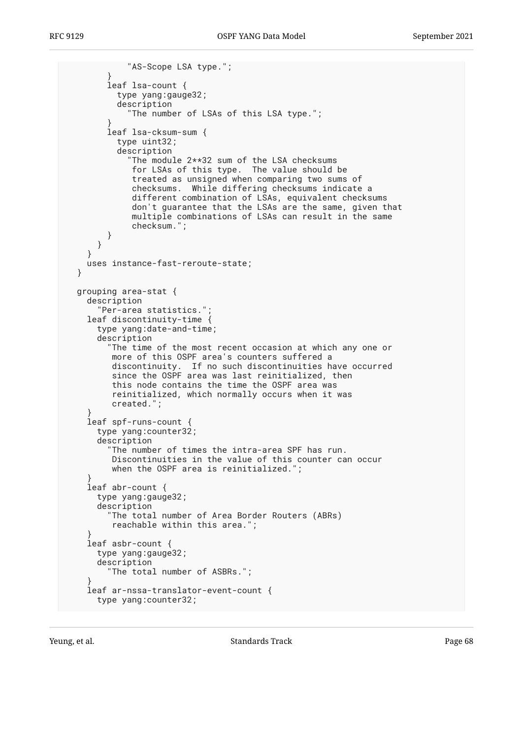```
            "AS-Scope LSA type.";
        }
        leaf lsa-count {
          type yang:gauge32;
          description
            "The number of LSAs of this LSA type.";
        }
        leaf lsa-cksum-sum {
          type uint32;
          description
            "The module 2**32 sum of the LSA checksums
             for LSAs of this type.  The value should be
             treated as unsigned when comparing two sums of
             checksums.  While differing checksums indicate a
             different combination of LSAs, equivalent checksums
             don't guarantee that the LSAs are the same, given that
             multiple combinations of LSAs can result in the same
             checksum.";
        }
      }
    }
    uses instance-fast-reroute-state;
  }

  grouping area-stat {
    description
      "Per-area statistics.";
    leaf discontinuity-time {
      type yang:date-and-time;
      description
        "The time of the most recent occasion at which any one or
         more of this OSPF area's counters suffered a
         discontinuity.  If no such discontinuities have occurred
         since the OSPF area was last reinitialized, then
         this node contains the time the OSPF area was
         reinitialized, which normally occurs when it was
         created.";
    }
    leaf spf-runs-count {
      type yang:counter32;
      description
        "The number of times the intra-area SPF has run.
         Discontinuities in the value of this counter can occur
         when the OSPF area is reinitialized.";
    }
    leaf abr-count {
      type yang:gauge32;
      description
        "The total number of Area Border Routers (ABRs)
         reachable within this area.";
    }
    leaf asbr-count {
      type yang:gauge32;
      description
        "The total number of ASBRs.";
    }
    leaf ar-nssa-translator-event-count {
      type yang:counter32;
```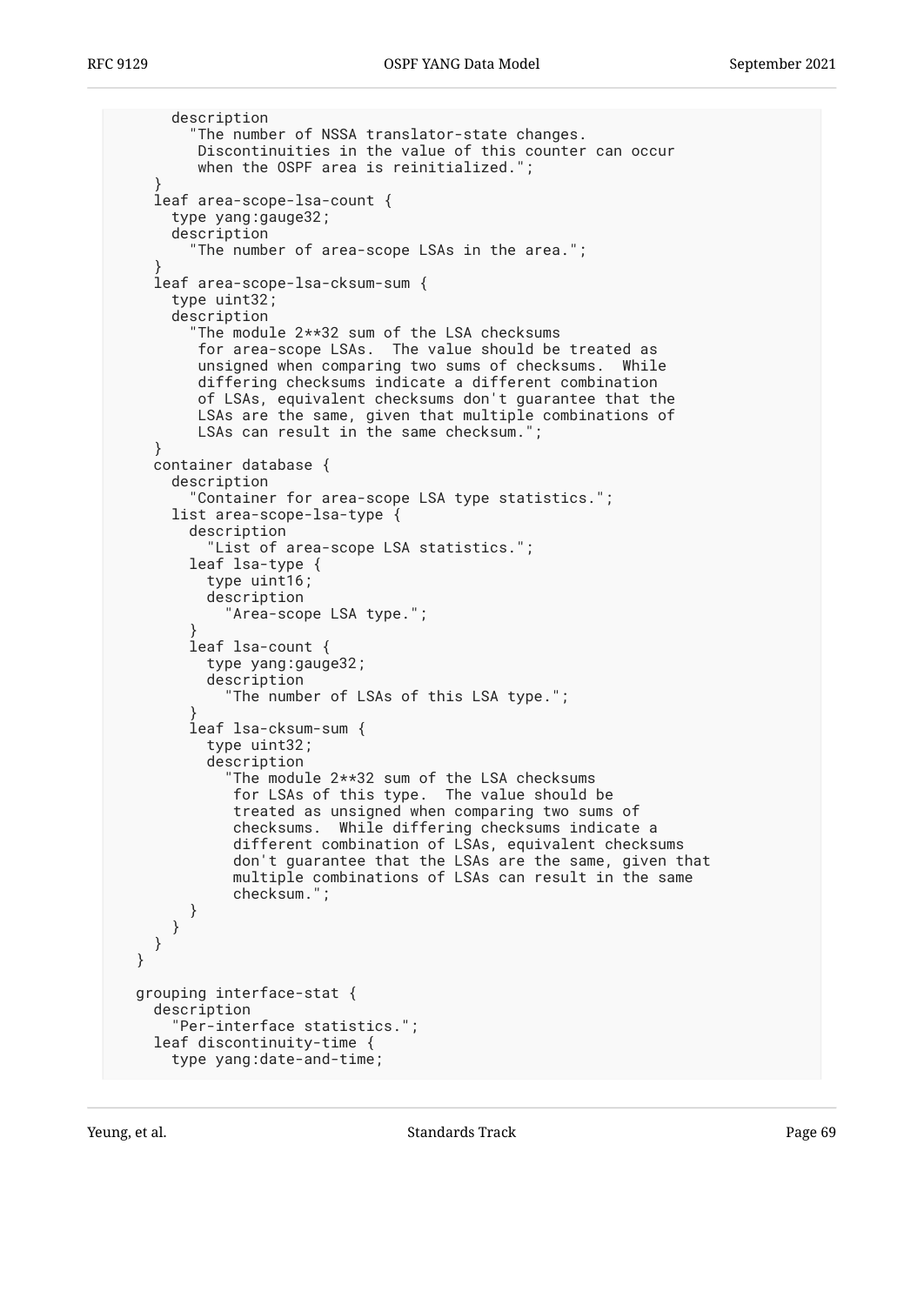```
        description
          "The number of NSSA translator-state changes.
           Discontinuities in the value of this counter can occur
           when the OSPF area is reinitialized.";
      }
      leaf area-scope-lsa-count {
        type yang:gauge32;
        description
          "The number of area-scope LSAs in the area.";
      }
      leaf area-scope-lsa-cksum-sum {
        type uint32;
        description
          "The module 2**32 sum of the LSA checksums
           for area-scope LSAs.  The value should be treated as
           unsigned when comparing two sums of checksums.  While
           differing checksums indicate a different combination
           of LSAs, equivalent checksums don't guarantee that the
           LSAs are the same, given that multiple combinations of
           LSAs can result in the same checksum.";
      }
      container database {
        description
          "Container for area-scope LSA type statistics.";
        list area-scope-lsa-type {
          description
            "List of area-scope LSA statistics.";
          leaf lsa-type {
            type uint16;
            description
              "Area-scope LSA type.";
          }
          leaf lsa-count {
            type yang:gauge32;
            description
              "The number of LSAs of this LSA type.";
          }
          leaf lsa-cksum-sum {
            type uint32;
            description
              "The module 2**32 sum of the LSA checksums
               for LSAs of this type.  The value should be
               treated as unsigned when comparing two sums of
               checksums.  While differing checksums indicate a
               different combination of LSAs, equivalent checksums
               don't guarantee that the LSAs are the same, given that
               multiple combinations of LSAs can result in the same
               checksum.";
          }
        }
      }
    }

    grouping interface-stat {
      description
        "Per-interface statistics.";
      leaf discontinuity-time {
        type yang:date-and-time;
```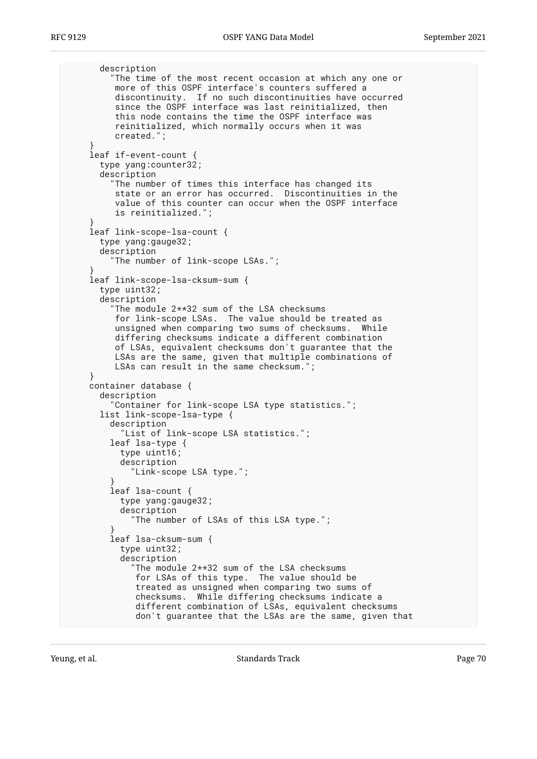```
        description
          "The time of the most recent occasion at which any one or
           more of this OSPF interface's counters suffered a
           discontinuity.  If no such discontinuities have occurred
           since the OSPF interface was last reinitialized, then
           this node contains the time the OSPF interface was
           reinitialized, which normally occurs when it was
           created.";
      }
      leaf if-event-count {
        type yang:counter32;
        description
          "The number of times this interface has changed its
           state or an error has occurred.  Discontinuities in the
           value of this counter can occur when the OSPF interface
           is reinitialized.";
      }
      leaf link-scope-lsa-count {
        type yang:gauge32;
        description
          "The number of link-scope LSAs.";
      }
      leaf link-scope-lsa-cksum-sum {
        type uint32;
        description
          "The module 2**32 sum of the LSA checksums
           for link-scope LSAs.  The value should be treated as
           unsigned when comparing two sums of checksums.  While
           differing checksums indicate a different combination
           of LSAs, equivalent checksums don't guarantee that the
           LSAs are the same, given that multiple combinations of
           LSAs can result in the same checksum.";
      }
      container database {
        description
          "Container for link-scope LSA type statistics.";
        list link-scope-lsa-type {
          description
            "List of link-scope LSA statistics.";
          leaf lsa-type {
            type uint16;
            description
              "Link-scope LSA type.";
          }
          leaf lsa-count {
            type yang:gauge32;
            description
              "The number of LSAs of this LSA type.";
          }
          leaf lsa-cksum-sum {
            type uint32;
            description
              "The module 2**32 sum of the LSA checksums
               for LSAs of this type.  The value should be
               treated as unsigned when comparing two sums of
               checksums.  While differing checksums indicate a
               different combination of LSAs, equivalent checksums
               don't guarantee that the LSAs are the same, given that
```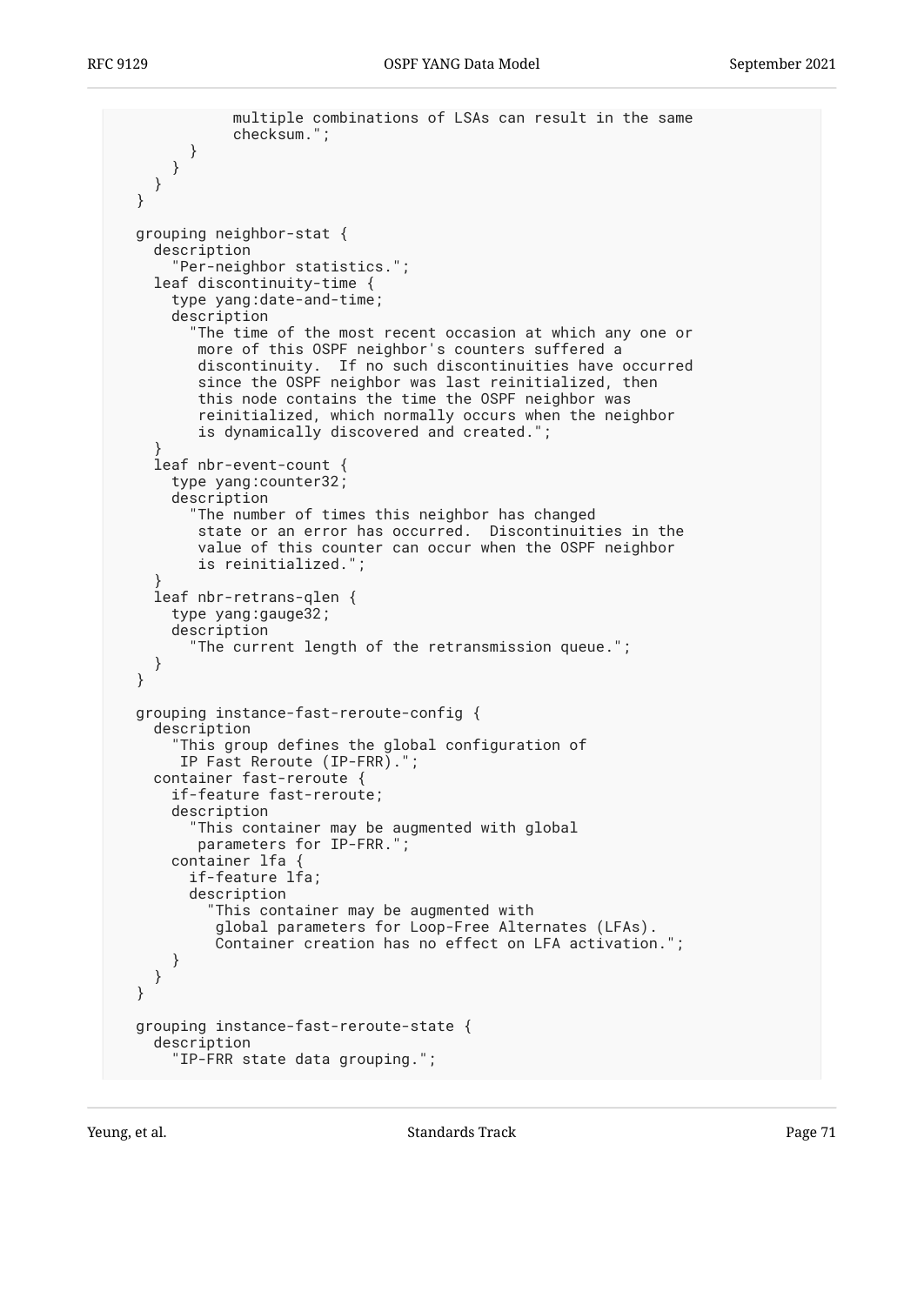```
            multiple combinations of LSAs can result in the same
            checksum.";
      }
    }
  }
}

grouping neighbor-stat {
  description
    "Per-neighbor statistics.";
  leaf discontinuity-time {
    type yang:date-and-time;
    description
      "The time of the most recent occasion at which any one or
       more of this OSPF neighbor's counters suffered a
       discontinuity.  If no such discontinuities have occurred
       since the OSPF neighbor was last reinitialized, then
       this node contains the time the OSPF neighbor was
       reinitialized, which normally occurs when the neighbor
       is dynamically discovered and created.";
  }
  leaf nbr-event-count {
    type yang:counter32;
    description
      "The number of times this neighbor has changed
       state or an error has occurred.  Discontinuities in the
       value of this counter can occur when the OSPF neighbor
       is reinitialized.";
  }
  leaf nbr-retrans-qlen {
    type yang:gauge32;
    description
      "The current length of the retransmission queue.";
  }
}

grouping instance-fast-reroute-config {
  description
    "This group defines the global configuration of
     IP Fast Reroute (IP-FRR).";
  container fast-reroute {
    if-feature fast-reroute;
    description
      "This container may be augmented with global
       parameters for IP-FRR.";
    container lfa {
      if-feature lfa;
      description
        "This container may be augmented with
         global parameters for Loop-Free Alternates (LFAs).
         Container creation has no effect on LFA activation.";
    }
  }
}

grouping instance-fast-reroute-state {
  description
    "IP-FRR state data grouping.";
```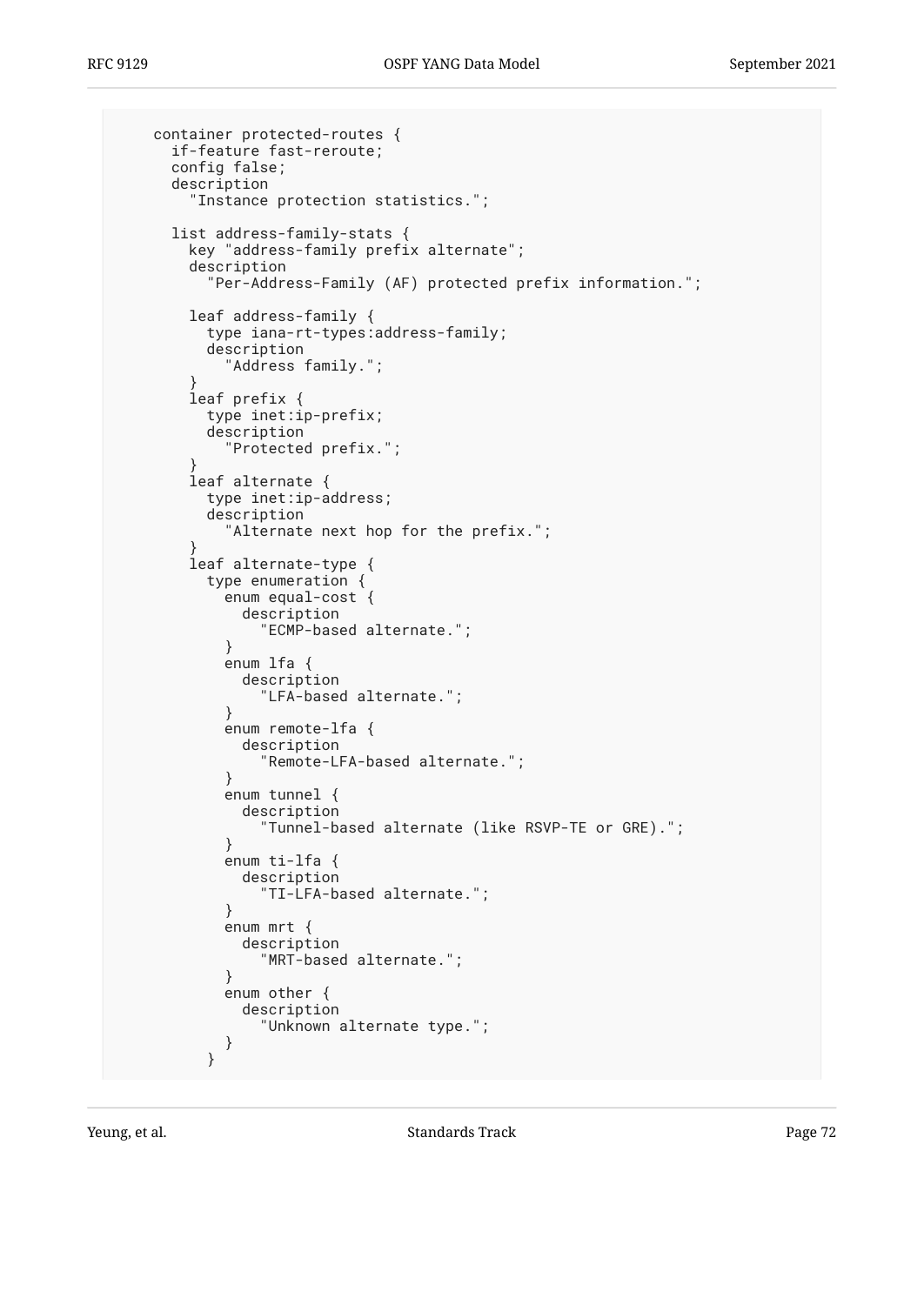```
     container protected-routes {
       if-feature fast-reroute;
       config false;
       description
         "Instance protection statistics.";

       list address-family-stats {
         key "address-family prefix alternate";
         description
           "Per-Address-Family (AF) protected prefix information.";

         leaf address-family {
           type iana-rt-types:address-family;
           description
             "Address family.";
         }
         leaf prefix {
           type inet:ip-prefix;
           description
             "Protected prefix.";
         }
         leaf alternate {
           type inet:ip-address;
           description
             "Alternate next hop for the prefix.";
         }
         leaf alternate-type {
           type enumeration {
             enum equal-cost {
               description
                 "ECMP-based alternate.";
             }
             enum lfa {
               description
                 "LFA-based alternate.";
             }
             enum remote-lfa {
               description
                 "Remote-LFA-based alternate.";
             }
             enum tunnel {
               description
                 "Tunnel-based alternate (like RSVP-TE or GRE).";
             }
             enum ti-lfa {
               description
                 "TI-LFA-based alternate.";
             }
             enum mrt {
               description
                 "MRT-based alternate.";
             }
             enum other {
               description
                 "Unknown alternate type.";
             }
           }
```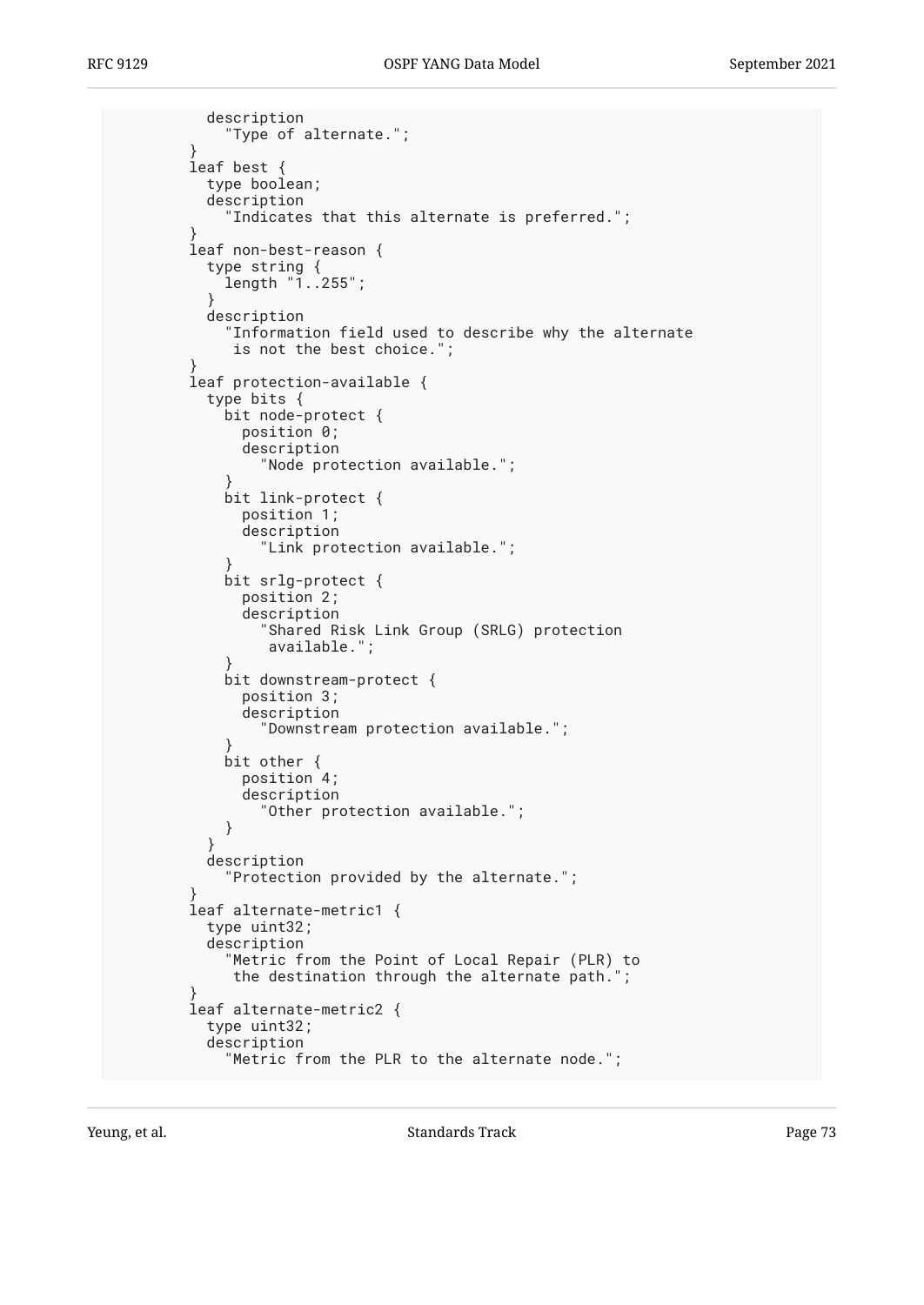```
          description
            "Type of alternate.";
        }
        leaf best {
          type boolean;
          description
            "Indicates that this alternate is preferred.";
        }
        leaf non-best-reason {
          type string {
            length "1..255";
          }
          description
            "Information field used to describe why the alternate
             is not the best choice.";
        }
        leaf protection-available {
          type bits {
            bit node-protect {
              position 0;
              description
                "Node protection available.";
            }
            bit link-protect {
              position 1;
              description
                "Link protection available.";
            }
            bit srlg-protect {
              position 2;
              description
                "Shared Risk Link Group (SRLG) protection
                 available.";
            }
            bit downstream-protect {
              position 3;
              description
                "Downstream protection available.";
            }
            bit other {
              position 4;
              description
                "Other protection available.";
            }
          }
          description
            "Protection provided by the alternate.";
        }
        leaf alternate-metric1 {
          type uint32;
          description
            "Metric from the Point of Local Repair (PLR) to
             the destination through the alternate path.";
        }
        leaf alternate-metric2 {
          type uint32;
          description
            "Metric from the PLR to the alternate node.";
```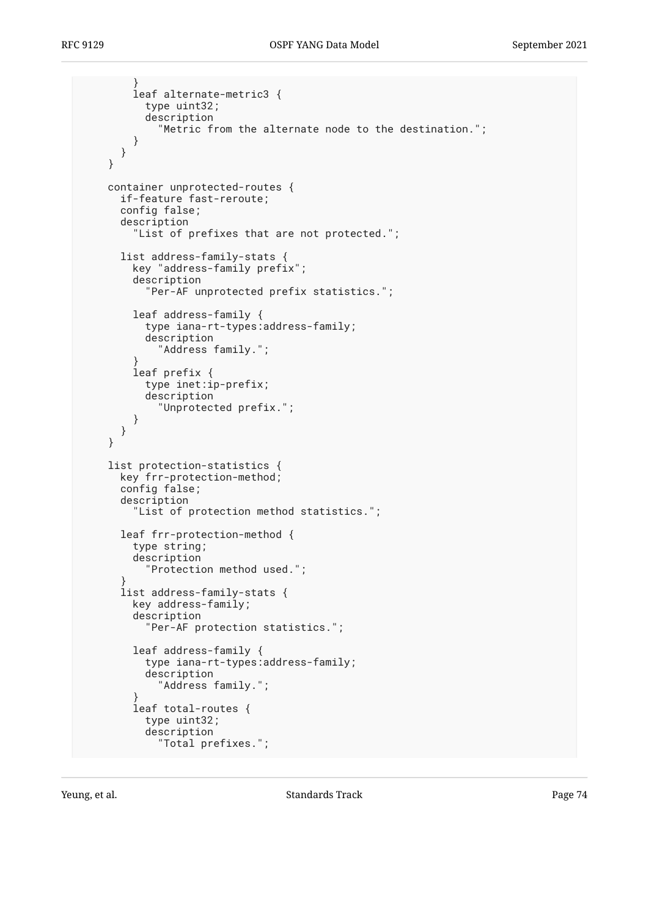```
        }
        leaf alternate-metric3 {
          type uint32;
          description
            "Metric from the alternate node to the destination.";
        }
      }
    }

    container unprotected-routes {
      if-feature fast-reroute;
      config false;
      description
        "List of prefixes that are not protected.";

      list address-family-stats {
        key "address-family prefix";
        description
          "Per-AF unprotected prefix statistics.";

        leaf address-family {
          type iana-rt-types:address-family;
          description
            "Address family.";
        }
        leaf prefix {
          type inet:ip-prefix;
          description
            "Unprotected prefix.";
        }
      }
    }

    list protection-statistics {
      key frr-protection-method;
      config false;
      description
        "List of protection method statistics.";

      leaf frr-protection-method {
        type string;
        description
          "Protection method used.";
      }
      list address-family-stats {
        key address-family;
        description
          "Per-AF protection statistics.";

        leaf address-family {
          type iana-rt-types:address-family;
          description
            "Address family.";
        }
        leaf total-routes {
          type uint32;
          description
            "Total prefixes.";
```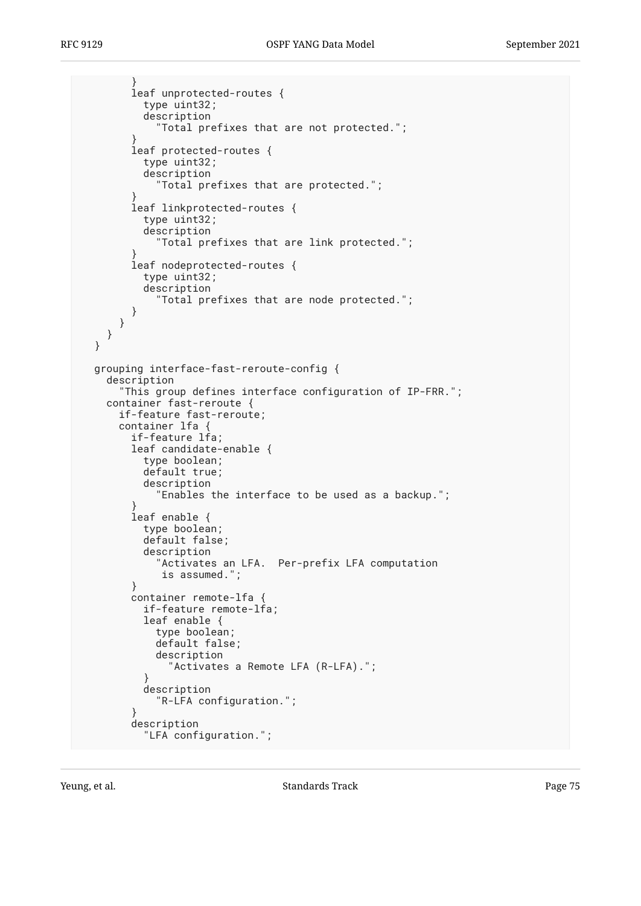```
        }
        leaf unprotected-routes {
          type uint32;
          description
            "Total prefixes that are not protected.";
        }
        leaf protected-routes {
          type uint32;
          description
            "Total prefixes that are protected.";
        }
        leaf linkprotected-routes {
          type uint32;
          description
            "Total prefixes that are link protected.";
        }
        leaf nodeprotected-routes {
          type uint32;
          description
            "Total prefixes that are node protected.";
        }
      }
    }
  }

  grouping interface-fast-reroute-config {
    description
      "This group defines interface configuration of IP-FRR.";
    container fast-reroute {
      if-feature fast-reroute;
      container lfa {
        if-feature lfa;
        leaf candidate-enable {
          type boolean;
          default true;
          description
            "Enables the interface to be used as a backup.";
        }
        leaf enable {
          type boolean;
          default false;
          description
            "Activates an LFA.  Per-prefix LFA computation
             is assumed.";
        }
        container remote-lfa {
          if-feature remote-lfa;
          leaf enable {
            type boolean;
            default false;
            description
              "Activates a Remote LFA (R-LFA).";
          }
          description
            "R-LFA configuration.";
        }
        description
          "LFA configuration.";
```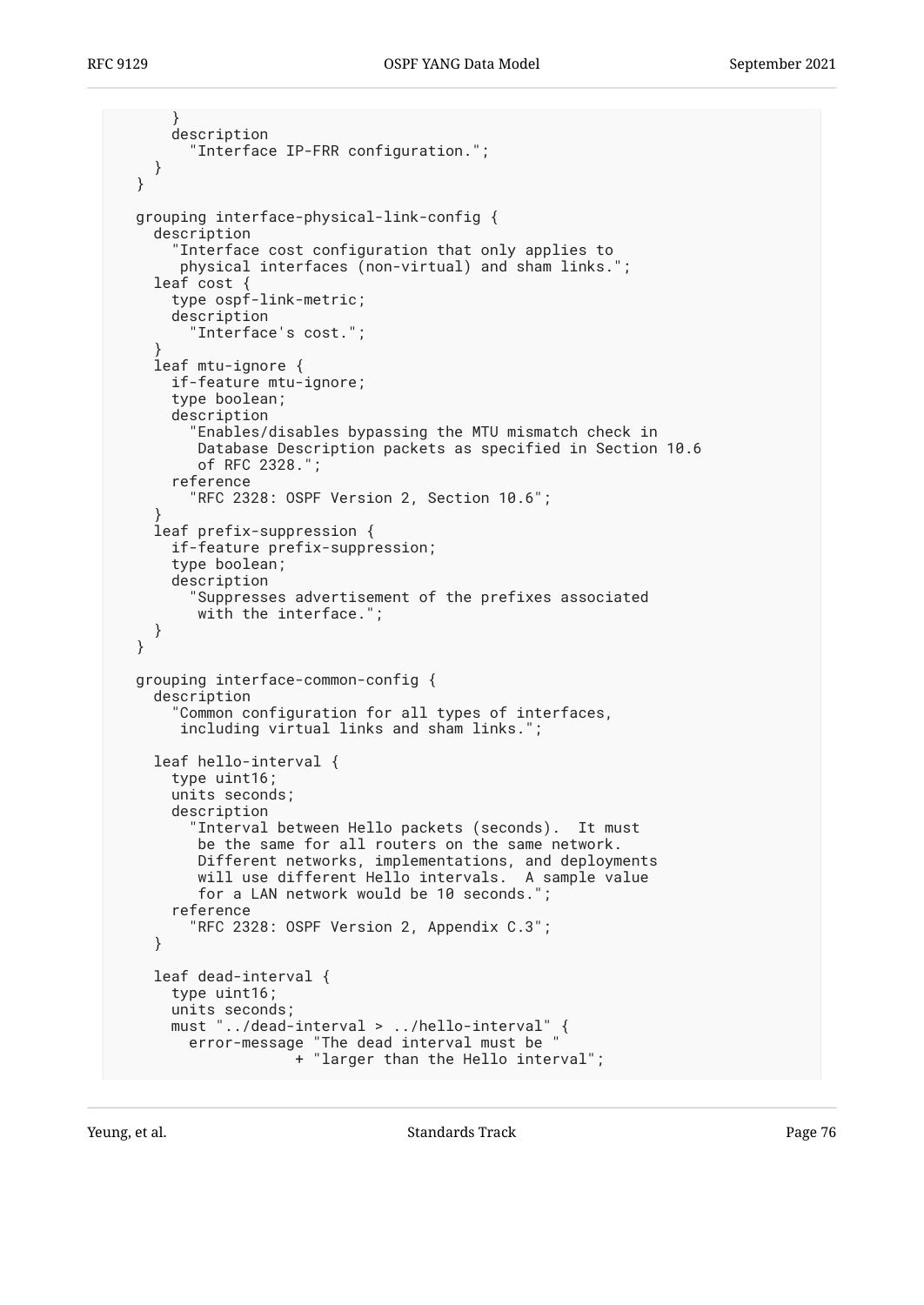```
      }
      description
        "Interface IP-FRR configuration.";
    }
  }

  grouping interface-physical-link-config {
    description
      "Interface cost configuration that only applies to
       physical interfaces (non-virtual) and sham links.";
    leaf cost {
      type ospf-link-metric;
      description
        "Interface's cost.";
    }
    leaf mtu-ignore {
      if-feature mtu-ignore;
      type boolean;
      description
        "Enables/disables bypassing the MTU mismatch check in
         Database Description packets as specified in Section 10.6
         of RFC 2328.";
      reference
        "RFC 2328: OSPF Version 2, Section 10.6";
    }
    leaf prefix-suppression {
      if-feature prefix-suppression;
      type boolean;
      description
        "Suppresses advertisement of the prefixes associated
         with the interface.";
    }
  }

  grouping interface-common-config {
    description
      "Common configuration for all types of interfaces,
       including virtual links and sham links.";

    leaf hello-interval {
      type uint16;
      units seconds;
      description
        "Interval between Hello packets (seconds).  It must
         be the same for all routers on the same network.
         Different networks, implementations, and deployments
         will use different Hello intervals.  A sample value
         for a LAN network would be 10 seconds.";
      reference
        "RFC 2328: OSPF Version 2, Appendix C.3";
    }

    leaf dead-interval {
      type uint16;
      units seconds;
      must "../dead-interval > ../hello-interval" {
        error-message "The dead interval must be "
                    + "larger than the Hello interval";
```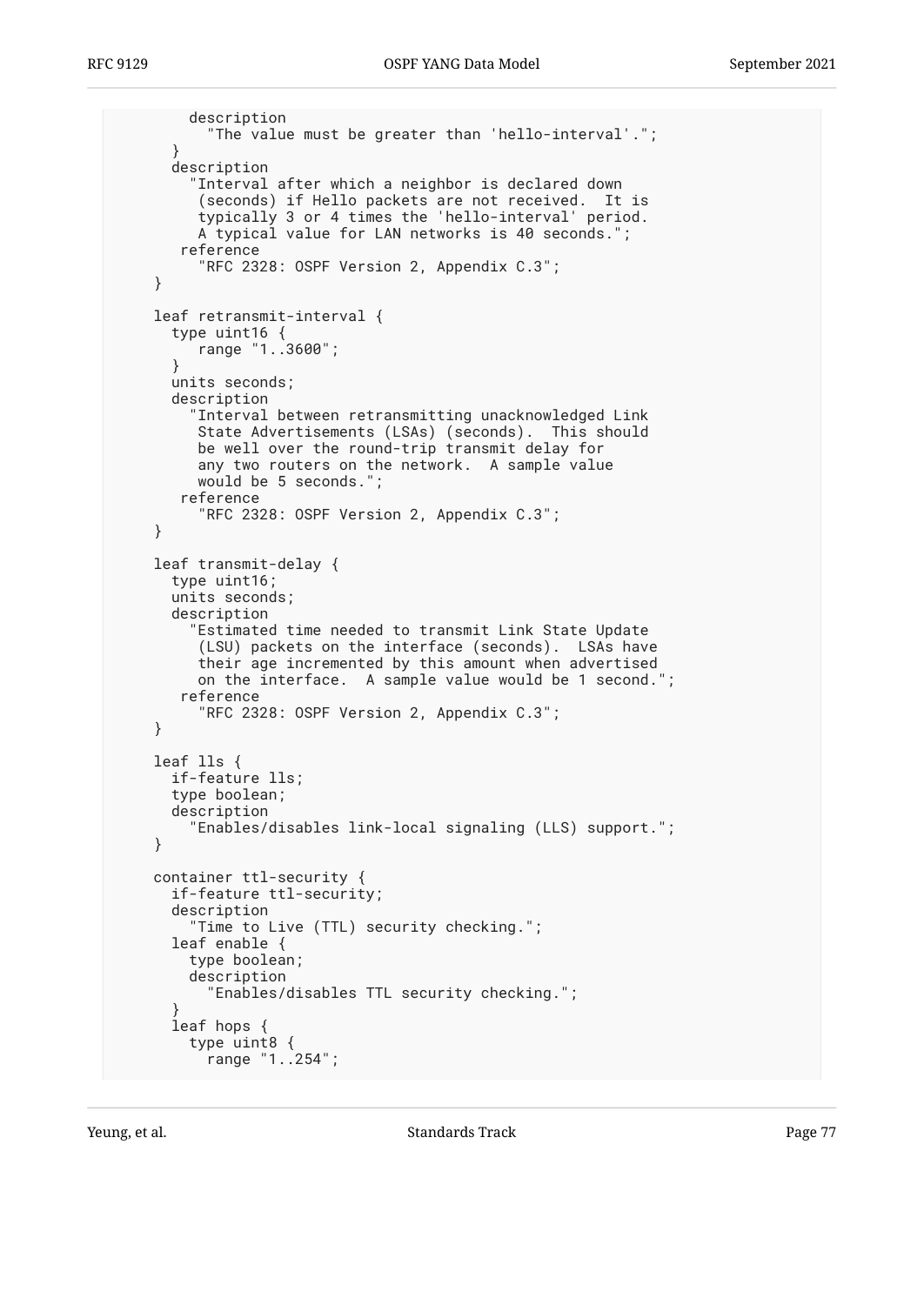```
          description
            "The value must be greater than 'hello-interval'.";
        }
        description
          "Interval after which a neighbor is declared down
           (seconds) if Hello packets are not received.  It is
           typically 3 or 4 times the 'hello-interval' period.
           A typical value for LAN networks is 40 seconds.";
         reference
           "RFC 2328: OSPF Version 2, Appendix C.3";
      }

      leaf retransmit-interval {
        type uint16 {
           range "1..3600";
        }
        units seconds;
        description
          "Interval between retransmitting unacknowledged Link
           State Advertisements (LSAs) (seconds).  This should
           be well over the round-trip transmit delay for
           any two routers on the network.  A sample value
           would be 5 seconds.";
         reference
           "RFC 2328: OSPF Version 2, Appendix C.3";
      }

      leaf transmit-delay {
        type uint16;
        units seconds;
        description
          "Estimated time needed to transmit Link State Update
           (LSU) packets on the interface (seconds).  LSAs have
           their age incremented by this amount when advertised
           on the interface.  A sample value would be 1 second.";
         reference
           "RFC 2328: OSPF Version 2, Appendix C.3";
      }

      leaf lls {
        if-feature lls;
        type boolean;
        description
          "Enables/disables link-local signaling (LLS) support.";
      }

      container ttl-security {
        if-feature ttl-security;
        description
          "Time to Live (TTL) security checking.";
        leaf enable {
          type boolean;
          description
            "Enables/disables TTL security checking.";
        }
        leaf hops {
          type uint8 {
            range "1..254";
```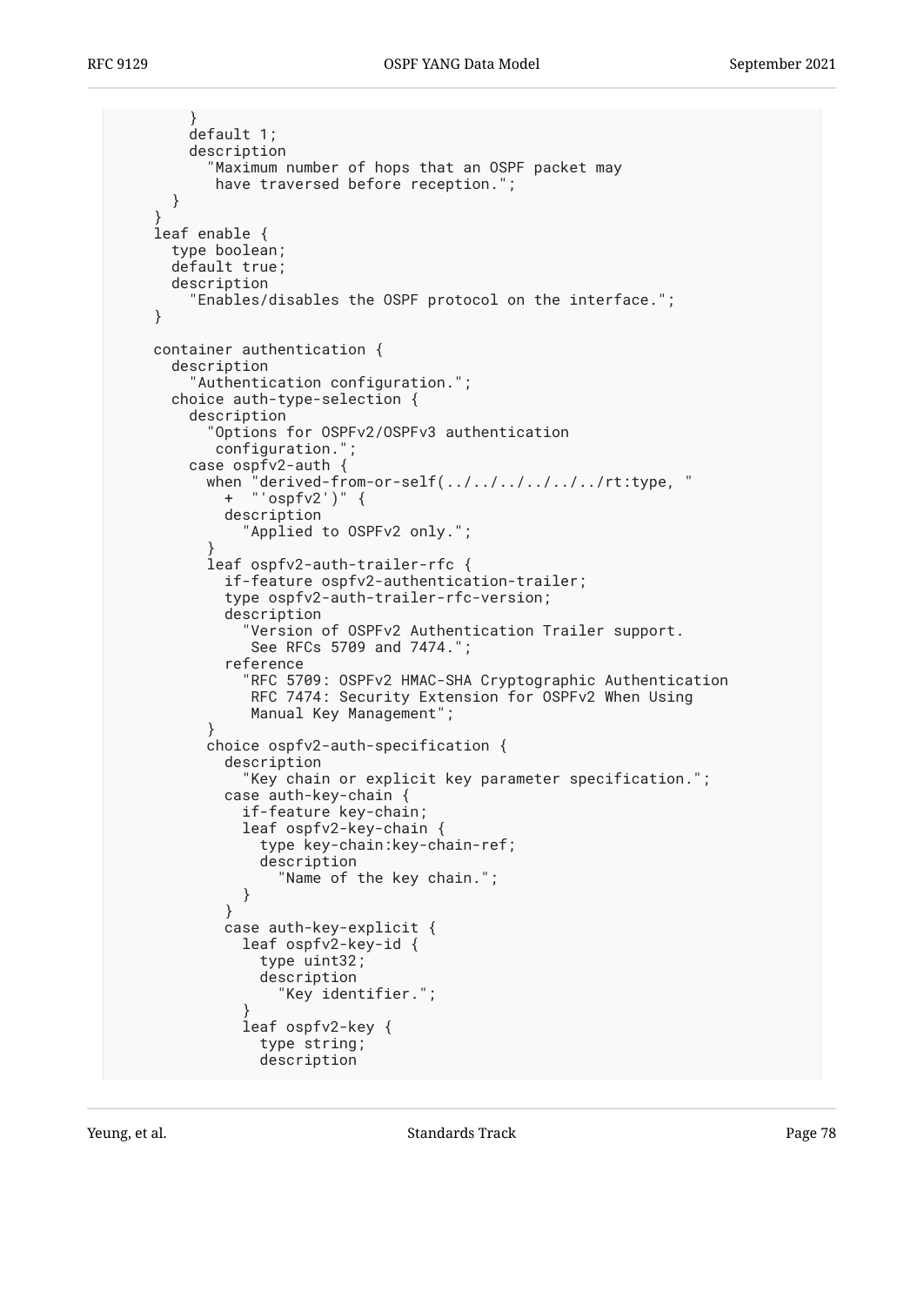```
        }
        default 1;
        description
          "Maximum number of hops that an OSPF packet may
           have traversed before reception.";
      }
    }
    leaf enable {
      type boolean;
      default true;
      description
        "Enables/disables the OSPF protocol on the interface.";
    }

    container authentication {
      description
        "Authentication configuration.";
      choice auth-type-selection {
        description
          "Options for OSPFv2/OSPFv3 authentication
           configuration.";
        case ospfv2-auth {
          when "derived-from-or-self(../../../../../../rt:type, "
            +  "'ospfv2')" {
            description
              "Applied to OSPFv2 only.";
          }
          leaf ospfv2-auth-trailer-rfc {
            if-feature ospfv2-authentication-trailer;
            type ospfv2-auth-trailer-rfc-version;
            description
              "Version of OSPFv2 Authentication Trailer support.
               See RFCs 5709 and 7474.";
            reference
              "RFC 5709: OSPFv2 HMAC-SHA Cryptographic Authentication
               RFC 7474: Security Extension for OSPFv2 When Using
               Manual Key Management";
          }
          choice ospfv2-auth-specification {
            description
              "Key chain or explicit key parameter specification.";
            case auth-key-chain {
              if-feature key-chain;
              leaf ospfv2-key-chain {
                type key-chain:key-chain-ref;
                description
                  "Name of the key chain.";
              }
            }
            case auth-key-explicit {
              leaf ospfv2-key-id {
                type uint32;
                description
                  "Key identifier.";
              }
              leaf ospfv2-key {
                type string;
                description
```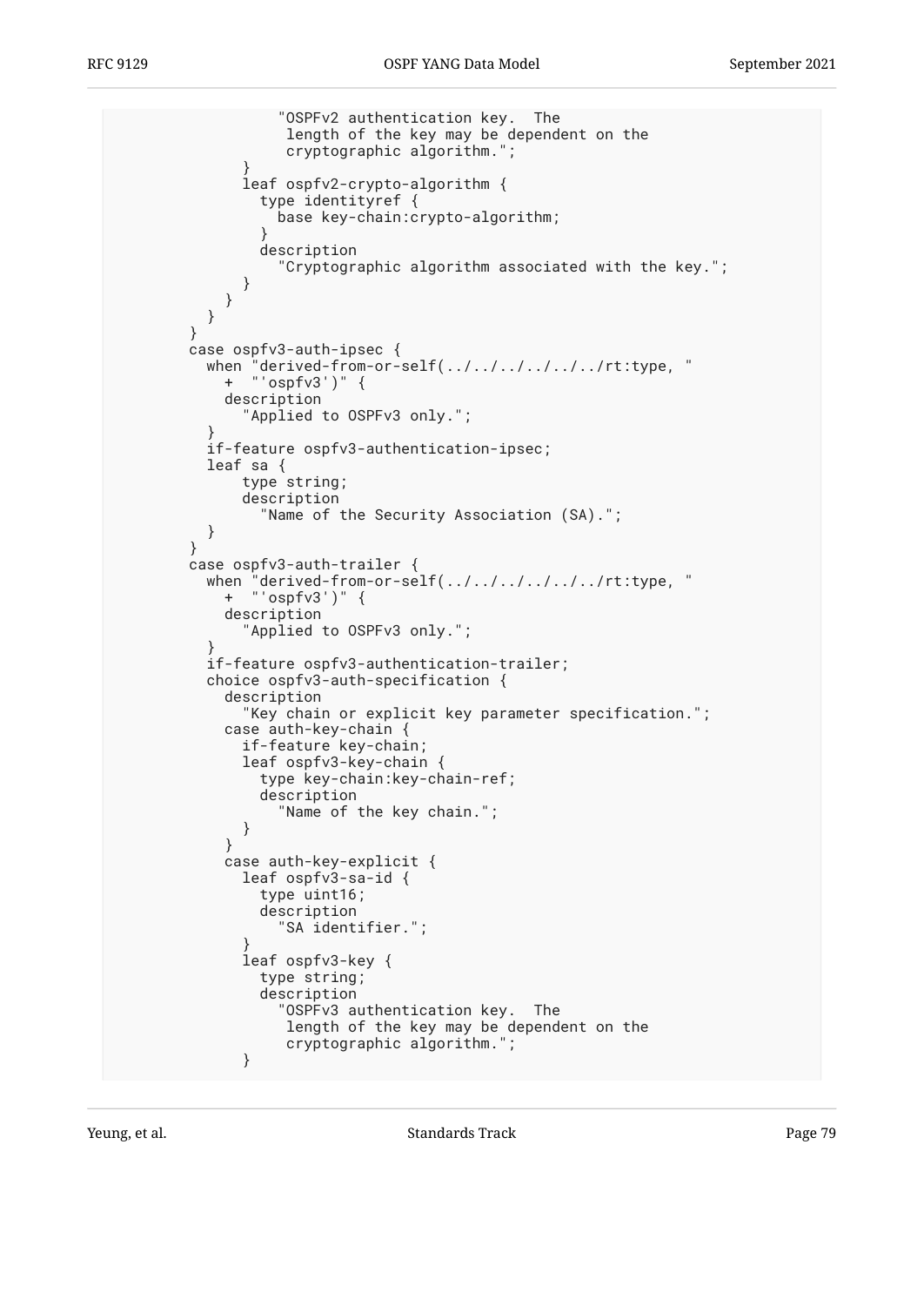```
                  "OSPFv2 authentication key.  The
                   length of the key may be dependent on the
                   cryptographic algorithm.";
              }
              leaf ospfv2-crypto-algorithm {
                type identityref {
                  base key-chain:crypto-algorithm;
                }
                description
                  "Cryptographic algorithm associated with the key.";
              }
            }
          }
        }
        case ospfv3-auth-ipsec {
          when "derived-from-or-self(../../../../../../rt:type, "
             + "'ospfv3')" {
            description
              "Applied to OSPFv3 only.";
          }
          if-feature ospfv3-authentication-ipsec;
          leaf sa {
              type string;
              description
                "Name of the Security Association (SA).";
          }
        }
        case ospfv3-auth-trailer {
          when "derived-from-or-self(../../../../../../rt:type, "
             + "'ospfv3')" {
            description
              "Applied to OSPFv3 only.";
          }
          if-feature ospfv3-authentication-trailer;
          choice ospfv3-auth-specification {
            description
              "Key chain or explicit key parameter specification.";
            case auth-key-chain {
              if-feature key-chain;
              leaf ospfv3-key-chain {
                type key-chain:key-chain-ref;
                description
                  "Name of the key chain.";
              }
            }
            case auth-key-explicit {
              leaf ospfv3-sa-id {
                type uint16;
                description
                  "SA identifier.";
              }
              leaf ospfv3-key {
                type string;
                description
                  "OSPFv3 authentication key.  The
                   length of the key may be dependent on the
                   cryptographic algorithm.";
              }
```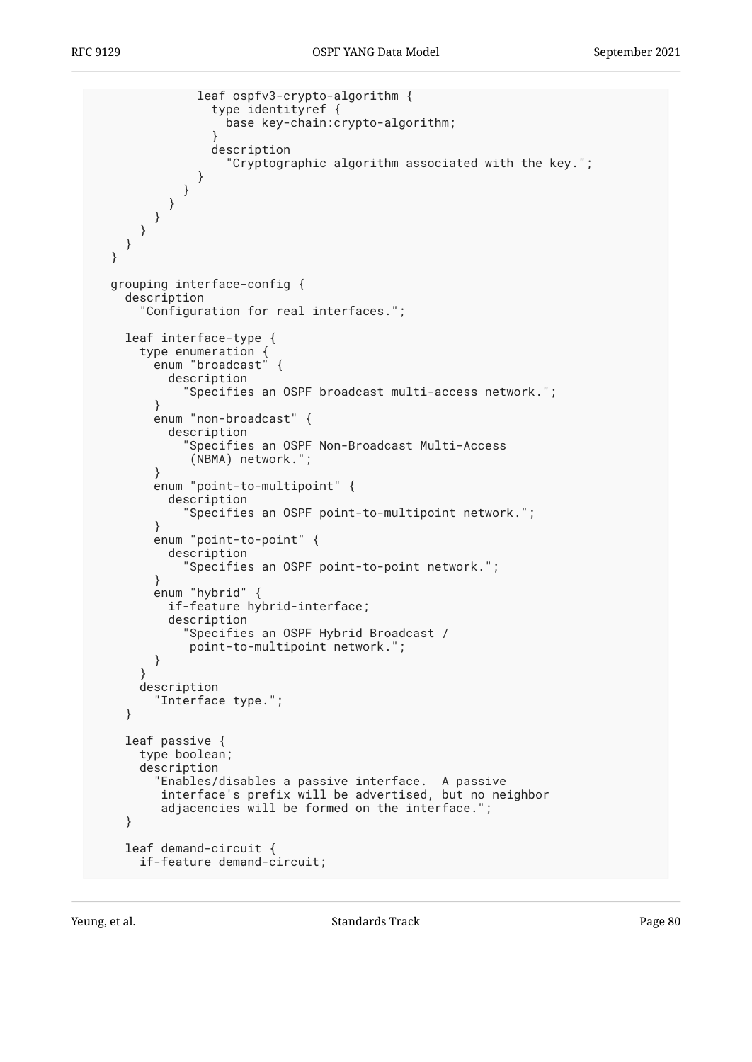```
              leaf ospfv3-crypto-algorithm {
                type identityref {
                  base key-chain:crypto-algorithm;
                }
                description
                  "Cryptographic algorithm associated with the key.";
              }
            }
          }
        }
      }
    }
  }

  grouping interface-config {
    description
      "Configuration for real interfaces.";

    leaf interface-type {
      type enumeration {
        enum "broadcast" {
          description
            "Specifies an OSPF broadcast multi-access network.";
        }
        enum "non-broadcast" {
          description
            "Specifies an OSPF Non-Broadcast Multi-Access
             (NBMA) network.";
        }
        enum "point-to-multipoint" {
          description
            "Specifies an OSPF point-to-multipoint network.";
        }
        enum "point-to-point" {
          description
            "Specifies an OSPF point-to-point network.";
        }
        enum "hybrid" {
          if-feature hybrid-interface;
          description
            "Specifies an OSPF Hybrid Broadcast /
             point-to-multipoint network.";
        }
      }
      description
        "Interface type.";
    }

    leaf passive {
      type boolean;
      description
        "Enables/disables a passive interface.  A passive
         interface's prefix will be advertised, but no neighbor
         adjacencies will be formed on the interface.";
    }

    leaf demand-circuit {
      if-feature demand-circuit;
```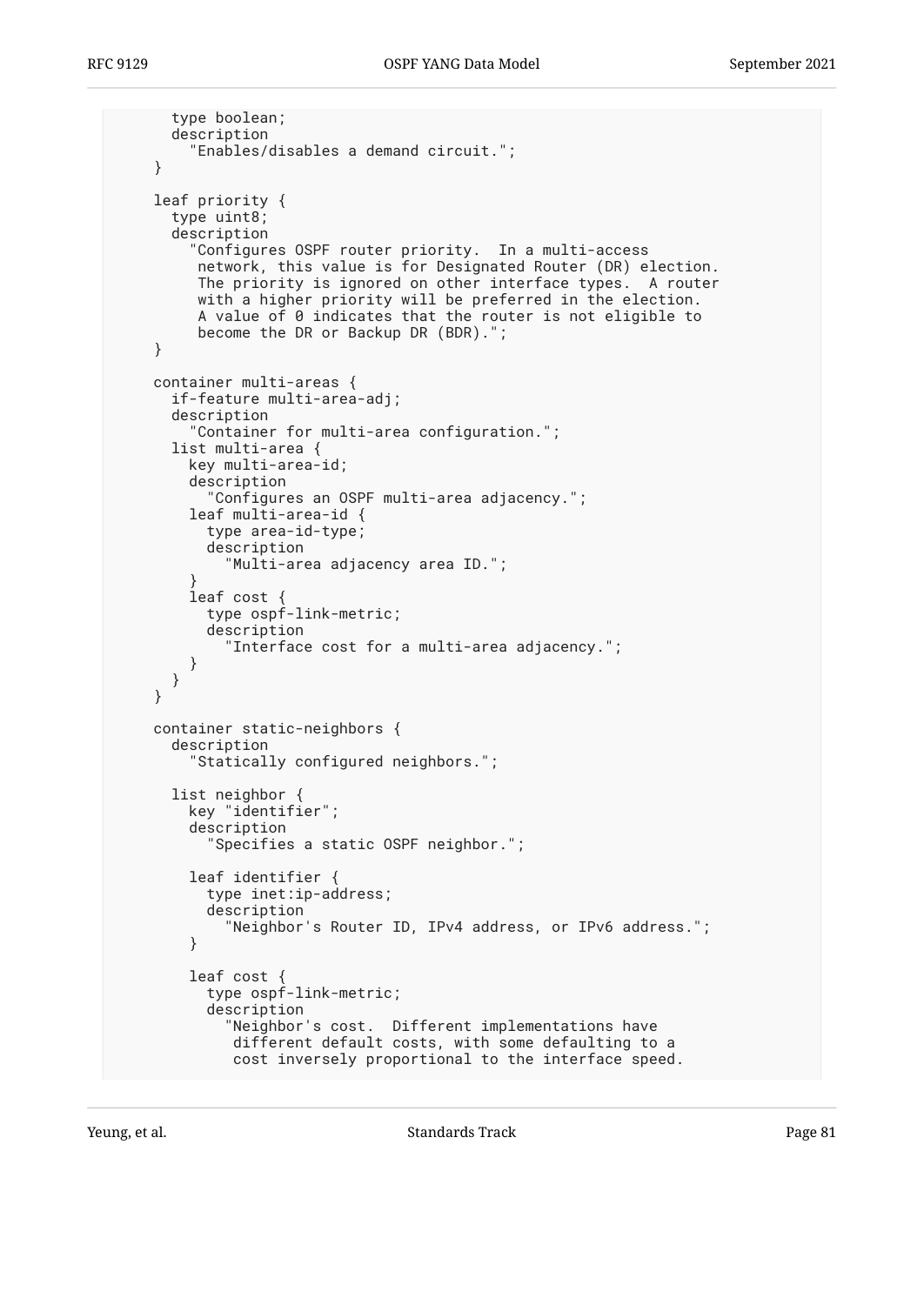```
        type boolean;
        description
          "Enables/disables a demand circuit.";
      }

      leaf priority {
        type uint8;
        description
          "Configures OSPF router priority.  In a multi-access
           network, this value is for Designated Router (DR) election.
           The priority is ignored on other interface types.  A router
           with a higher priority will be preferred in the election.
           A value of 0 indicates that the router is not eligible to
           become the DR or Backup DR (BDR).";
      }

      container multi-areas {
        if-feature multi-area-adj;
        description
          "Container for multi-area configuration.";
        list multi-area {
          key multi-area-id;
          description
            "Configures an OSPF multi-area adjacency.";
          leaf multi-area-id {
            type area-id-type;
            description
              "Multi-area adjacency area ID.";
          }
          leaf cost {
            type ospf-link-metric;
            description
              "Interface cost for a multi-area adjacency.";
          }
        }
      }

      container static-neighbors {
        description
          "Statically configured neighbors.";

        list neighbor {
          key "identifier";
          description
            "Specifies a static OSPF neighbor.";

          leaf identifier {
            type inet:ip-address;
            description
              "Neighbor's Router ID, IPv4 address, or IPv6 address.";
          }

          leaf cost {
            type ospf-link-metric;
            description
              "Neighbor's cost.  Different implementations have
               different default costs, with some defaulting to a
               cost inversely proportional to the interface speed.
```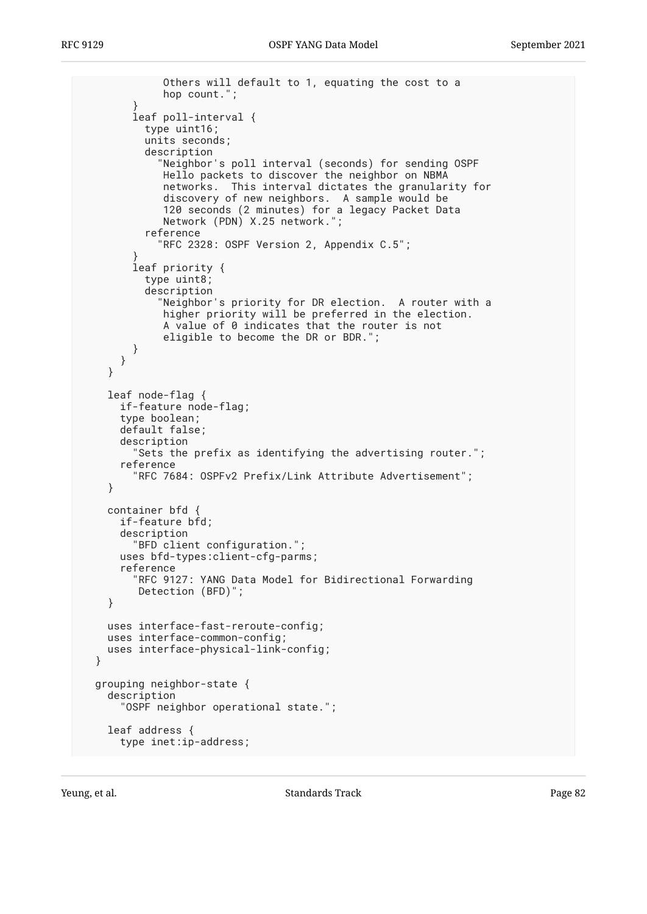```
             Others will default to 1, equating the cost to a
             hop count.";
        }
        leaf poll-interval {
          type uint16;
          units seconds;
          description
            "Neighbor's poll interval (seconds) for sending OSPF
             Hello packets to discover the neighbor on NBMA
             networks.  This interval dictates the granularity for
             discovery of new neighbors.  A sample would be
             120 seconds (2 minutes) for a legacy Packet Data
             Network (PDN) X.25 network.";
          reference
            "RFC 2328: OSPF Version 2, Appendix C.5";
        }
        leaf priority {
          type uint8;
          description
            "Neighbor's priority for DR election.  A router with a
             higher priority will be preferred in the election.
             A value of 0 indicates that the router is not
             eligible to become the DR or BDR.";
        }
      }
    }

    leaf node-flag {
      if-feature node-flag;
      type boolean;
      default false;
      description
        "Sets the prefix as identifying the advertising router.";
      reference
        "RFC 7684: OSPFv2 Prefix/Link Attribute Advertisement";
    }

    container bfd {
      if-feature bfd;
      description
        "BFD client configuration.";
      uses bfd-types:client-cfg-parms;
      reference
        "RFC 9127: YANG Data Model for Bidirectional Forwarding
         Detection (BFD)";
    }

    uses interface-fast-reroute-config;
    uses interface-common-config;
    uses interface-physical-link-config;
  }

  grouping neighbor-state {
    description
      "OSPF neighbor operational state.";

    leaf address {
      type inet:ip-address;
```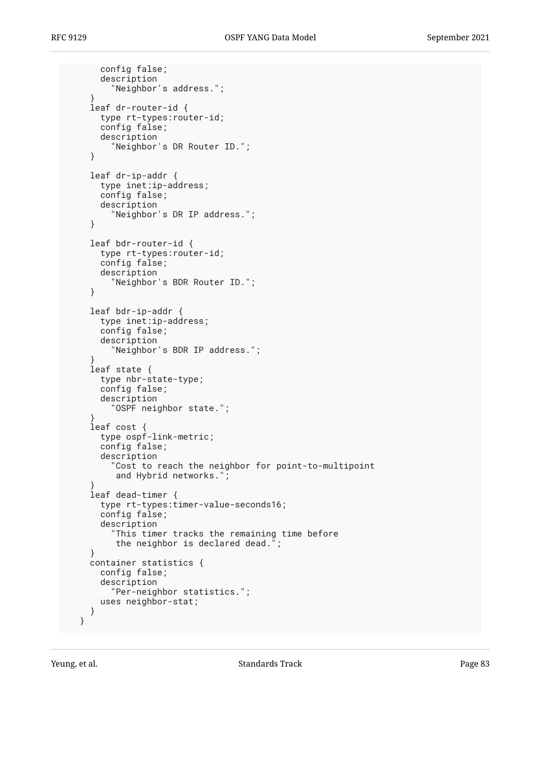```
          config false;
          description
            "Neighbor's address.";
        }
        leaf dr-router-id {
          type rt-types:router-id;
          config false;
          description
            "Neighbor's DR Router ID.";
        }

        leaf dr-ip-addr {
          type inet:ip-address;
          config false;
          description
            "Neighbor's DR IP address.";
        }

        leaf bdr-router-id {
          type rt-types:router-id;
          config false;
          description
            "Neighbor's BDR Router ID.";
        }

        leaf bdr-ip-addr {
          type inet:ip-address;
          config false;
          description
            "Neighbor's BDR IP address.";
        }
        leaf state {
          type nbr-state-type;
          config false;
          description
            "OSPF neighbor state.";
        }
        leaf cost {
          type ospf-link-metric;
          config false;
          description
            "Cost to reach the neighbor for point-to-multipoint
             and Hybrid networks.";
        }
        leaf dead-timer {
          type rt-types:timer-value-seconds16;
          config false;
          description
            "This timer tracks the remaining time before
             the neighbor is declared dead.";
        }
        container statistics {
          config false;
          description
            "Per-neighbor statistics.";
          uses neighbor-stat;
        }
      }
```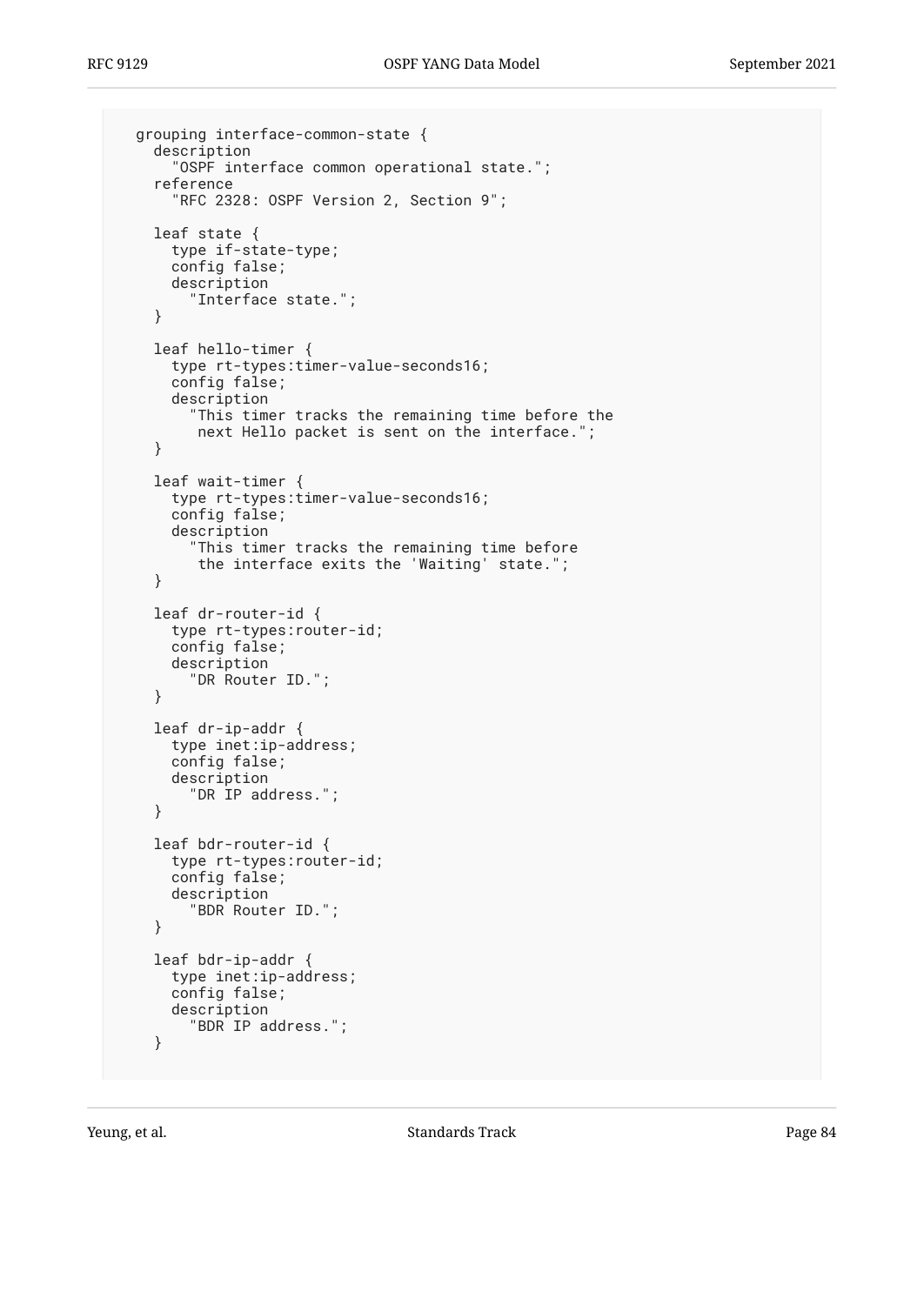```
  grouping interface-common-state {
    description
      "OSPF interface common operational state.";
    reference
      "RFC 2328: OSPF Version 2, Section 9";

    leaf state {
      type if-state-type;
      config false;
      description
        "Interface state.";
    }

    leaf hello-timer {
      type rt-types:timer-value-seconds16;
      config false;
      description
        "This timer tracks the remaining time before the
         next Hello packet is sent on the interface.";
    }

    leaf wait-timer {
      type rt-types:timer-value-seconds16;
      config false;
      description
        "This timer tracks the remaining time before
         the interface exits the 'Waiting' state.";
    }

    leaf dr-router-id {
      type rt-types:router-id;
      config false;
      description
        "DR Router ID.";
    }

    leaf dr-ip-addr {
      type inet:ip-address;
      config false;
      description
        "DR IP address.";
    }

    leaf bdr-router-id {
      type rt-types:router-id;
      config false;
      description
        "BDR Router ID.";
    }

    leaf bdr-ip-addr {
      type inet:ip-address;
      config false;
      description
        "BDR IP address.";
    }
```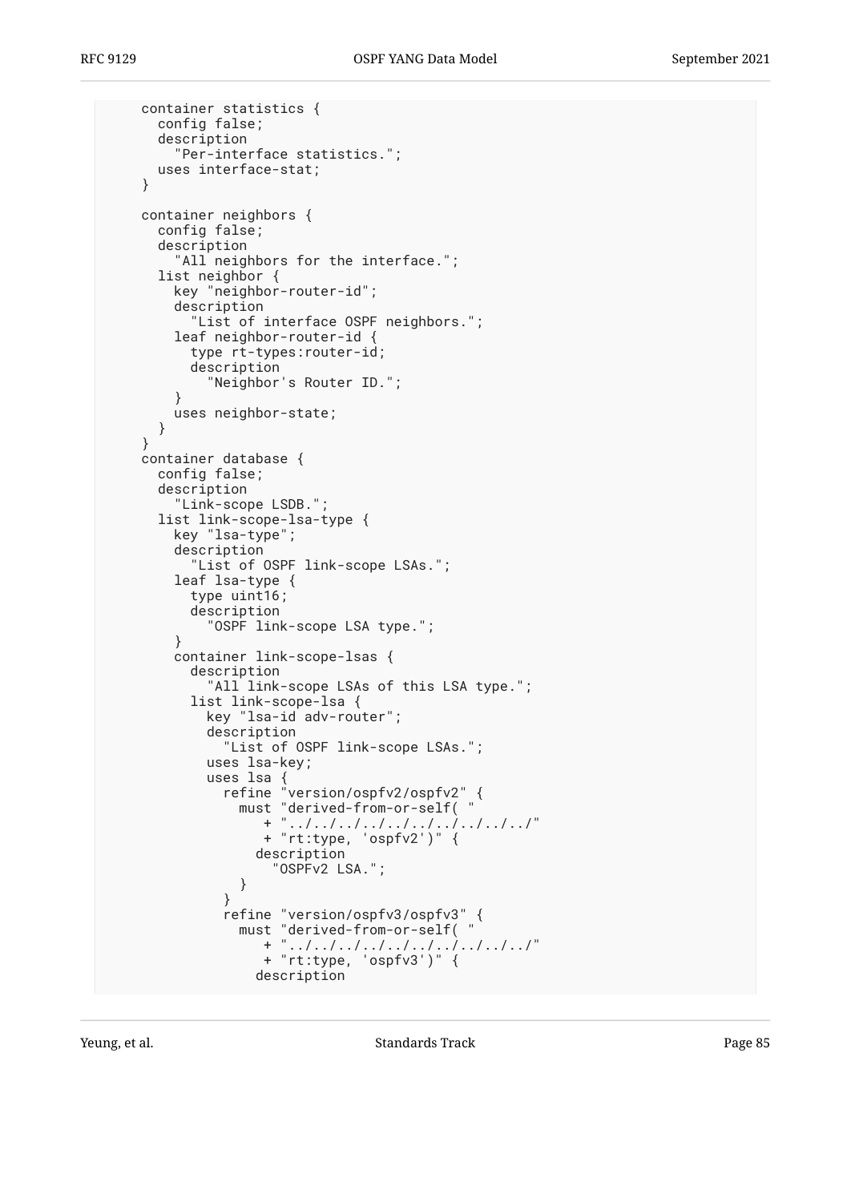```
      container statistics {
        config false;
        description
          "Per-interface statistics.";
        uses interface-stat;
      }

      container neighbors {
        config false;
        description
          "All neighbors for the interface.";
        list neighbor {
          key "neighbor-router-id";
          description
            "List of interface OSPF neighbors.";
          leaf neighbor-router-id {
            type rt-types:router-id;
            description
              "Neighbor's Router ID.";
          }
          uses neighbor-state;
        }
      }
      container database {
        config false;
        description
          "Link-scope LSDB.";
        list link-scope-lsa-type {
          key "lsa-type";
          description
            "List of OSPF link-scope LSAs.";
          leaf lsa-type {
            type uint16;
            description
              "OSPF link-scope LSA type.";
          }
          container link-scope-lsas {
            description
              "All link-scope LSAs of this LSA type.";
            list link-scope-lsa {
              key "lsa-id adv-router";
              description
                "List of OSPF link-scope LSAs.";
              uses lsa-key;
              uses lsa {
                refine "version/ospfv2/ospfv2" {
                  must "derived-from-or-self( "
                     + "../../../../../../../../../../"
                     + "rt:type, 'ospfv2')" {
                    description
                      "OSPFv2 LSA.";
                  }
                }
                refine "version/ospfv3/ospfv3" {
                  must "derived-from-or-self( "
                     + "../../../../../../../../../../"
                     + "rt:type, 'ospfv3')" {
                    description
```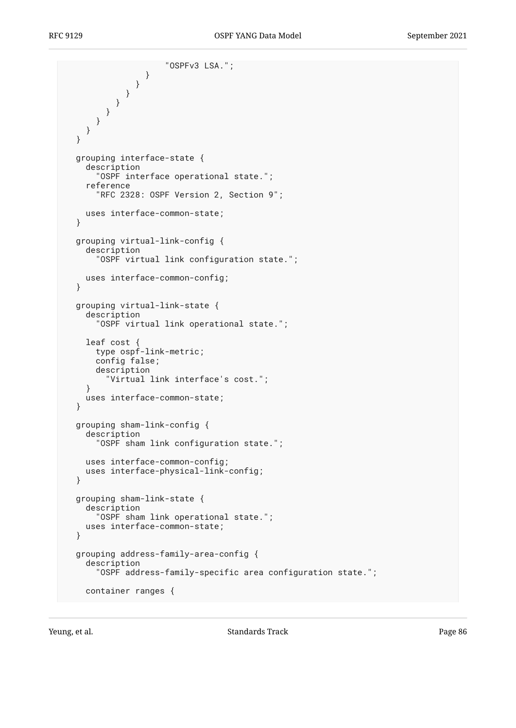```
                   "OSPFv3 LSA.";
               }
             }
           }
         }
       }
     }
   }
 }

 grouping interface-state {
   description
     "OSPF interface operational state.";
   reference
     "RFC 2328: OSPF Version 2, Section 9";

   uses interface-common-state;
 }

 grouping virtual-link-config {
   description
     "OSPF virtual link configuration state.";

   uses interface-common-config;
 }

 grouping virtual-link-state {
   description
     "OSPF virtual link operational state.";

   leaf cost {
     type ospf-link-metric;
     config false;
     description
       "Virtual link interface's cost.";
   }
   uses interface-common-state;
 }

 grouping sham-link-config {
   description
     "OSPF sham link configuration state.";

   uses interface-common-config;
   uses interface-physical-link-config;
 }

 grouping sham-link-state {
   description
     "OSPF sham link operational state.";
   uses interface-common-state;
 }

 grouping address-family-area-config {
   description
     "OSPF address-family-specific area configuration state.";

   container ranges {
```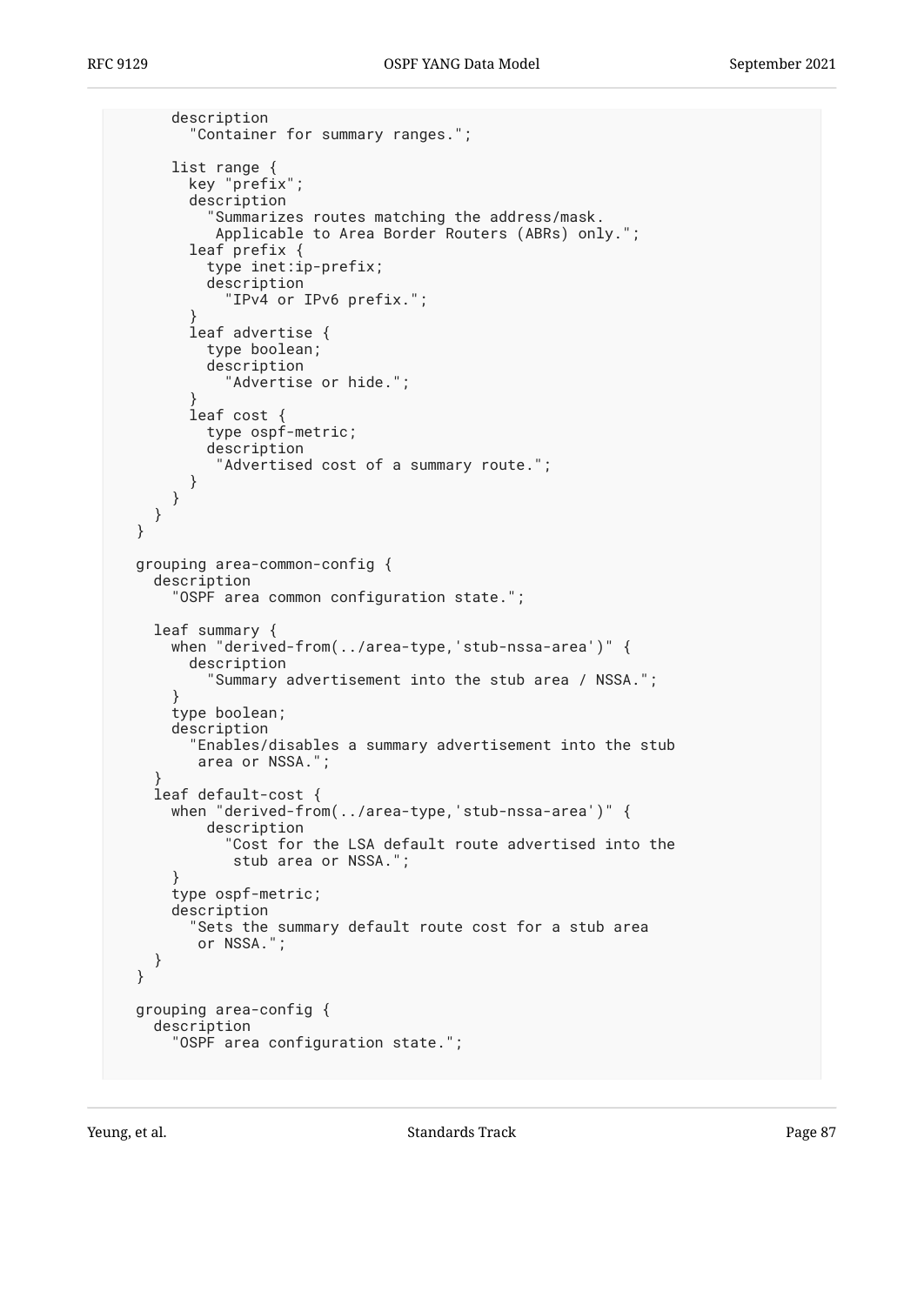```
      description
        "Container for summary ranges.";

      list range {
        key "prefix";
        description
          "Summarizes routes matching the address/mask.
           Applicable to Area Border Routers (ABRs) only.";
        leaf prefix {
          type inet:ip-prefix;
          description
            "IPv4 or IPv6 prefix.";
        }
        leaf advertise {
          type boolean;
          description
            "Advertise or hide.";
        }
        leaf cost {
          type ospf-metric;
          description
           "Advertised cost of a summary route.";
        }
      }
    }
  }

  grouping area-common-config {
    description
      "OSPF area common configuration state.";

    leaf summary {
      when "derived-from(../area-type,'stub-nssa-area')" {
        description
          "Summary advertisement into the stub area / NSSA.";
      }
      type boolean;
      description
        "Enables/disables a summary advertisement into the stub
         area or NSSA.";
    }
    leaf default-cost {
      when "derived-from(../area-type,'stub-nssa-area')" {
          description
            "Cost for the LSA default route advertised into the
             stub area or NSSA.";
      }
      type ospf-metric;
      description
        "Sets the summary default route cost for a stub area
         or NSSA.";
    }
  }

  grouping area-config {
    description
      "OSPF area configuration state.";
```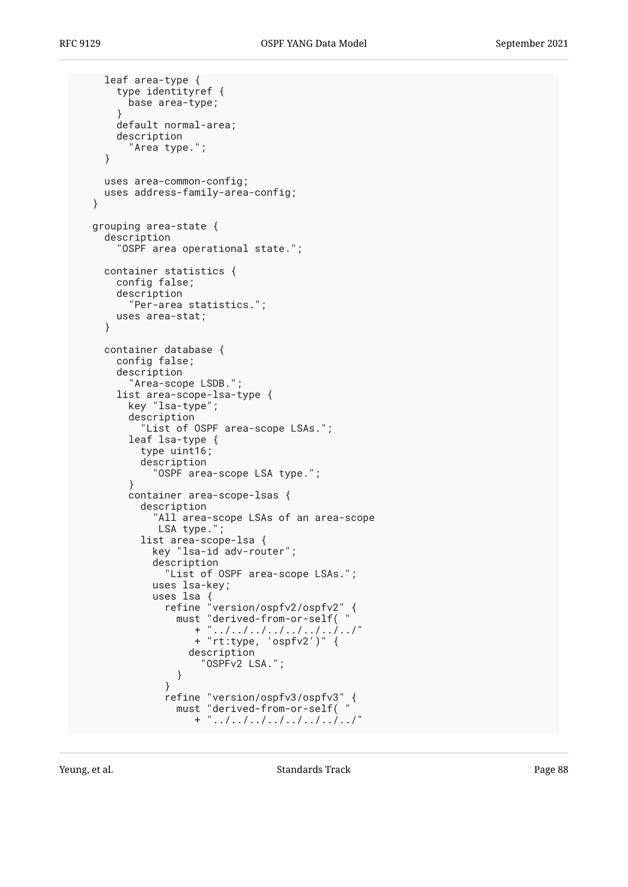```
      leaf area-type {
        type identityref {
          base area-type;
        }
        default normal-area;
        description
          "Area type.";
      }

      uses area-common-config;
      uses address-family-area-config;
    }

    grouping area-state {
      description
        "OSPF area operational state.";

      container statistics {
        config false;
        description
          "Per-area statistics.";
        uses area-stat;
      }

      container database {
        config false;
        description
          "Area-scope LSDB.";
        list area-scope-lsa-type {
          key "lsa-type";
          description
            "List of OSPF area-scope LSAs.";
          leaf lsa-type {
            type uint16;
            description
              "OSPF area-scope LSA type.";
          }
          container area-scope-lsas {
            description
              "All area-scope LSAs of an area-scope
               LSA type.";
            list area-scope-lsa {
              key "lsa-id adv-router";
              description
                "List of OSPF area-scope LSAs.";
              uses lsa-key;
              uses lsa {
                refine "version/ospfv2/ospfv2" {
                  must "derived-from-or-self( "
                     + "../../../../../../../../"
                     + "rt:type, 'ospfv2')" {
                    description
                      "OSPFv2 LSA.";
                  }
                }
                refine "version/ospfv3/ospfv3" {
                  must "derived-from-or-self( "
                     + "../../../../../../../../"
```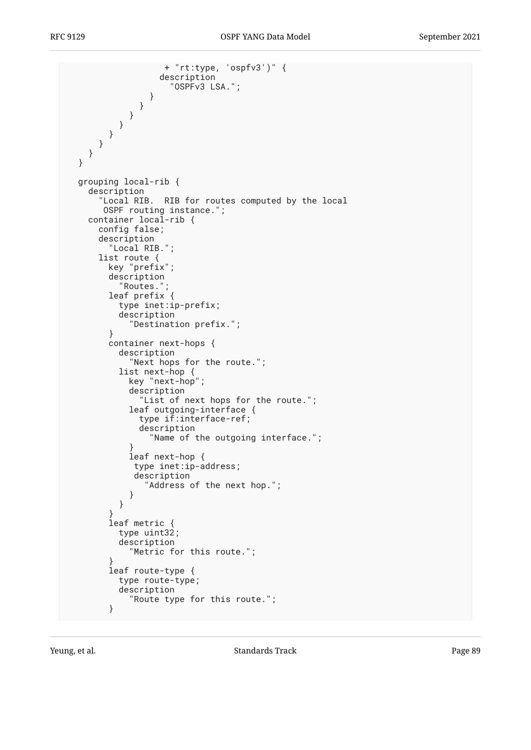```
                 + "rt:type, 'ospfv3')" {
                description
                  "OSPFv3 LSA.";
              }
            }
          }
        }
      }
    }
  }
}

grouping local-rib {
  description
    "Local RIB.  RIB for routes computed by the local
     OSPF routing instance.";
  container local-rib {
    config false;
    description
      "Local RIB.";
    list route {
      key "prefix";
      description
        "Routes.";
      leaf prefix {
        type inet:ip-prefix;
        description
          "Destination prefix.";
      }
      container next-hops {
        description
          "Next hops for the route.";
        list next-hop {
          key "next-hop";
          description
            "List of next hops for the route.";
          leaf outgoing-interface {
            type if:interface-ref;
            description
              "Name of the outgoing interface.";
          }
          leaf next-hop {
           type inet:ip-address;
           description
             "Address of the next hop.";
          }
        }
      }
      leaf metric {
        type uint32;
        description
          "Metric for this route.";
      }
      leaf route-type {
        type route-type;
        description
          "Route type for this route.";
      }
```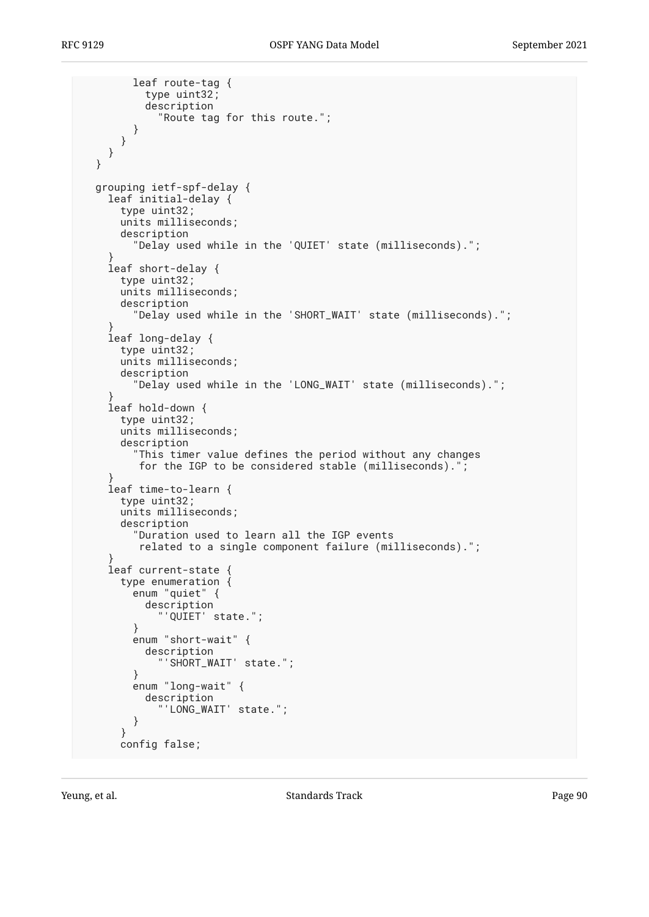```
        leaf route-tag {
          type uint32;
          description
            "Route tag for this route.";
        }
      }
    }
  }

  grouping ietf-spf-delay {
    leaf initial-delay {
      type uint32;
      units milliseconds;
      description
        "Delay used while in the 'QUIET' state (milliseconds).";
    }
    leaf short-delay {
      type uint32;
      units milliseconds;
      description
        "Delay used while in the 'SHORT_WAIT' state (milliseconds).";
    }
    leaf long-delay {
      type uint32;
      units milliseconds;
      description
        "Delay used while in the 'LONG_WAIT' state (milliseconds).";
    }
    leaf hold-down {
      type uint32;
      units milliseconds;
      description
        "This timer value defines the period without any changes
         for the IGP to be considered stable (milliseconds).";
    }
    leaf time-to-learn {
      type uint32;
      units milliseconds;
      description
        "Duration used to learn all the IGP events
         related to a single component failure (milliseconds).";
    }
    leaf current-state {
      type enumeration {
        enum "quiet" {
          description
            "'QUIET' state.";
        }
        enum "short-wait" {
          description
            "'SHORT_WAIT' state.";
        }
        enum "long-wait" {
          description
            "'LONG_WAIT' state.";
        }
      }
      config false;
```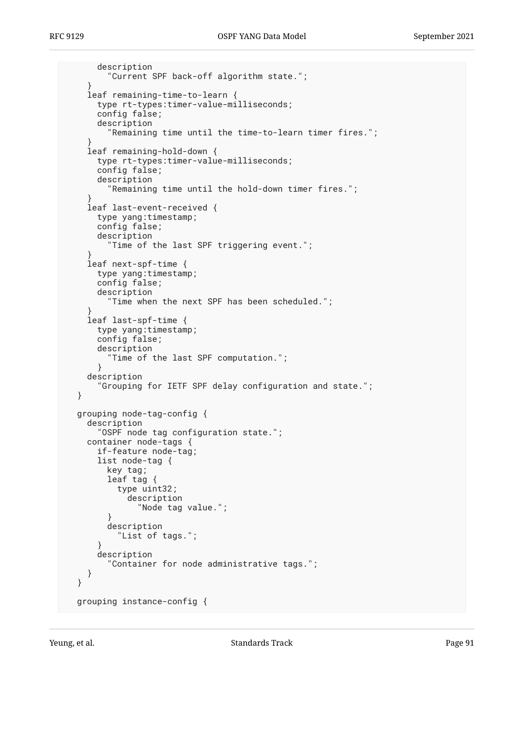```
      description
        "Current SPF back-off algorithm state.";
    }
    leaf remaining-time-to-learn {
      type rt-types:timer-value-milliseconds;
      config false;
      description
        "Remaining time until the time-to-learn timer fires.";
    }
    leaf remaining-hold-down {
      type rt-types:timer-value-milliseconds;
      config false;
      description
        "Remaining time until the hold-down timer fires.";
    }
    leaf last-event-received {
      type yang:timestamp;
      config false;
      description
        "Time of the last SPF triggering event.";
    }
    leaf next-spf-time {
      type yang:timestamp;
      config false;
      description
        "Time when the next SPF has been scheduled.";
    }
    leaf last-spf-time {
      type yang:timestamp;
      config false;
      description
        "Time of the last SPF computation.";
      }
    description
      "Grouping for IETF SPF delay configuration and state.";
  }

  grouping node-tag-config {
    description
      "OSPF node tag configuration state.";
    container node-tags {
      if-feature node-tag;
      list node-tag {
        key tag;
        leaf tag {
          type uint32;
            description
              "Node tag value.";
        }
        description
          "List of tags.";
      }
      description
        "Container for node administrative tags.";
    }
  }

  grouping instance-config {
```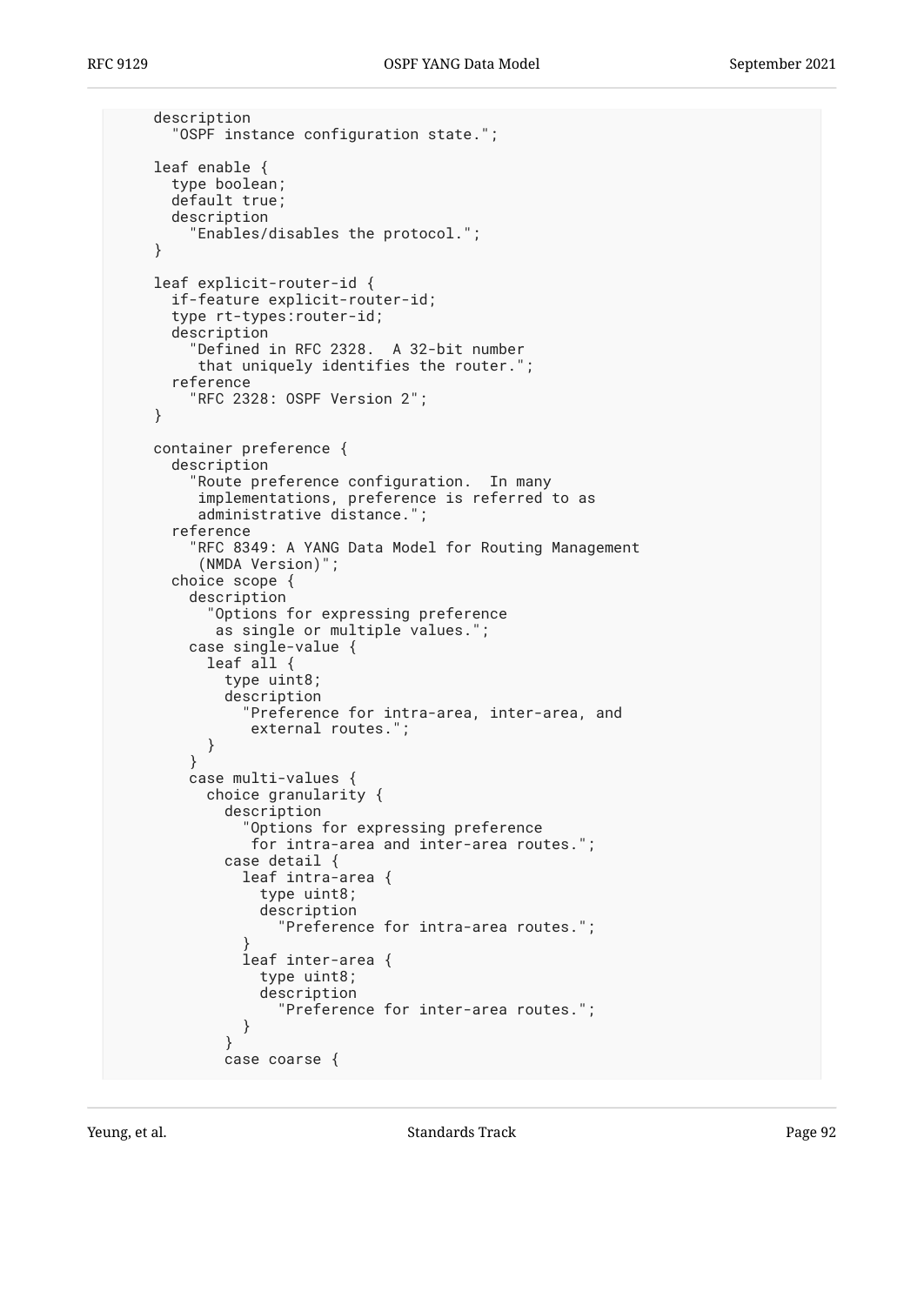```
      description
        "OSPF instance configuration state.";

      leaf enable {
        type boolean;
        default true;
        description
          "Enables/disables the protocol.";
      }

      leaf explicit-router-id {
        if-feature explicit-router-id;
        type rt-types:router-id;
        description
          "Defined in RFC 2328.  A 32-bit number
           that uniquely identifies the router.";
        reference
          "RFC 2328: OSPF Version 2";
      }

      container preference {
        description
          "Route preference configuration.  In many
           implementations, preference is referred to as
           administrative distance.";
        reference
          "RFC 8349: A YANG Data Model for Routing Management
           (NMDA Version)";
        choice scope {
          description
            "Options for expressing preference
             as single or multiple values.";
          case single-value {
            leaf all {
              type uint8;
              description
                "Preference for intra-area, inter-area, and
                 external routes.";
            }
          }
          case multi-values {
            choice granularity {
              description
                "Options for expressing preference
                 for intra-area and inter-area routes.";
              case detail {
                leaf intra-area {
                  type uint8;
                  description
                    "Preference for intra-area routes.";
                }
                leaf inter-area {
                  type uint8;
                  description
                    "Preference for inter-area routes.";
                }
              }
              case coarse {
```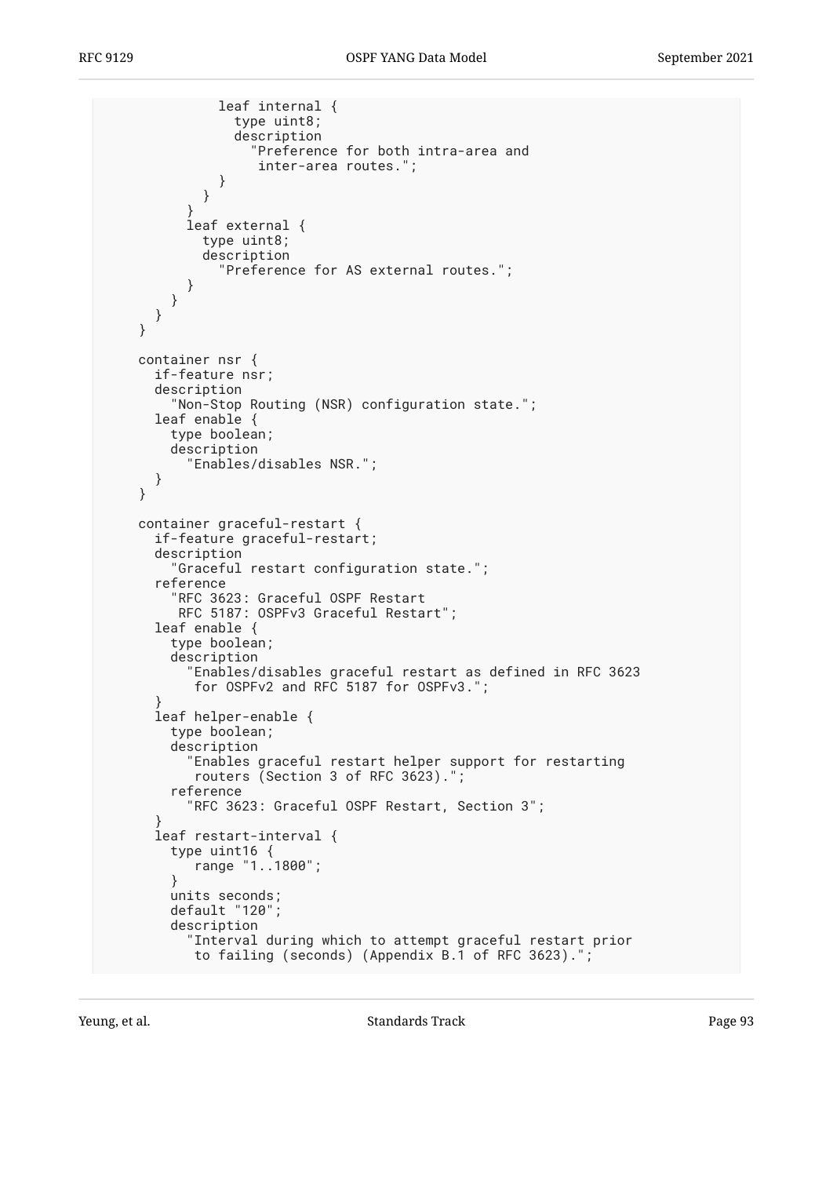```
              leaf internal {
                type uint8;
                description
                  "Preference for both intra-area and
                   inter-area routes.";
              }
            }
          }
          leaf external {
            type uint8;
            description
              "Preference for AS external routes.";
          }
        }
      }
    }

    container nsr {
      if-feature nsr;
      description
        "Non-Stop Routing (NSR) configuration state.";
      leaf enable {
        type boolean;
        description
          "Enables/disables NSR.";
      }
    }

    container graceful-restart {
      if-feature graceful-restart;
      description
        "Graceful restart configuration state.";
      reference
        "RFC 3623: Graceful OSPF Restart
         RFC 5187: OSPFv3 Graceful Restart";
      leaf enable {
        type boolean;
        description
          "Enables/disables graceful restart as defined in RFC 3623
           for OSPFv2 and RFC 5187 for OSPFv3.";
      }
      leaf helper-enable {
        type boolean;
        description
          "Enables graceful restart helper support for restarting
           routers (Section 3 of RFC 3623).";
        reference
          "RFC 3623: Graceful OSPF Restart, Section 3";
      }
      leaf restart-interval {
        type uint16 {
          range "1..1800";
        }
        units seconds;
        default "120";
        description
          "Interval during which to attempt graceful restart prior
           to failing (seconds) (Appendix B.1 of RFC 3623).";
```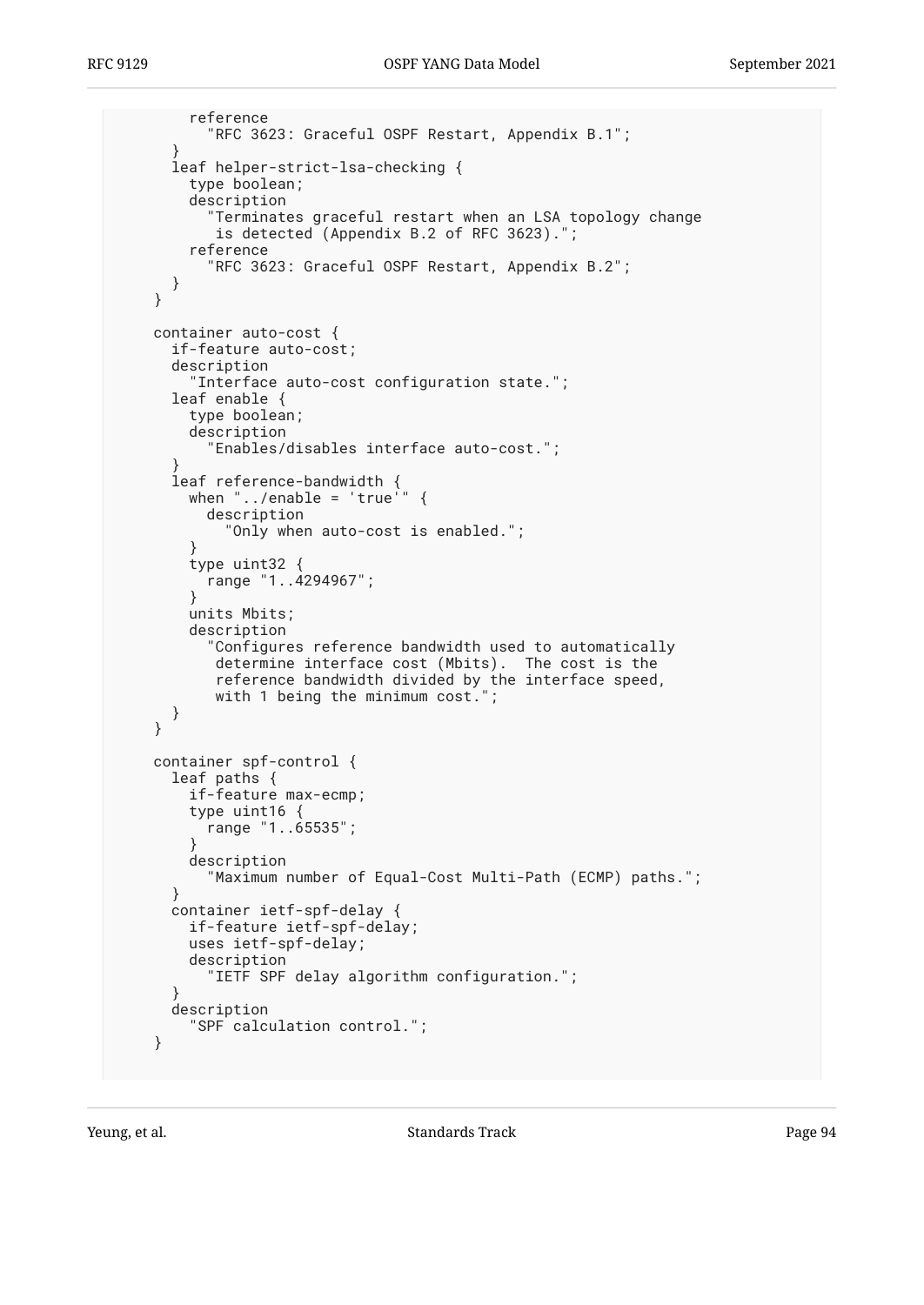```
        reference
          "RFC 3623: Graceful OSPF Restart, Appendix B.1";
      }
      leaf helper-strict-lsa-checking {
        type boolean;
        description
          "Terminates graceful restart when an LSA topology change
           is detected (Appendix B.2 of RFC 3623).";
        reference
          "RFC 3623: Graceful OSPF Restart, Appendix B.2";
      }
    }

    container auto-cost {
      if-feature auto-cost;
      description
        "Interface auto-cost configuration state.";
      leaf enable {
        type boolean;
        description
          "Enables/disables interface auto-cost.";
      }
      leaf reference-bandwidth {
        when "../enable = 'true'" {
          description
            "Only when auto-cost is enabled.";
        }
        type uint32 {
          range "1..4294967";
        }
        units Mbits;
        description
          "Configures reference bandwidth used to automatically
           determine interface cost (Mbits).  The cost is the
           reference bandwidth divided by the interface speed,
           with 1 being the minimum cost.";
      }
    }

    container spf-control {
      leaf paths {
        if-feature max-ecmp;
        type uint16 {
          range "1..65535";
        }
        description
          "Maximum number of Equal-Cost Multi-Path (ECMP) paths.";
      }
      container ietf-spf-delay {
        if-feature ietf-spf-delay;
        uses ietf-spf-delay;
        description
          "IETF SPF delay algorithm configuration.";
      }
      description
        "SPF calculation control.";
    }
```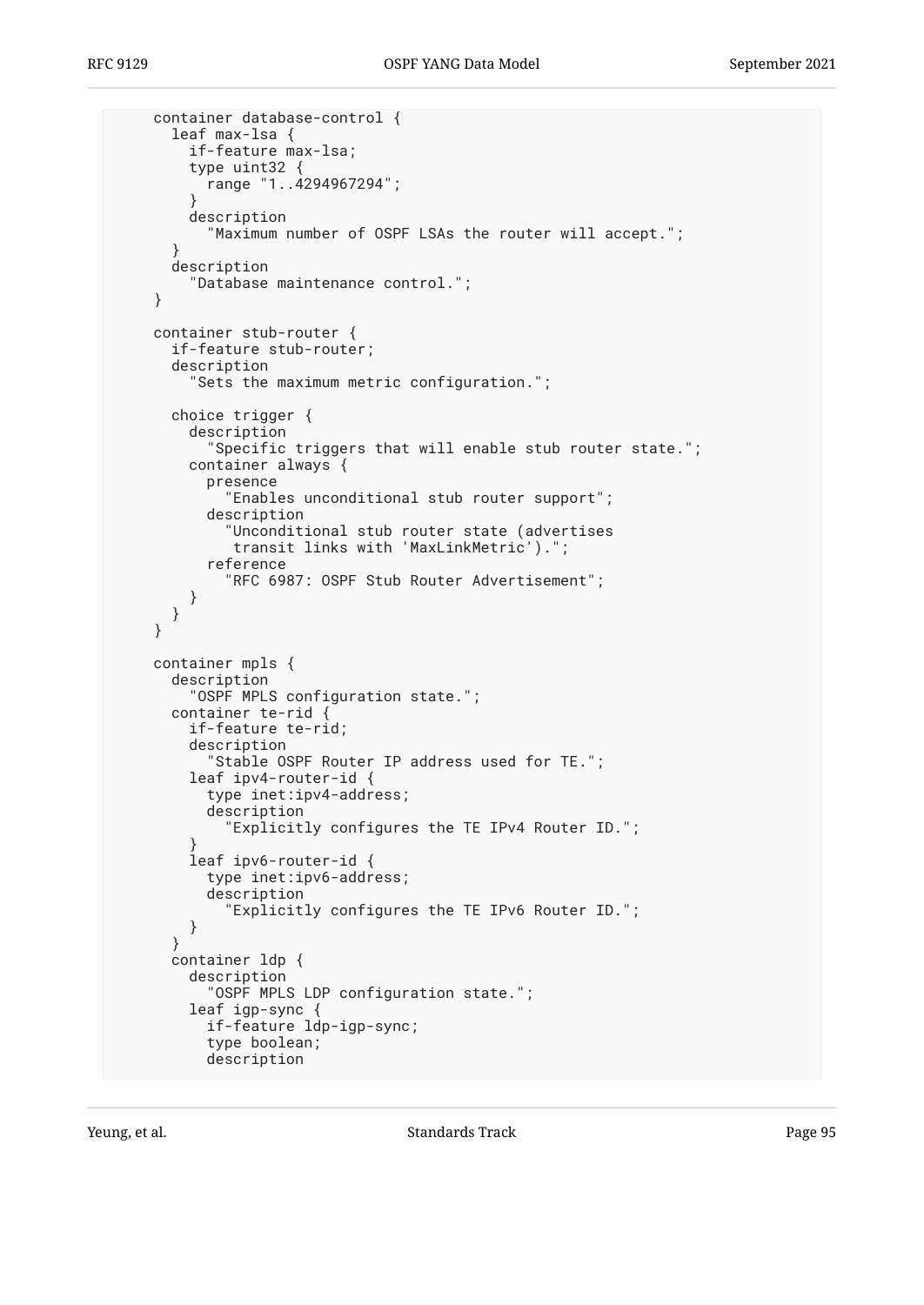```
     container database-control {
       leaf max-lsa {
         if-feature max-lsa;
         type uint32 {
           range "1..4294967294";
         }
         description
           "Maximum number of OSPF LSAs the router will accept.";
       }
       description
         "Database maintenance control.";
     }

     container stub-router {
       if-feature stub-router;
       description
         "Sets the maximum metric configuration.";

       choice trigger {
         description
           "Specific triggers that will enable stub router state.";
         container always {
           presence
             "Enables unconditional stub router support";
           description
             "Unconditional stub router state (advertises
              transit links with 'MaxLinkMetric').";
           reference
             "RFC 6987: OSPF Stub Router Advertisement";
         }
       }
     }

     container mpls {
       description
         "OSPF MPLS configuration state.";
       container te-rid {
         if-feature te-rid;
         description
           "Stable OSPF Router IP address used for TE.";
         leaf ipv4-router-id {
           type inet:ipv4-address;
           description
             "Explicitly configures the TE IPv4 Router ID.";
         }
         leaf ipv6-router-id {
           type inet:ipv6-address;
           description
             "Explicitly configures the TE IPv6 Router ID.";
         }
       }
       container ldp {
         description
           "OSPF MPLS LDP configuration state.";
         leaf igp-sync {
           if-feature ldp-igp-sync;
           type boolean;
           description
```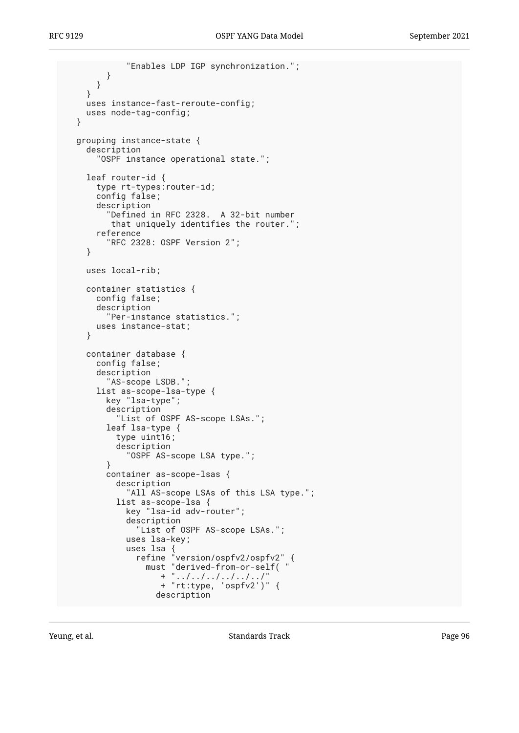```
            "Enables LDP IGP synchronization.";
        }
      }
    }
    uses instance-fast-reroute-config;
    uses node-tag-config;
  }

  grouping instance-state {
    description
      "OSPF instance operational state.";

    leaf router-id {
      type rt-types:router-id;
      config false;
      description
        "Defined in RFC 2328.  A 32-bit number
         that uniquely identifies the router.";
      reference
        "RFC 2328: OSPF Version 2";
    }

    uses local-rib;

    container statistics {
      config false;
      description
        "Per-instance statistics.";
      uses instance-stat;
    }

    container database {
      config false;
      description
        "AS-scope LSDB.";
      list as-scope-lsa-type {
        key "lsa-type";
        description
          "List of OSPF AS-scope LSAs.";
        leaf lsa-type {
          type uint16;
          description
            "OSPF AS-scope LSA type.";
        }
        container as-scope-lsas {
          description
            "All AS-scope LSAs of this LSA type.";
          list as-scope-lsa {
            key "lsa-id adv-router";
            description
              "List of OSPF AS-scope LSAs.";
            uses lsa-key;
            uses lsa {
              refine "version/ospfv2/ospfv2" {
                must "derived-from-or-self( "
                   + "../../../../../../"
                   + "rt:type, 'ospfv2')" {
                  description
```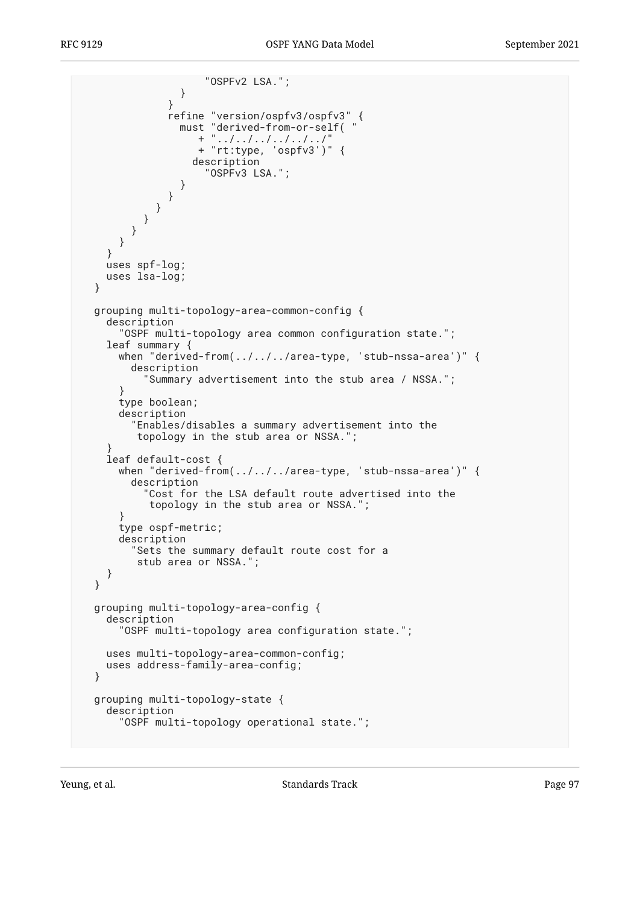```
                    "OSPFv2 LSA.";
                }
              }
              refine "version/ospfv3/ospfv3" {
                must "derived-from-or-self( "
                   + "../../../../../../"
                   + "rt:type, 'ospfv3')" {
                  description
                    "OSPFv3 LSA.";
                }
              }
            }
          }
        }
      }
    }
    uses spf-log;
    uses lsa-log;
  }

  grouping multi-topology-area-common-config {
    description
      "OSPF multi-topology area common configuration state.";
    leaf summary {
      when "derived-from(../../../area-type, 'stub-nssa-area')" {
        description
          "Summary advertisement into the stub area / NSSA.";
      }
      type boolean;
      description
        "Enables/disables a summary advertisement into the
         topology in the stub area or NSSA.";
    }
    leaf default-cost {
      when "derived-from(../../../area-type, 'stub-nssa-area')" {
        description
          "Cost for the LSA default route advertised into the
           topology in the stub area or NSSA.";
      }
      type ospf-metric;
      description
        "Sets the summary default route cost for a
         stub area or NSSA.";
    }
  }

  grouping multi-topology-area-config {
    description
      "OSPF multi-topology area configuration state.";

    uses multi-topology-area-common-config;
    uses address-family-area-config;
  }

  grouping multi-topology-state {
    description
      "OSPF multi-topology operational state.";
```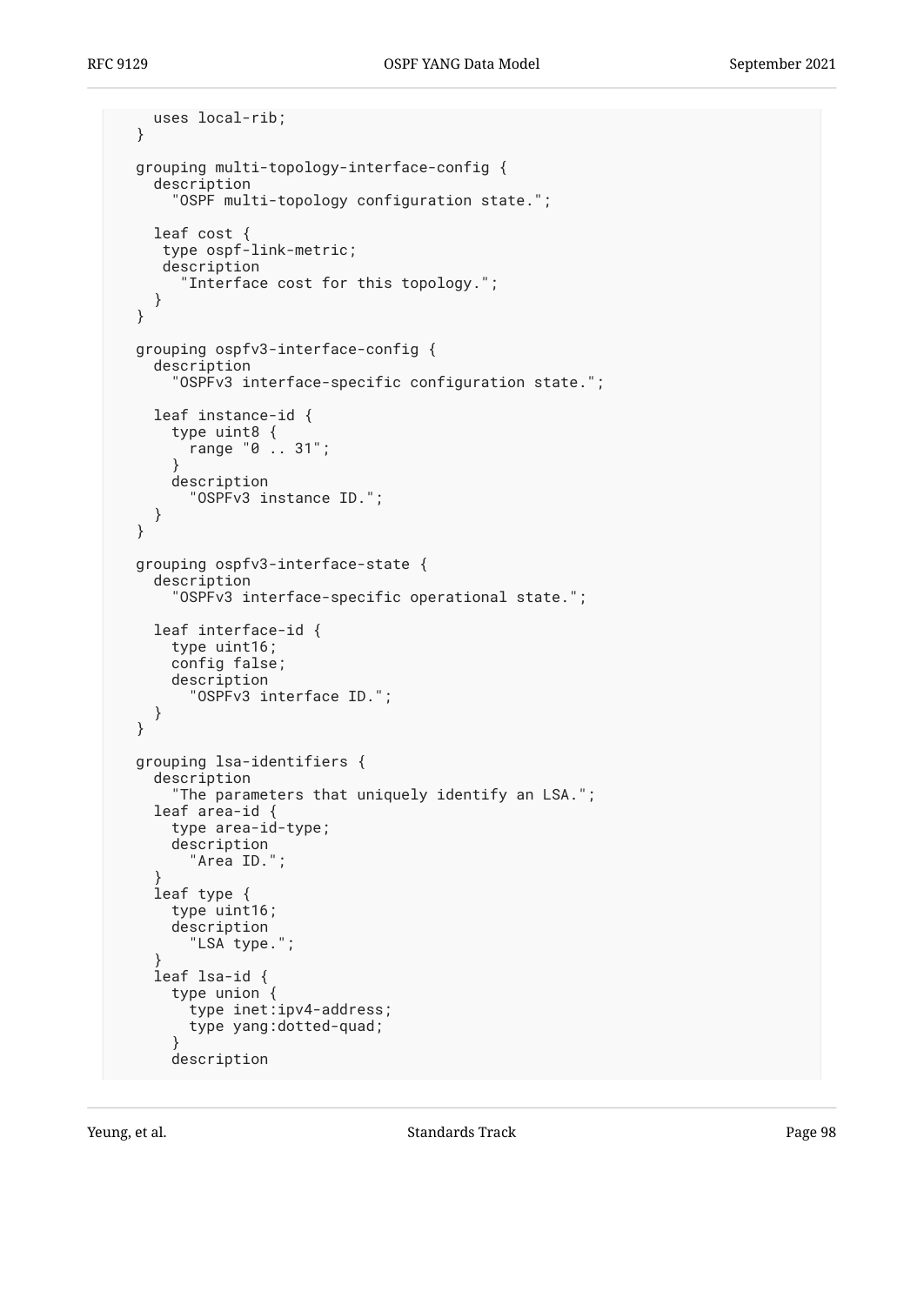```
    uses local-rib;
  }

  grouping multi-topology-interface-config {
    description
      "OSPF multi-topology configuration state.";

    leaf cost {
     type ospf-link-metric;
     description
       "Interface cost for this topology.";
    }
  }

  grouping ospfv3-interface-config {
    description
      "OSPFv3 interface-specific configuration state.";

    leaf instance-id {
      type uint8 {
        range "0 .. 31";
      }
      description
        "OSPFv3 instance ID.";
    }
  }

  grouping ospfv3-interface-state {
    description
      "OSPFv3 interface-specific operational state.";

    leaf interface-id {
      type uint16;
      config false;
      description
        "OSPFv3 interface ID.";
    }
  }

  grouping lsa-identifiers {
    description
      "The parameters that uniquely identify an LSA.";
    leaf area-id {
      type area-id-type;
      description
        "Area ID.";
    }
    leaf type {
      type uint16;
      description
        "LSA type.";
    }
    leaf lsa-id {
      type union {
        type inet:ipv4-address;
        type yang:dotted-quad;
      }
      description
```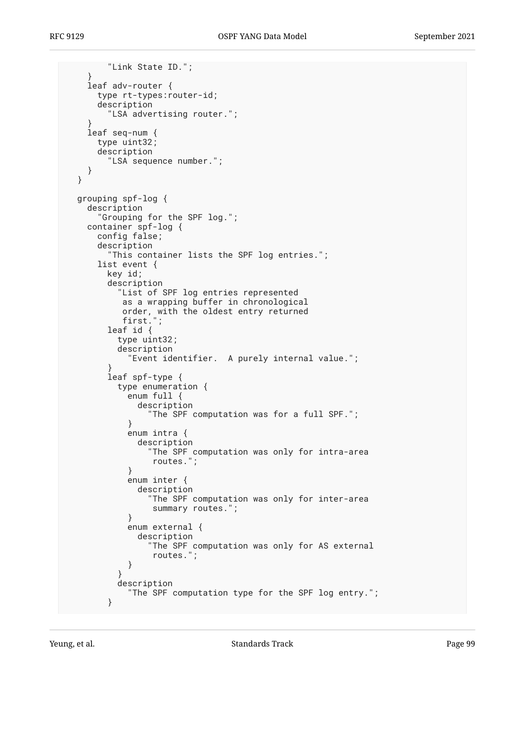```
          "Link State ID.";
      }
      leaf adv-router {
        type rt-types:router-id;
        description
          "LSA advertising router.";
      }
      leaf seq-num {
        type uint32;
        description
          "LSA sequence number.";
      }
    }

    grouping spf-log {
      description
        "Grouping for the SPF log.";
      container spf-log {
        config false;
        description
          "This container lists the SPF log entries.";
        list event {
          key id;
          description
            "List of SPF log entries represented
             as a wrapping buffer in chronological
             order, with the oldest entry returned
             first.";
          leaf id {
            type uint32;
            description
              "Event identifier.  A purely internal value.";
          }
          leaf spf-type {
            type enumeration {
              enum full {
                description
                  "The SPF computation was for a full SPF.";
              }
              enum intra {
                description
                  "The SPF computation was only for intra-area
                   routes.";
              }
              enum inter {
                description
                  "The SPF computation was only for inter-area
                   summary routes.";
              }
              enum external {
                description
                  "The SPF computation was only for AS external
                   routes.";
              }
            }
            description
              "The SPF computation type for the SPF log entry.";
          }
```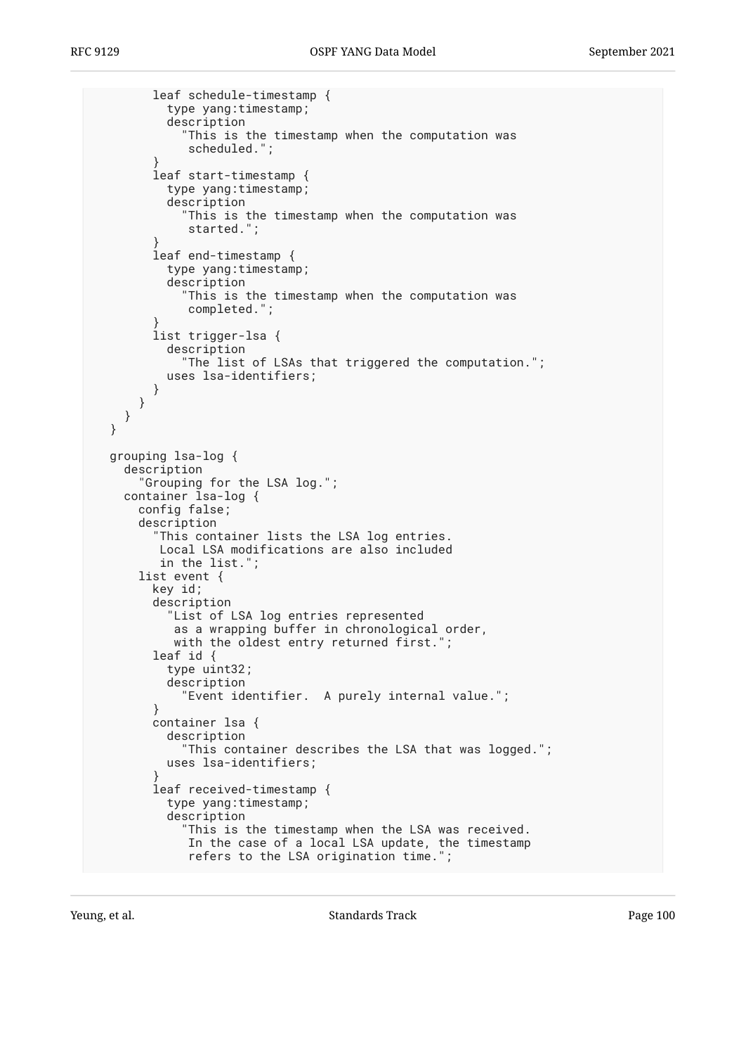```
        leaf schedule-timestamp {
          type yang:timestamp;
          description
            "This is the timestamp when the computation was
             scheduled.";
        }
        leaf start-timestamp {
          type yang:timestamp;
          description
            "This is the timestamp when the computation was
             started.";
        }
        leaf end-timestamp {
          type yang:timestamp;
          description
            "This is the timestamp when the computation was
             completed.";
        }
        list trigger-lsa {
          description
            "The list of LSAs that triggered the computation.";
          uses lsa-identifiers;
        }
      }
    }
  }

  grouping lsa-log {
    description
      "Grouping for the LSA log.";
    container lsa-log {
      config false;
      description
        "This container lists the LSA log entries.
         Local LSA modifications are also included
         in the list.";
      list event {
        key id;
        description
          "List of LSA log entries represented
           as a wrapping buffer in chronological order,
           with the oldest entry returned first.";
        leaf id {
          type uint32;
          description
            "Event identifier.  A purely internal value.";
        }
        container lsa {
          description
            "This container describes the LSA that was logged.";
          uses lsa-identifiers;
        }
        leaf received-timestamp {
          type yang:timestamp;
          description
            "This is the timestamp when the LSA was received.
             In the case of a local LSA update, the timestamp
             refers to the LSA origination time.";
```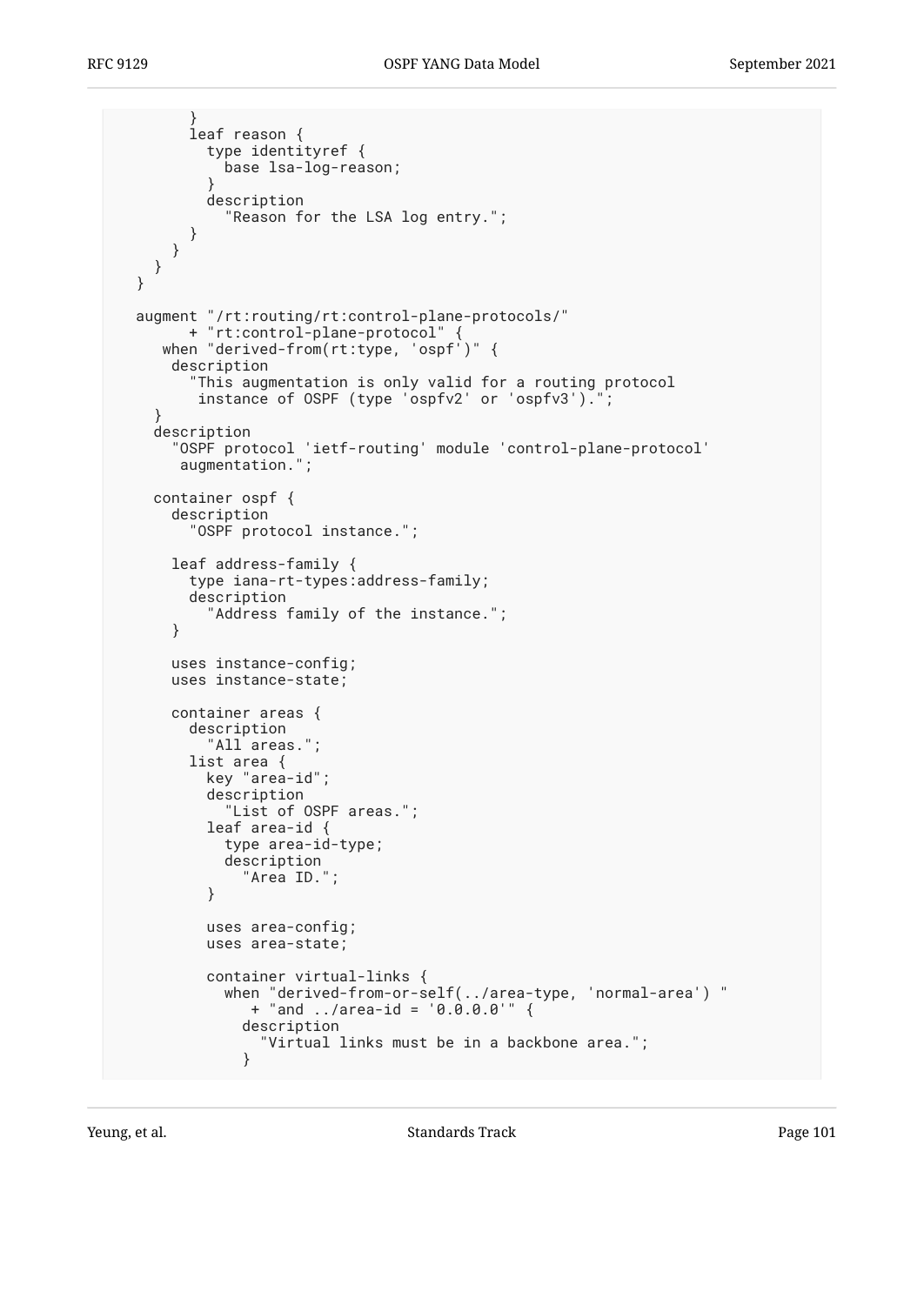```
        }
        leaf reason {
          type identityref {
            base lsa-log-reason;
          }
          description
            "Reason for the LSA log entry.";
        }
      }
    }
  }

  augment "/rt:routing/rt:control-plane-protocols/"
        + "rt:control-plane-protocol" {
     when "derived-from(rt:type, 'ospf')" {
      description
        "This augmentation is only valid for a routing protocol
         instance of OSPF (type 'ospfv2' or 'ospfv3').";
    }
    description
      "OSPF protocol 'ietf-routing' module 'control-plane-protocol'
       augmentation.";

    container ospf {
      description
        "OSPF protocol instance.";

      leaf address-family {
        type iana-rt-types:address-family;
        description
          "Address family of the instance.";
      }

      uses instance-config;
      uses instance-state;

      container areas {
        description
          "All areas.";
        list area {
          key "area-id";
          description
            "List of OSPF areas.";
          leaf area-id {
            type area-id-type;
            description
              "Area ID.";
          }

          uses area-config;
          uses area-state;

          container virtual-links {
            when "derived-from-or-self(../area-type, 'normal-area') "
               + "and ../area-id = '0.0.0.0'" {
              description
                "Virtual links must be in a backbone area.";
              }
```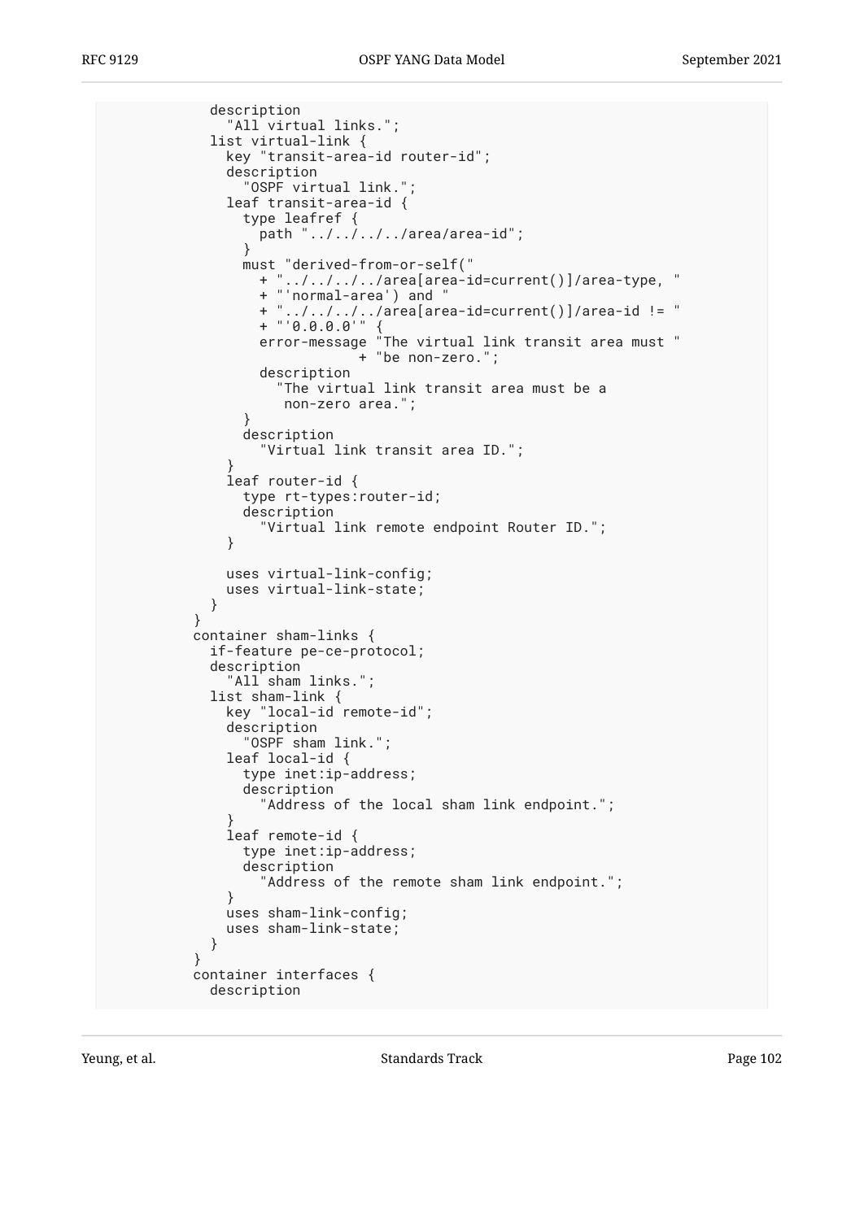```
          description
            "All virtual links.";
          list virtual-link {
            key "transit-area-id router-id";
            description
              "OSPF virtual link.";
            leaf transit-area-id {
              type leafref {
                path "../../../../area/area-id";
              }
              must "derived-from-or-self("
                + "../../../../area[area-id=current()]/area-type, "
                + "'normal-area') and "
                + "../../../../area[area-id=current()]/area-id != "
                + "'0.0.0.0'" {
                error-message "The virtual link transit area must "
                            + "be non-zero.";
                description
                  "The virtual link transit area must be a
                   non-zero area.";
              }
              description
                "Virtual link transit area ID.";
            }
            leaf router-id {
              type rt-types:router-id;
              description
                "Virtual link remote endpoint Router ID.";
            }

            uses virtual-link-config;
            uses virtual-link-state;
          }
        }
        container sham-links {
          if-feature pe-ce-protocol;
          description
            "All sham links.";
          list sham-link {
            key "local-id remote-id";
            description
              "OSPF sham link.";
            leaf local-id {
              type inet:ip-address;
              description
                "Address of the local sham link endpoint.";
            }
            leaf remote-id {
              type inet:ip-address;
              description
                "Address of the remote sham link endpoint.";
            }
            uses sham-link-config;
            uses sham-link-state;
          }
        }
        container interfaces {
          description
```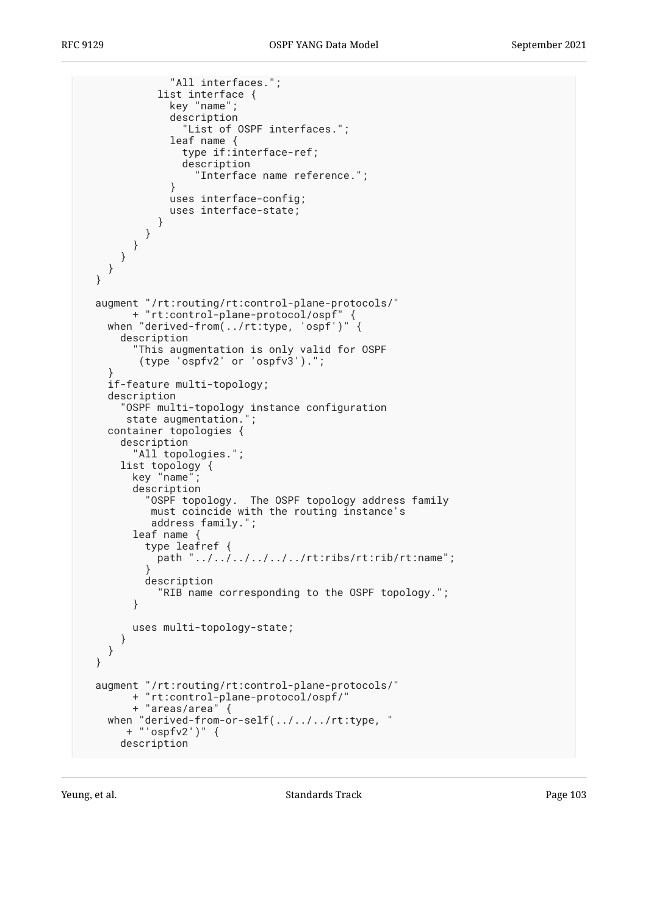```
            "All interfaces.";
          list interface {
            key "name";
            description
              "List of OSPF interfaces.";
            leaf name {
              type if:interface-ref;
              description
                "Interface name reference.";
            }
            uses interface-config;
            uses interface-state;
          }
        }
      }
    }
  }
}

augment "/rt:routing/rt:control-plane-protocols/"
      + "rt:control-plane-protocol/ospf" {
  when "derived-from(../rt:type, 'ospf')" {
    description
      "This augmentation is only valid for OSPF
       (type 'ospfv2' or 'ospfv3').";
  }
  if-feature multi-topology;
  description
    "OSPF multi-topology instance configuration
     state augmentation.";
  container topologies {
    description
      "All topologies.";
    list topology {
      key "name";
      description
        "OSPF topology.  The OSPF topology address family
         must coincide with the routing instance's
         address family.";
      leaf name {
        type leafref {
          path "../../../../../../rt:ribs/rt:rib/rt:name";
        }
        description
          "RIB name corresponding to the OSPF topology.";
      }

      uses multi-topology-state;
    }
  }
}

augment "/rt:routing/rt:control-plane-protocols/"
      + "rt:control-plane-protocol/ospf/"
      + "areas/area" {
  when "derived-from-or-self(../../../rt:type, "
     + "'ospfv2')" {
    description
```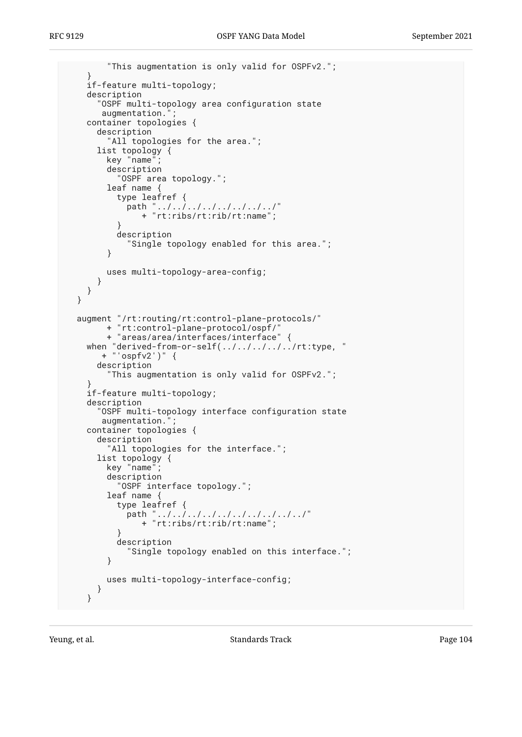```
          "This augmentation is only valid for OSPFv2.";
      }
      if-feature multi-topology;
      description
        "OSPF multi-topology area configuration state
         augmentation.";
      container topologies {
        description
          "All topologies for the area.";
        list topology {
          key "name";
          description
            "OSPF area topology.";
          leaf name {
            type leafref {
              path "../../../../../../../../"
                 + "rt:ribs/rt:rib/rt:name";
            }
            description
              "Single topology enabled for this area.";
          }

          uses multi-topology-area-config;
        }
      }
    }

    augment "/rt:routing/rt:control-plane-protocols/"
          + "rt:control-plane-protocol/ospf/"
          + "areas/area/interfaces/interface" {
      when "derived-from-or-self(../../../../../rt:type, "
         + "'ospfv2')" {
        description
          "This augmentation is only valid for OSPFv2.";
      }
      if-feature multi-topology;
      description
        "OSPF multi-topology interface configuration state
         augmentation.";
      container topologies {
        description
          "All topologies for the interface.";
        list topology {
          key "name";
          description
            "OSPF interface topology.";
          leaf name {
            type leafref {
              path "../../../../../../../../../../"
                 + "rt:ribs/rt:rib/rt:name";
            }
            description
              "Single topology enabled on this interface.";
          }

          uses multi-topology-interface-config;
        }
      }
```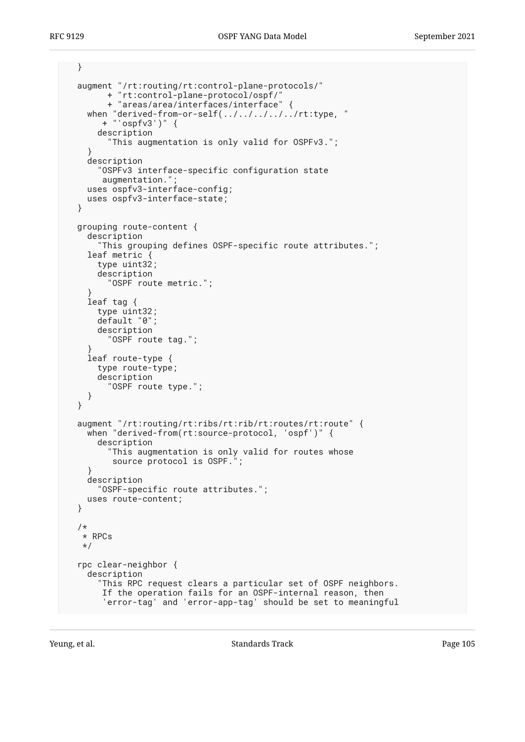```
   }

   augment "/rt:routing/rt:control-plane-protocols/"
         + "rt:control-plane-protocol/ospf/"
         + "areas/area/interfaces/interface" {
     when "derived-from-or-self(../../../../../rt:type, "
        + "'ospfv3')" {
       description
         "This augmentation is only valid for OSPFv3.";
     }
     description
       "OSPFv3 interface-specific configuration state
        augmentation.";
     uses ospfv3-interface-config;
     uses ospfv3-interface-state;
   }

   grouping route-content {
     description
       "This grouping defines OSPF-specific route attributes.";
     leaf metric {
       type uint32;
       description
         "OSPF route metric.";
     }
     leaf tag {
       type uint32;
       default "0";
       description
         "OSPF route tag.";
     }
     leaf route-type {
       type route-type;
       description
         "OSPF route type.";
     }
   }

   augment "/rt:routing/rt:ribs/rt:rib/rt:routes/rt:route" {
     when "derived-from(rt:source-protocol, 'ospf')" {
       description
         "This augmentation is only valid for routes whose
          source protocol is OSPF.";
     }
     description
       "OSPF-specific route attributes.";
     uses route-content;
   }

   /*
    * RPCs
    */

   rpc clear-neighbor {
     description
       "This RPC request clears a particular set of OSPF neighbors.
        If the operation fails for an OSPF-internal reason, then
        'error-tag' and 'error-app-tag' should be set to meaningful
```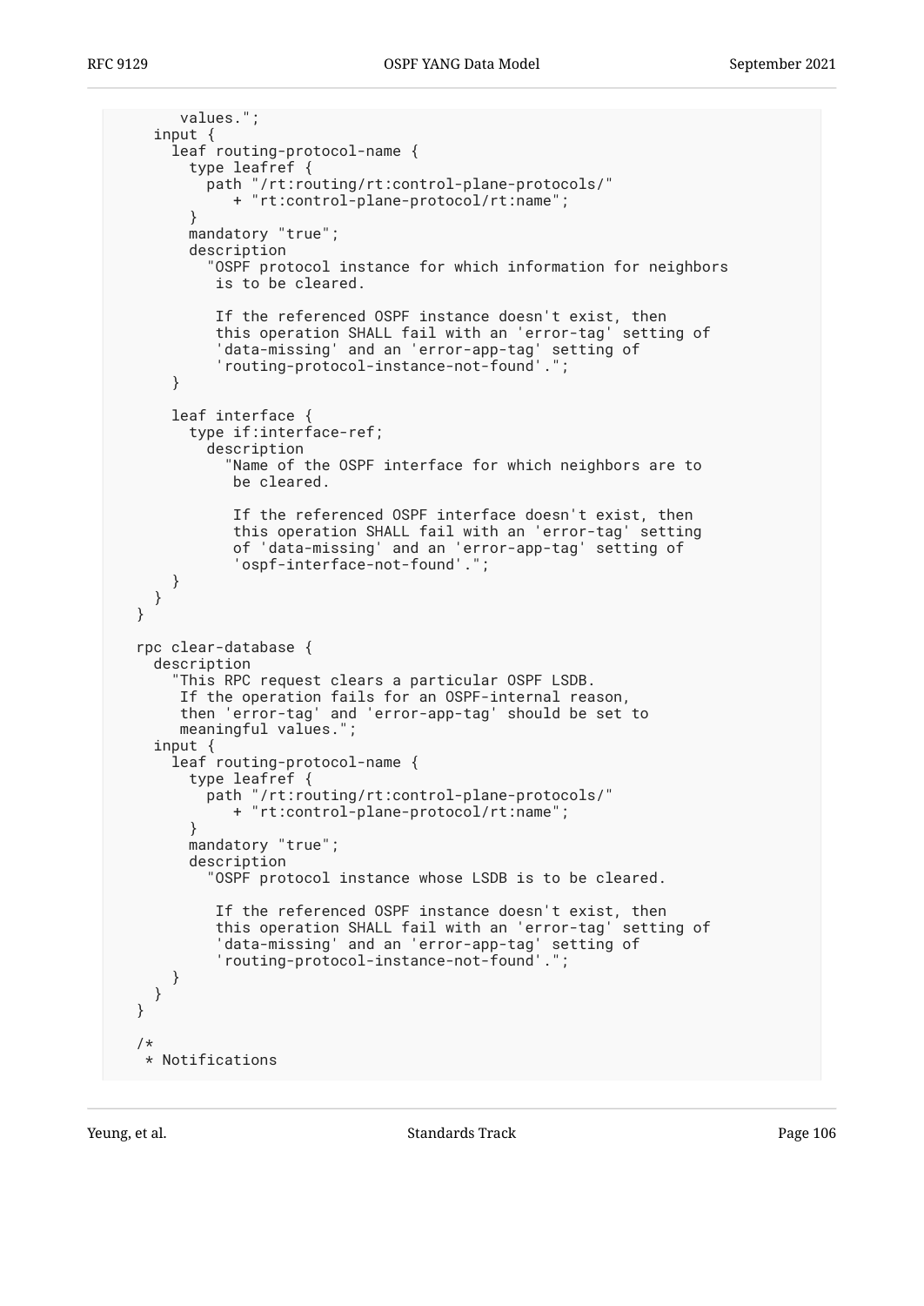```
       values.";
    input {
      leaf routing-protocol-name {
        type leafref {
          path "/rt:routing/rt:control-plane-protocols/"
             + "rt:control-plane-protocol/rt:name";
        }
        mandatory "true";
        description
          "OSPF protocol instance for which information for neighbors
           is to be cleared.

           If the referenced OSPF instance doesn't exist, then
           this operation SHALL fail with an 'error-tag' setting of
           'data-missing' and an 'error-app-tag' setting of
           'routing-protocol-instance-not-found'.";
      }

      leaf interface {
        type if:interface-ref;
          description
            "Name of the OSPF interface for which neighbors are to
             be cleared.

             If the referenced OSPF interface doesn't exist, then
             this operation SHALL fail with an 'error-tag' setting
             of 'data-missing' and an 'error-app-tag' setting of
             'ospf-interface-not-found'.";
      }
    }
  }

  rpc clear-database {
    description
      "This RPC request clears a particular OSPF LSDB.
       If the operation fails for an OSPF-internal reason,
       then 'error-tag' and 'error-app-tag' should be set to
       meaningful values.";
    input {
      leaf routing-protocol-name {
        type leafref {
          path "/rt:routing/rt:control-plane-protocols/"
             + "rt:control-plane-protocol/rt:name";
        }
        mandatory "true";
        description
          "OSPF protocol instance whose LSDB is to be cleared.

           If the referenced OSPF instance doesn't exist, then
           this operation SHALL fail with an 'error-tag' setting of
           'data-missing' and an 'error-app-tag' setting of
           'routing-protocol-instance-not-found'.";
      }
    }
  }

  /*
   * Notifications
```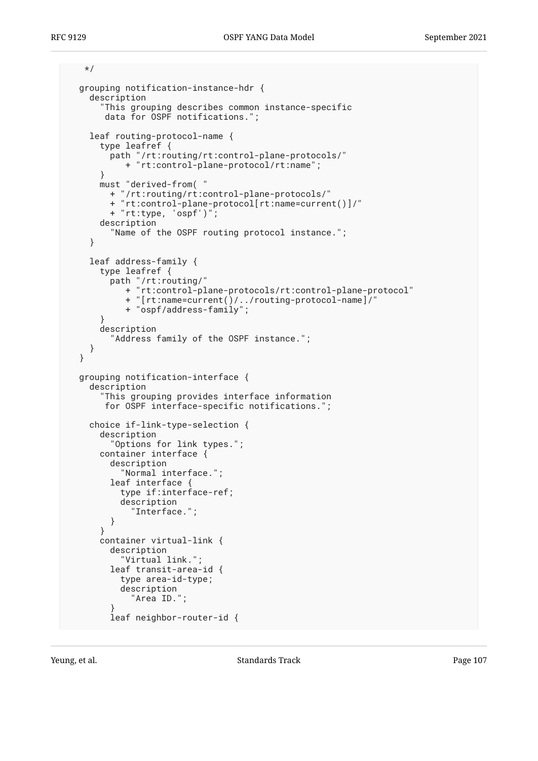```
     */

   grouping notification-instance-hdr {
     description
       "This grouping describes common instance-specific
        data for OSPF notifications.";

     leaf routing-protocol-name {
       type leafref {
         path "/rt:routing/rt:control-plane-protocols/"
            + "rt:control-plane-protocol/rt:name";
       }
       must "derived-from( "
         + "/rt:routing/rt:control-plane-protocols/"
         + "rt:control-plane-protocol[rt:name=current()]/"
         + "rt:type, 'ospf')";
       description
         "Name of the OSPF routing protocol instance.";
     }

     leaf address-family {
       type leafref {
         path "/rt:routing/"
            + "rt:control-plane-protocols/rt:control-plane-protocol"
            + "[rt:name=current()/../routing-protocol-name]/"
            + "ospf/address-family";
       }
       description
         "Address family of the OSPF instance.";
     }
   }

   grouping notification-interface {
     description
       "This grouping provides interface information
        for OSPF interface-specific notifications.";

     choice if-link-type-selection {
       description
         "Options for link types.";
       container interface {
         description
           "Normal interface.";
         leaf interface {
           type if:interface-ref;
           description
             "Interface.";
         }
       }
       container virtual-link {
         description
           "Virtual link.";
         leaf transit-area-id {
           type area-id-type;
           description
             "Area ID.";
         }
         leaf neighbor-router-id {
```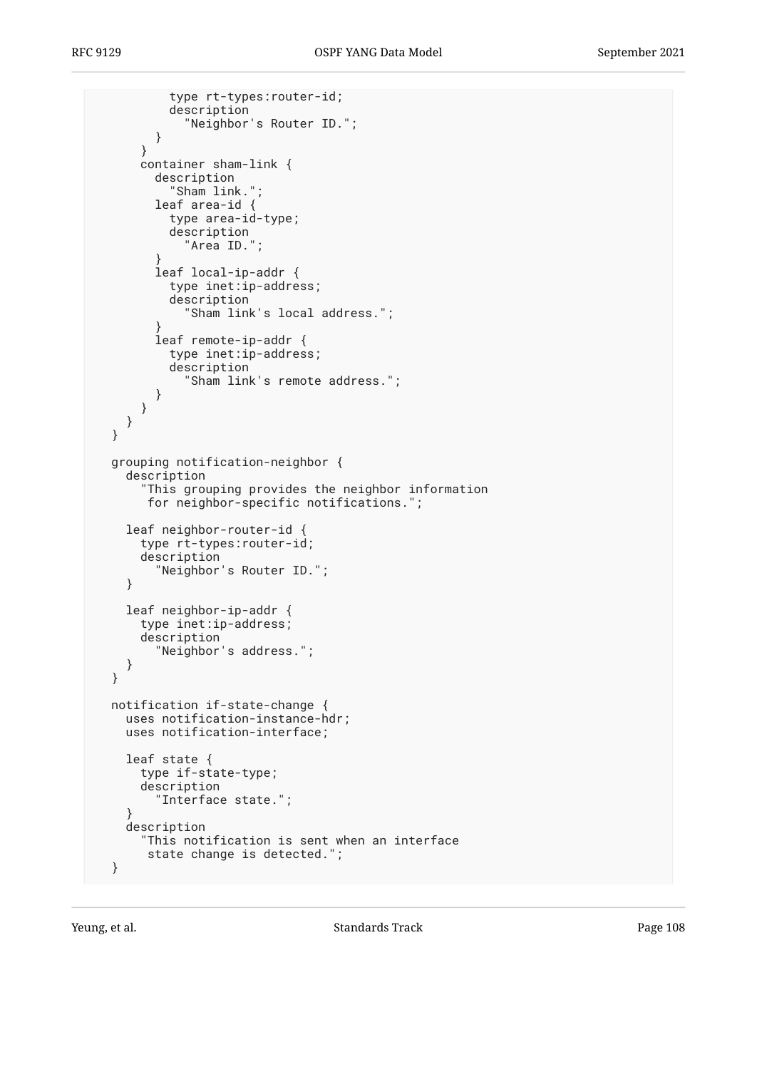```
          type rt-types:router-id;
          description
            "Neighbor's Router ID.";
        }
      }
      container sham-link {
        description
          "Sham link.";
        leaf area-id {
          type area-id-type;
          description
            "Area ID.";
        }
        leaf local-ip-addr {
          type inet:ip-address;
          description
            "Sham link's local address.";
        }
        leaf remote-ip-addr {
          type inet:ip-address;
          description
            "Sham link's remote address.";
        }
      }
    }
  }

  grouping notification-neighbor {
    description
      "This grouping provides the neighbor information
       for neighbor-specific notifications.";

    leaf neighbor-router-id {
      type rt-types:router-id;
      description
        "Neighbor's Router ID.";
    }

    leaf neighbor-ip-addr {
      type inet:ip-address;
      description
        "Neighbor's address.";
    }
  }

  notification if-state-change {
    uses notification-instance-hdr;
    uses notification-interface;

    leaf state {
      type if-state-type;
      description
        "Interface state.";
    }
    description
      "This notification is sent when an interface
       state change is detected.";
  }
```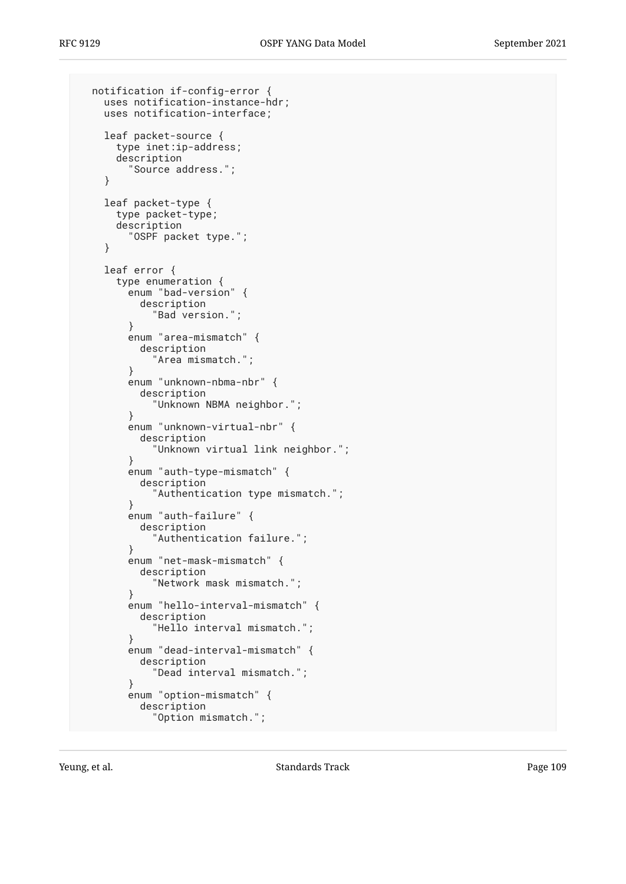```
   notification if-config-error {
     uses notification-instance-hdr;
     uses notification-interface;

     leaf packet-source {
       type inet:ip-address;
       description
         "Source address.";
     }

     leaf packet-type {
       type packet-type;
       description
         "OSPF packet type.";
     }

     leaf error {
       type enumeration {
         enum "bad-version" {
           description
             "Bad version.";
         }
         enum "area-mismatch" {
           description
             "Area mismatch.";
         }
         enum "unknown-nbma-nbr" {
           description
             "Unknown NBMA neighbor.";
         }
         enum "unknown-virtual-nbr" {
           description
             "Unknown virtual link neighbor.";
         }
         enum "auth-type-mismatch" {
           description
             "Authentication type mismatch.";
         }
         enum "auth-failure" {
           description
             "Authentication failure.";
         }
         enum "net-mask-mismatch" {
           description
             "Network mask mismatch.";
         }
         enum "hello-interval-mismatch" {
           description
             "Hello interval mismatch.";
         }
         enum "dead-interval-mismatch" {
           description
             "Dead interval mismatch.";
         }
         enum "option-mismatch" {
           description
             "Option mismatch.";
```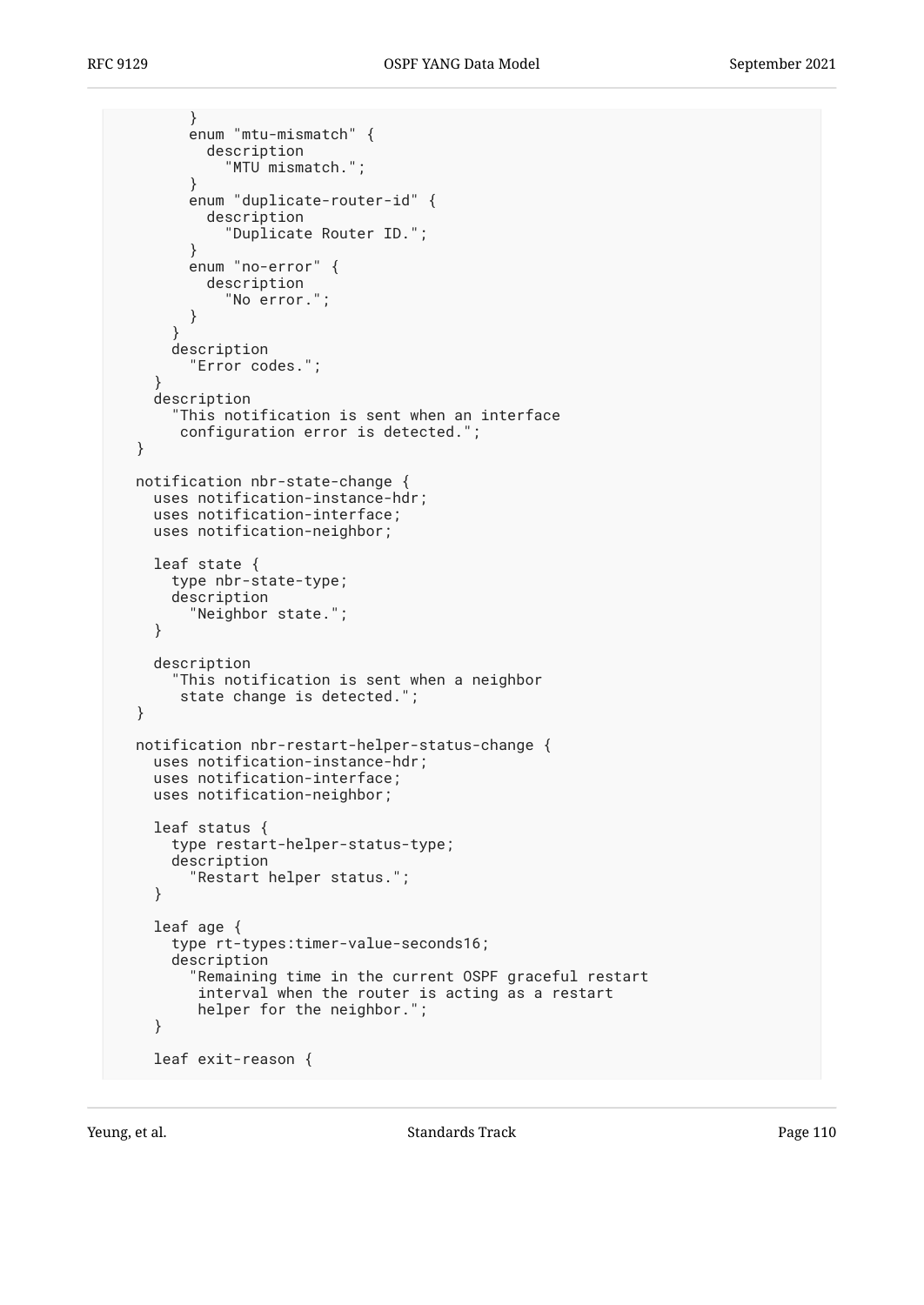```
        }
        enum "mtu-mismatch" {
          description
            "MTU mismatch.";
        }
        enum "duplicate-router-id" {
          description
            "Duplicate Router ID.";
        }
        enum "no-error" {
          description
            "No error.";
        }
      }
      description
        "Error codes.";
    }
    description
      "This notification is sent when an interface
       configuration error is detected.";
  }

  notification nbr-state-change {
    uses notification-instance-hdr;
    uses notification-interface;
    uses notification-neighbor;

    leaf state {
      type nbr-state-type;
      description
        "Neighbor state.";
    }

    description
      "This notification is sent when a neighbor
       state change is detected.";
  }

  notification nbr-restart-helper-status-change {
    uses notification-instance-hdr;
    uses notification-interface;
    uses notification-neighbor;

    leaf status {
      type restart-helper-status-type;
      description
        "Restart helper status.";
    }

    leaf age {
      type rt-types:timer-value-seconds16;
      description
        "Remaining time in the current OSPF graceful restart
         interval when the router is acting as a restart
         helper for the neighbor.";
    }

    leaf exit-reason {
```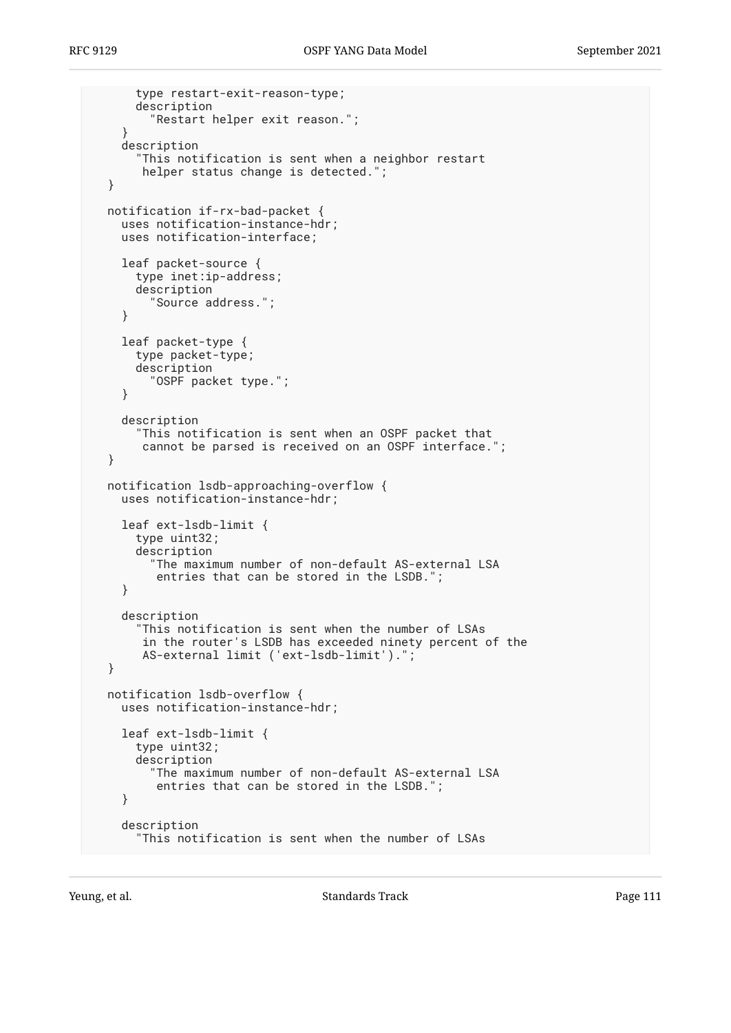```
      type restart-exit-reason-type;
      description
        "Restart helper exit reason.";
    }
    description
      "This notification is sent when a neighbor restart
       helper status change is detected.";
  }

  notification if-rx-bad-packet {
    uses notification-instance-hdr;
    uses notification-interface;

    leaf packet-source {
      type inet:ip-address;
      description
        "Source address.";
    }

    leaf packet-type {
      type packet-type;
      description
        "OSPF packet type.";
    }

    description
      "This notification is sent when an OSPF packet that
       cannot be parsed is received on an OSPF interface.";
  }

  notification lsdb-approaching-overflow {
    uses notification-instance-hdr;

    leaf ext-lsdb-limit {
      type uint32;
      description
        "The maximum number of non-default AS-external LSA
         entries that can be stored in the LSDB.";
    }

    description
      "This notification is sent when the number of LSAs
       in the router's LSDB has exceeded ninety percent of the
       AS-external limit ('ext-lsdb-limit').";
  }

  notification lsdb-overflow {
    uses notification-instance-hdr;

    leaf ext-lsdb-limit {
      type uint32;
      description
        "The maximum number of non-default AS-external LSA
         entries that can be stored in the LSDB.";
    }

    description
      "This notification is sent when the number of LSAs
```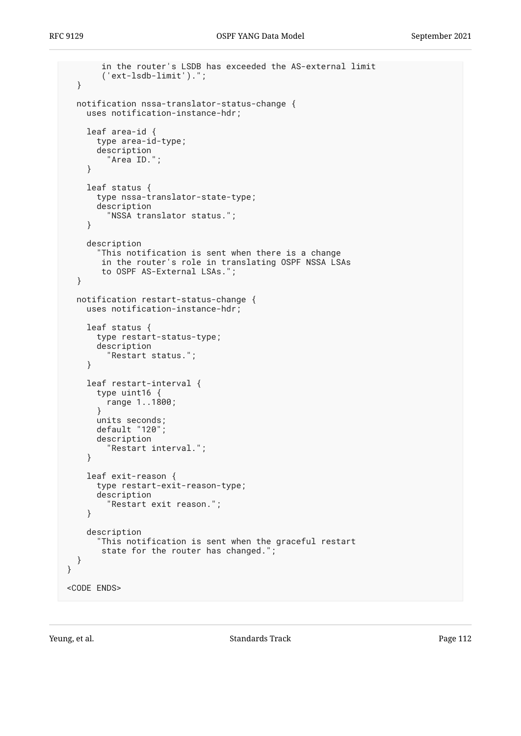```
        in the router's LSDB has exceeded the AS-external limit
        ('ext-lsdb-limit').";
  }

  notification nssa-translator-status-change {
    uses notification-instance-hdr;

    leaf area-id {
      type area-id-type;
      description
        "Area ID.";
    }

    leaf status {
      type nssa-translator-state-type;
      description
        "NSSA translator status.";
    }

    description
      "This notification is sent when there is a change
       in the router's role in translating OSPF NSSA LSAs
       to OSPF AS-External LSAs.";
  }

  notification restart-status-change {
    uses notification-instance-hdr;

    leaf status {
      type restart-status-type;
      description
        "Restart status.";
    }

    leaf restart-interval {
      type uint16 {
        range 1..1800;
      }
      units seconds;
      default "120";
      description
        "Restart interval.";
    }

    leaf exit-reason {
      type restart-exit-reason-type;
      description
        "Restart exit reason.";
    }

    description
      "This notification is sent when the graceful restart
       state for the router has changed.";
  }
}

<CODE ENDS>
```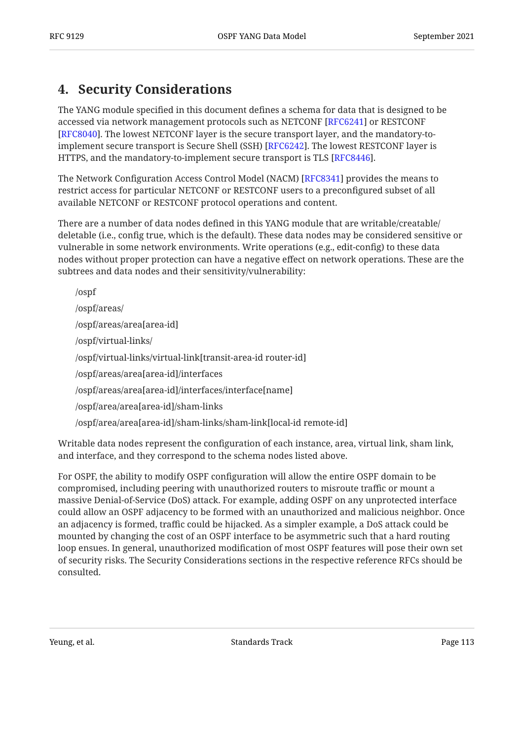# 4. Security Considerations

The YANG module specified in this document defines a schema for data that is designed to be accessed via network management protocols such as NETCONF [RFC6241] or RESTCONF [RFC8040]. The lowest NETCONF layer is the secure transport layer, and the mandatory-to-implement secure transport is Secure Shell (SSH) [RFC6242]. The lowest RESTCONF layer is HTTPS, and the mandatory-to-implement secure transport is TLS [RFC8446].

The Network Configuration Access Control Model (NACM) [RFC8341] provides the means to restrict access for particular NETCONF or RESTCONF users to a preconfigured subset of all available NETCONF or RESTCONF protocol operations and content.

There are a number of data nodes defined in this YANG module that are writable/creatable/deletable (i.e., config true, which is the default). These data nodes may be considered sensitive or vulnerable in some network environments. Write operations (e.g., edit-config) to these data nodes without proper protection can have a negative effect on network operations. These are the subtrees and data nodes and their sensitivity/vulnerability:

/ospf

/ospf/areas/

/ospf/areas/area[area-id]

/ospf/virtual-links/

/ospf/virtual-links/virtual-link[transit-area-id router-id]

/ospf/areas/area[area-id]/interfaces

/ospf/areas/area[area-id]/interfaces/interface[name]

/ospf/area/area[area-id]/sham-links

/ospf/area/area[area-id]/sham-links/sham-link[local-id remote-id]

Writable data nodes represent the configuration of each instance, area, virtual link, sham link, and interface, and they correspond to the schema nodes listed above.

For OSPF, the ability to modify OSPF configuration will allow the entire OSPF domain to be compromised, including peering with unauthorized routers to misroute traffic or mount a massive Denial-of-Service (DoS) attack. For example, adding OSPF on any unprotected interface could allow an OSPF adjacency to be formed with an unauthorized and malicious neighbor. Once an adjacency is formed, traffic could be hijacked. As a simpler example, a DoS attack could be mounted by changing the cost of an OSPF interface to be asymmetric such that a hard routing loop ensues. In general, unauthorized modification of most OSPF features will pose their own set of security risks. The Security Considerations sections in the respective reference RFCs should be consulted.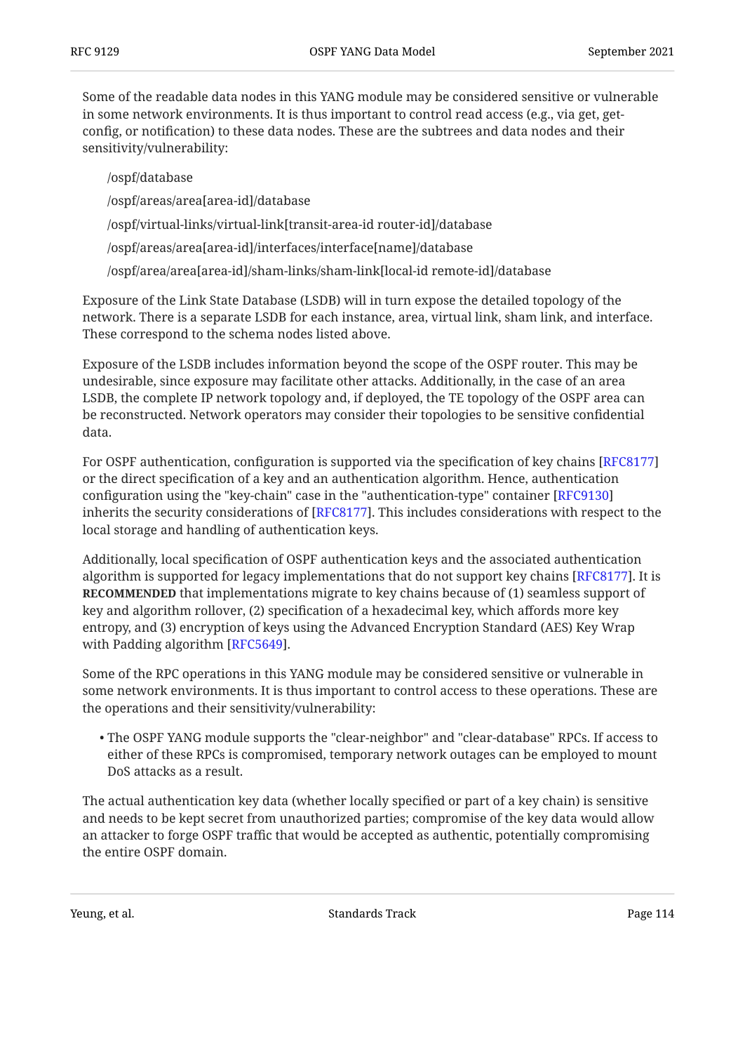Some of the readable data nodes in this YANG module may be considered sensitive or vulnerable in some network environments. It is thus important to control read access (e.g., via get, get-config, or notification) to these data nodes. These are the subtrees and data nodes and their sensitivity/vulnerability:

/ospf/database

/ospf/areas/area[area-id]/database

/ospf/virtual-links/virtual-link[transit-area-id router-id]/database

/ospf/areas/area[area-id]/interfaces/interface[name]/database

/ospf/area/area[area-id]/sham-links/sham-link[local-id remote-id]/database

Exposure of the Link State Database (LSDB) will in turn expose the detailed topology of the network. There is a separate LSDB for each instance, area, virtual link, sham link, and interface. These correspond to the schema nodes listed above.

Exposure of the LSDB includes information beyond the scope of the OSPF router. This may be undesirable, since exposure may facilitate other attacks. Additionally, in the case of an area LSDB, the complete IP network topology and, if deployed, the TE topology of the OSPF area can be reconstructed. Network operators may consider their topologies to be sensitive confidential data.

For OSPF authentication, configuration is supported via the specification of key chains [RFC8177] or the direct specification of a key and an authentication algorithm. Hence, authentication configuration using the "key-chain" case in the "authentication-type" container [RFC9130] inherits the security considerations of [RFC8177]. This includes considerations with respect to the local storage and handling of authentication keys.

Additionally, local specification of OSPF authentication keys and the associated authentication algorithm is supported for legacy implementations that do not support key chains [RFC8177]. It is **RECOMMENDED** that implementations migrate to key chains because of (1) seamless support of key and algorithm rollover, (2) specification of a hexadecimal key, which affords more key entropy, and (3) encryption of keys using the Advanced Encryption Standard (AES) Key Wrap with Padding algorithm [RFC5649].

Some of the RPC operations in this YANG module may be considered sensitive or vulnerable in some network environments. It is thus important to control access to these operations. These are the operations and their sensitivity/vulnerability:

- The OSPF YANG module supports the "clear-neighbor" and "clear-database" RPCs. If access to either of these RPCs is compromised, temporary network outages can be employed to mount DoS attacks as a result.

The actual authentication key data (whether locally specified or part of a key chain) is sensitive and needs to be kept secret from unauthorized parties; compromise of the key data would allow an attacker to forge OSPF traffic that would be accepted as authentic, potentially compromising the entire OSPF domain.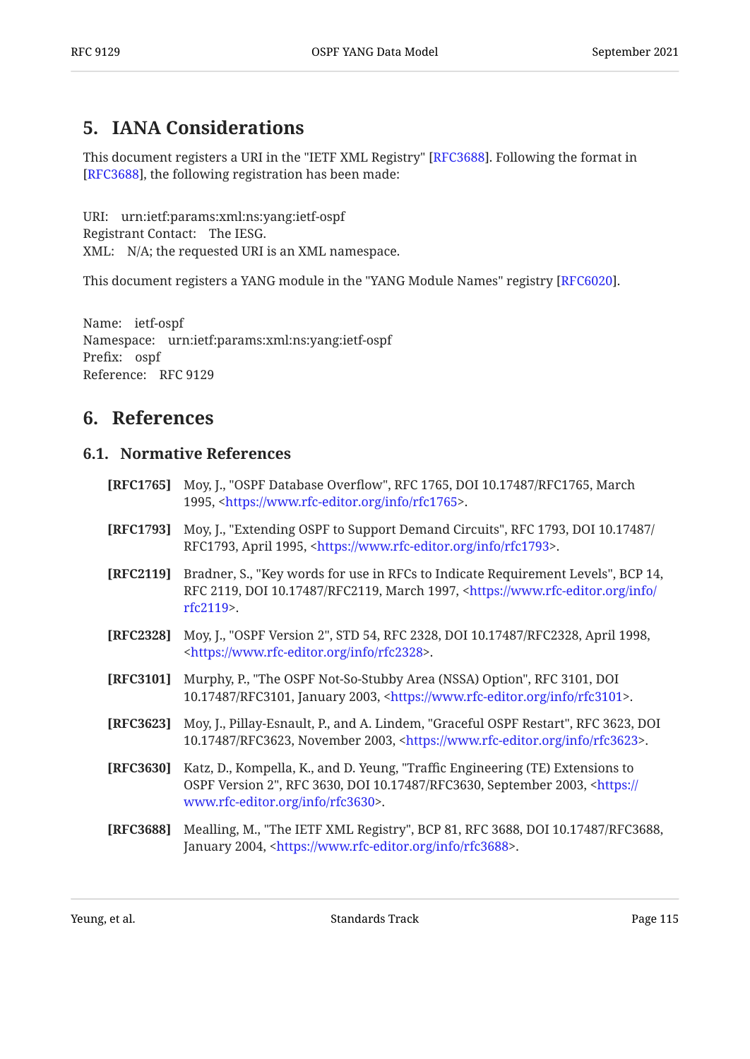# 5. IANA Considerations

This document registers a URI in the "IETF XML Registry" [RFC3688]. Following the format in [RFC3688], the following registration has been made:

URI: urn:ietf:params:xml:ns:yang:ietf-ospf
Registrant Contact: The IESG.
XML: N/A; the requested URI is an XML namespace.

This document registers a YANG module in the "YANG Module Names" registry [RFC6020].

Name: ietf-ospf
Namespace: urn:ietf:params:xml:ns:yang:ietf-ospf
Prefix: ospf
Reference: RFC 9129

# 6. References

## 6.1. Normative References

**[RFC1765]** Moy, J., "OSPF Database Overflow", RFC 1765, DOI 10.17487/RFC1765, March 1995, <https://www.rfc-editor.org/info/rfc1765>.

**[RFC1793]** Moy, J., "Extending OSPF to Support Demand Circuits", RFC 1793, DOI 10.17487/RFC1793, April 1995, <https://www.rfc-editor.org/info/rfc1793>.

**[RFC2119]** Bradner, S., "Key words for use in RFCs to Indicate Requirement Levels", BCP 14, RFC 2119, DOI 10.17487/RFC2119, March 1997, <https://www.rfc-editor.org/info/rfc2119>.

**[RFC2328]** Moy, J., "OSPF Version 2", STD 54, RFC 2328, DOI 10.17487/RFC2328, April 1998, <https://www.rfc-editor.org/info/rfc2328>.

**[RFC3101]** Murphy, P., "The OSPF Not-So-Stubby Area (NSSA) Option", RFC 3101, DOI 10.17487/RFC3101, January 2003, <https://www.rfc-editor.org/info/rfc3101>.

**[RFC3623]** Moy, J., Pillay-Esnault, P., and A. Lindem, "Graceful OSPF Restart", RFC 3623, DOI 10.17487/RFC3623, November 2003, <https://www.rfc-editor.org/info/rfc3623>.

**[RFC3630]** Katz, D., Kompella, K., and D. Yeung, "Traffic Engineering (TE) Extensions to OSPF Version 2", RFC 3630, DOI 10.17487/RFC3630, September 2003, <https://www.rfc-editor.org/info/rfc3630>.

**[RFC3688]** Mealling, M., "The IETF XML Registry", BCP 81, RFC 3688, DOI 10.17487/RFC3688, January 2004, <https://www.rfc-editor.org/info/rfc3688>.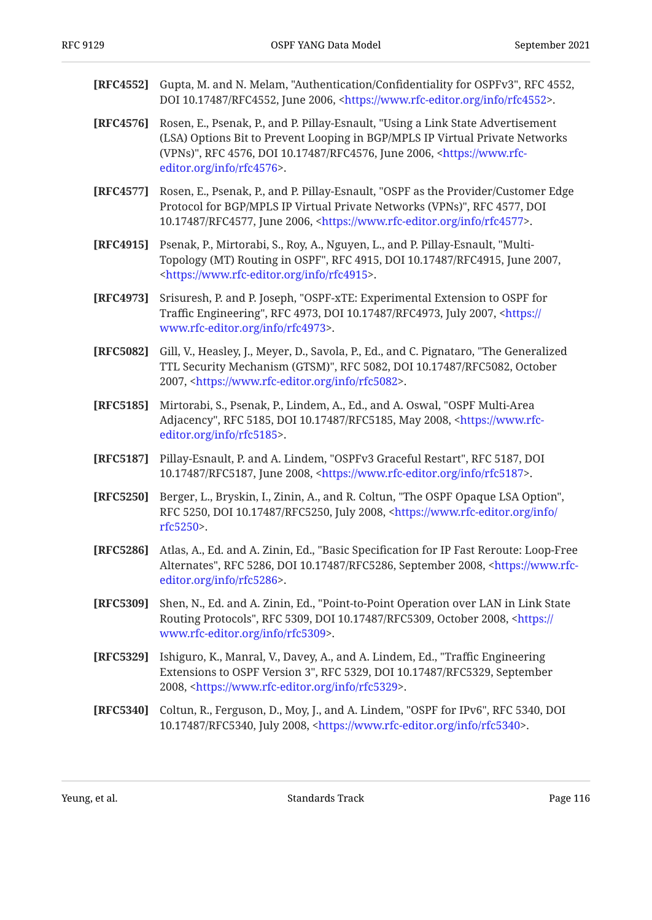**[RFC4552]** Gupta, M. and N. Melam, "Authentication/Confidentiality for OSPFv3", RFC 4552, DOI 10.17487/RFC4552, June 2006, <https://www.rfc-editor.org/info/rfc4552>.

**[RFC4576]** Rosen, E., Psenak, P., and P. Pillay-Esnault, "Using a Link State Advertisement (LSA) Options Bit to Prevent Looping in BGP/MPLS IP Virtual Private Networks (VPNs)", RFC 4576, DOI 10.17487/RFC4576, June 2006, <https://www.rfc-editor.org/info/rfc4576>.

**[RFC4577]** Rosen, E., Psenak, P., and P. Pillay-Esnault, "OSPF as the Provider/Customer Edge Protocol for BGP/MPLS IP Virtual Private Networks (VPNs)", RFC 4577, DOI 10.17487/RFC4577, June 2006, <https://www.rfc-editor.org/info/rfc4577>.

**[RFC4915]** Psenak, P., Mirtorabi, S., Roy, A., Nguyen, L., and P. Pillay-Esnault, "Multi-Topology (MT) Routing in OSPF", RFC 4915, DOI 10.17487/RFC4915, June 2007, <https://www.rfc-editor.org/info/rfc4915>.

**[RFC4973]** Srisuresh, P. and P. Joseph, "OSPF-xTE: Experimental Extension to OSPF for Traffic Engineering", RFC 4973, DOI 10.17487/RFC4973, July 2007, <https://www.rfc-editor.org/info/rfc4973>.

**[RFC5082]** Gill, V., Heasley, J., Meyer, D., Savola, P., Ed., and C. Pignataro, "The Generalized TTL Security Mechanism (GTSM)", RFC 5082, DOI 10.17487/RFC5082, October 2007, <https://www.rfc-editor.org/info/rfc5082>.

**[RFC5185]** Mirtorabi, S., Psenak, P., Lindem, A., Ed., and A. Oswal, "OSPF Multi-Area Adjacency", RFC 5185, DOI 10.17487/RFC5185, May 2008, <https://www.rfc-editor.org/info/rfc5185>.

**[RFC5187]** Pillay-Esnault, P. and A. Lindem, "OSPFv3 Graceful Restart", RFC 5187, DOI 10.17487/RFC5187, June 2008, <https://www.rfc-editor.org/info/rfc5187>.

**[RFC5250]** Berger, L., Bryskin, I., Zinin, A., and R. Coltun, "The OSPF Opaque LSA Option", RFC 5250, DOI 10.17487/RFC5250, July 2008, <https://www.rfc-editor.org/info/rfc5250>.

**[RFC5286]** Atlas, A., Ed. and A. Zinin, Ed., "Basic Specification for IP Fast Reroute: Loop-Free Alternates", RFC 5286, DOI 10.17487/RFC5286, September 2008, <https://www.rfc-editor.org/info/rfc5286>.

**[RFC5309]** Shen, N., Ed. and A. Zinin, Ed., "Point-to-Point Operation over LAN in Link State Routing Protocols", RFC 5309, DOI 10.17487/RFC5309, October 2008, <https://www.rfc-editor.org/info/rfc5309>.

**[RFC5329]** Ishiguro, K., Manral, V., Davey, A., and A. Lindem, Ed., "Traffic Engineering Extensions to OSPF Version 3", RFC 5329, DOI 10.17487/RFC5329, September 2008, <https://www.rfc-editor.org/info/rfc5329>.

**[RFC5340]** Coltun, R., Ferguson, D., Moy, J., and A. Lindem, "OSPF for IPv6", RFC 5340, DOI 10.17487/RFC5340, July 2008, <https://www.rfc-editor.org/info/rfc5340>.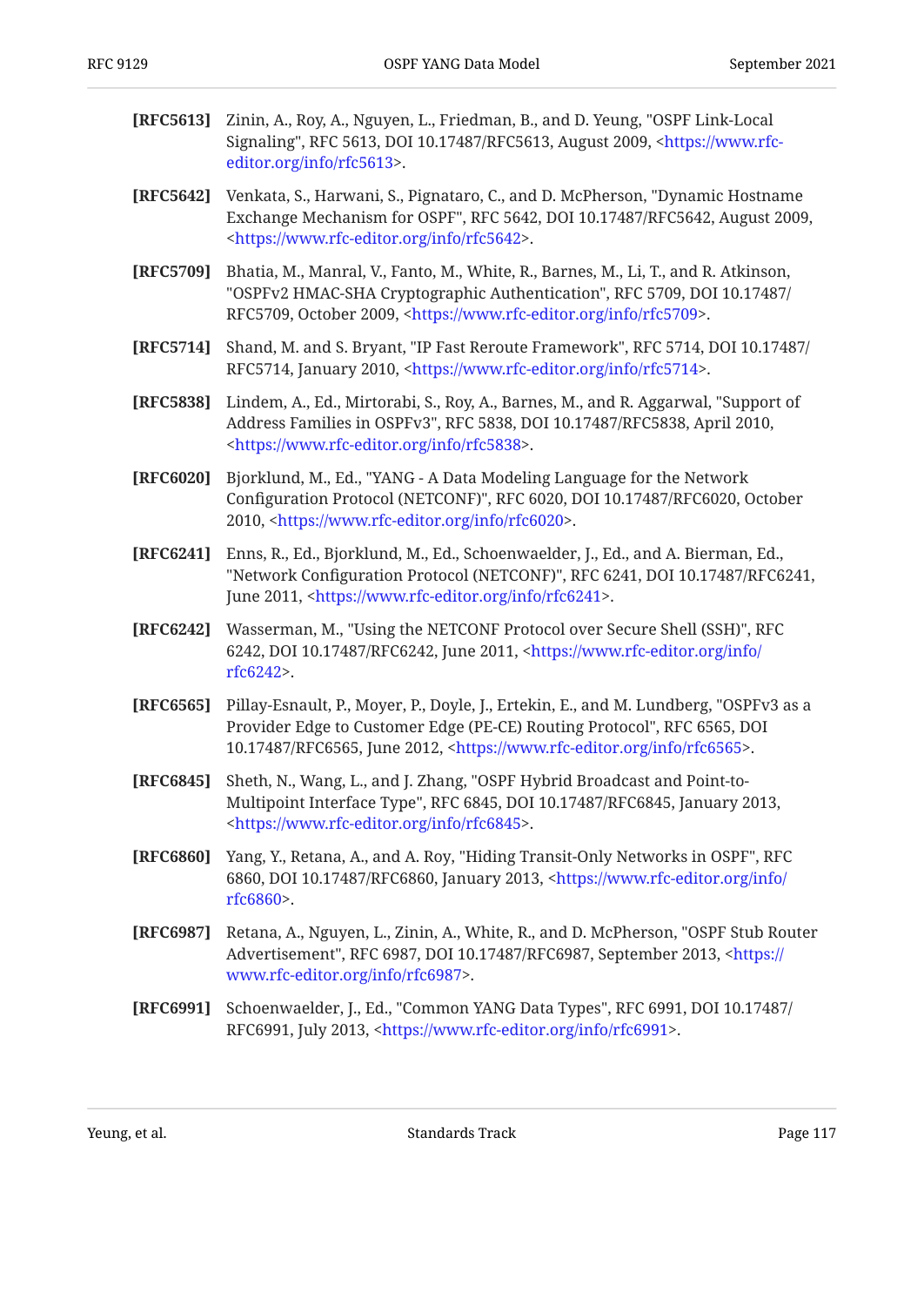**[RFC5613]** Zinin, A., Roy, A., Nguyen, L., Friedman, B., and D. Yeung, "OSPF Link-Local Signaling", RFC 5613, DOI 10.17487/RFC5613, August 2009, <https://www.rfc-editor.org/info/rfc5613>.

**[RFC5642]** Venkata, S., Harwani, S., Pignataro, C., and D. McPherson, "Dynamic Hostname Exchange Mechanism for OSPF", RFC 5642, DOI 10.17487/RFC5642, August 2009, <https://www.rfc-editor.org/info/rfc5642>.

**[RFC5709]** Bhatia, M., Manral, V., Fanto, M., White, R., Barnes, M., Li, T., and R. Atkinson, "OSPFv2 HMAC-SHA Cryptographic Authentication", RFC 5709, DOI 10.17487/RFC5709, October 2009, <https://www.rfc-editor.org/info/rfc5709>.

**[RFC5714]** Shand, M. and S. Bryant, "IP Fast Reroute Framework", RFC 5714, DOI 10.17487/RFC5714, January 2010, <https://www.rfc-editor.org/info/rfc5714>.

**[RFC5838]** Lindem, A., Ed., Mirtorabi, S., Roy, A., Barnes, M., and R. Aggarwal, "Support of Address Families in OSPFv3", RFC 5838, DOI 10.17487/RFC5838, April 2010, <https://www.rfc-editor.org/info/rfc5838>.

**[RFC6020]** Bjorklund, M., Ed., "YANG - A Data Modeling Language for the Network Configuration Protocol (NETCONF)", RFC 6020, DOI 10.17487/RFC6020, October 2010, <https://www.rfc-editor.org/info/rfc6020>.

**[RFC6241]** Enns, R., Ed., Bjorklund, M., Ed., Schoenwaelder, J., Ed., and A. Bierman, Ed., "Network Configuration Protocol (NETCONF)", RFC 6241, DOI 10.17487/RFC6241, June 2011, <https://www.rfc-editor.org/info/rfc6241>.

**[RFC6242]** Wasserman, M., "Using the NETCONF Protocol over Secure Shell (SSH)", RFC 6242, DOI 10.17487/RFC6242, June 2011, <https://www.rfc-editor.org/info/rfc6242>.

**[RFC6565]** Pillay-Esnault, P., Moyer, P., Doyle, J., Ertekin, E., and M. Lundberg, "OSPFv3 as a Provider Edge to Customer Edge (PE-CE) Routing Protocol", RFC 6565, DOI 10.17487/RFC6565, June 2012, <https://www.rfc-editor.org/info/rfc6565>.

**[RFC6845]** Sheth, N., Wang, L., and J. Zhang, "OSPF Hybrid Broadcast and Point-to-Multipoint Interface Type", RFC 6845, DOI 10.17487/RFC6845, January 2013, <https://www.rfc-editor.org/info/rfc6845>.

**[RFC6860]** Yang, Y., Retana, A., and A. Roy, "Hiding Transit-Only Networks in OSPF", RFC 6860, DOI 10.17487/RFC6860, January 2013, <https://www.rfc-editor.org/info/rfc6860>.

**[RFC6987]** Retana, A., Nguyen, L., Zinin, A., White, R., and D. McPherson, "OSPF Stub Router Advertisement", RFC 6987, DOI 10.17487/RFC6987, September 2013, <https://www.rfc-editor.org/info/rfc6987>.

**[RFC6991]** Schoenwaelder, J., Ed., "Common YANG Data Types", RFC 6991, DOI 10.17487/RFC6991, July 2013, <https://www.rfc-editor.org/info/rfc6991>.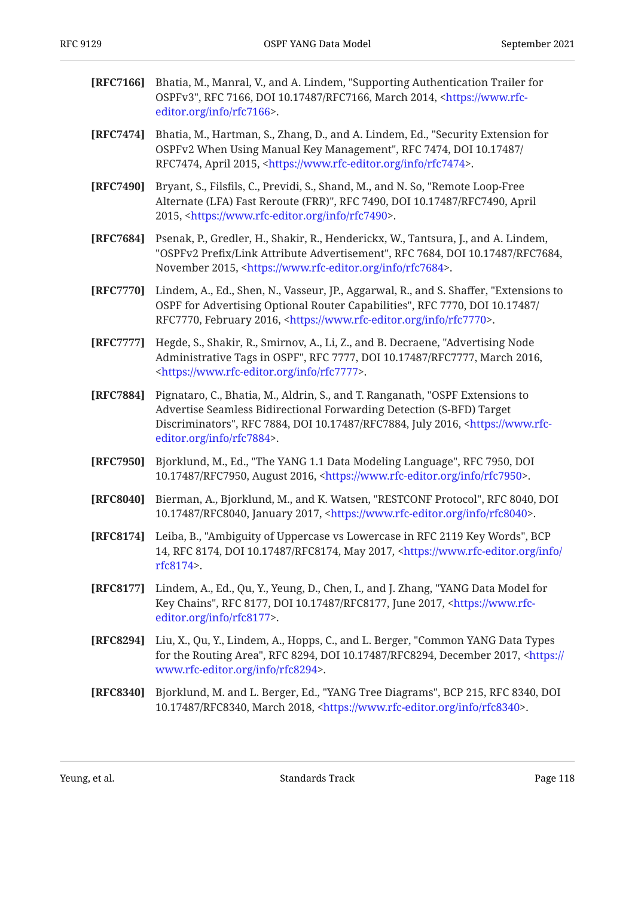**[RFC7166]** Bhatia, M., Manral, V., and A. Lindem, "Supporting Authentication Trailer for OSPFv3", RFC 7166, DOI 10.17487/RFC7166, March 2014, <https://www.rfc-editor.org/info/rfc7166>.

**[RFC7474]** Bhatia, M., Hartman, S., Zhang, D., and A. Lindem, Ed., "Security Extension for OSPFv2 When Using Manual Key Management", RFC 7474, DOI 10.17487/RFC7474, April 2015, <https://www.rfc-editor.org/info/rfc7474>.

**[RFC7490]** Bryant, S., Filsfils, C., Previdi, S., Shand, M., and N. So, "Remote Loop-Free Alternate (LFA) Fast Reroute (FRR)", RFC 7490, DOI 10.17487/RFC7490, April 2015, <https://www.rfc-editor.org/info/rfc7490>.

**[RFC7684]** Psenak, P., Gredler, H., Shakir, R., Henderickx, W., Tantsura, J., and A. Lindem, "OSPFv2 Prefix/Link Attribute Advertisement", RFC 7684, DOI 10.17487/RFC7684, November 2015, <https://www.rfc-editor.org/info/rfc7684>.

**[RFC7770]** Lindem, A., Ed., Shen, N., Vasseur, JP., Aggarwal, R., and S. Shaffer, "Extensions to OSPF for Advertising Optional Router Capabilities", RFC 7770, DOI 10.17487/RFC7770, February 2016, <https://www.rfc-editor.org/info/rfc7770>.

**[RFC7777]** Hegde, S., Shakir, R., Smirnov, A., Li, Z., and B. Decraene, "Advertising Node Administrative Tags in OSPF", RFC 7777, DOI 10.17487/RFC7777, March 2016, <https://www.rfc-editor.org/info/rfc7777>.

**[RFC7884]** Pignataro, C., Bhatia, M., Aldrin, S., and T. Ranganath, "OSPF Extensions to Advertise Seamless Bidirectional Forwarding Detection (S-BFD) Target Discriminators", RFC 7884, DOI 10.17487/RFC7884, July 2016, <https://www.rfc-editor.org/info/rfc7884>.

**[RFC7950]** Bjorklund, M., Ed., "The YANG 1.1 Data Modeling Language", RFC 7950, DOI 10.17487/RFC7950, August 2016, <https://www.rfc-editor.org/info/rfc7950>.

**[RFC8040]** Bierman, A., Bjorklund, M., and K. Watsen, "RESTCONF Protocol", RFC 8040, DOI 10.17487/RFC8040, January 2017, <https://www.rfc-editor.org/info/rfc8040>.

**[RFC8174]** Leiba, B., "Ambiguity of Uppercase vs Lowercase in RFC 2119 Key Words", BCP 14, RFC 8174, DOI 10.17487/RFC8174, May 2017, <https://www.rfc-editor.org/info/rfc8174>.

**[RFC8177]** Lindem, A., Ed., Qu, Y., Yeung, D., Chen, I., and J. Zhang, "YANG Data Model for Key Chains", RFC 8177, DOI 10.17487/RFC8177, June 2017, <https://www.rfc-editor.org/info/rfc8177>.

**[RFC8294]** Liu, X., Qu, Y., Lindem, A., Hopps, C., and L. Berger, "Common YANG Data Types for the Routing Area", RFC 8294, DOI 10.17487/RFC8294, December 2017, <https://www.rfc-editor.org/info/rfc8294>.

**[RFC8340]** Bjorklund, M. and L. Berger, Ed., "YANG Tree Diagrams", BCP 215, RFC 8340, DOI 10.17487/RFC8340, March 2018, <https://www.rfc-editor.org/info/rfc8340>.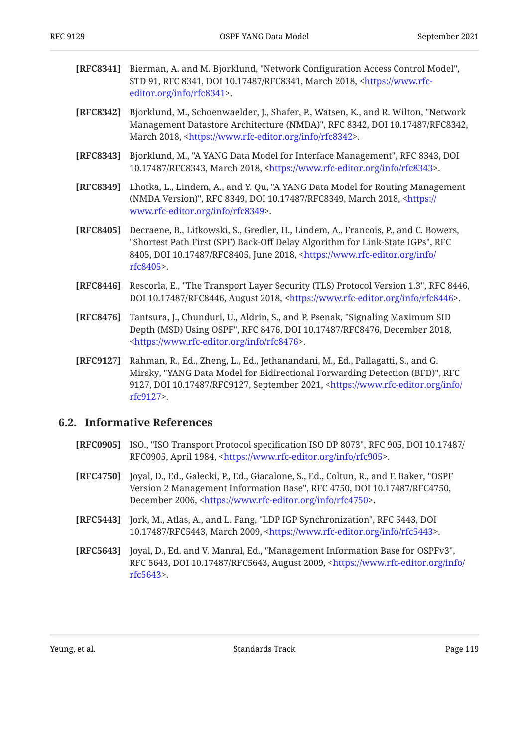**[RFC8341]** Bierman, A. and M. Bjorklund, "Network Configuration Access Control Model", STD 91, RFC 8341, DOI 10.17487/RFC8341, March 2018, <https://www.rfc-editor.org/info/rfc8341>.

**[RFC8342]** Bjorklund, M., Schoenwaelder, J., Shafer, P., Watsen, K., and R. Wilton, "Network Management Datastore Architecture (NMDA)", RFC 8342, DOI 10.17487/RFC8342, March 2018, <https://www.rfc-editor.org/info/rfc8342>.

**[RFC8343]** Bjorklund, M., "A YANG Data Model for Interface Management", RFC 8343, DOI 10.17487/RFC8343, March 2018, <https://www.rfc-editor.org/info/rfc8343>.

**[RFC8349]** Lhotka, L., Lindem, A., and Y. Qu, "A YANG Data Model for Routing Management (NMDA Version)", RFC 8349, DOI 10.17487/RFC8349, March 2018, <https://www.rfc-editor.org/info/rfc8349>.

**[RFC8405]** Decraene, B., Litkowski, S., Gredler, H., Lindem, A., Francois, P., and C. Bowers, "Shortest Path First (SPF) Back-Off Delay Algorithm for Link-State IGPs", RFC 8405, DOI 10.17487/RFC8405, June 2018, <https://www.rfc-editor.org/info/rfc8405>.

**[RFC8446]** Rescorla, E., "The Transport Layer Security (TLS) Protocol Version 1.3", RFC 8446, DOI 10.17487/RFC8446, August 2018, <https://www.rfc-editor.org/info/rfc8446>.

**[RFC8476]** Tantsura, J., Chunduri, U., Aldrin, S., and P. Psenak, "Signaling Maximum SID Depth (MSD) Using OSPF", RFC 8476, DOI 10.17487/RFC8476, December 2018, <https://www.rfc-editor.org/info/rfc8476>.

**[RFC9127]** Rahman, R., Ed., Zheng, L., Ed., Jethanandani, M., Ed., Pallagatti, S., and G. Mirsky, "YANG Data Model for Bidirectional Forwarding Detection (BFD)", RFC 9127, DOI 10.17487/RFC9127, September 2021, <https://www.rfc-editor.org/info/rfc9127>.

## 6.2. Informative References

**[RFC0905]** ISO., "ISO Transport Protocol specification ISO DP 8073", RFC 905, DOI 10.17487/RFC0905, April 1984, <https://www.rfc-editor.org/info/rfc905>.

**[RFC4750]** Joyal, D., Ed., Galecki, P., Ed., Giacalone, S., Ed., Coltun, R., and F. Baker, "OSPF Version 2 Management Information Base", RFC 4750, DOI 10.17487/RFC4750, December 2006, <https://www.rfc-editor.org/info/rfc4750>.

**[RFC5443]** Jork, M., Atlas, A., and L. Fang, "LDP IGP Synchronization", RFC 5443, DOI 10.17487/RFC5443, March 2009, <https://www.rfc-editor.org/info/rfc5443>.

**[RFC5643]** Joyal, D., Ed. and V. Manral, Ed., "Management Information Base for OSPFv3", RFC 5643, DOI 10.17487/RFC5643, August 2009, <https://www.rfc-editor.org/info/rfc5643>.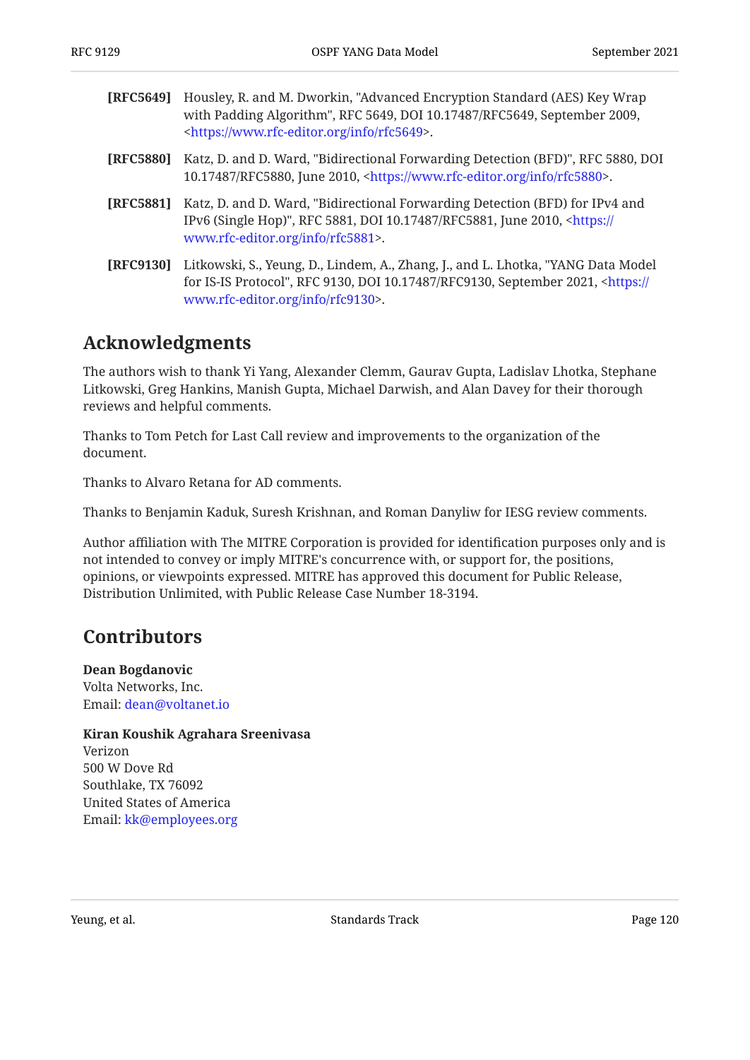**[RFC5649]** Housley, R. and M. Dworkin, "Advanced Encryption Standard (AES) Key Wrap with Padding Algorithm", RFC 5649, DOI 10.17487/RFC5649, September 2009, <https://www.rfc-editor.org/info/rfc5649>.

**[RFC5880]** Katz, D. and D. Ward, "Bidirectional Forwarding Detection (BFD)", RFC 5880, DOI 10.17487/RFC5880, June 2010, <https://www.rfc-editor.org/info/rfc5880>.

**[RFC5881]** Katz, D. and D. Ward, "Bidirectional Forwarding Detection (BFD) for IPv4 and IPv6 (Single Hop)", RFC 5881, DOI 10.17487/RFC5881, June 2010, <https://www.rfc-editor.org/info/rfc5881>.

**[RFC9130]** Litkowski, S., Yeung, D., Lindem, A., Zhang, J., and L. Lhotka, "YANG Data Model for IS-IS Protocol", RFC 9130, DOI 10.17487/RFC9130, September 2021, <https://www.rfc-editor.org/info/rfc9130>.

## Acknowledgments

The authors wish to thank Yi Yang, Alexander Clemm, Gaurav Gupta, Ladislav Lhotka, Stephane Litkowski, Greg Hankins, Manish Gupta, Michael Darwish, and Alan Davey for their thorough reviews and helpful comments.

Thanks to Tom Petch for Last Call review and improvements to the organization of the document.

Thanks to Alvaro Retana for AD comments.

Thanks to Benjamin Kaduk, Suresh Krishnan, and Roman Danyliw for IESG review comments.

Author affiliation with The MITRE Corporation is provided for identification purposes only and is not intended to convey or imply MITRE's concurrence with, or support for, the positions, opinions, or viewpoints expressed. MITRE has approved this document for Public Release, Distribution Unlimited, with Public Release Case Number 18-3194.

## Contributors

**Dean Bogdanovic**
Volta Networks, Inc.
Email: dean@voltanet.io

**Kiran Koushik Agrahara Sreenivasa**
Verizon
500 W Dove Rd
Southlake, TX 76092
United States of America
Email: kk@employees.org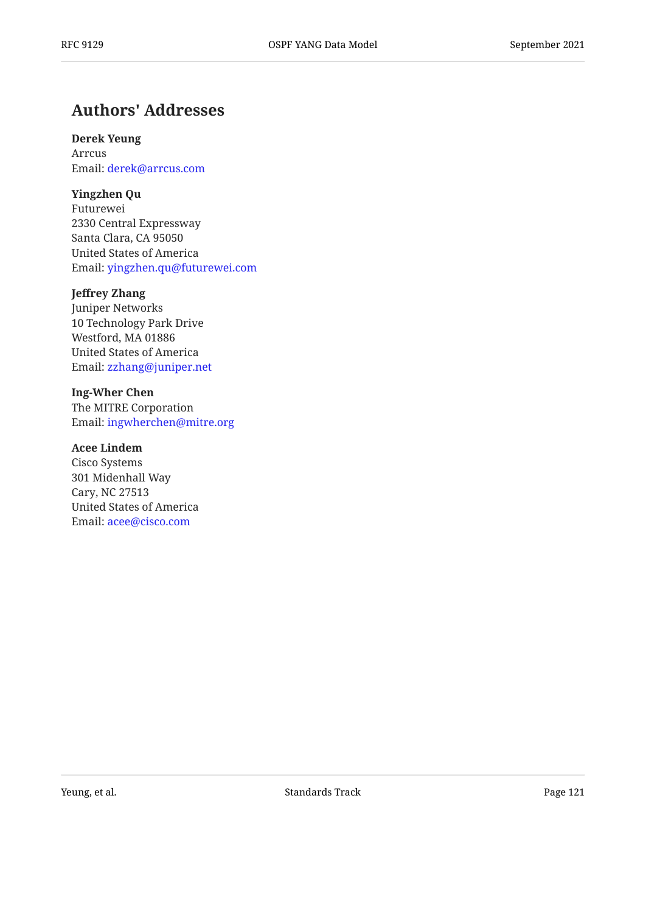## Authors' Addresses

**Derek Yeung**
Arrcus
Email: derek@arrcus.com

**Yingzhen Qu**
Futurewei
2330 Central Expressway
Santa Clara, CA 95050
United States of America
Email: yingzhen.qu@futurewei.com

**Jeffrey Zhang**
Juniper Networks
10 Technology Park Drive
Westford, MA 01886
United States of America
Email: zzhang@juniper.net

**Ing-Wher Chen**
The MITRE Corporation
Email: ingwherchen@mitre.org

**Acee Lindem**
Cisco Systems
301 Midenhall Way
Cary, NC 27513
United States of America
Email: acee@cisco.com